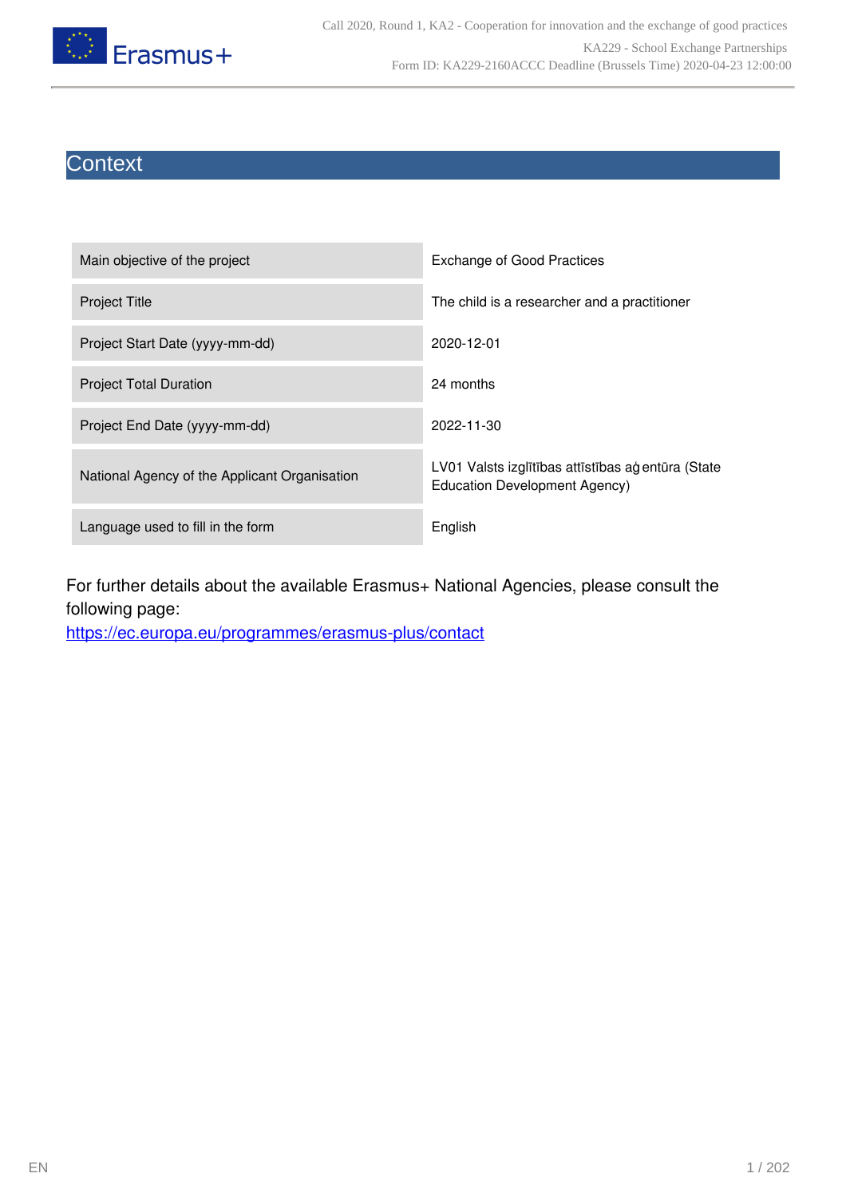# Context

| Main objective of the project | Exchange of Good Practices |
|---|---|
| Project Title | The child is a researcher and a practitioner |
| Project Start Date (yyyy-mm-dd) | 2020-12-01 |
| Project Total Duration | 24 months |
| Project End Date (yyyy-mm-dd) | 2022-11-30 |
| National Agency of the Applicant Organisation | LV01 Valsts izglītības attīstības aģentūra (State Education Development Agency) |
| Language used to fill in the form | English |

For further details about the available Erasmus+ National Agencies, please consult the following page:
https://ec.europa.eu/programmes/erasmus-plus/contact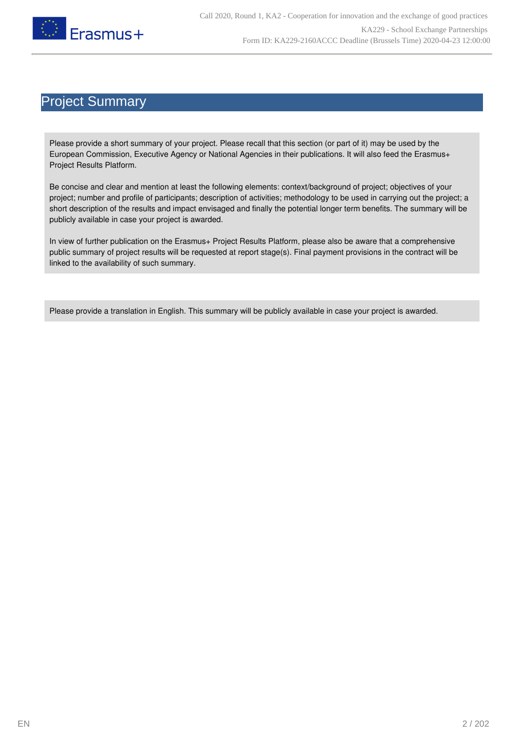# Project Summary

Please provide a short summary of your project. Please recall that this section (or part of it) may be used by the European Commission, Executive Agency or National Agencies in their publications. It will also feed the Erasmus+ Project Results Platform.

Be concise and clear and mention at least the following elements: context/background of project; objectives of your project; number and profile of participants; description of activities; methodology to be used in carrying out the project; a short description of the results and impact envisaged and finally the potential longer term benefits. The summary will be publicly available in case your project is awarded.

In view of further publication on the Erasmus+ Project Results Platform, please also be aware that a comprehensive public summary of project results will be requested at report stage(s). Final payment provisions in the contract will be linked to the availability of such summary.

Please provide a translation in English. This summary will be publicly available in case your project is awarded.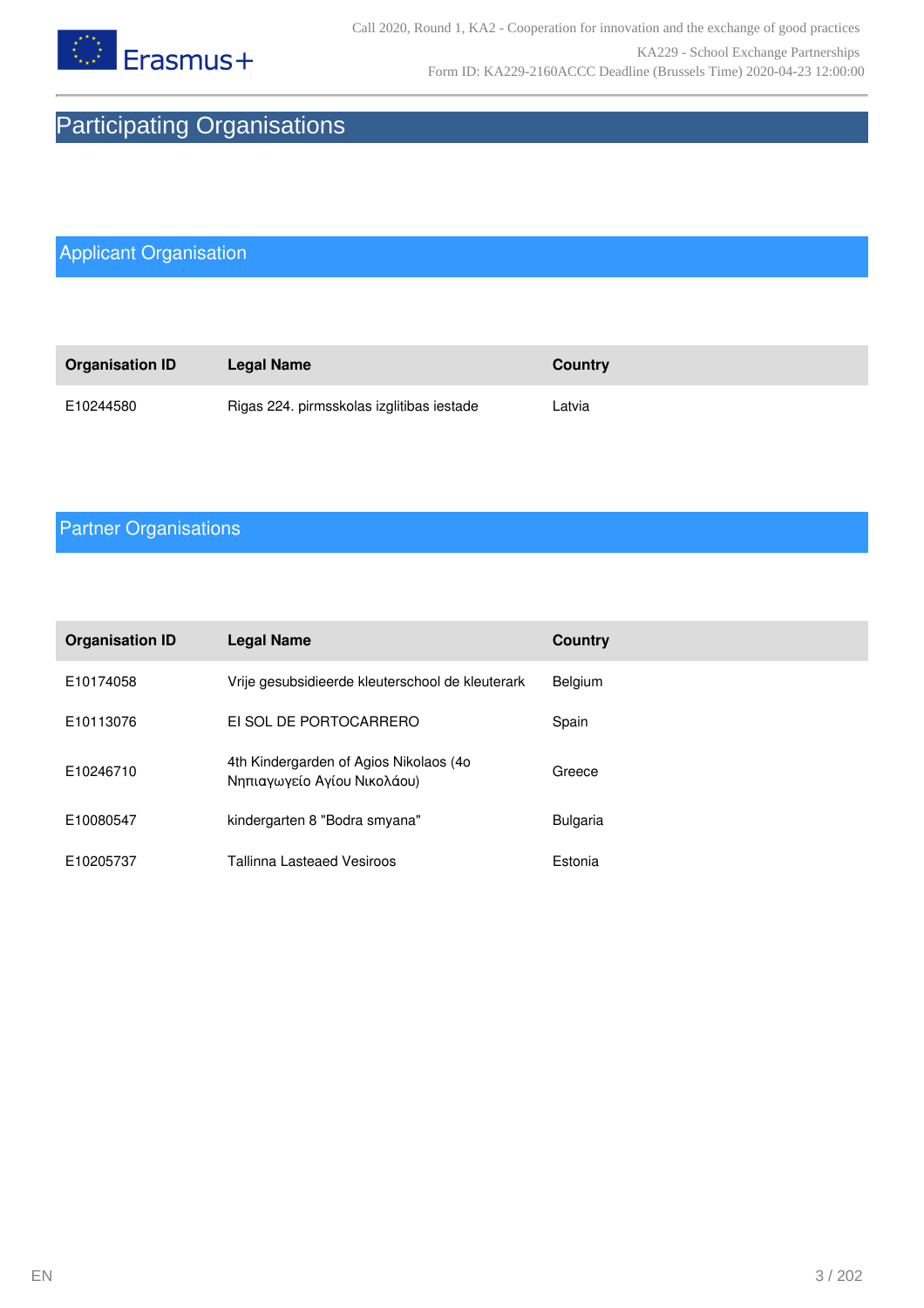# Participating Organisations

## Applicant Organisation

| Organisation ID | Legal Name | Country |
| --- | --- | --- |
| E10244580 | Rigas 224. pirmsskolas izglitibas iestade | Latvia |

## Partner Organisations

| Organisation ID | Legal Name | Country |
| --- | --- | --- |
| E10174058 | Vrije gesubsidieerde kleuterschool de kleuterark | Belgium |
| E10113076 | EI SOL DE PORTOCARRERO | Spain |
| E10246710 | 4th Kindergarden of Agios Nikolaos (4ο Νηπιαγωγείο Αγίου Νικολάου) | Greece |
| E10080547 | kindergarten 8 "Bodra smyana" | Bulgaria |
| E10205737 | Tallinna Lasteaed Vesiroos | Estonia |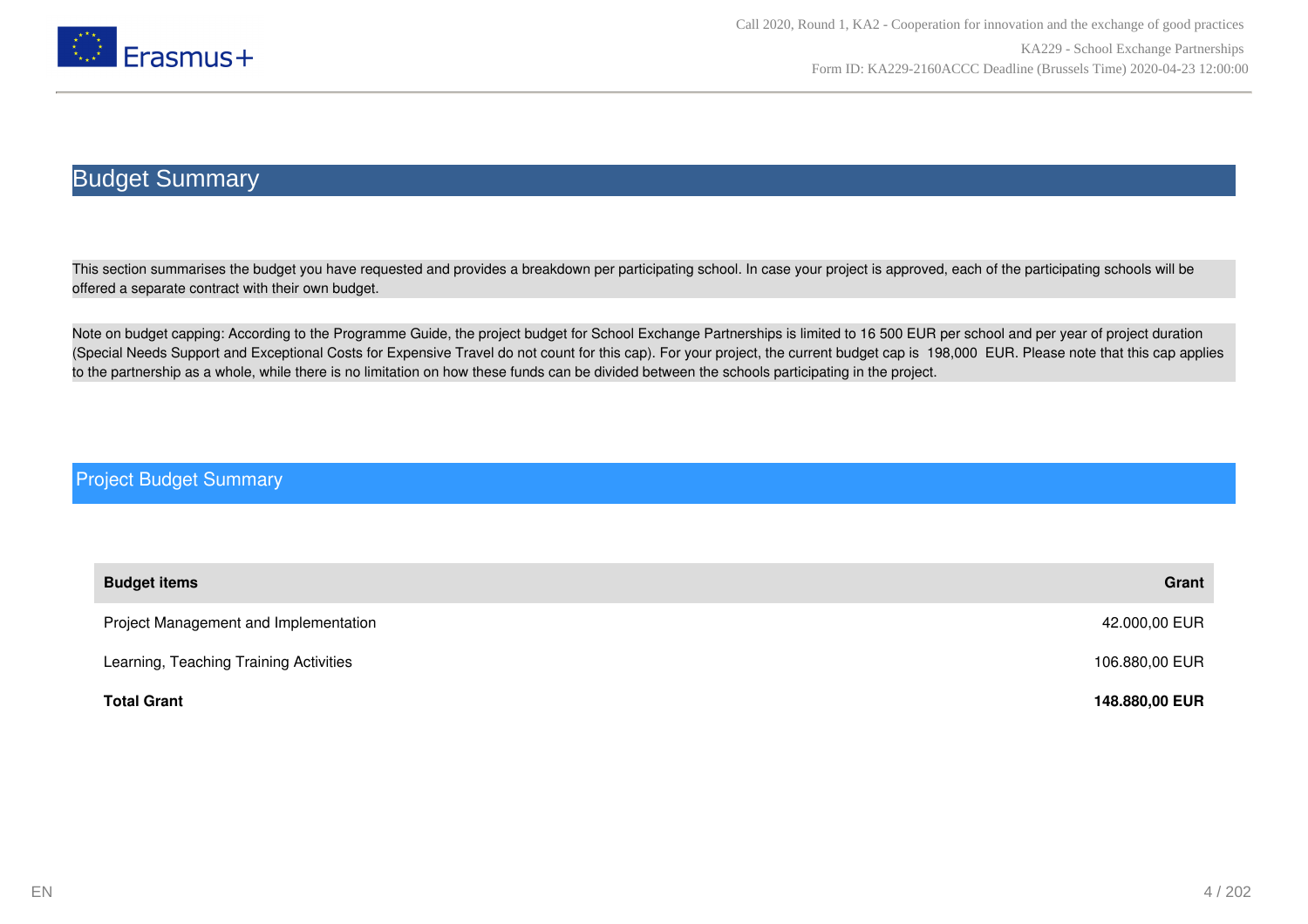# Budget Summary

This section summarises the budget you have requested and provides a breakdown per participating school. In case your project is approved, each of the participating schools will be offered a separate contract with their own budget.

Note on budget capping: According to the Programme Guide, the project budget for School Exchange Partnerships is limited to 16 500 EUR per school and per year of project duration (Special Needs Support and Exceptional Costs for Expensive Travel do not count for this cap). For your project, the current budget cap is 198,000 EUR. Please note that this cap applies to the partnership as a whole, while there is no limitation on how these funds can be divided between the schools participating in the project.

## Project Budget Summary

| Budget items | Grant |
|---|---|
| Project Management and Implementation | 42.000,00 EUR |
| Learning, Teaching Training Activities | 106.880,00 EUR |
| **Total Grant** | **148.880,00 EUR** |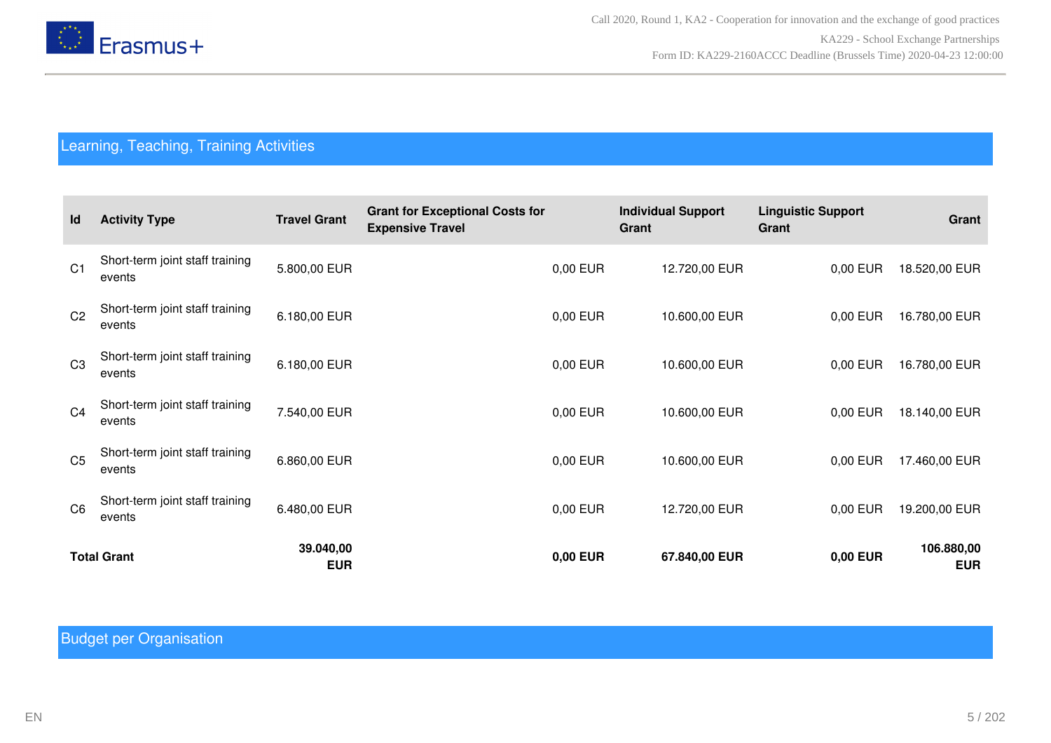## Learning, Teaching, Training Activities

| Id | Activity Type | Travel Grant | Grant for Exceptional Costs for Expensive Travel | Individual Support Grant | Linguistic Support Grant | Grant |
|---|---|---|---|---|---|---|
| C1 | Short-term joint staff training events | 5.800,00 EUR | 0,00 EUR | 12.720,00 EUR | 0,00 EUR | 18.520,00 EUR |
| C2 | Short-term joint staff training events | 6.180,00 EUR | 0,00 EUR | 10.600,00 EUR | 0,00 EUR | 16.780,00 EUR |
| C3 | Short-term joint staff training events | 6.180,00 EUR | 0,00 EUR | 10.600,00 EUR | 0,00 EUR | 16.780,00 EUR |
| C4 | Short-term joint staff training events | 7.540,00 EUR | 0,00 EUR | 10.600,00 EUR | 0,00 EUR | 18.140,00 EUR |
| C5 | Short-term joint staff training events | 6.860,00 EUR | 0,00 EUR | 10.600,00 EUR | 0,00 EUR | 17.460,00 EUR |
| C6 | Short-term joint staff training events | 6.480,00 EUR | 0,00 EUR | 12.720,00 EUR | 0,00 EUR | 19.200,00 EUR |
| **Total Grant** | | **39.040,00 EUR** | **0,00 EUR** | **67.840,00 EUR** | **0,00 EUR** | **106.880,00 EUR** |

## Budget per Organisation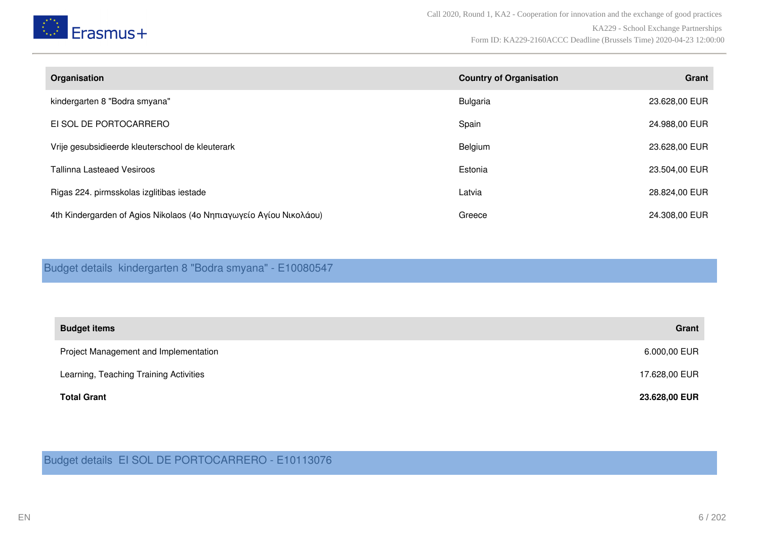| Organisation | Country of Organisation | Grant |
| --- | --- | --- |
| kindergarten 8 "Bodra smyana" | Bulgaria | 23.628,00 EUR |
| EI SOL DE PORTOCARRERO | Spain | 24.988,00 EUR |
| Vrije gesubsidieerde kleuterschool de kleuterark | Belgium | 23.628,00 EUR |
| Tallinna Lasteaed Vesiroos | Estonia | 23.504,00 EUR |
| Rigas 224. pirmsskolas izglitibas iestade | Latvia | 28.824,00 EUR |
| 4th Kindergarden of Agios Nikolaos (4ο Νηπιαγωγείο Αγίου Νικολάου) | Greece | 24.308,00 EUR |

## Budget details kindergarten 8 "Bodra smyana" - E10080547

| Budget items | Grant |
| --- | --- |
| Project Management and Implementation | 6.000,00 EUR |
| Learning, Teaching Training Activities | 17.628,00 EUR |
| **Total Grant** | **23.628,00 EUR** |

## Budget details EI SOL DE PORTOCARRERO - E10113076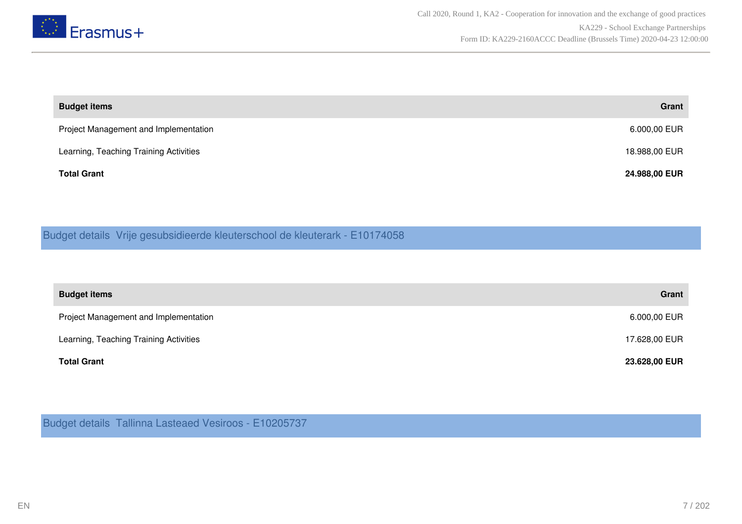| Budget items | Grant |
| --- | --- |
| Project Management and Implementation | 6.000,00 EUR |
| Learning, Teaching Training Activities | 18.988,00 EUR |
| **Total Grant** | **24.988,00 EUR** |

## Budget details Vrije gesubsidieerde kleuterschool de kleuterark - E10174058

| Budget items | Grant |
| --- | --- |
| Project Management and Implementation | 6.000,00 EUR |
| Learning, Teaching Training Activities | 17.628,00 EUR |
| **Total Grant** | **23.628,00 EUR** |

## Budget details Tallinna Lasteaed Vesiroos - E10205737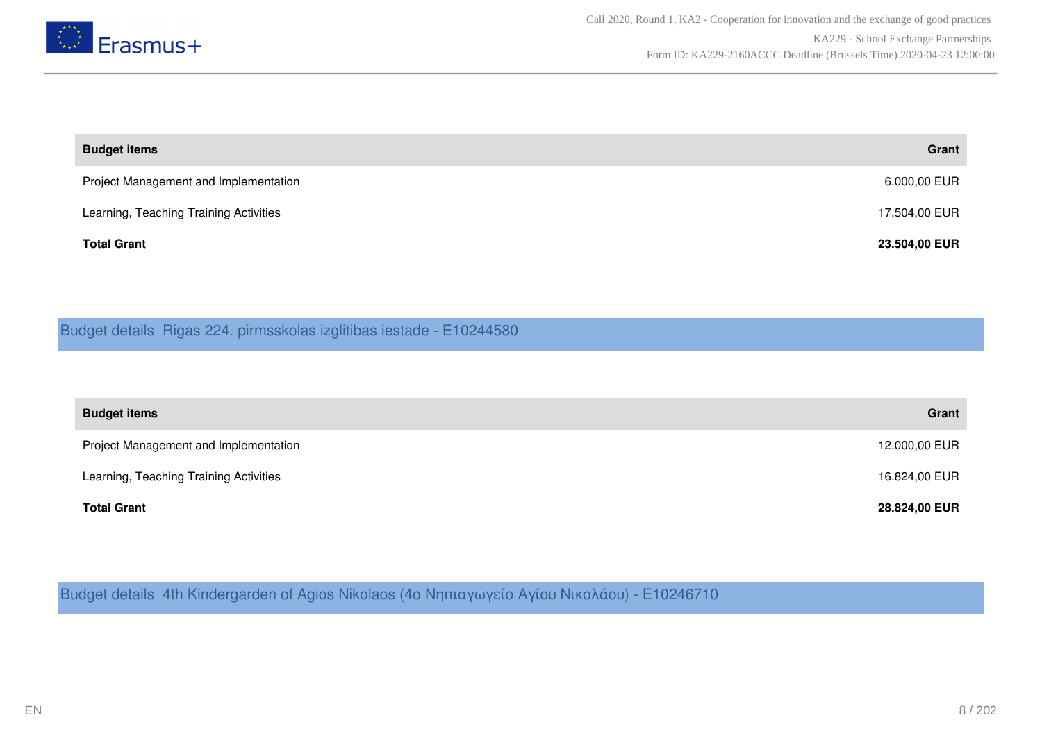| Budget items | Grant |
|---|---|
| Project Management and Implementation | 6.000,00 EUR |
| Learning, Teaching Training Activities | 17.504,00 EUR |
| **Total Grant** | **23.504,00 EUR** |

## Budget details Rigas 224. pirmsskolas izglitibas iestade - E10244580

| Budget items | Grant |
|---|---|
| Project Management and Implementation | 12.000,00 EUR |
| Learning, Teaching Training Activities | 16.824,00 EUR |
| **Total Grant** | **28.824,00 EUR** |

## Budget details 4th Kindergarden of Agios Nikolaos (4ο Νηπιαγωγείο Αγίου Νικολάου) - E10246710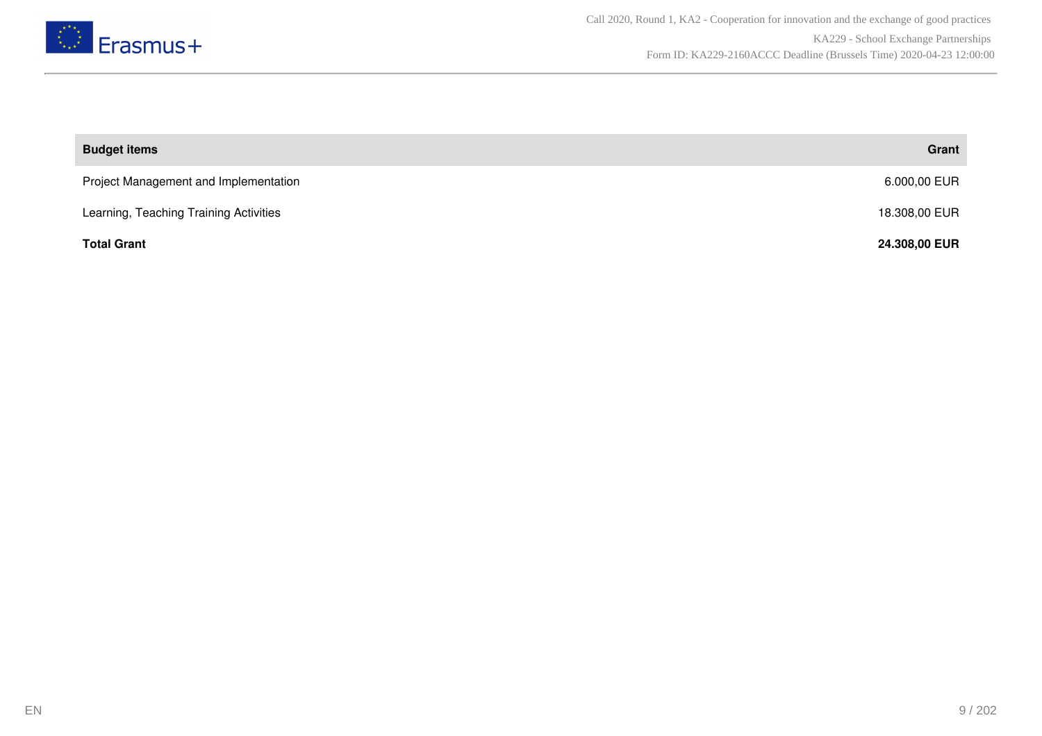| Budget items | Grant |
|---|---|
| Project Management and Implementation | 6.000,00 EUR |
| Learning, Teaching Training Activities | 18.308,00 EUR |
| **Total Grant** | **24.308,00 EUR** |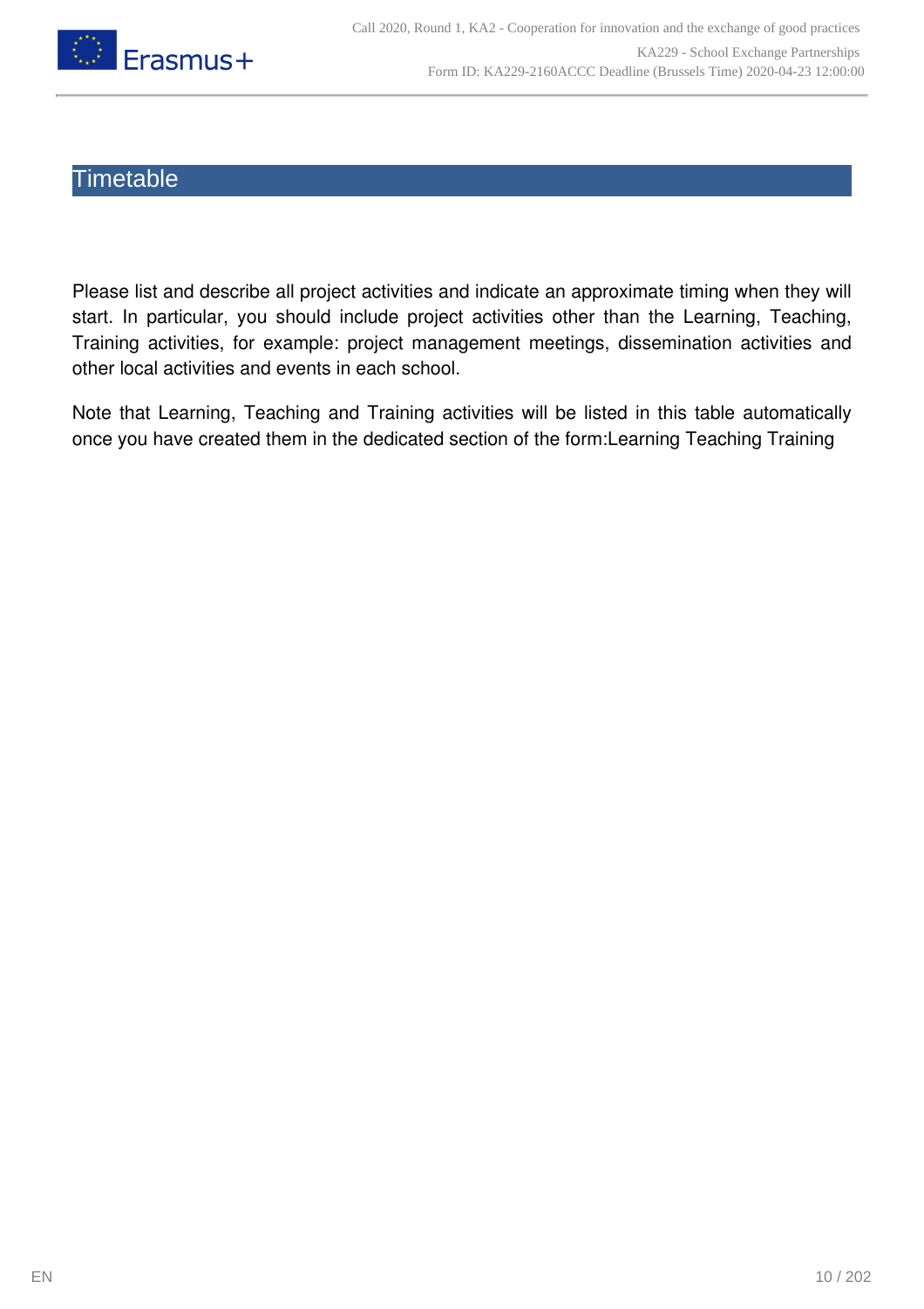# Timetable

Please list and describe all project activities and indicate an approximate timing when they will start. In particular, you should include project activities other than the Learning, Teaching, Training activities, for example: project management meetings, dissemination activities and other local activities and events in each school.

Note that Learning, Teaching and Training activities will be listed in this table automatically once you have created them in the dedicated section of the form:Learning Teaching Training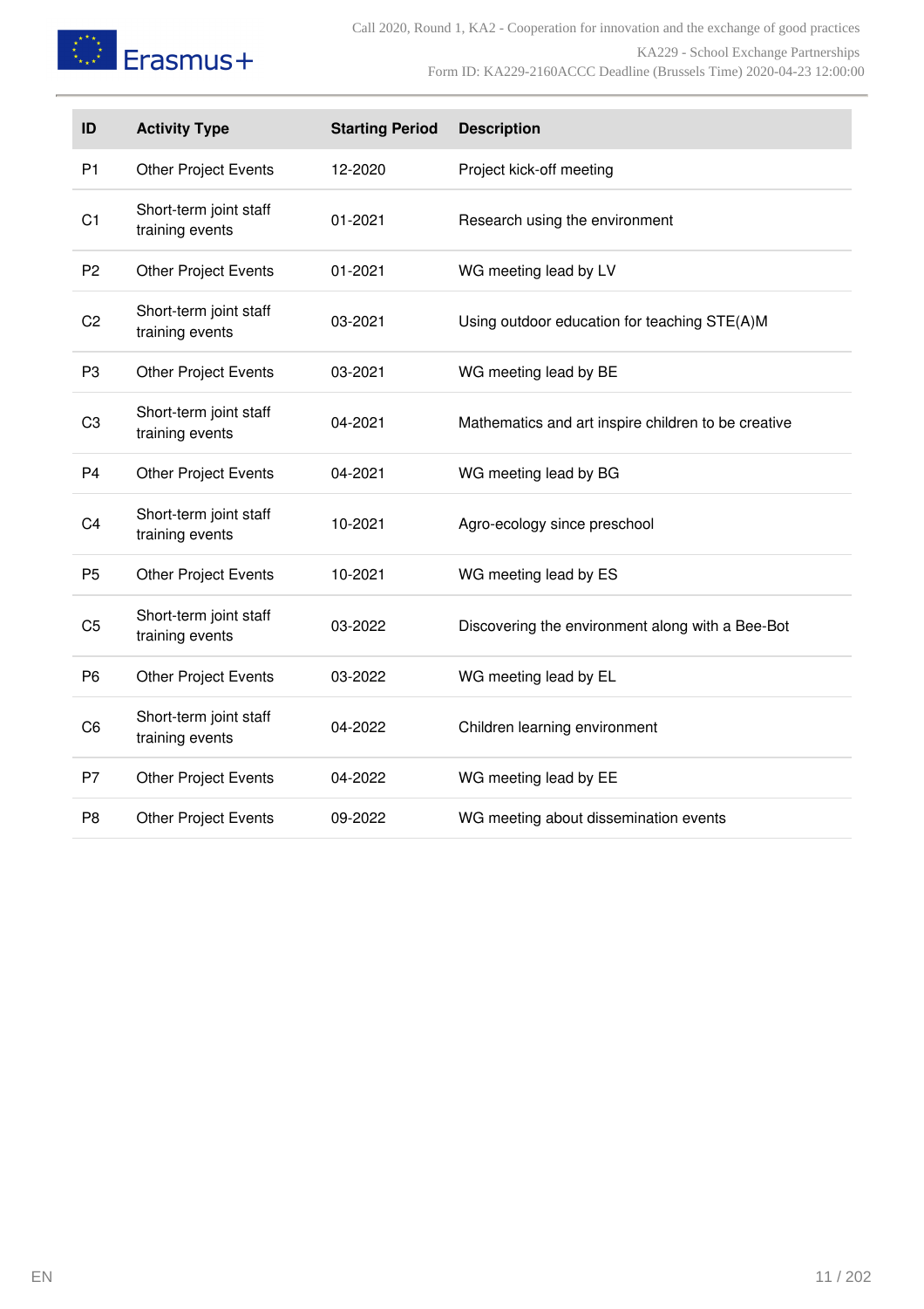| ID | Activity Type | Starting Period | Description |
|---|---|---|---|
| P1 | Other Project Events | 12-2020 | Project kick-off meeting |
| C1 | Short-term joint staff training events | 01-2021 | Research using the environment |
| P2 | Other Project Events | 01-2021 | WG meeting lead by LV |
| C2 | Short-term joint staff training events | 03-2021 | Using outdoor education for teaching STE(A)M |
| P3 | Other Project Events | 03-2021 | WG meeting lead by BE |
| C3 | Short-term joint staff training events | 04-2021 | Mathematics and art inspire children to be creative |
| P4 | Other Project Events | 04-2021 | WG meeting lead by BG |
| C4 | Short-term joint staff training events | 10-2021 | Agro-ecology since preschool |
| P5 | Other Project Events | 10-2021 | WG meeting lead by ES |
| C5 | Short-term joint staff training events | 03-2022 | Discovering the environment along with a Bee-Bot |
| P6 | Other Project Events | 03-2022 | WG meeting lead by EL |
| C6 | Short-term joint staff training events | 04-2022 | Children learning environment |
| P7 | Other Project Events | 04-2022 | WG meeting lead by EE |
| P8 | Other Project Events | 09-2022 | WG meeting about dissemination events |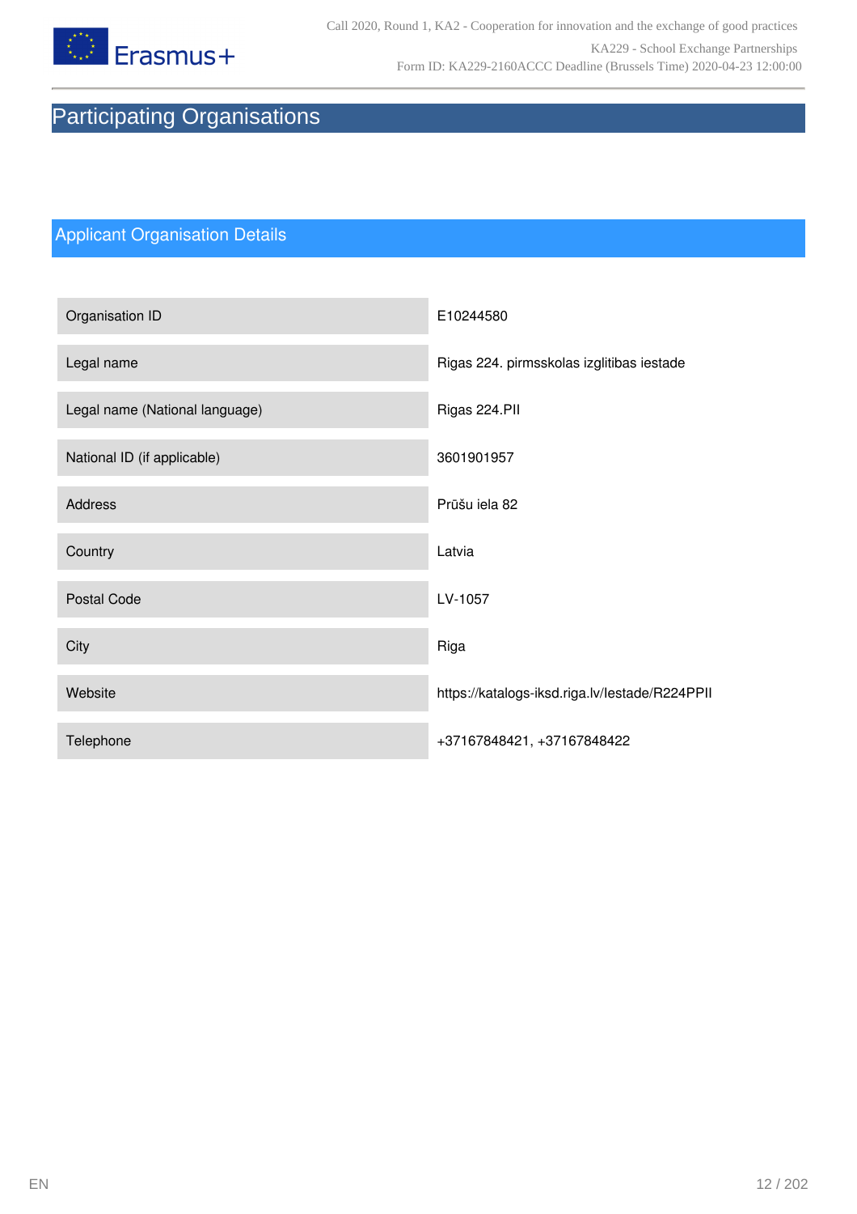# Participating Organisations

## Applicant Organisation Details

| | |
|---|---|
| Organisation ID | E10244580 |
| Legal name | Rigas 224. pirmsskolas izglitibas iestade |
| Legal name (National language) | Rigas 224.PII |
| National ID (if applicable) | 3601901957 |
| Address | Prūšu iela 82 |
| Country | Latvia |
| Postal Code | LV-1057 |
| City | Riga |
| Website | https://katalogs-iksd.riga.lv/Iestade/R224PPII |
| Telephone | +37167848421, +37167848422 |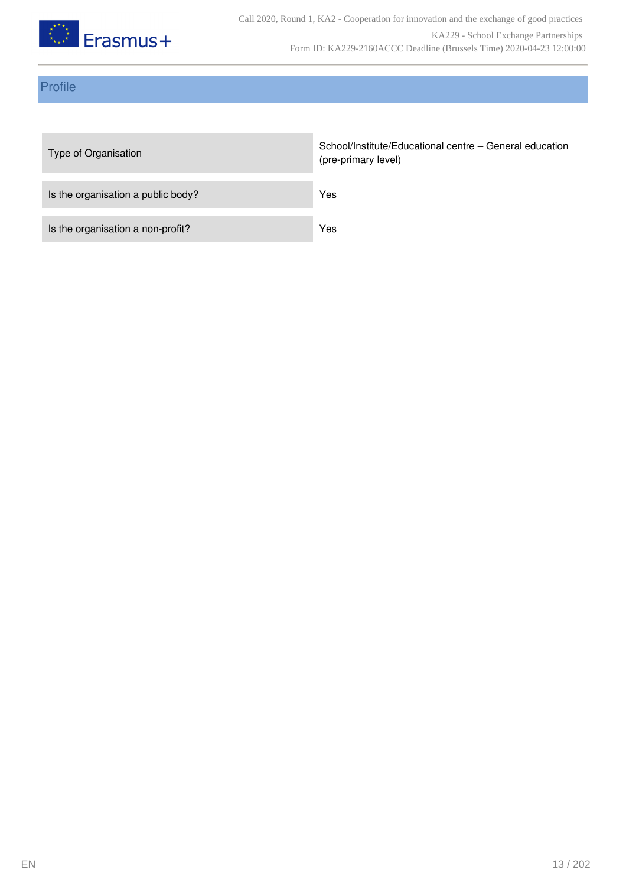## Profile

| | |
|---|---|
| Type of Organisation | School/Institute/Educational centre – General education (pre-primary level) |
| Is the organisation a public body? | Yes |
| Is the organisation a non-profit? | Yes |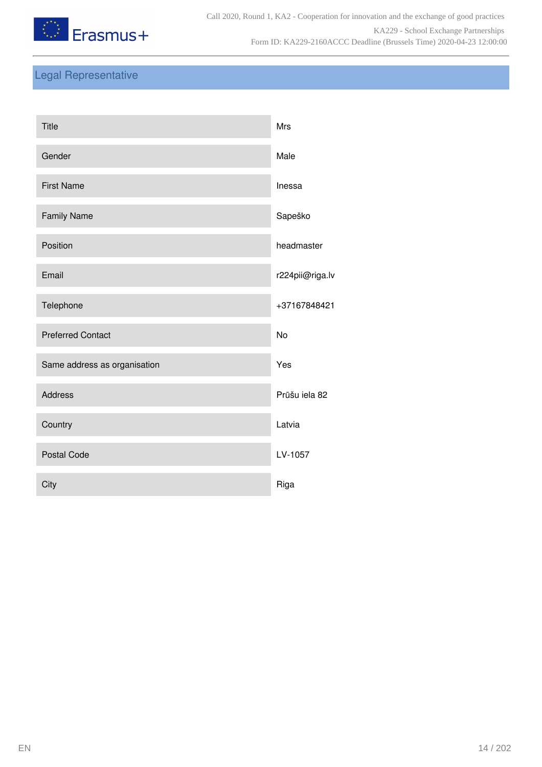## Legal Representative

| | |
|---|---|
| Title | Mrs |
| Gender | Male |
| First Name | Inessa |
| Family Name | Sapeško |
| Position | headmaster |
| Email | r224pii@riga.lv |
| Telephone | +37167848421 |
| Preferred Contact | No |
| Same address as organisation | Yes |
| Address | Prūšu iela 82 |
| Country | Latvia |
| Postal Code | LV-1057 |
| City | Riga |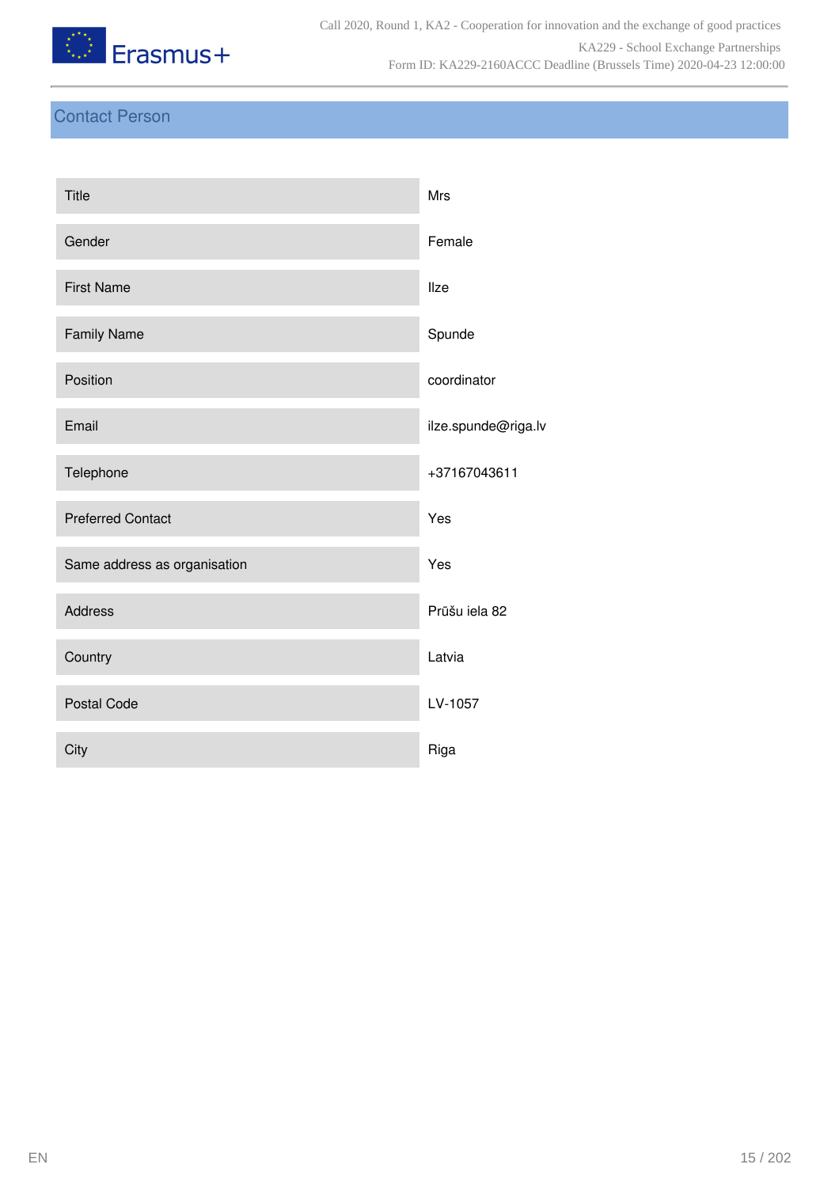## Contact Person

| | |
|---|---|
| Title | Mrs |
| Gender | Female |
| First Name | Ilze |
| Family Name | Spunde |
| Position | coordinator |
| Email | ilze.spunde@riga.lv |
| Telephone | +37167043611 |
| Preferred Contact | Yes |
| Same address as organisation | Yes |
| Address | Prūšu iela 82 |
| Country | Latvia |
| Postal Code | LV-1057 |
| City | Riga |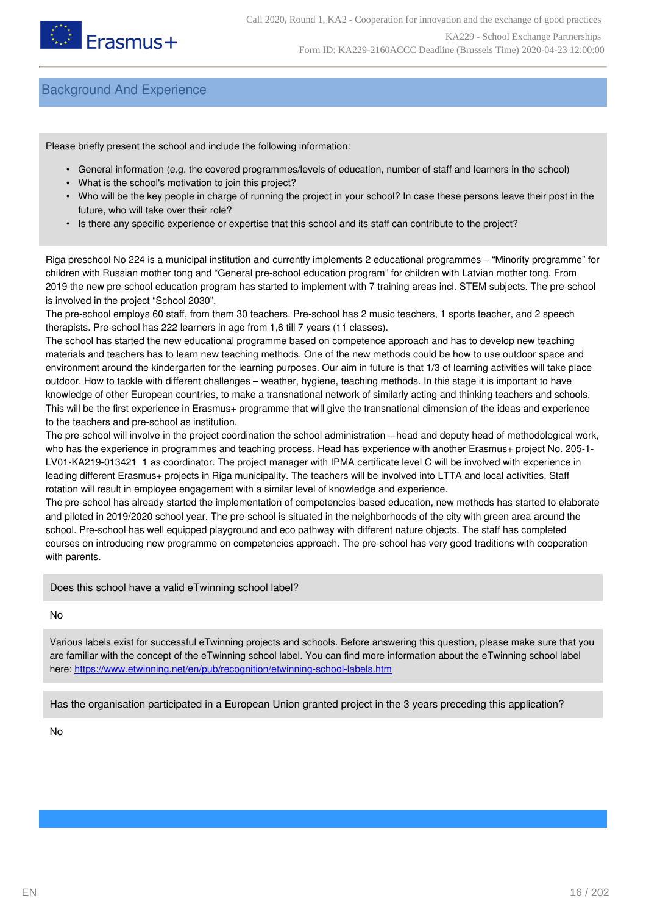## Background And Experience

Please briefly present the school and include the following information:

- General information (e.g. the covered programmes/levels of education, number of staff and learners in the school)
- What is the school's motivation to join this project?
- Who will be the key people in charge of running the project in your school? In case these persons leave their post in the future, who will take over their role?
- Is there any specific experience or expertise that this school and its staff can contribute to the project?

Riga preschool No 224 is a municipal institution and currently implements 2 educational programmes – "Minority programme" for children with Russian mother tong and "General pre-school education program" for children with Latvian mother tong. From 2019 the new pre-school education program has started to implement with 7 training areas incl. STEM subjects. The pre-school is involved in the project "School 2030".
The pre-school employs 60 staff, from them 30 teachers. Pre-school has 2 music teachers, 1 sports teacher, and 2 speech therapists. Pre-school has 222 learners in age from 1,6 till 7 years (11 classes).
The school has started the new educational programme based on competence approach and has to develop new teaching materials and teachers has to learn new teaching methods. One of the new methods could be how to use outdoor space and environment around the kindergarten for the learning purposes. Our aim in future is that 1/3 of learning activities will take place outdoor. How to tackle with different challenges – weather, hygiene, teaching methods. In this stage it is important to have knowledge of other European countries, to make a transnational network of similarly acting and thinking teachers and schools. This will be the first experience in Erasmus+ programme that will give the transnational dimension of the ideas and experience to the teachers and pre-school as institution.
The pre-school will involve in the project coordination the school administration – head and deputy head of methodological work, who has the experience in programmes and teaching process. Head has experience with another Erasmus+ project No. 205-1-LV01-KA219-013421_1 as coordinator. The project manager with IPMA certificate level C will be involved with experience in leading different Erasmus+ projects in Riga municipality. The teachers will be involved into LTTA and local activities. Staff rotation will result in employee engagement with a similar level of knowledge and experience.
The pre-school has already started the implementation of competencies-based education, new methods has started to elaborate and piloted in 2019/2020 school year. The pre-school is situated in the neighborhoods of the city with green area around the school. Pre-school has well equipped playground and eco pathway with different nature objects. The staff has completed courses on introducing new programme on competencies approach. The pre-school has very good traditions with cooperation with parents.

Does this school have a valid eTwinning school label?

No

Various labels exist for successful eTwinning projects and schools. Before answering this question, please make sure that you are familiar with the concept of the eTwinning school label. You can find more information about the eTwinning school label here: https://www.etwinning.net/en/pub/recognition/etwinning-school-labels.htm

Has the organisation participated in a European Union granted project in the 3 years preceding this application?

No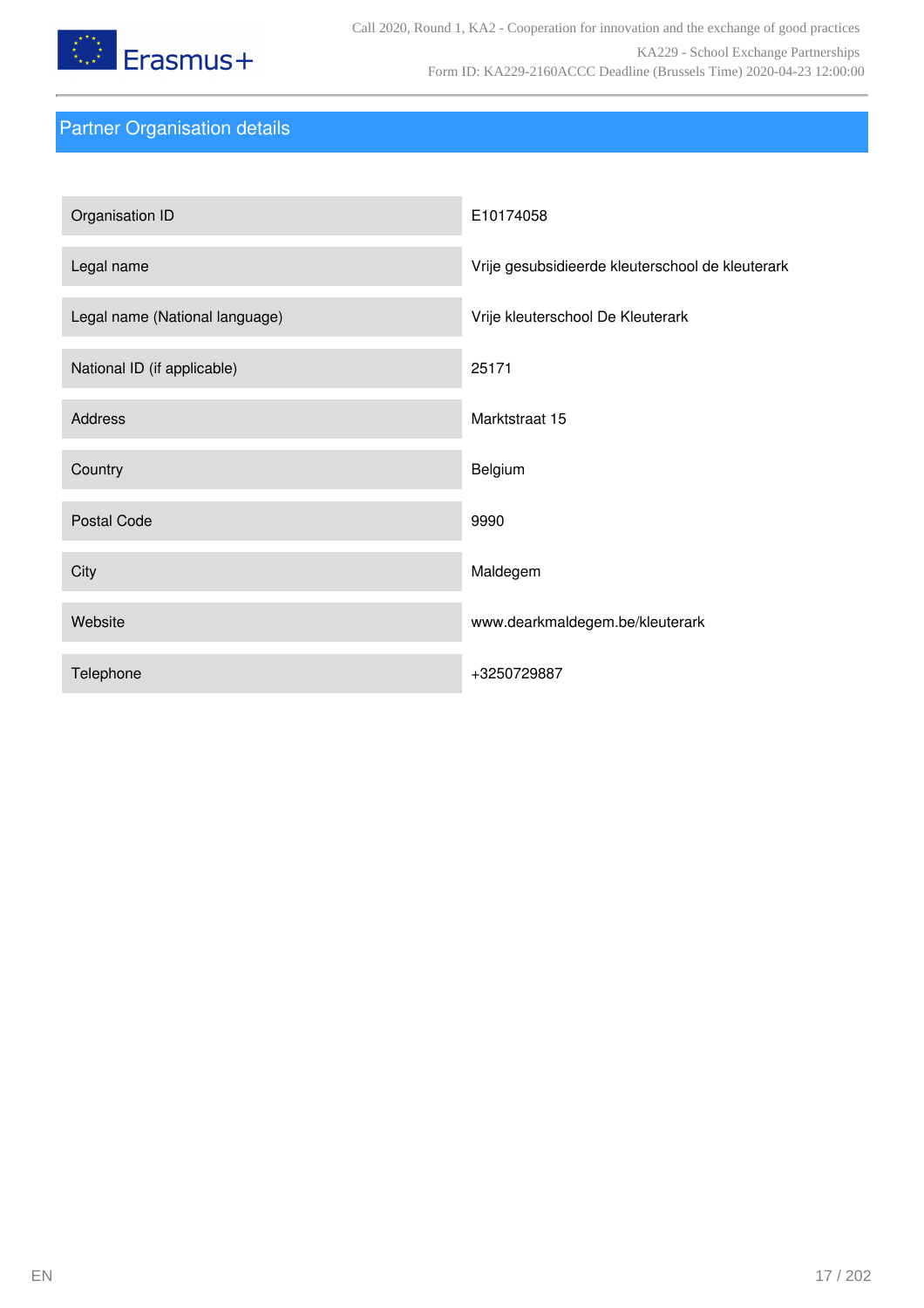## Partner Organisation details

| | |
|---|---|
| Organisation ID | E10174058 |
| Legal name | Vrije gesubsidieerde kleuterschool de kleuterark |
| Legal name (National language) | Vrije kleuterschool De Kleuterark |
| National ID (if applicable) | 25171 |
| Address | Marktstraat 15 |
| Country | Belgium |
| Postal Code | 9990 |
| City | Maldegem |
| Website | www.dearkmaldegem.be/kleuterark |
| Telephone | +3250729887 |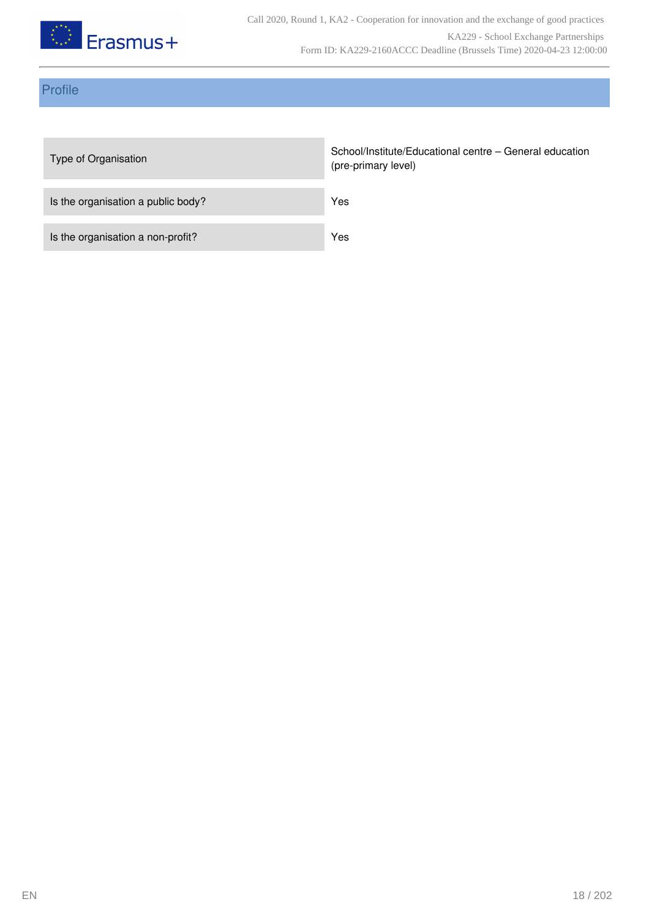## Profile

| | |
|---|---|
| Type of Organisation | School/Institute/Educational centre – General education (pre-primary level) |
| Is the organisation a public body? | Yes |
| Is the organisation a non-profit? | Yes |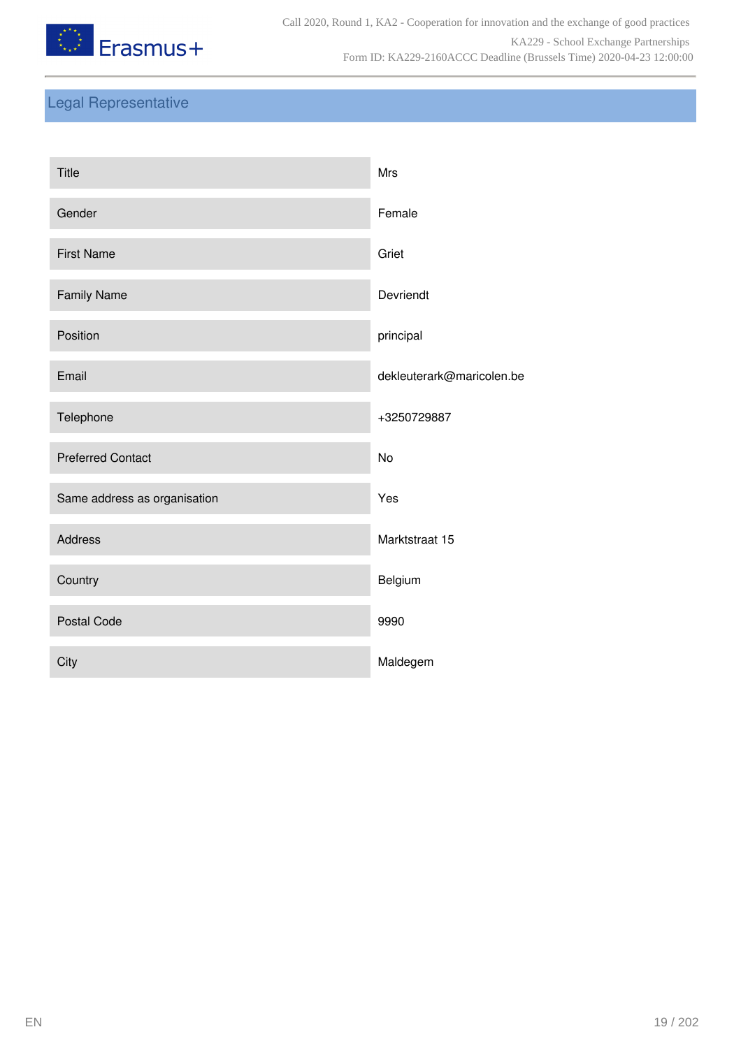## Legal Representative

| | |
|---|---|
| Title | Mrs |
| Gender | Female |
| First Name | Griet |
| Family Name | Devriendt |
| Position | principal |
| Email | dekleuterark@maricolen.be |
| Telephone | +3250729887 |
| Preferred Contact | No |
| Same address as organisation | Yes |
| Address | Marktstraat 15 |
| Country | Belgium |
| Postal Code | 9990 |
| City | Maldegem |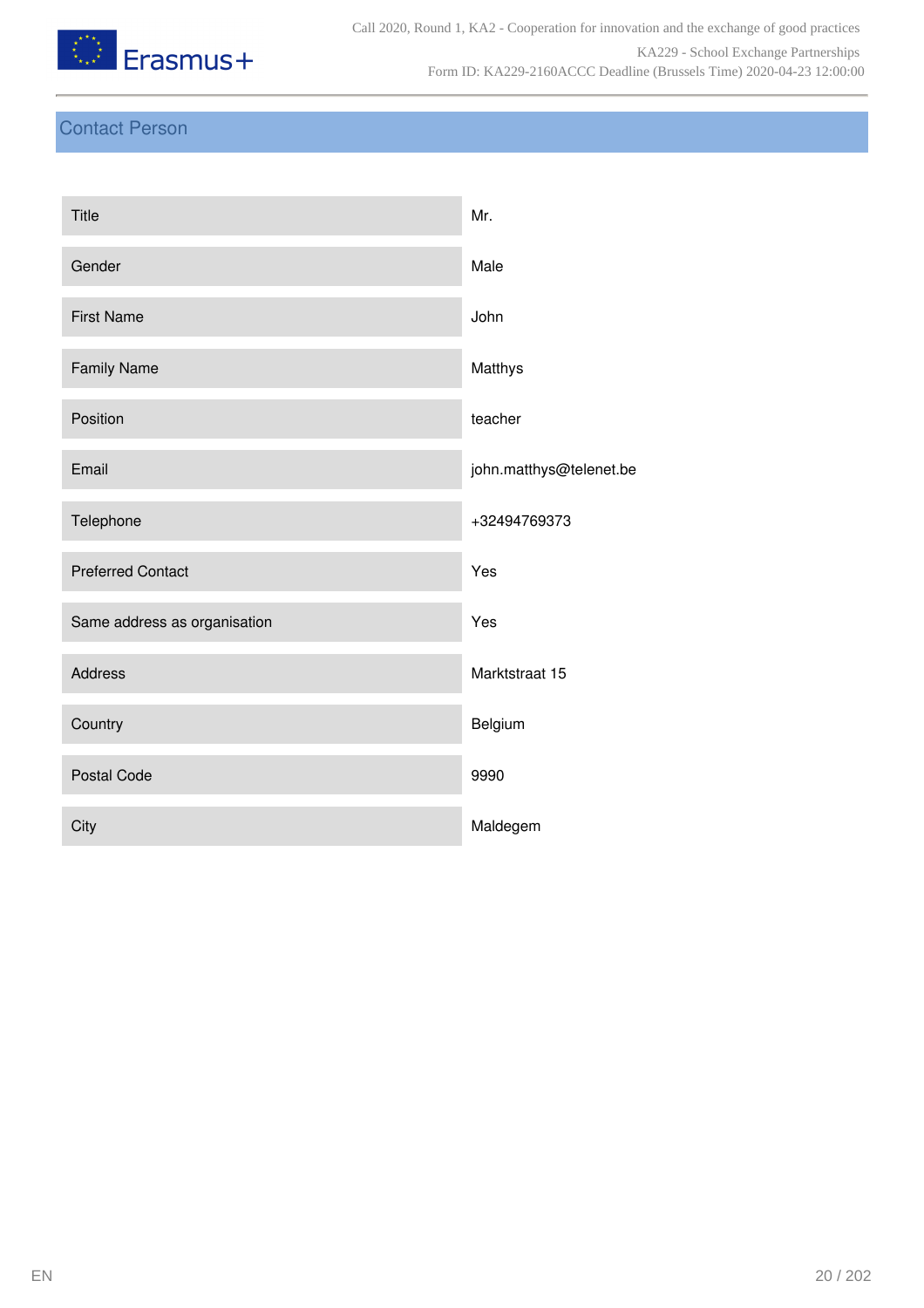## Contact Person

| | |
|---|---|
| Title | Mr. |
| Gender | Male |
| First Name | John |
| Family Name | Matthys |
| Position | teacher |
| Email | john.matthys@telenet.be |
| Telephone | +32494769373 |
| Preferred Contact | Yes |
| Same address as organisation | Yes |
| Address | Marktstraat 15 |
| Country | Belgium |
| Postal Code | 9990 |
| City | Maldegem |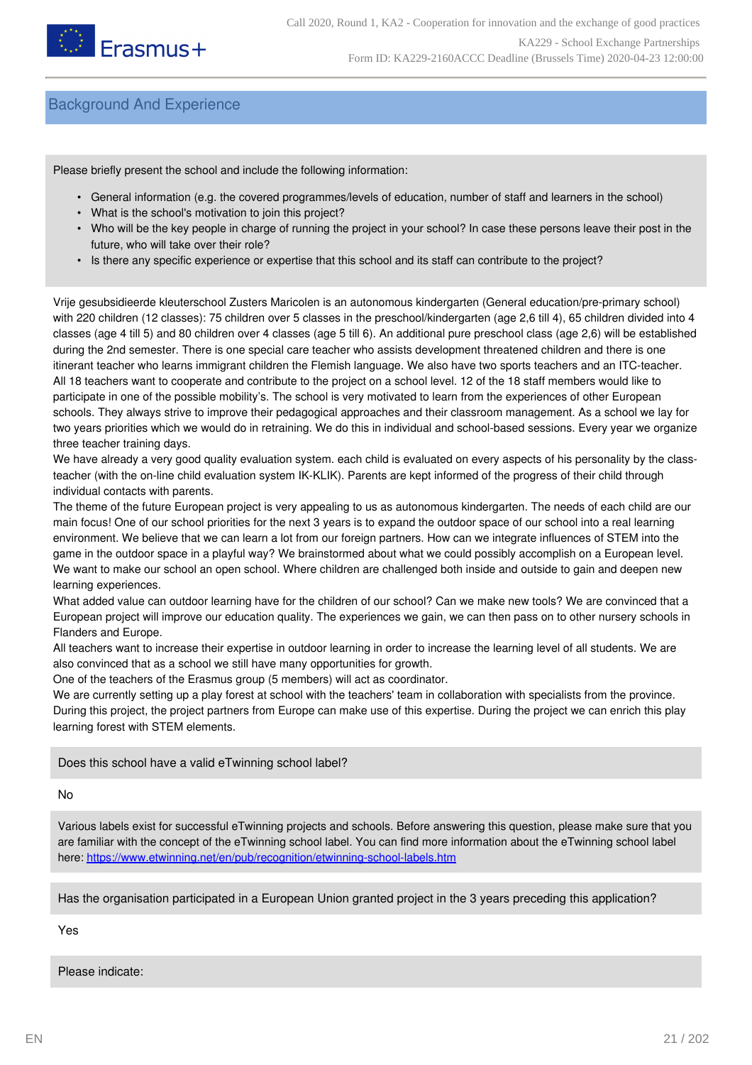## Background And Experience

Please briefly present the school and include the following information:

- General information (e.g. the covered programmes/levels of education, number of staff and learners in the school)
- What is the school's motivation to join this project?
- Who will be the key people in charge of running the project in your school? In case these persons leave their post in the future, who will take over their role?
- Is there any specific experience or expertise that this school and its staff can contribute to the project?

Vrije gesubsidieerde kleuterschool Zusters Maricolen is an autonomous kindergarten (General education/pre-primary school) with 220 children (12 classes): 75 children over 5 classes in the preschool/kindergarten (age 2,6 till 4), 65 children divided into 4 classes (age 4 till 5) and 80 children over 4 classes (age 5 till 6). An additional pure preschool class (age 2,6) will be established during the 2nd semester. There is one special care teacher who assists development threatened children and there is one itinerant teacher who learns immigrant children the Flemish language. We also have two sports teachers and an ITC-teacher. All 18 teachers want to cooperate and contribute to the project on a school level. 12 of the 18 staff members would like to participate in one of the possible mobility's. The school is very motivated to learn from the experiences of other European schools. They always strive to improve their pedagogical approaches and their classroom management. As a school we lay for two years priorities which we would do in retraining. We do this in individual and school-based sessions. Every year we organize three teacher training days.
We have already a very good quality evaluation system. each child is evaluated on every aspects of his personality by the class-teacher (with the on-line child evaluation system IK-KLIK). Parents are kept informed of the progress of their child through individual contacts with parents.
The theme of the future European project is very appealing to us as autonomous kindergarten. The needs of each child are our main focus! One of our school priorities for the next 3 years is to expand the outdoor space of our school into a real learning environment. We believe that we can learn a lot from our foreign partners. How can we integrate influences of STEM into the game in the outdoor space in a playful way? We brainstormed about what we could possibly accomplish on a European level. We want to make our school an open school. Where children are challenged both inside and outside to gain and deepen new learning experiences.
What added value can outdoor learning have for the children of our school? Can we make new tools? We are convinced that a European project will improve our education quality. The experiences we gain, we can then pass on to other nursery schools in Flanders and Europe.
All teachers want to increase their expertise in outdoor learning in order to increase the learning level of all students. We are also convinced that as a school we still have many opportunities for growth.
One of the teachers of the Erasmus group (5 members) will act as coordinator.
We are currently setting up a play forest at school with the teachers' team in collaboration with specialists from the province. During this project, the project partners from Europe can make use of this expertise. During the project we can enrich this play learning forest with STEM elements.

Does this school have a valid eTwinning school label?

No

Various labels exist for successful eTwinning projects and schools. Before answering this question, please make sure that you are familiar with the concept of the eTwinning school label. You can find more information about the eTwinning school label here: https://www.etwinning.net/en/pub/recognition/etwinning-school-labels.htm

Has the organisation participated in a European Union granted project in the 3 years preceding this application?

Yes

Please indicate: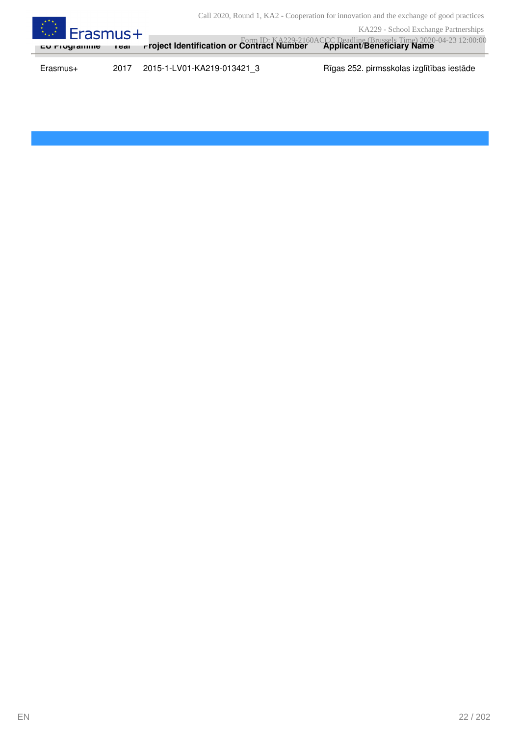| EU Programme | Year | Project Identification or Contract Number | Applicant/Beneficiary Name |
|---|---|---|---|
| Erasmus+ | 2017 | 2015-1-LV01-KA219-013421_3 | Rīgas 252. pirmsskolas izglītības iestāde |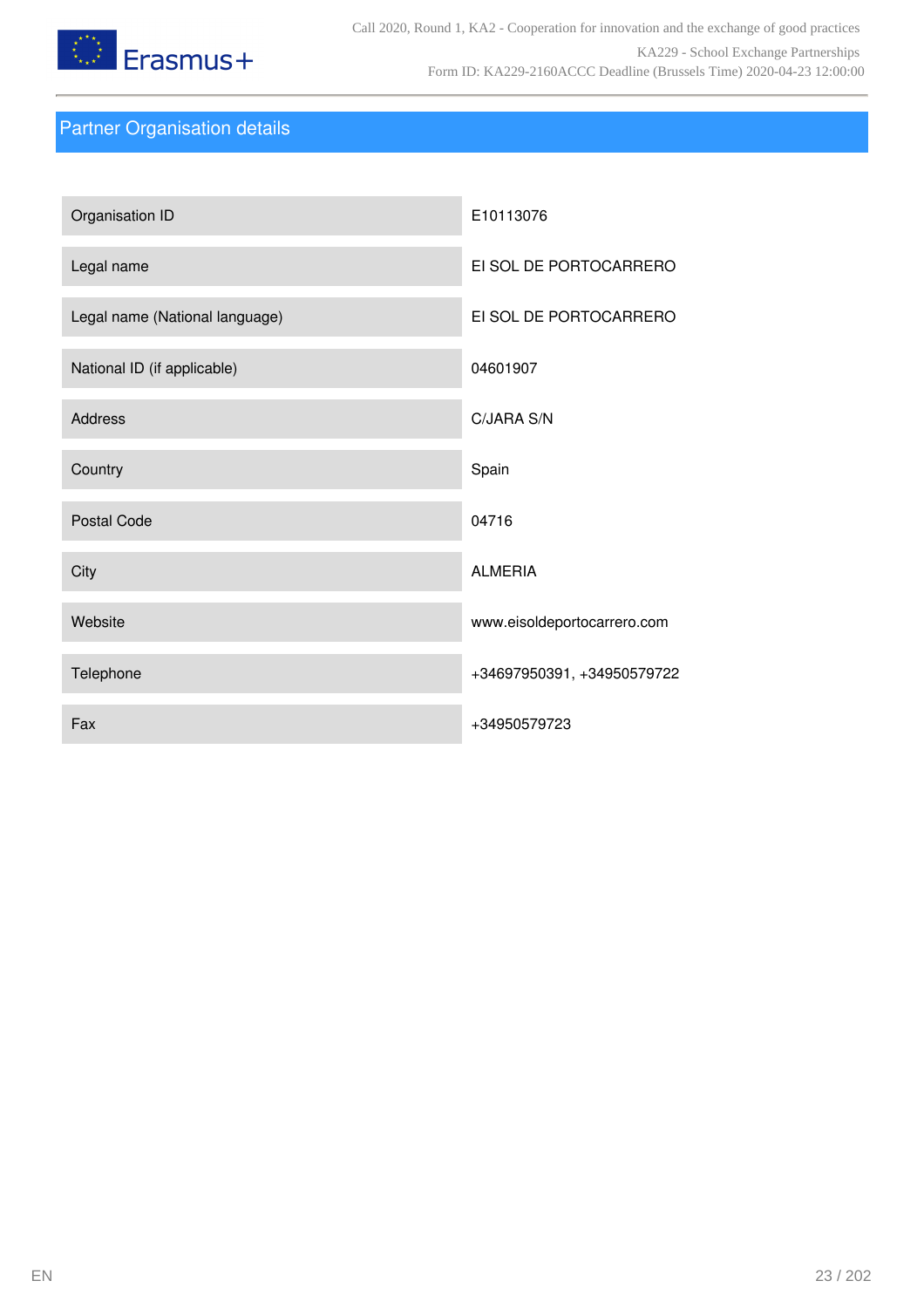## Partner Organisation details

| | |
|---|---|
| Organisation ID | E10113076 |
| Legal name | EI SOL DE PORTOCARRERO |
| Legal name (National language) | EI SOL DE PORTOCARRERO |
| National ID (if applicable) | 04601907 |
| Address | C/JARA S/N |
| Country | Spain |
| Postal Code | 04716 |
| City | ALMERIA |
| Website | www.eisoldeportocarrero.com |
| Telephone | +34697950391, +34950579722 |
| Fax | +34950579723 |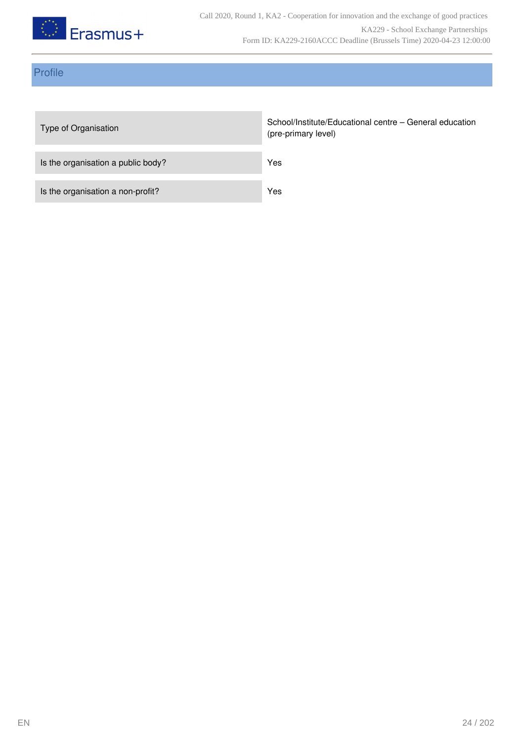## Profile

| | |
|---|---|
| Type of Organisation | School/Institute/Educational centre – General education (pre-primary level) |
| Is the organisation a public body? | Yes |
| Is the organisation a non-profit? | Yes |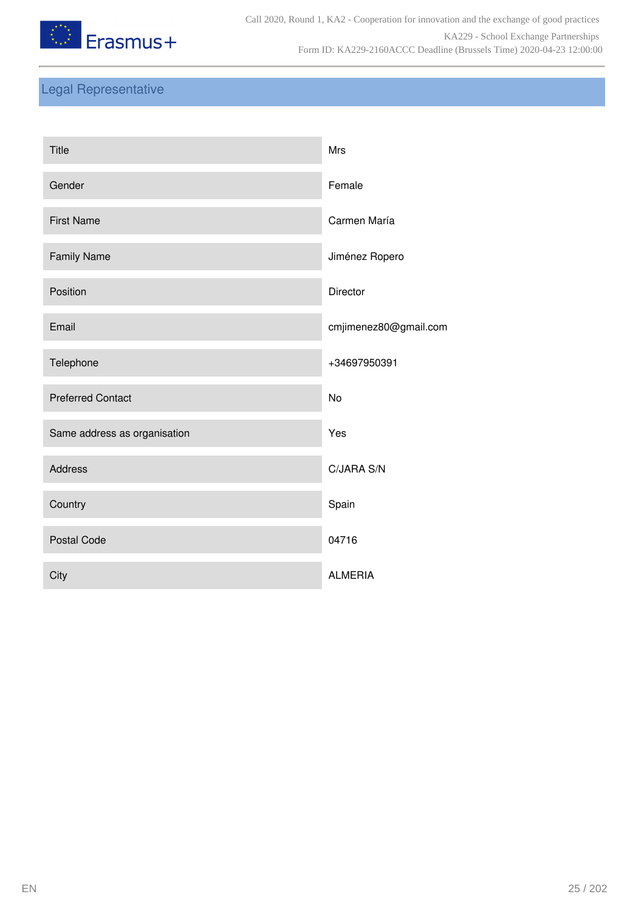## Legal Representative

| | |
|---|---|
| Title | Mrs |
| Gender | Female |
| First Name | Carmen María |
| Family Name | Jiménez Ropero |
| Position | Director |
| Email | cmjimenez80@gmail.com |
| Telephone | +34697950391 |
| Preferred Contact | No |
| Same address as organisation | Yes |
| Address | C/JARA S/N |
| Country | Spain |
| Postal Code | 04716 |
| City | ALMERIA |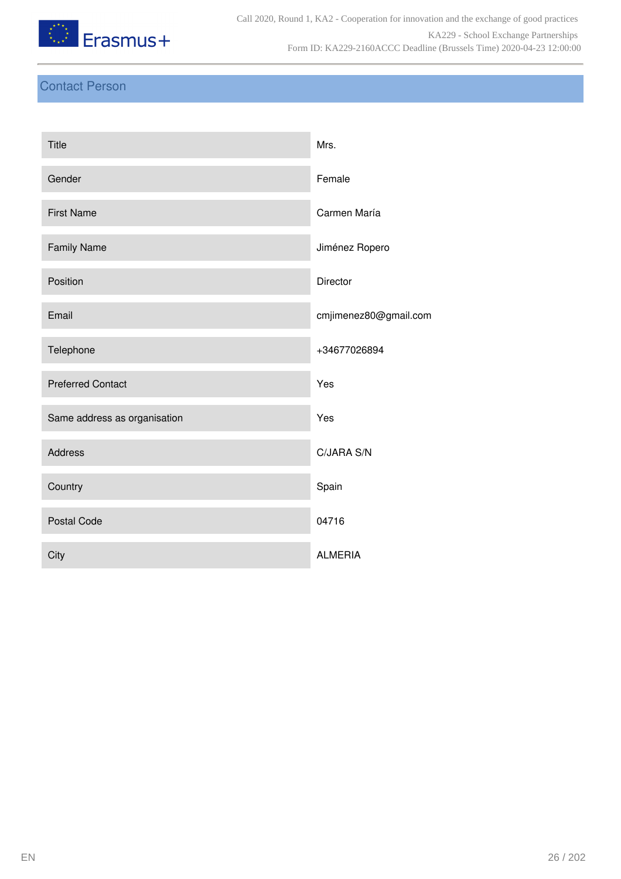## Contact Person

| | |
|---|---|
| Title | Mrs. |
| Gender | Female |
| First Name | Carmen María |
| Family Name | Jiménez Ropero |
| Position | Director |
| Email | cmjimenez80@gmail.com |
| Telephone | +34677026894 |
| Preferred Contact | Yes |
| Same address as organisation | Yes |
| Address | C/JARA S/N |
| Country | Spain |
| Postal Code | 04716 |
| City | ALMERIA |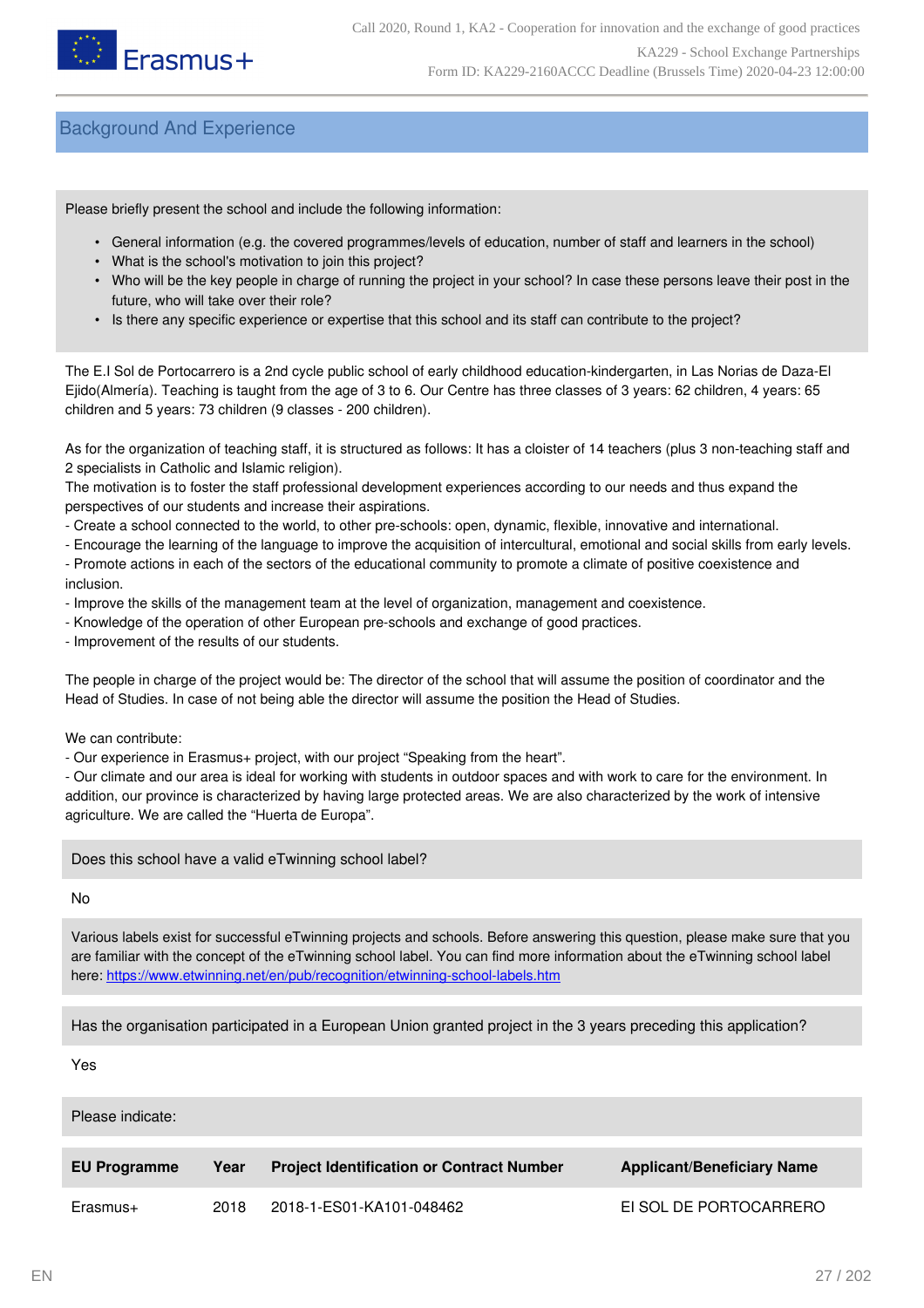## Background And Experience

Please briefly present the school and include the following information:

- General information (e.g. the covered programmes/levels of education, number of staff and learners in the school)
- What is the school's motivation to join this project?
- Who will be the key people in charge of running the project in your school? In case these persons leave their post in the future, who will take over their role?
- Is there any specific experience or expertise that this school and its staff can contribute to the project?

The E.I Sol de Portocarrero is a 2nd cycle public school of early childhood education-kindergarten, in Las Norias de Daza-El Ejido(Almería). Teaching is taught from the age of 3 to 6. Our Centre has three classes of 3 years: 62 children, 4 years: 65 children and 5 years: 73 children (9 classes - 200 children).

As for the organization of teaching staff, it is structured as follows: It has a cloister of 14 teachers (plus 3 non-teaching staff and 2 specialists in Catholic and Islamic religion).
The motivation is to foster the staff professional development experiences according to our needs and thus expand the perspectives of our students and increase their aspirations.
- Create a school connected to the world, to other pre-schools: open, dynamic, flexible, innovative and international.
- Encourage the learning of the language to improve the acquisition of intercultural, emotional and social skills from early levels.
- Promote actions in each of the sectors of the educational community to promote a climate of positive coexistence and inclusion.
- Improve the skills of the management team at the level of organization, management and coexistence.
- Knowledge of the operation of other European pre-schools and exchange of good practices.
- Improvement of the results of our students.

The people in charge of the project would be: The director of the school that will assume the position of coordinator and the Head of Studies. In case of not being able the director will assume the position the Head of Studies.

We can contribute:
- Our experience in Erasmus+ project, with our project "Speaking from the heart".
- Our climate and our area is ideal for working with students in outdoor spaces and with work to care for the environment. In addition, our province is characterized by having large protected areas. We are also characterized by the work of intensive agriculture. We are called the "Huerta de Europa".

Does this school have a valid eTwinning school label?

No

Various labels exist for successful eTwinning projects and schools. Before answering this question, please make sure that you are familiar with the concept of the eTwinning school label. You can find more information about the eTwinning school label here: https://www.etwinning.net/en/pub/recognition/etwinning-school-labels.htm

Has the organisation participated in a European Union granted project in the 3 years preceding this application?

Yes

Please indicate:

| EU Programme | Year | Project Identification or Contract Number | Applicant/Beneficiary Name |
|---|---|---|---|
| Erasmus+ | 2018 | 2018-1-ES01-KA101-048462 | EI SOL DE PORTOCARRERO |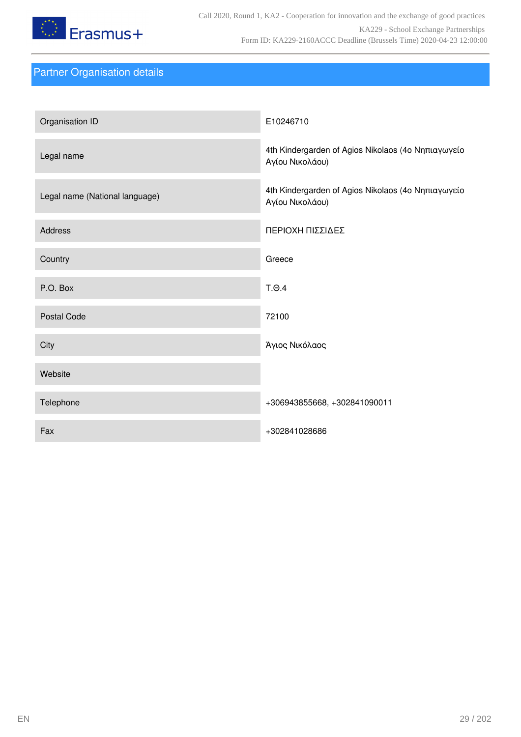## Partner Organisation details

| | |
|---|---|
| Organisation ID | E10246710 |
| Legal name | 4th Kindergarden of Agios Nikolaos (4ο Νηπιαγωγείο Αγίου Νικολάου) |
| Legal name (National language) | 4th Kindergarden of Agios Nikolaos (4ο Νηπιαγωγείο Αγίου Νικολάου) |
| Address | ΠΕΡΙΟΧΗ ΠΙΣΣΙΔΕΣ |
| Country | Greece |
| P.O. Box | Τ.Θ.4 |
| Postal Code | 72100 |
| City | Άγιος Νικόλαος |
| Website | |
| Telephone | +306943855668, +302841090011 |
| Fax | +302841028686 |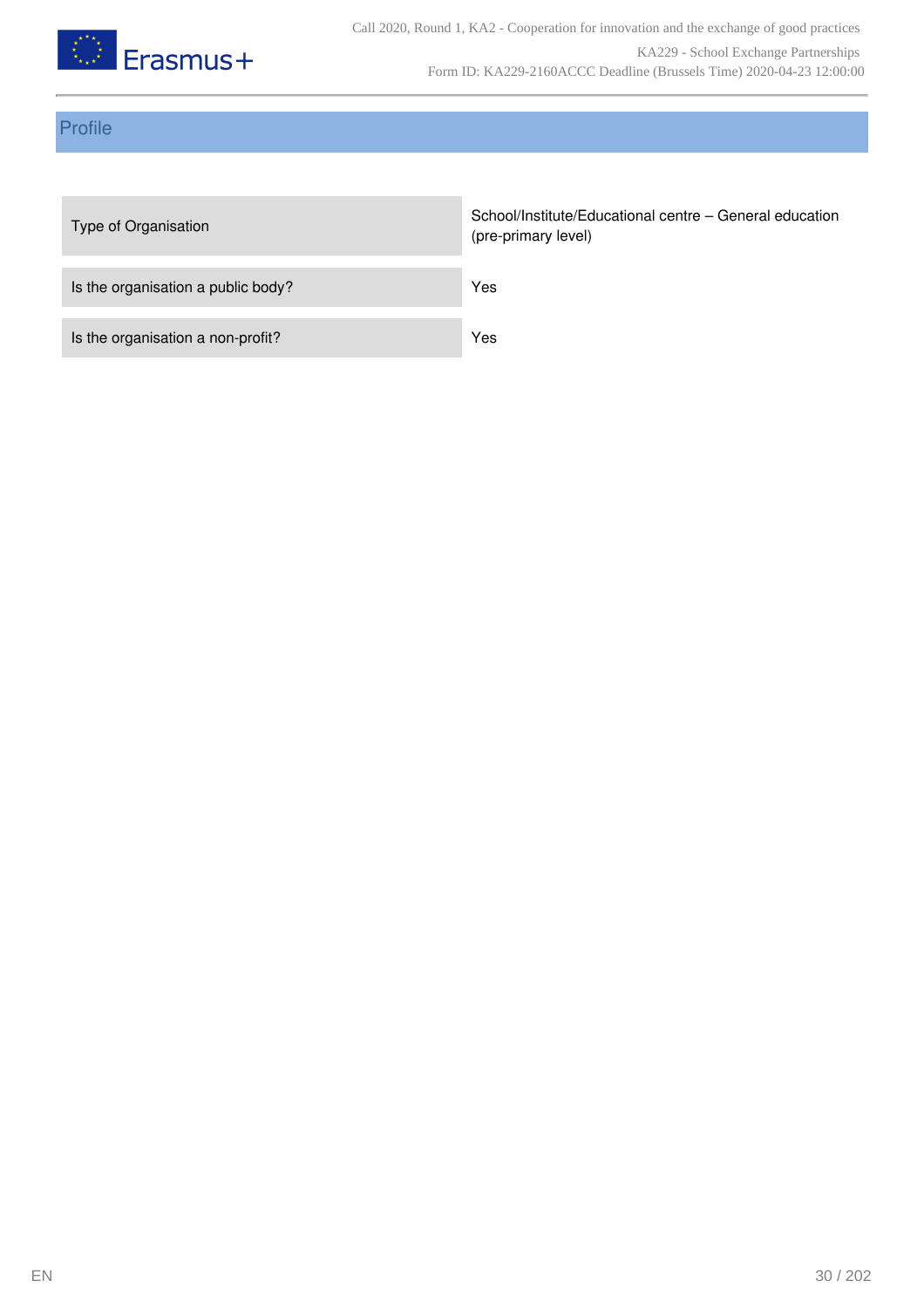## Profile

| | |
|---|---|
| Type of Organisation | School/Institute/Educational centre – General education (pre-primary level) |
| Is the organisation a public body? | Yes |
| Is the organisation a non-profit? | Yes |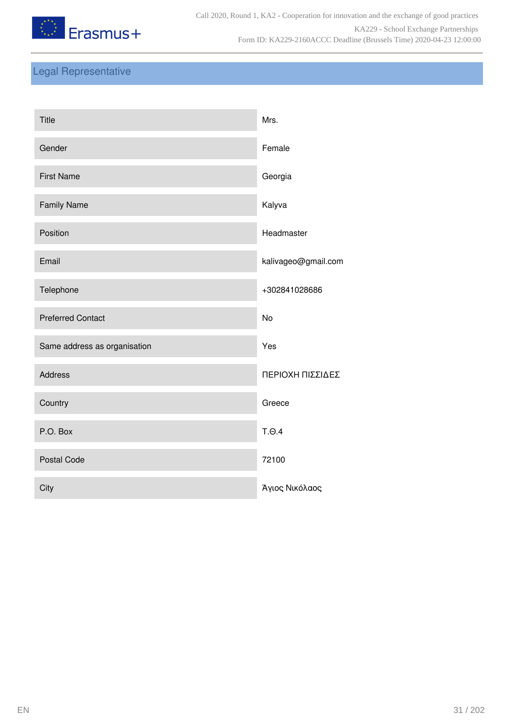## Legal Representative

| | |
|---|---|
| Title | Mrs. |
| Gender | Female |
| First Name | Georgia |
| Family Name | Kalyva |
| Position | Headmaster |
| Email | kalivageo@gmail.com |
| Telephone | +302841028686 |
| Preferred Contact | No |
| Same address as organisation | Yes |
| Address | ΠΕΡΙΟΧΗ ΠΙΣΣΙΔΕΣ |
| Country | Greece |
| P.O. Box | Τ.Θ.4 |
| Postal Code | 72100 |
| City | Άγιος Νικόλαος |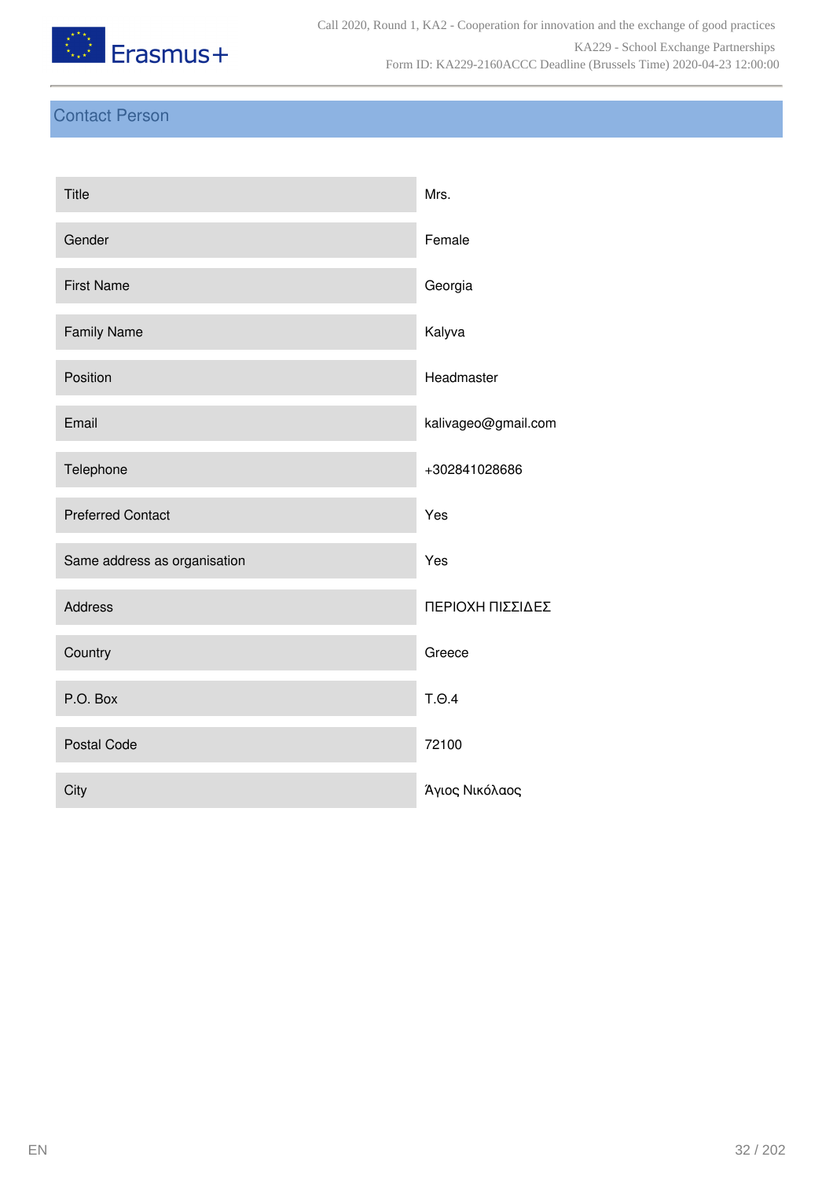## Contact Person

| | |
|---|---|
| Title | Mrs. |
| Gender | Female |
| First Name | Georgia |
| Family Name | Kalyva |
| Position | Headmaster |
| Email | kalivageo@gmail.com |
| Telephone | +302841028686 |
| Preferred Contact | Yes |
| Same address as organisation | Yes |
| Address | ΠΕΡΙΟΧΗ ΠΙΣΣΙΔΕΣ |
| Country | Greece |
| P.O. Box | Τ.Θ.4 |
| Postal Code | 72100 |
| City | Άγιος Νικόλαος |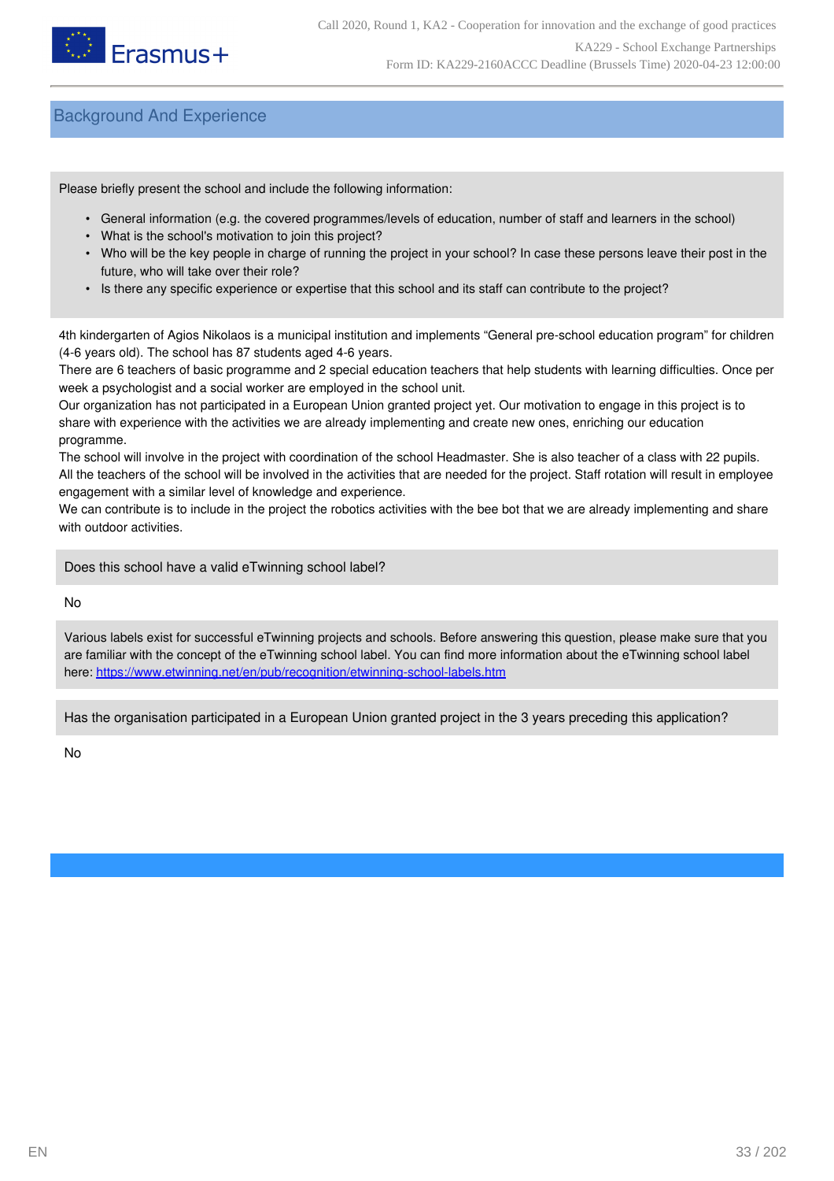## Background And Experience

Please briefly present the school and include the following information:

- General information (e.g. the covered programmes/levels of education, number of staff and learners in the school)
- What is the school's motivation to join this project?
- Who will be the key people in charge of running the project in your school? In case these persons leave their post in the future, who will take over their role?
- Is there any specific experience or expertise that this school and its staff can contribute to the project?

4th kindergarten of Agios Nikolaos is a municipal institution and implements “General pre-school education program” for children (4-6 years old). The school has 87 students aged 4-6 years.
There are 6 teachers of basic programme and 2 special education teachers that help students with learning difficulties. Once per week a psychologist and a social worker are employed in the school unit.
Our organization has not participated in a European Union granted project yet. Our motivation to engage in this project is to share with experience with the activities we are already implementing and create new ones, enriching our education programme.
The school will involve in the project with coordination of the school Headmaster. She is also teacher of a class with 22 pupils. All the teachers of the school will be involved in the activities that are needed for the project. Staff rotation will result in employee engagement with a similar level of knowledge and experience.
We can contribute is to include in the project the robotics activities with the bee bot that we are already implementing and share with outdoor activities.

Does this school have a valid eTwinning school label?

No

Various labels exist for successful eTwinning projects and schools. Before answering this question, please make sure that you are familiar with the concept of the eTwinning school label. You can find more information about the eTwinning school label here: https://www.etwinning.net/en/pub/recognition/etwinning-school-labels.htm

Has the organisation participated in a European Union granted project in the 3 years preceding this application?

No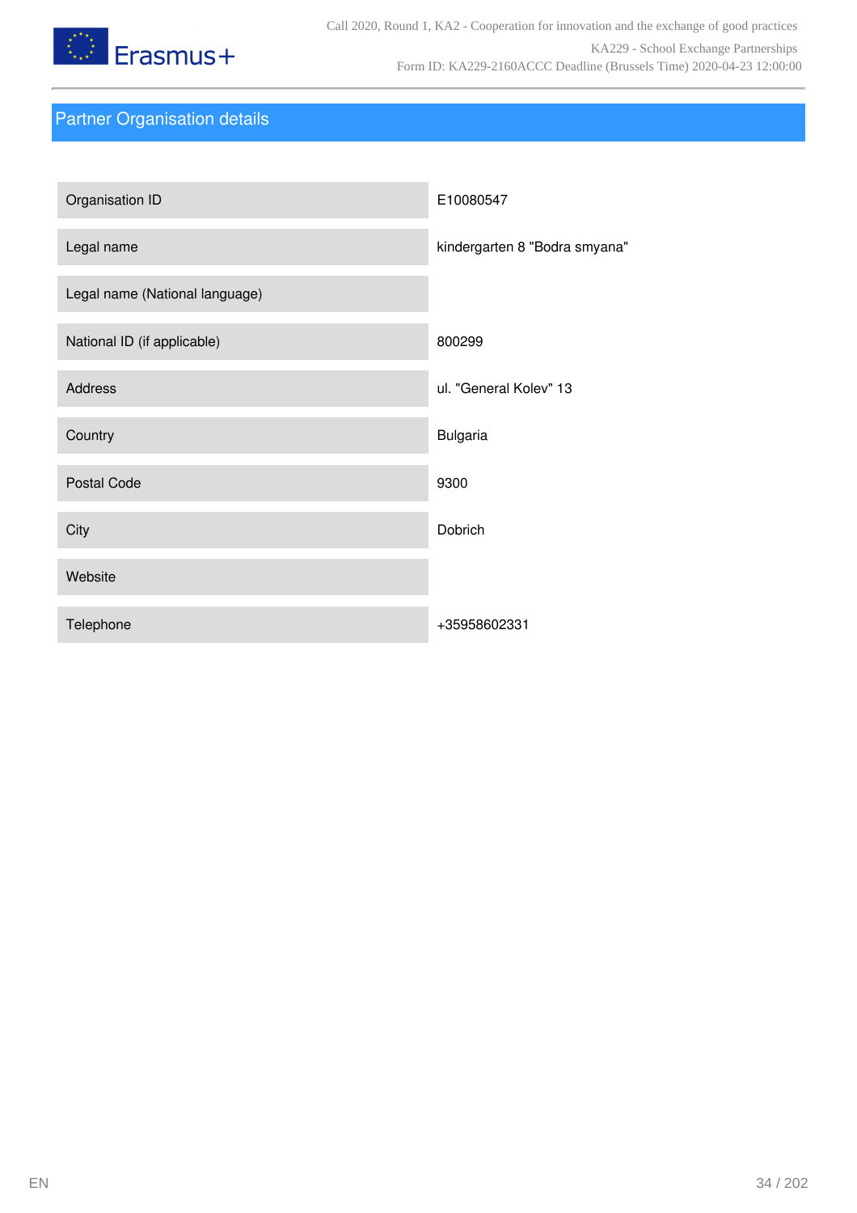## Partner Organisation details

| | |
|---|---|
| Organisation ID | E10080547 |
| Legal name | kindergarten 8 "Bodra smyana" |
| Legal name (National language) | |
| National ID (if applicable) | 800299 |
| Address | ul. "General Kolev" 13 |
| Country | Bulgaria |
| Postal Code | 9300 |
| City | Dobrich |
| Website | |
| Telephone | +35958602331 |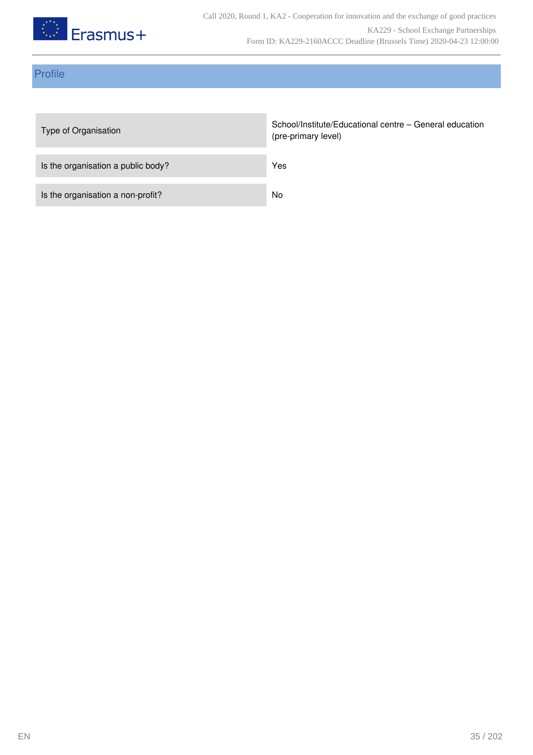## Profile

| | |
|---|---|
| Type of Organisation | School/Institute/Educational centre – General education (pre-primary level) |
| Is the organisation a public body? | Yes |
| Is the organisation a non-profit? | No |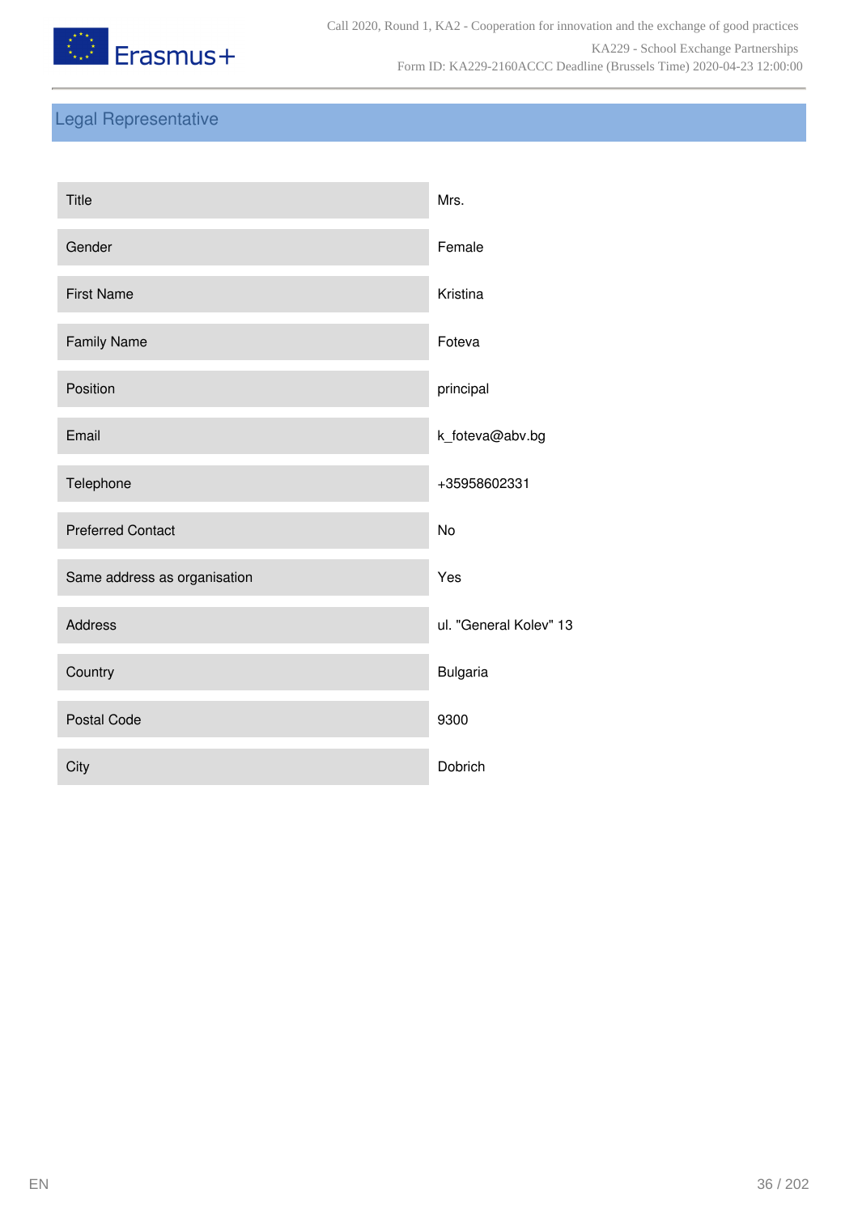## Legal Representative

| | |
|---|---|
| Title | Mrs. |
| Gender | Female |
| First Name | Kristina |
| Family Name | Foteva |
| Position | principal |
| Email | k_foteva@abv.bg |
| Telephone | +35958602331 |
| Preferred Contact | No |
| Same address as organisation | Yes |
| Address | ul. "General Kolev" 13 |
| Country | Bulgaria |
| Postal Code | 9300 |
| City | Dobrich |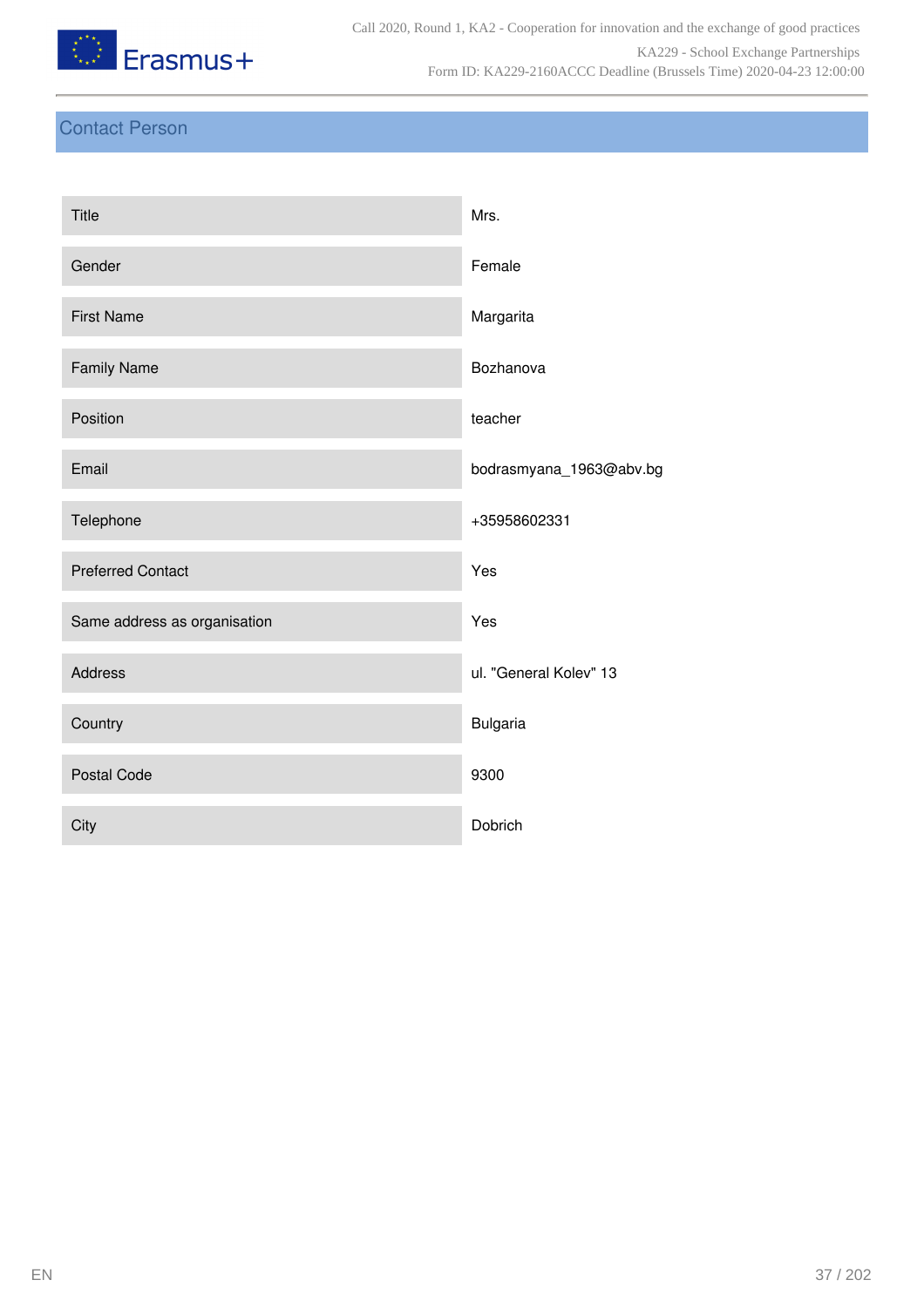## Contact Person

| | |
|---|---|
| Title | Mrs. |
| Gender | Female |
| First Name | Margarita |
| Family Name | Bozhanova |
| Position | teacher |
| Email | bodrasmyana_1963@abv.bg |
| Telephone | +35958602331 |
| Preferred Contact | Yes |
| Same address as organisation | Yes |
| Address | ul. "General Kolev" 13 |
| Country | Bulgaria |
| Postal Code | 9300 |
| City | Dobrich |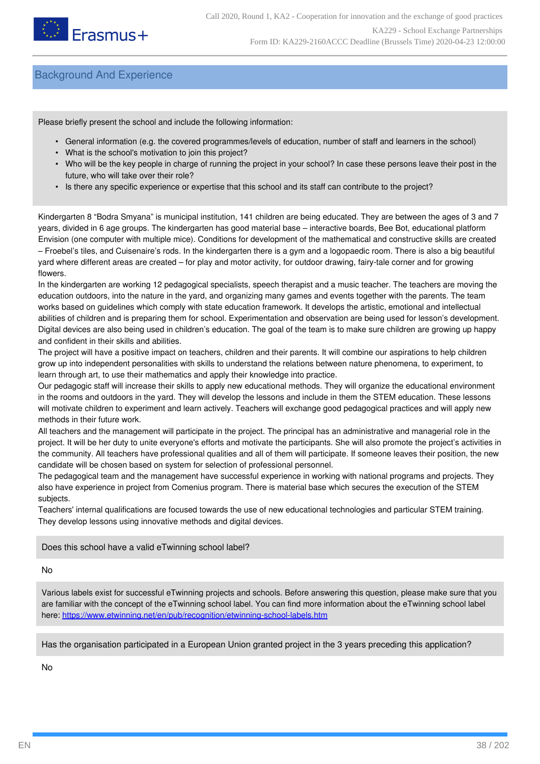## Background And Experience

Please briefly present the school and include the following information:

- General information (e.g. the covered programmes/levels of education, number of staff and learners in the school)
- What is the school's motivation to join this project?
- Who will be the key people in charge of running the project in your school? In case these persons leave their post in the future, who will take over their role?
- Is there any specific experience or expertise that this school and its staff can contribute to the project?

Kindergarten 8 "Bodra Smyana" is municipal institution, 141 children are being educated. They are between the ages of 3 and 7 years, divided in 6 age groups. The kindergarten has good material base – interactive boards, Bee Bot, educational platform Envision (one computer with multiple mice). Conditions for development of the mathematical and constructive skills are created – Froebel's tiles, and Cuisenaire's rods. In the kindergarten there is a gym and a logopaedic room. There is also a big beautiful yard where different areas are created – for play and motor activity, for outdoor drawing, fairy-tale corner and for growing flowers.
In the kindergarten are working 12 pedagogical specialists, speech therapist and a music teacher. The teachers are moving the education outdoors, into the nature in the yard, and organizing many games and events together with the parents. The team works based on guidelines which comply with state education framework. It develops the artistic, emotional and intellectual abilities of children and is preparing them for school. Experimentation and observation are being used for lesson's development. Digital devices are also being used in children's education. The goal of the team is to make sure children are growing up happy and confident in their skills and abilities.
The project will have a positive impact on teachers, children and their parents. It will combine our aspirations to help children grow up into independent personalities with skills to understand the relations between nature phenomena, to experiment, to learn through art, to use their mathematics and apply their knowledge into practice.
Our pedagogic staff will increase their skills to apply new educational methods. They will organize the educational environment in the rooms and outdoors in the yard. They will develop the lessons and include in them the STEM education. These lessons will motivate children to experiment and learn actively. Teachers will exchange good pedagogical practices and will apply new methods in their future work.
All teachers and the management will participate in the project. The principal has an administrative and managerial role in the project. It will be her duty to unite everyone's efforts and motivate the participants. She will also promote the project's activities in the community. All teachers have professional qualities and all of them will participate. If someone leaves their position, the new candidate will be chosen based on system for selection of professional personnel.
The pedagogical team and the management have successful experience in working with national programs and projects. They also have experience in project from Comenius program. There is material base which secures the execution of the STEM subjects.
Teachers' internal qualifications are focused towards the use of new educational technologies and particular STEM training. They develop lessons using innovative methods and digital devices.

Does this school have a valid eTwinning school label?

No

Various labels exist for successful eTwinning projects and schools. Before answering this question, please make sure that you are familiar with the concept of the eTwinning school label. You can find more information about the eTwinning school label here: https://www.etwinning.net/en/pub/recognition/etwinning-school-labels.htm

Has the organisation participated in a European Union granted project in the 3 years preceding this application?

No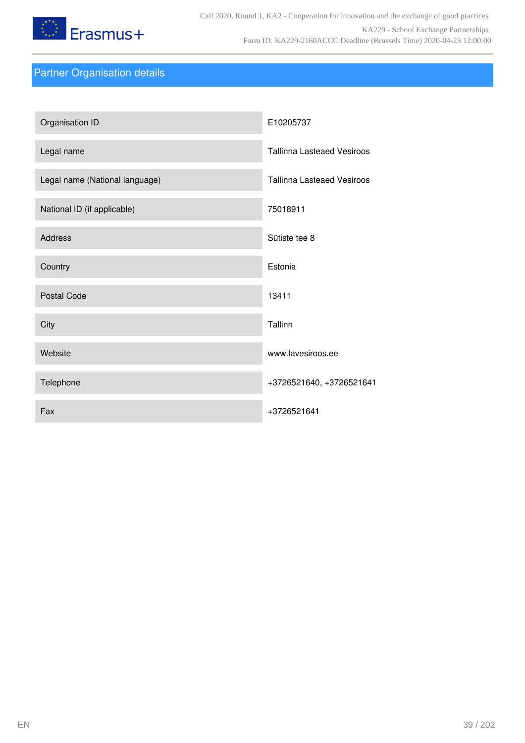## Partner Organisation details

| | |
|---|---|
| Organisation ID | E10205737 |
| Legal name | Tallinna Lasteaed Vesiroos |
| Legal name (National language) | Tallinna Lasteaed Vesiroos |
| National ID (if applicable) | 75018911 |
| Address | Sütiste tee 8 |
| Country | Estonia |
| Postal Code | 13411 |
| City | Tallinn |
| Website | www.lavesiroos.ee |
| Telephone | +3726521640, +3726521641 |
| Fax | +3726521641 |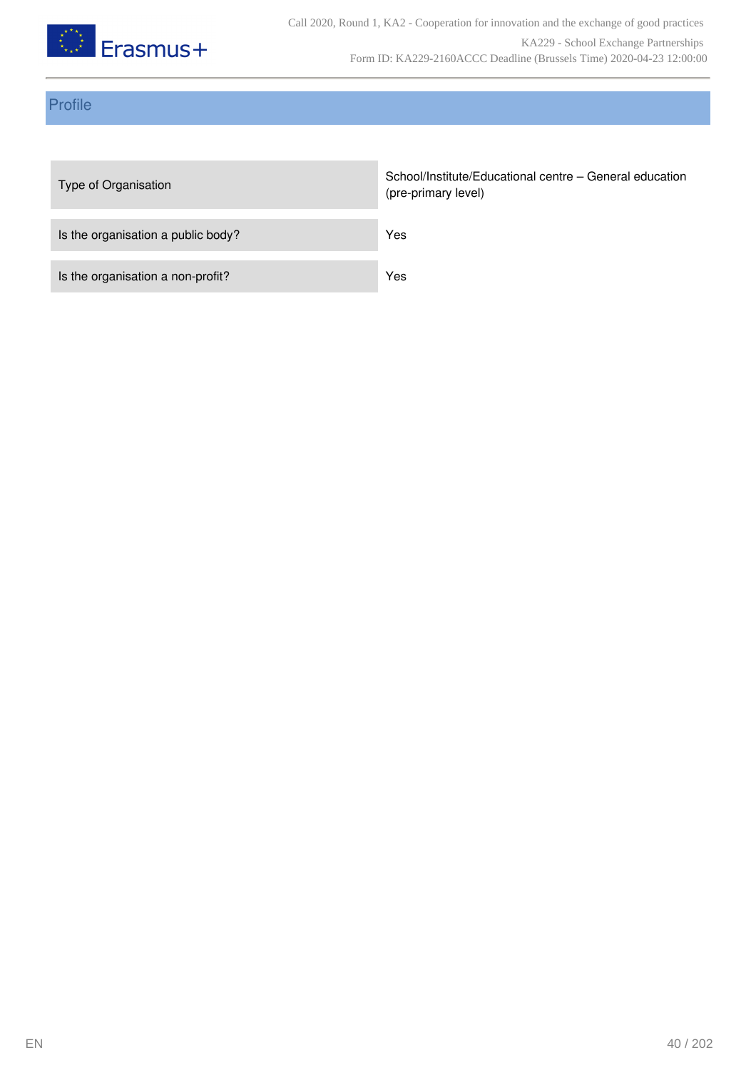## Profile

| | |
|---|---|
| Type of Organisation | School/Institute/Educational centre – General education (pre-primary level) |
| Is the organisation a public body? | Yes |
| Is the organisation a non-profit? | Yes |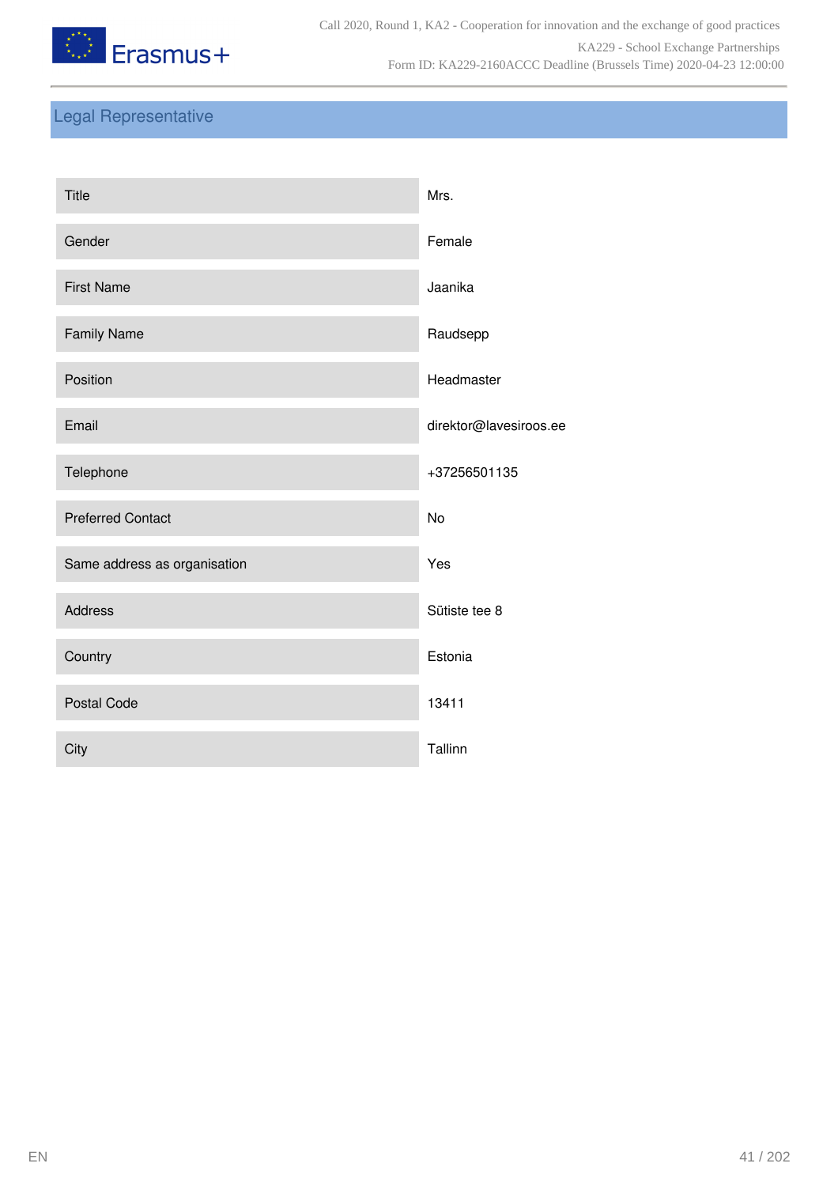## Legal Representative

| | |
|---|---|
| Title | Mrs. |
| Gender | Female |
| First Name | Jaanika |
| Family Name | Raudsepp |
| Position | Headmaster |
| Email | direktor@lavesiroos.ee |
| Telephone | +37256501135 |
| Preferred Contact | No |
| Same address as organisation | Yes |
| Address | Sütiste tee 8 |
| Country | Estonia |
| Postal Code | 13411 |
| City | Tallinn |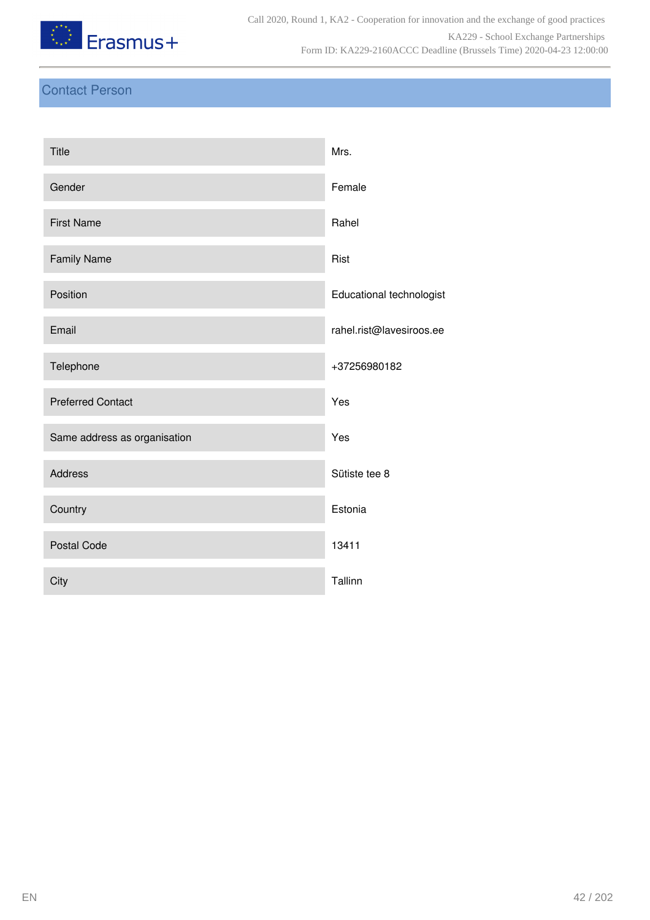## Contact Person

| | |
|---|---|
| Title | Mrs. |
| Gender | Female |
| First Name | Rahel |
| Family Name | Rist |
| Position | Educational technologist |
| Email | rahel.rist@lavesiroos.ee |
| Telephone | +37256980182 |
| Preferred Contact | Yes |
| Same address as organisation | Yes |
| Address | Sütiste tee 8 |
| Country | Estonia |
| Postal Code | 13411 |
| City | Tallinn |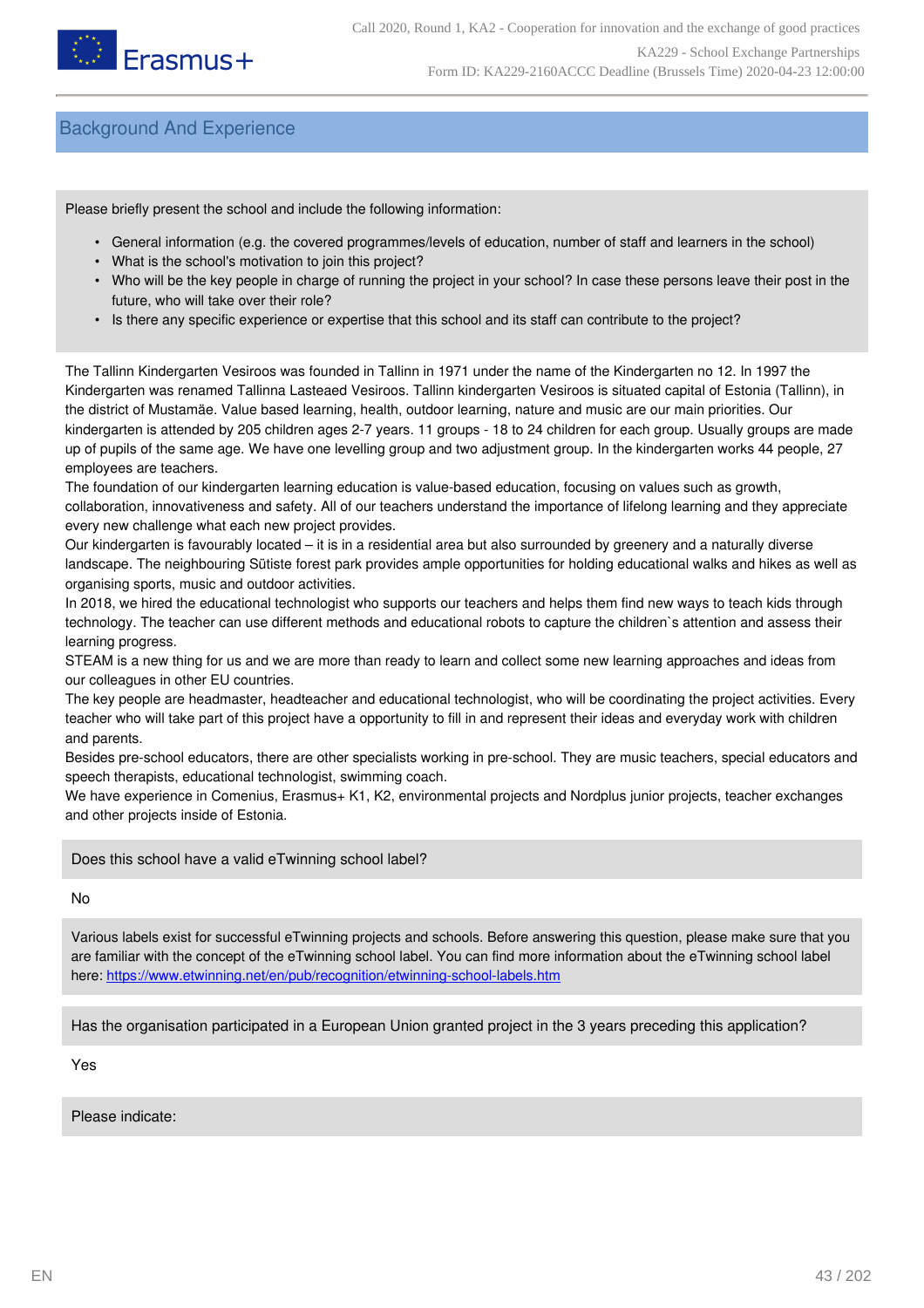## Background And Experience

Please briefly present the school and include the following information:

- General information (e.g. the covered programmes/levels of education, number of staff and learners in the school)
- What is the school's motivation to join this project?
- Who will be the key people in charge of running the project in your school? In case these persons leave their post in the future, who will take over their role?
- Is there any specific experience or expertise that this school and its staff can contribute to the project?

The Tallinn Kindergarten Vesiroos was founded in Tallinn in 1971 under the name of the Kindergarten no 12. In 1997 the Kindergarten was renamed Tallinna Lasteaed Vesiroos. Tallinn kindergarten Vesiroos is situated capital of Estonia (Tallinn), in the district of Mustamäe. Value based learning, health, outdoor learning, nature and music are our main priorities. Our kindergarten is attended by 205 children ages 2-7 years. 11 groups - 18 to 24 children for each group. Usually groups are made up of pupils of the same age. We have one levelling group and two adjustment group. In the kindergarten works 44 people, 27 employees are teachers.
The foundation of our kindergarten learning education is value-based education, focusing on values such as growth, collaboration, innovativeness and safety. All of our teachers understand the importance of lifelong learning and they appreciate every new challenge what each new project provides.
Our kindergarten is favourably located – it is in a residential area but also surrounded by greenery and a naturally diverse landscape. The neighbouring Sütiste forest park provides ample opportunities for holding educational walks and hikes as well as organising sports, music and outdoor activities.
In 2018, we hired the educational technologist who supports our teachers and helps them find new ways to teach kids through technology. The teacher can use different methods and educational robots to capture the children`s attention and assess their learning progress.
STEAM is a new thing for us and we are more than ready to learn and collect some new learning approaches and ideas from our colleagues in other EU countries.
The key people are headmaster, headteacher and educational technologist, who will be coordinating the project activities. Every teacher who will take part of this project have a opportunity to fill in and represent their ideas and everyday work with children and parents.
Besides pre-school educators, there are other specialists working in pre-school. They are music teachers, special educators and speech therapists, educational technologist, swimming coach.
We have experience in Comenius, Erasmus+ K1, K2, environmental projects and Nordplus junior projects, teacher exchanges and other projects inside of Estonia.

Does this school have a valid eTwinning school label?

No

Various labels exist for successful eTwinning projects and schools. Before answering this question, please make sure that you are familiar with the concept of the eTwinning school label. You can find more information about the eTwinning school label here: https://www.etwinning.net/en/pub/recognition/etwinning-school-labels.htm

Has the organisation participated in a European Union granted project in the 3 years preceding this application?

Yes

Please indicate: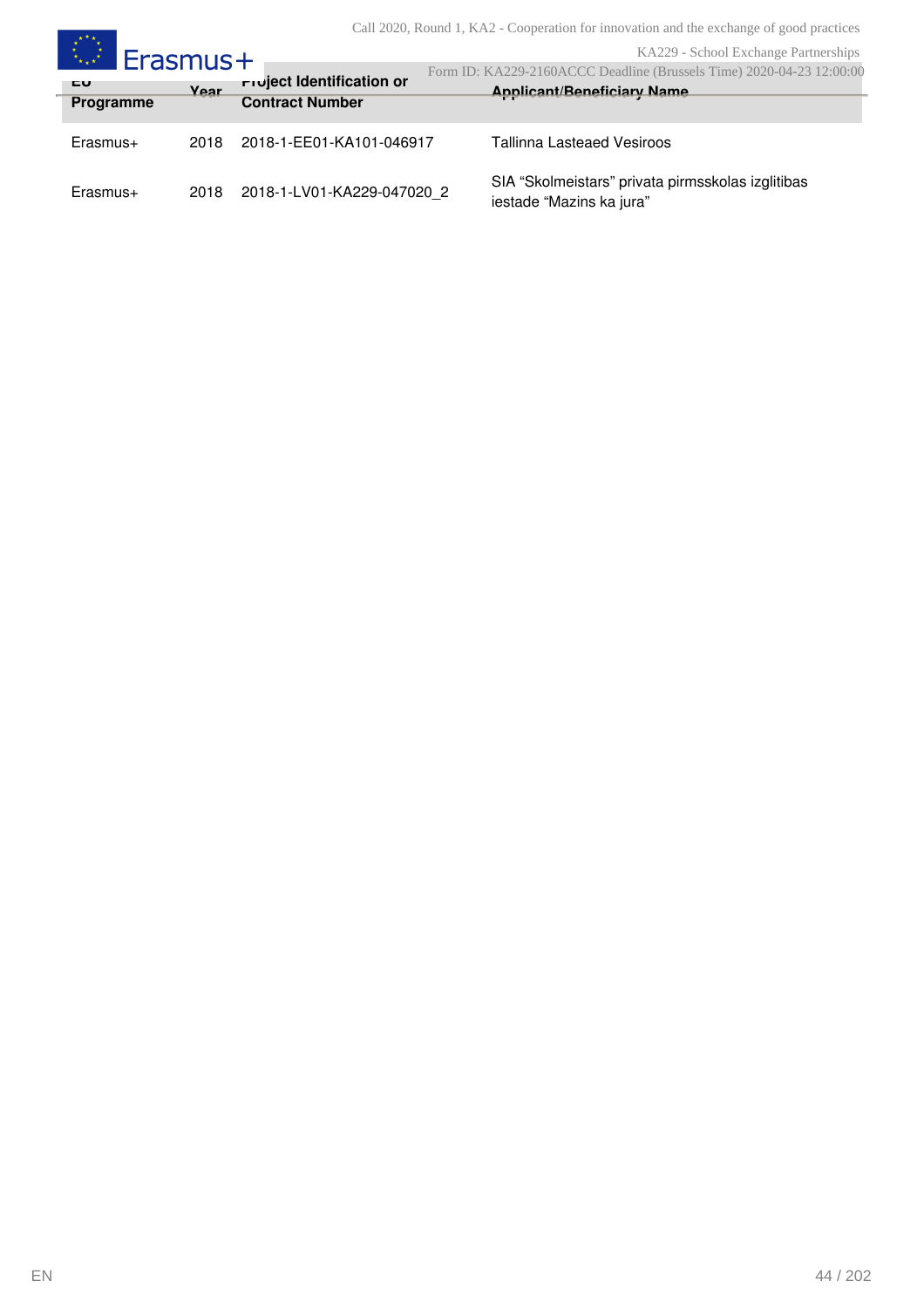| EU Programme | Year | Project Identification or Contract Number | Applicant/Beneficiary Name |
|---|---|---|---|
| Erasmus+ | 2018 | 2018-1-EE01-KA101-046917 | Tallinna Lasteaed Vesiroos |
| Erasmus+ | 2018 | 2018-1-LV01-KA229-047020_2 | SIA “Skolmeistars” privata pirmsskolas izglitibas iestade “Mazins ka jura” |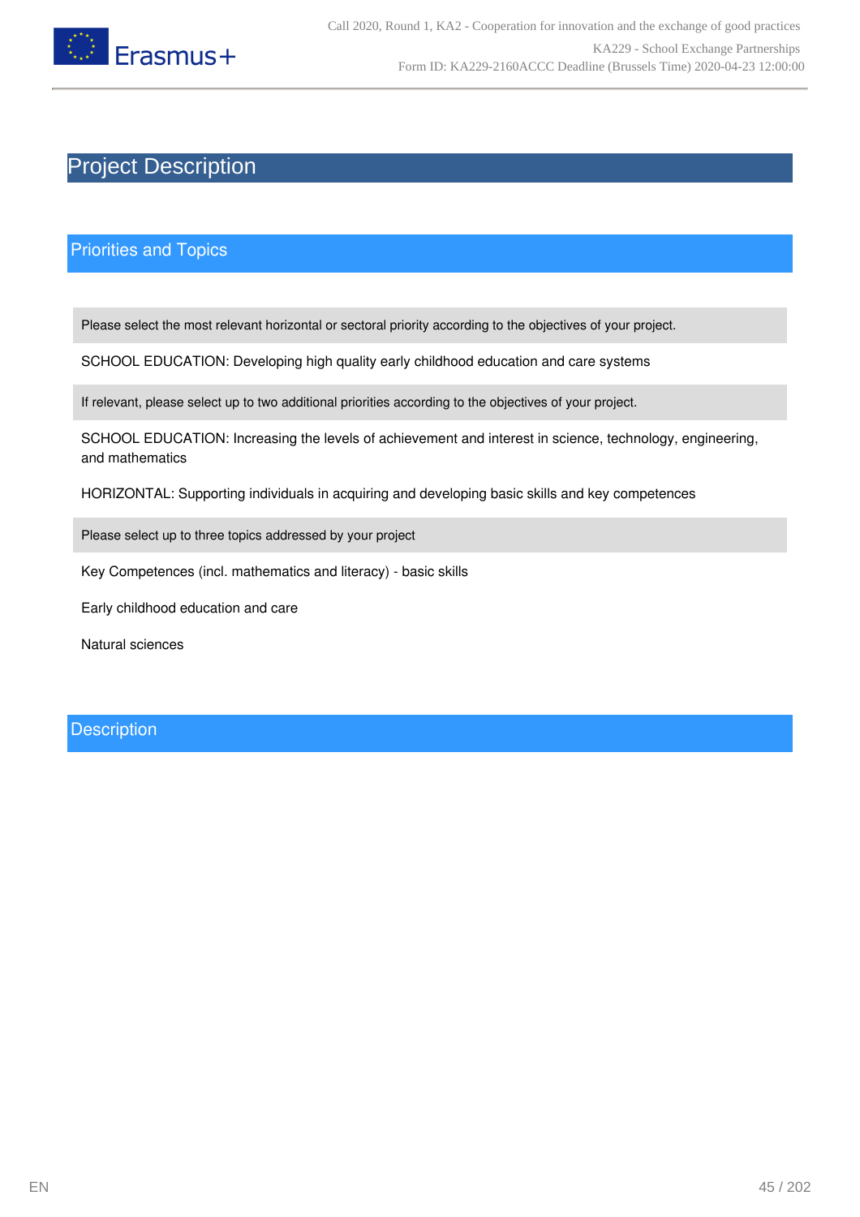# Project Description

## Priorities and Topics

Please select the most relevant horizontal or sectoral priority according to the objectives of your project.

SCHOOL EDUCATION: Developing high quality early childhood education and care systems

If relevant, please select up to two additional priorities according to the objectives of your project.

SCHOOL EDUCATION: Increasing the levels of achievement and interest in science, technology, engineering, and mathematics

HORIZONTAL: Supporting individuals in acquiring and developing basic skills and key competences

Please select up to three topics addressed by your project

Key Competences (incl. mathematics and literacy) - basic skills

Early childhood education and care

Natural sciences

## Description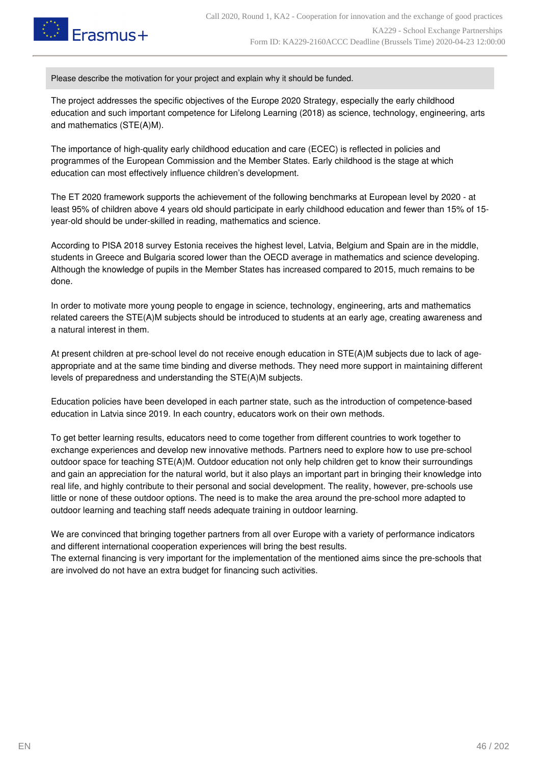Please describe the motivation for your project and explain why it should be funded.

The project addresses the specific objectives of the Europe 2020 Strategy, especially the early childhood education and such important competence for Lifelong Learning (2018) as science, technology, engineering, arts and mathematics (STE(A)M).

The importance of high-quality early childhood education and care (ECEC) is reflected in policies and programmes of the European Commission and the Member States. Early childhood is the stage at which education can most effectively influence children's development.

The ET 2020 framework supports the achievement of the following benchmarks at European level by 2020 - at least 95% of children above 4 years old should participate in early childhood education and fewer than 15% of 15-year-old should be under-skilled in reading, mathematics and science.

According to PISA 2018 survey Estonia receives the highest level, Latvia, Belgium and Spain are in the middle, students in Greece and Bulgaria scored lower than the OECD average in mathematics and science developing. Although the knowledge of pupils in the Member States has increased compared to 2015, much remains to be done.

In order to motivate more young people to engage in science, technology, engineering, arts and mathematics related careers the STE(A)M subjects should be introduced to students at an early age, creating awareness and a natural interest in them.

At present children at pre-school level do not receive enough education in STE(A)M subjects due to lack of age-appropriate and at the same time binding and diverse methods. They need more support in maintaining different levels of preparedness and understanding the STE(A)M subjects.

Education policies have been developed in each partner state, such as the introduction of competence-based education in Latvia since 2019. In each country, educators work on their own methods.

To get better learning results, educators need to come together from different countries to work together to exchange experiences and develop new innovative methods. Partners need to explore how to use pre-school outdoor space for teaching STE(A)M. Outdoor education not only help children get to know their surroundings and gain an appreciation for the natural world, but it also plays an important part in bringing their knowledge into real life, and highly contribute to their personal and social development. The reality, however, pre-schools use little or none of these outdoor options. The need is to make the area around the pre-school more adapted to outdoor learning and teaching staff needs adequate training in outdoor learning.

We are convinced that bringing together partners from all over Europe with a variety of performance indicators and different international cooperation experiences will bring the best results.
The external financing is very important for the implementation of the mentioned aims since the pre-schools that are involved do not have an extra budget for financing such activities.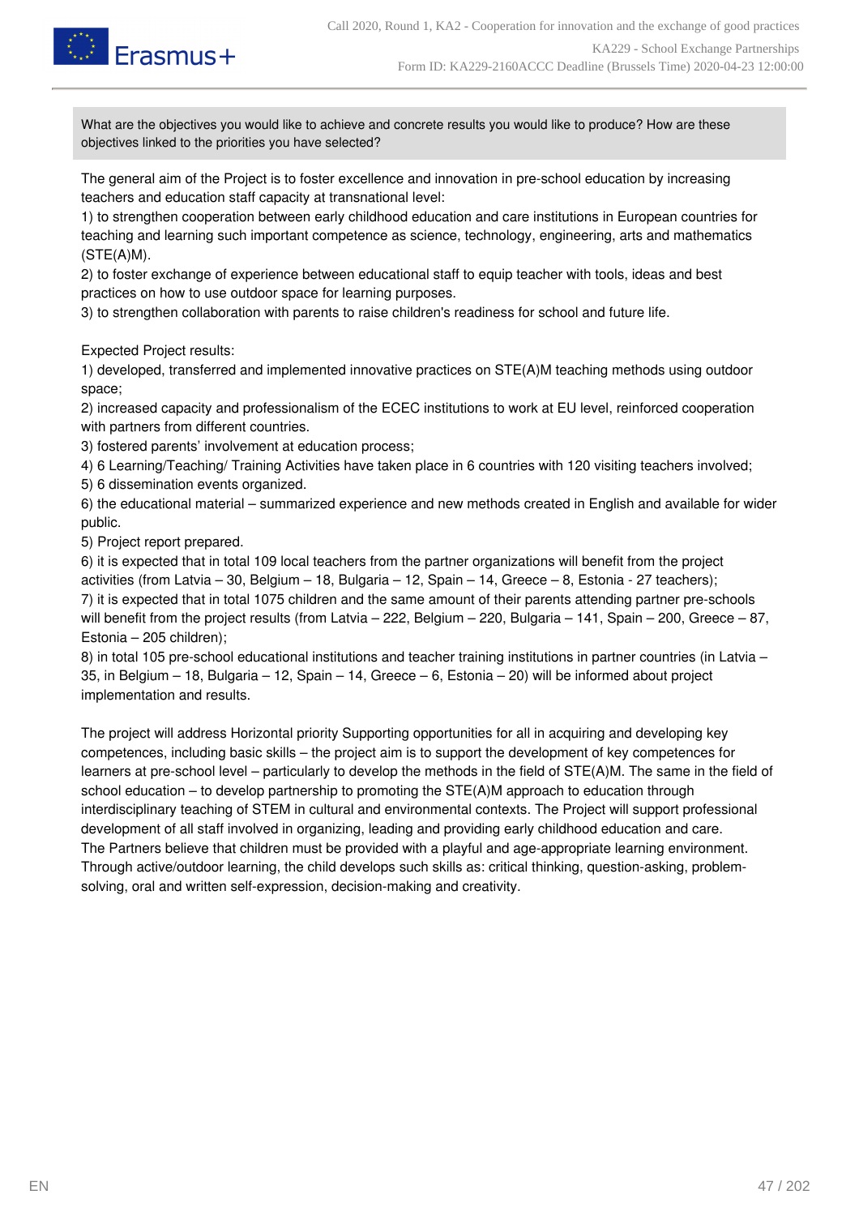What are the objectives you would like to achieve and concrete results you would like to produce? How are these objectives linked to the priorities you have selected?

The general aim of the Project is to foster excellence and innovation in pre-school education by increasing teachers and education staff capacity at transnational level:
1) to strengthen cooperation between early childhood education and care institutions in European countries for teaching and learning such important competence as science, technology, engineering, arts and mathematics (STE(A)M).
2) to foster exchange of experience between educational staff to equip teacher with tools, ideas and best practices on how to use outdoor space for learning purposes.
3) to strengthen collaboration with parents to raise children's readiness for school and future life.

Expected Project results:
1) developed, transferred and implemented innovative practices on STE(A)M teaching methods using outdoor space;
2) increased capacity and professionalism of the ECEC institutions to work at EU level, reinforced cooperation with partners from different countries.
3) fostered parents' involvement at education process;
4) 6 Learning/Teaching/ Training Activities have taken place in 6 countries with 120 visiting teachers involved;
5) 6 dissemination events organized.
6) the educational material – summarized experience and new methods created in English and available for wider public.
5) Project report prepared.
6) it is expected that in total 109 local teachers from the partner organizations will benefit from the project activities (from Latvia – 30, Belgium – 18, Bulgaria – 12, Spain – 14, Greece – 8, Estonia - 27 teachers);
7) it is expected that in total 1075 children and the same amount of their parents attending partner pre-schools will benefit from the project results (from Latvia – 222, Belgium – 220, Bulgaria – 141, Spain – 200, Greece – 87, Estonia – 205 children);
8) in total 105 pre-school educational institutions and teacher training institutions in partner countries (in Latvia – 35, in Belgium – 18, Bulgaria – 12, Spain – 14, Greece – 6, Estonia – 20) will be informed about project implementation and results.

The project will address Horizontal priority Supporting opportunities for all in acquiring and developing key competences, including basic skills – the project aim is to support the development of key competences for learners at pre-school level – particularly to develop the methods in the field of STE(A)M. The same in the field of school education – to develop partnership to promoting the STE(A)M approach to education through interdisciplinary teaching of STEM in cultural and environmental contexts. The Project will support professional development of all staff involved in organizing, leading and providing early childhood education and care.
The Partners believe that children must be provided with a playful and age-appropriate learning environment. Through active/outdoor learning, the child develops such skills as: critical thinking, question-asking, problem-solving, oral and written self-expression, decision-making and creativity.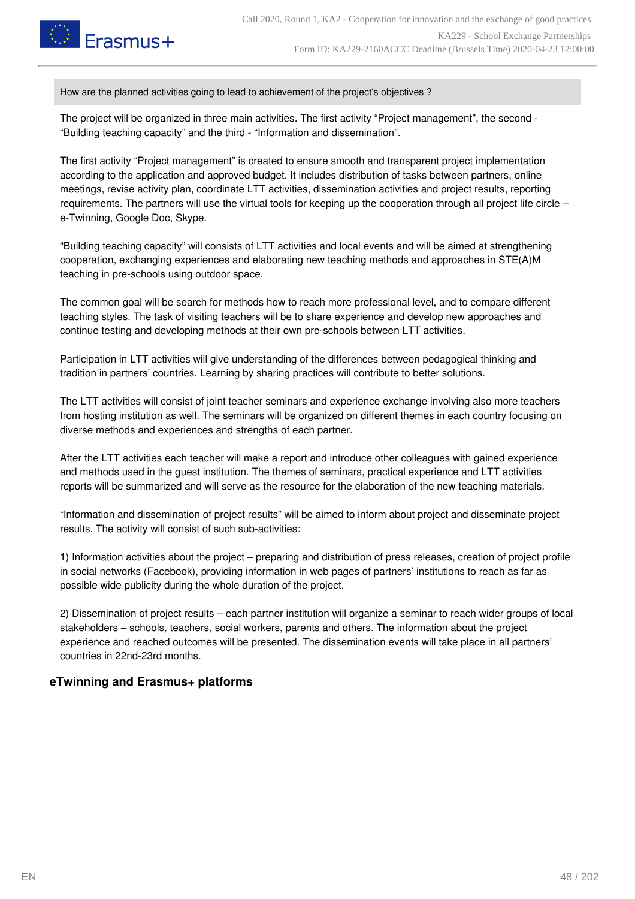How are the planned activities going to lead to achievement of the project's objectives ?

The project will be organized in three main activities. The first activity “Project management”, the second - “Building teaching capacity” and the third - “Information and dissemination”.

The first activity “Project management” is created to ensure smooth and transparent project implementation according to the application and approved budget. It includes distribution of tasks between partners, online meetings, revise activity plan, coordinate LTT activities, dissemination activities and project results, reporting requirements. The partners will use the virtual tools for keeping up the cooperation through all project life circle – e-Twinning, Google Doc, Skype.

“Building teaching capacity” will consists of LTT activities and local events and will be aimed at strengthening cooperation, exchanging experiences and elaborating new teaching methods and approaches in STE(A)M teaching in pre-schools using outdoor space.

The common goal will be search for methods how to reach more professional level, and to compare different teaching styles. The task of visiting teachers will be to share experience and develop new approaches and continue testing and developing methods at their own pre-schools between LTT activities.

Participation in LTT activities will give understanding of the differences between pedagogical thinking and tradition in partners’ countries. Learning by sharing practices will contribute to better solutions.

The LTT activities will consist of joint teacher seminars and experience exchange involving also more teachers from hosting institution as well. The seminars will be organized on different themes in each country focusing on diverse methods and experiences and strengths of each partner.

After the LTT activities each teacher will make a report and introduce other colleagues with gained experience and methods used in the guest institution. The themes of seminars, practical experience and LTT activities reports will be summarized and will serve as the resource for the elaboration of the new teaching materials.

“Information and dissemination of project results” will be aimed to inform about project and disseminate project results. The activity will consist of such sub-activities:

1) Information activities about the project – preparing and distribution of press releases, creation of project profile in social networks (Facebook), providing information in web pages of partners’ institutions to reach as far as possible wide publicity during the whole duration of the project.

2) Dissemination of project results – each partner institution will organize a seminar to reach wider groups of local stakeholders – schools, teachers, social workers, parents and others. The information about the project experience and reached outcomes will be presented. The dissemination events will take place in all partners’ countries in 22nd-23rd months.

## eTwinning and Erasmus+ platforms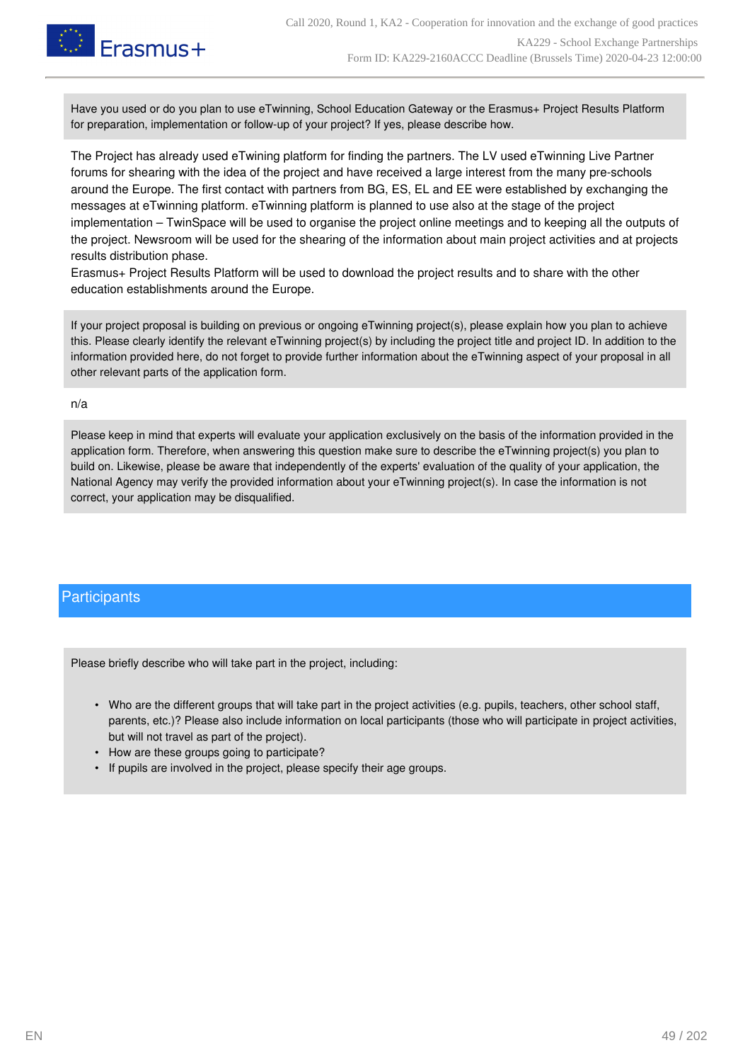Have you used or do you plan to use eTwinning, School Education Gateway or the Erasmus+ Project Results Platform for preparation, implementation or follow-up of your project? If yes, please describe how.

The Project has already used eTwining platform for finding the partners. The LV used eTwinning Live Partner forums for shearing with the idea of the project and have received a large interest from the many pre-schools around the Europe. The first contact with partners from BG, ES, EL and EE were established by exchanging the messages at eTwinning platform. eTwinning platform is planned to use also at the stage of the project implementation – TwinSpace will be used to organise the project online meetings and to keeping all the outputs of the project. Newsroom will be used for the shearing of the information about main project activities and at projects results distribution phase.
Erasmus+ Project Results Platform will be used to download the project results and to share with the other education establishments around the Europe.

If your project proposal is building on previous or ongoing eTwinning project(s), please explain how you plan to achieve this. Please clearly identify the relevant eTwinning project(s) by including the project title and project ID. In addition to the information provided here, do not forget to provide further information about the eTwinning aspect of your proposal in all other relevant parts of the application form.

n/a

Please keep in mind that experts will evaluate your application exclusively on the basis of the information provided in the application form. Therefore, when answering this question make sure to describe the eTwinning project(s) you plan to build on. Likewise, please be aware that independently of the experts' evaluation of the quality of your application, the National Agency may verify the provided information about your eTwinning project(s). In case the information is not correct, your application may be disqualified.

## Participants

Please briefly describe who will take part in the project, including:

- Who are the different groups that will take part in the project activities (e.g. pupils, teachers, other school staff, parents, etc.)? Please also include information on local participants (those who will participate in project activities, but will not travel as part of the project).
- How are these groups going to participate?
- If pupils are involved in the project, please specify their age groups.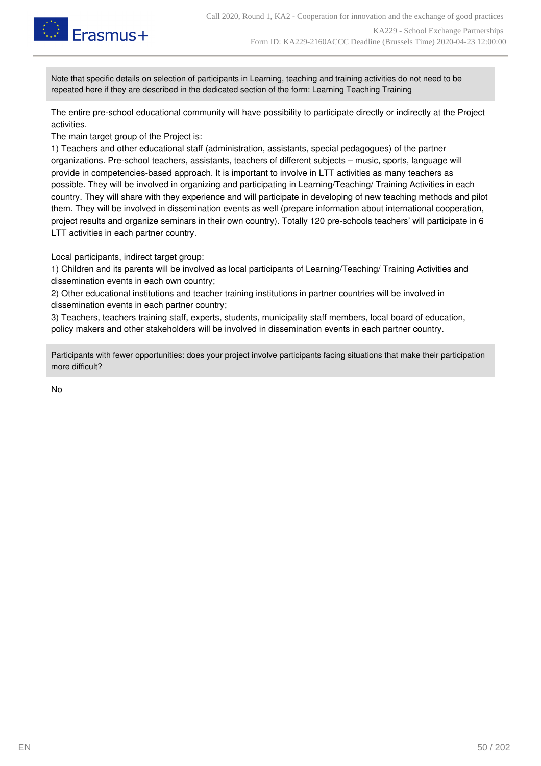Note that specific details on selection of participants in Learning, teaching and training activities do not need to be repeated here if they are described in the dedicated section of the form: Learning Teaching Training

The entire pre-school educational community will have possibility to participate directly or indirectly at the Project activities.
The main target group of the Project is:
1) Teachers and other educational staff (administration, assistants, special pedagogues) of the partner organizations. Pre-school teachers, assistants, teachers of different subjects – music, sports, language will provide in competencies-based approach. It is important to involve in LTT activities as many teachers as possible. They will be involved in organizing and participating in Learning/Teaching/ Training Activities in each country. They will share with they experience and will participate in developing of new teaching methods and pilot them. They will be involved in dissemination events as well (prepare information about international cooperation, project results and organize seminars in their own country). Totally 120 pre-schools teachers' will participate in 6 LTT activities in each partner country.

Local participants, indirect target group:
1) Children and its parents will be involved as local participants of Learning/Teaching/ Training Activities and dissemination events in each own country;
2) Other educational institutions and teacher training institutions in partner countries will be involved in dissemination events in each partner country;
3) Teachers, teachers training staff, experts, students, municipality staff members, local board of education, policy makers and other stakeholders will be involved in dissemination events in each partner country.

Participants with fewer opportunities: does your project involve participants facing situations that make their participation more difficult?

No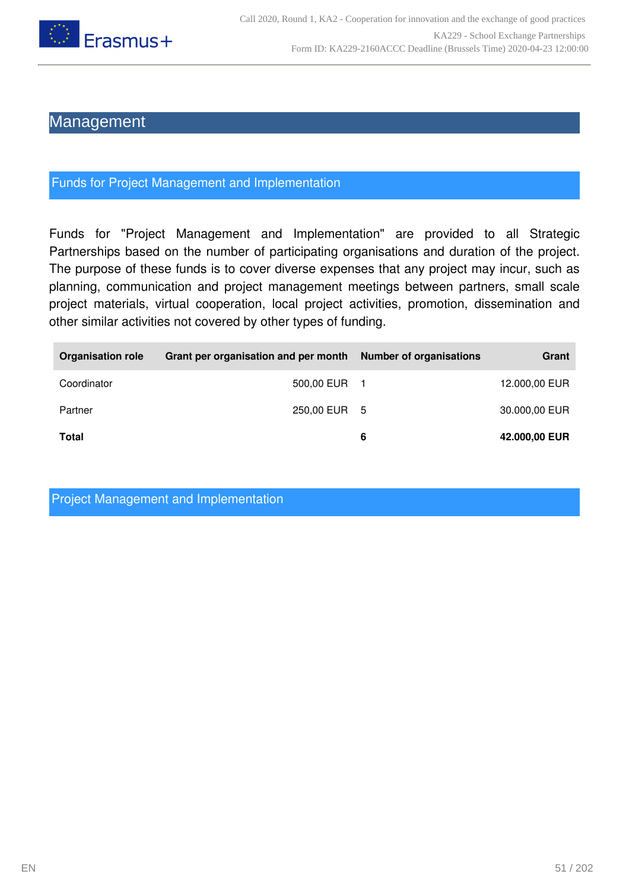# Management

## Funds for Project Management and Implementation

Funds for "Project Management and Implementation" are provided to all Strategic Partnerships based on the number of participating organisations and duration of the project. The purpose of these funds is to cover diverse expenses that any project may incur, such as planning, communication and project management meetings between partners, small scale project materials, virtual cooperation, local project activities, promotion, dissemination and other similar activities not covered by other types of funding.

| Organisation role | Grant per organisation and per month | Number of organisations | Grant |
|---|---|---|---|
| Coordinator | 500,00 EUR | 1 | 12.000,00 EUR |
| Partner | 250,00 EUR | 5 | 30.000,00 EUR |
| **Total** | | **6** | **42.000,00 EUR** |

## Project Management and Implementation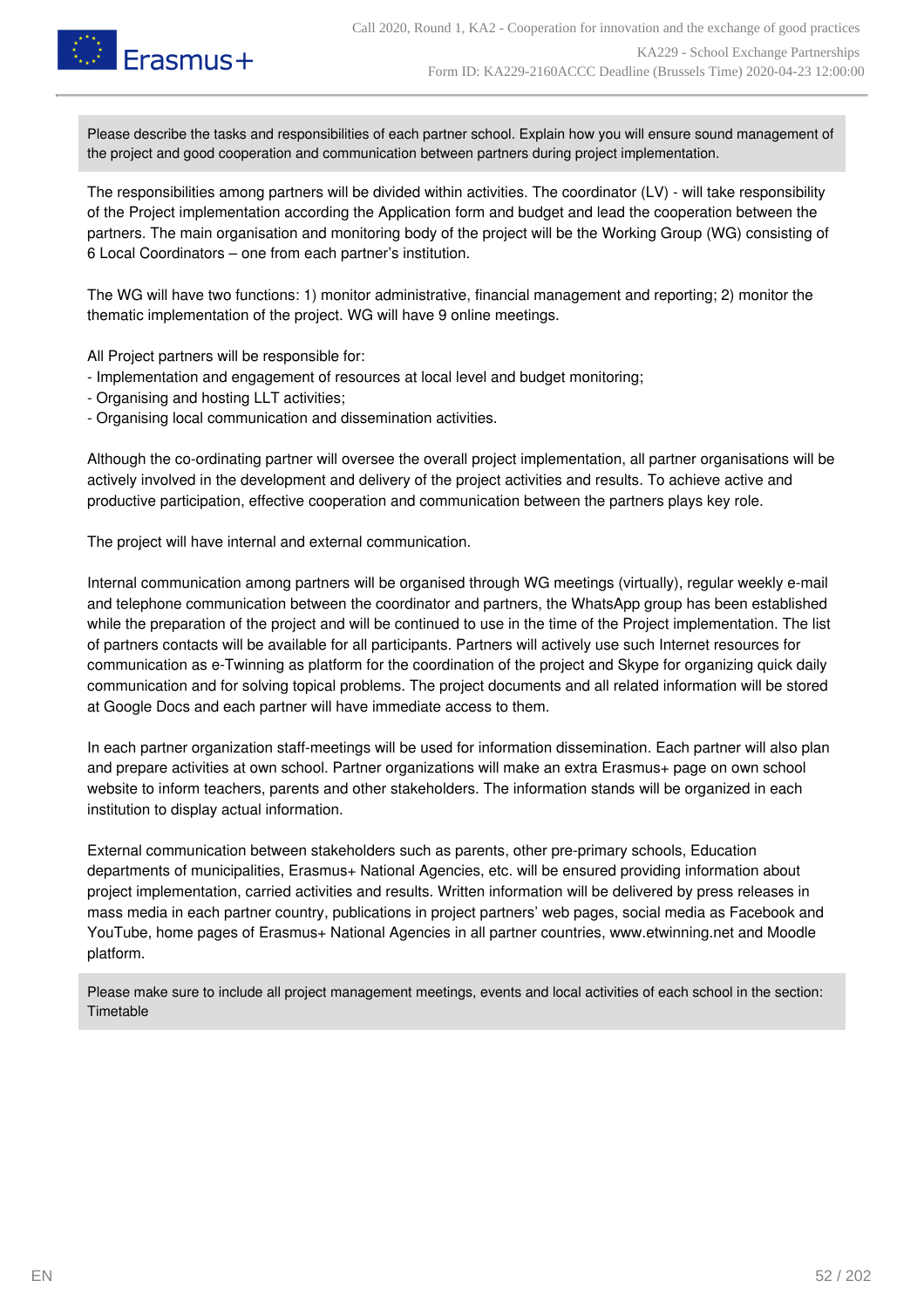Please describe the tasks and responsibilities of each partner school. Explain how you will ensure sound management of the project and good cooperation and communication between partners during project implementation.

The responsibilities among partners will be divided within activities. The coordinator (LV) - will take responsibility of the Project implementation according the Application form and budget and lead the cooperation between the partners. The main organisation and monitoring body of the project will be the Working Group (WG) consisting of 6 Local Coordinators – one from each partner's institution.

The WG will have two functions: 1) monitor administrative, financial management and reporting; 2) monitor the thematic implementation of the project. WG will have 9 online meetings.

All Project partners will be responsible for:
- Implementation and engagement of resources at local level and budget monitoring;
- Organising and hosting LLT activities;
- Organising local communication and dissemination activities.

Although the co-ordinating partner will oversee the overall project implementation, all partner organisations will be actively involved in the development and delivery of the project activities and results. To achieve active and productive participation, effective cooperation and communication between the partners plays key role.

The project will have internal and external communication.

Internal communication among partners will be organised through WG meetings (virtually), regular weekly e-mail and telephone communication between the coordinator and partners, the WhatsApp group has been established while the preparation of the project and will be continued to use in the time of the Project implementation. The list of partners contacts will be available for all participants. Partners will actively use such Internet resources for communication as e-Twinning as platform for the coordination of the project and Skype for organizing quick daily communication and for solving topical problems. The project documents and all related information will be stored at Google Docs and each partner will have immediate access to them.

In each partner organization staff-meetings will be used for information dissemination. Each partner will also plan and prepare activities at own school. Partner organizations will make an extra Erasmus+ page on own school website to inform teachers, parents and other stakeholders. The information stands will be organized in each institution to display actual information.

External communication between stakeholders such as parents, other pre-primary schools, Education departments of municipalities, Erasmus+ National Agencies, etc. will be ensured providing information about project implementation, carried activities and results. Written information will be delivered by press releases in mass media in each partner country, publications in project partners' web pages, social media as Facebook and YouTube, home pages of Erasmus+ National Agencies in all partner countries, www.etwinning.net and Moodle platform.

Please make sure to include all project management meetings, events and local activities of each school in the section: Timetable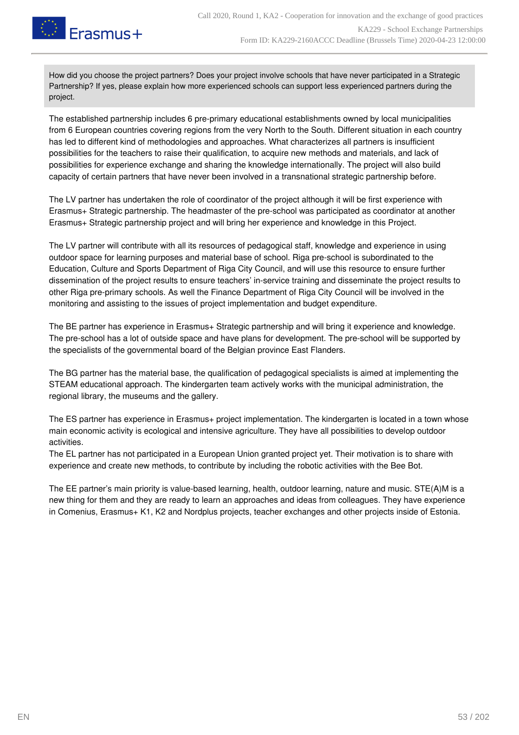How did you choose the project partners? Does your project involve schools that have never participated in a Strategic Partnership? If yes, please explain how more experienced schools can support less experienced partners during the project.

The established partnership includes 6 pre-primary educational establishments owned by local municipalities from 6 European countries covering regions from the very North to the South. Different situation in each country has led to different kind of methodologies and approaches. What characterizes all partners is insufficient possibilities for the teachers to raise their qualification, to acquire new methods and materials, and lack of possibilities for experience exchange and sharing the knowledge internationally. The project will also build capacity of certain partners that have never been involved in a transnational strategic partnership before.

The LV partner has undertaken the role of coordinator of the project although it will be first experience with Erasmus+ Strategic partnership. The headmaster of the pre-school was participated as coordinator at another Erasmus+ Strategic partnership project and will bring her experience and knowledge in this Project.

The LV partner will contribute with all its resources of pedagogical staff, knowledge and experience in using outdoor space for learning purposes and material base of school. Riga pre-school is subordinated to the Education, Culture and Sports Department of Riga City Council, and will use this resource to ensure further dissemination of the project results to ensure teachers' in-service training and disseminate the project results to other Riga pre-primary schools. As well the Finance Department of Riga City Council will be involved in the monitoring and assisting to the issues of project implementation and budget expenditure.

The BE partner has experience in Erasmus+ Strategic partnership and will bring it experience and knowledge. The pre-school has a lot of outside space and have plans for development. The pre-school will be supported by the specialists of the governmental board of the Belgian province East Flanders.

The BG partner has the material base, the qualification of pedagogical specialists is aimed at implementing the STEAM educational approach. The kindergarten team actively works with the municipal administration, the regional library, the museums and the gallery.

The ES partner has experience in Erasmus+ project implementation. The kindergarten is located in a town whose main economic activity is ecological and intensive agriculture. They have all possibilities to develop outdoor activities.
The EL partner has not participated in a European Union granted project yet. Their motivation is to share with experience and create new methods, to contribute by including the robotic activities with the Bee Bot.

The EE partner's main priority is value-based learning, health, outdoor learning, nature and music. STE(A)M is a new thing for them and they are ready to learn an approaches and ideas from colleagues. They have experience in Comenius, Erasmus+ K1, K2 and Nordplus projects, teacher exchanges and other projects inside of Estonia.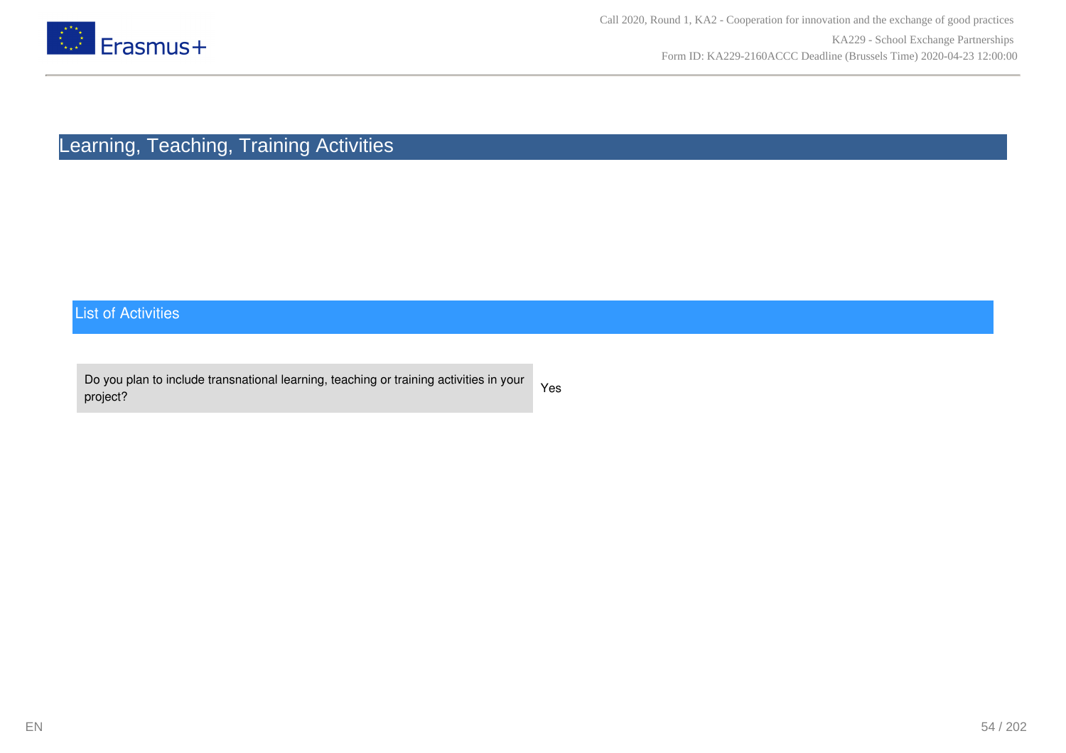# Learning, Teaching, Training Activities

## List of Activities

| Do you plan to include transnational learning, teaching or training activities in your project? | Yes |
|---|---|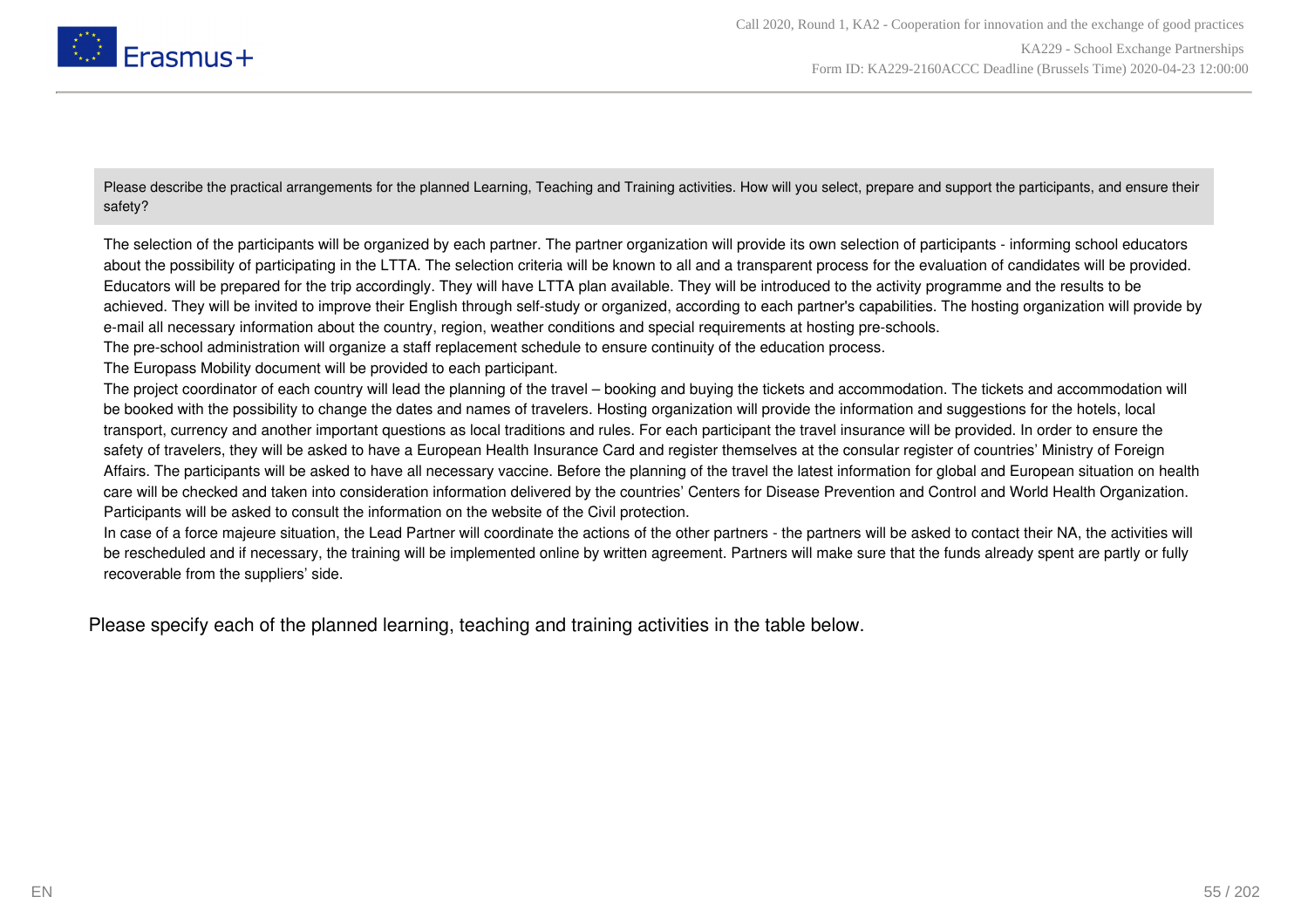Please describe the practical arrangements for the planned Learning, Teaching and Training activities. How will you select, prepare and support the participants, and ensure their safety?

The selection of the participants will be organized by each partner. The partner organization will provide its own selection of participants - informing school educators about the possibility of participating in the LTTA. The selection criteria will be known to all and a transparent process for the evaluation of candidates will be provided. Educators will be prepared for the trip accordingly. They will have LTTA plan available. They will be introduced to the activity programme and the results to be achieved. They will be invited to improve their English through self-study or organized, according to each partner's capabilities. The hosting organization will provide by e-mail all necessary information about the country, region, weather conditions and special requirements at hosting pre-schools.
The pre-school administration will organize a staff replacement schedule to ensure continuity of the education process.
The Europass Mobility document will be provided to each participant.
The project coordinator of each country will lead the planning of the travel – booking and buying the tickets and accommodation. The tickets and accommodation will be booked with the possibility to change the dates and names of travelers. Hosting organization will provide the information and suggestions for the hotels, local transport, currency and another important questions as local traditions and rules. For each participant the travel insurance will be provided. In order to ensure the safety of travelers, they will be asked to have a European Health Insurance Card and register themselves at the consular register of countries' Ministry of Foreign Affairs. The participants will be asked to have all necessary vaccine. Before the planning of the travel the latest information for global and European situation on health care will be checked and taken into consideration information delivered by the countries' Centers for Disease Prevention and Control and World Health Organization. Participants will be asked to consult the information on the website of the Civil protection.
In case of a force majeure situation, the Lead Partner will coordinate the actions of the other partners - the partners will be asked to contact their NA, the activities will be rescheduled and if necessary, the training will be implemented online by written agreement. Partners will make sure that the funds already spent are partly or fully recoverable from the suppliers' side.

Please specify each of the planned learning, teaching and training activities in the table below.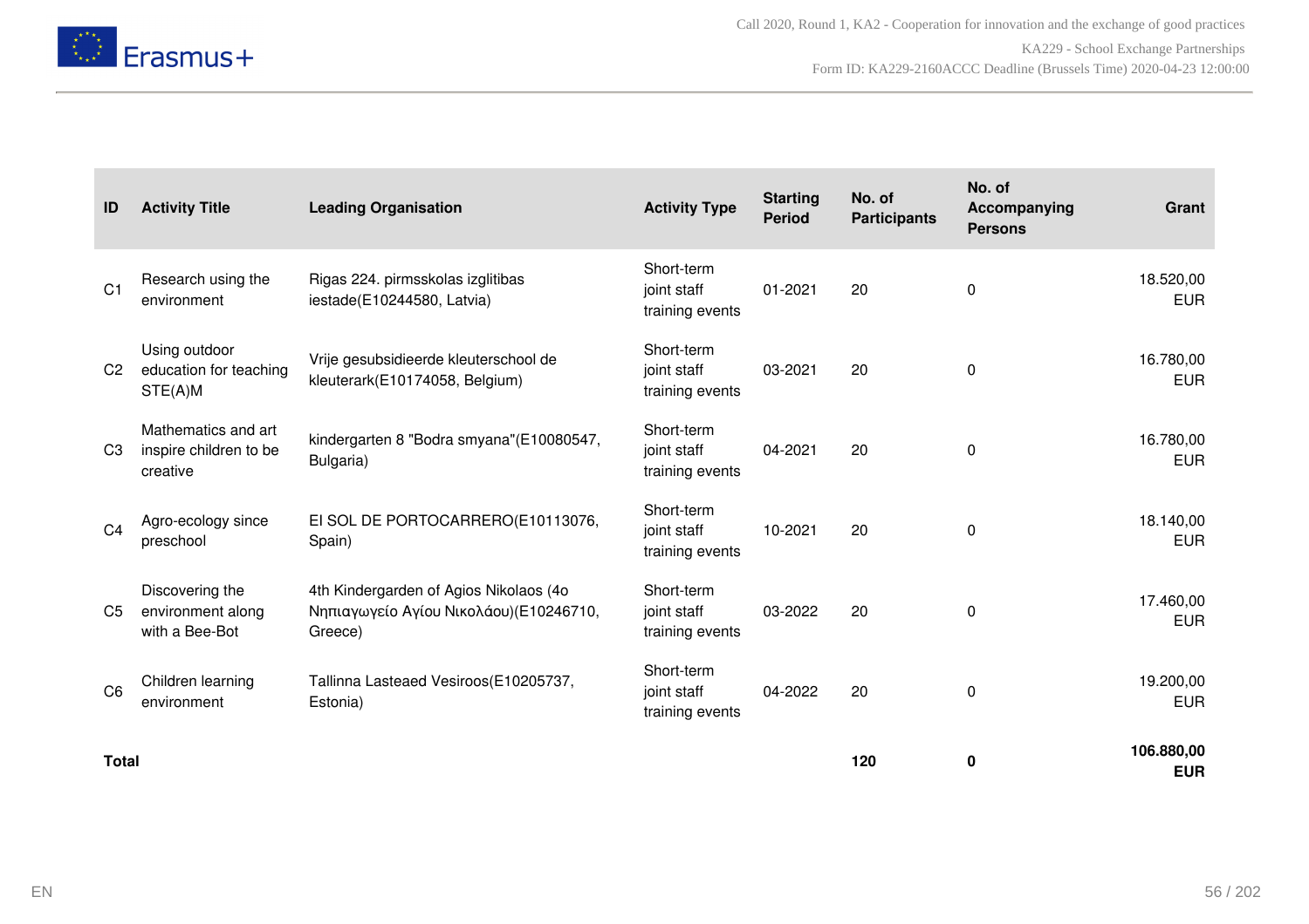| ID | Activity Title | Leading Organisation | Activity Type | Starting Period | No. of Participants | No. of Accompanying Persons | Grant |
|---|---|---|---|---|---|---|---|
| C1 | Research using the environment | Rigas 224. pirmsskolas izglitibas iestade(E10244580, Latvia) | Short-term joint staff training events | 01-2021 | 20 | 0 | 18.520,00 EUR |
| C2 | Using outdoor education for teaching STE(A)M | Vrije gesubsidieerde kleuterschool de kleuterark(E10174058, Belgium) | Short-term joint staff training events | 03-2021 | 20 | 0 | 16.780,00 EUR |
| C3 | Mathematics and art inspire children to be creative | kindergarten 8 "Bodra smyana"(E10080547, Bulgaria) | Short-term joint staff training events | 04-2021 | 20 | 0 | 16.780,00 EUR |
| C4 | Agro-ecology since preschool | EI SOL DE PORTOCARRERO(E10113076, Spain) | Short-term joint staff training events | 10-2021 | 20 | 0 | 18.140,00 EUR |
| C5 | Discovering the environment along with a Bee-Bot | 4th Kindergarden of Agios Nikolaos (4o Νηπιαγωγείο Αγίου Νικολάου)(E10246710, Greece) | Short-term joint staff training events | 03-2022 | 20 | 0 | 17.460,00 EUR |
| C6 | Children learning environment | Tallinna Lasteaed Vesiroos(E10205737, Estonia) | Short-term joint staff training events | 04-2022 | 20 | 0 | 19.200,00 EUR |
| **Total** | | | | | **120** | **0** | **106.880,00 EUR** |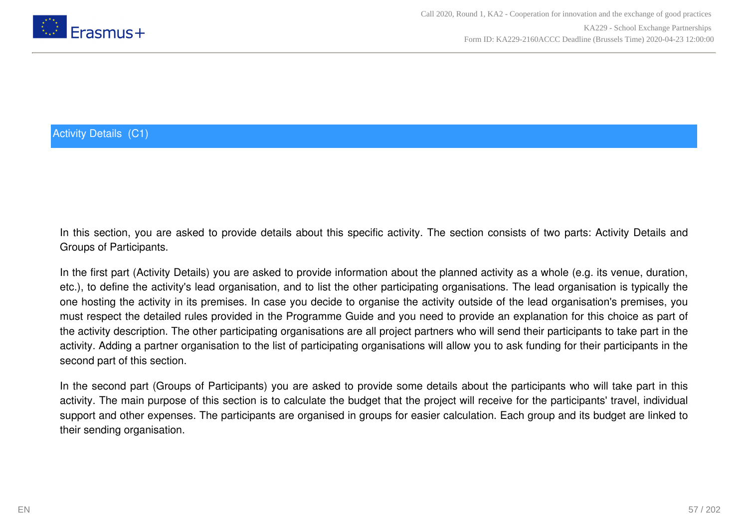## Activity Details (C1)

In this section, you are asked to provide details about this specific activity. The section consists of two parts: Activity Details and Groups of Participants.

In the first part (Activity Details) you are asked to provide information about the planned activity as a whole (e.g. its venue, duration, etc.), to define the activity's lead organisation, and to list the other participating organisations. The lead organisation is typically the one hosting the activity in its premises. In case you decide to organise the activity outside of the lead organisation's premises, you must respect the detailed rules provided in the Programme Guide and you need to provide an explanation for this choice as part of the activity description. The other participating organisations are all project partners who will send their participants to take part in the activity. Adding a partner organisation to the list of participating organisations will allow you to ask funding for their participants in the second part of this section.

In the second part (Groups of Participants) you are asked to provide some details about the participants who will take part in this activity. The main purpose of this section is to calculate the budget that the project will receive for the participants' travel, individual support and other expenses. The participants are organised in groups for easier calculation. Each group and its budget are linked to their sending organisation.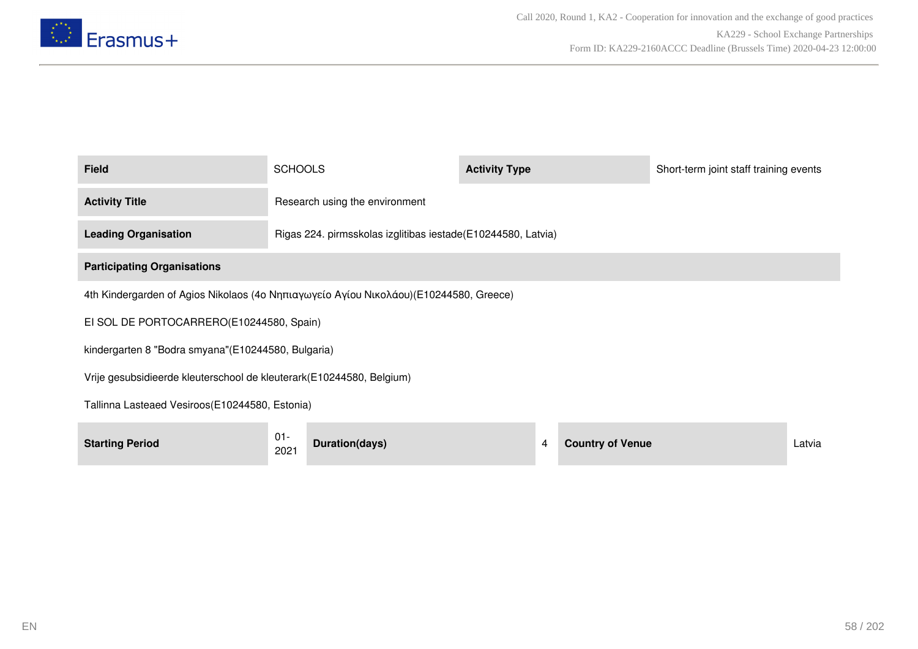| Field | SCHOOLS | Activity Type | Short-term joint staff training events |
|---|---|---|---|
| **Activity Title** | Research using the environment | | |
| **Leading Organisation** | Rigas 224. pirmsskolas izglitibas iestade(E10244580, Latvia) | | |

**Participating Organisations**

4th Kindergarden of Agios Nikolaos (4ο Νηπιαγωγείο Αγίου Νικολάου)(E10244580, Greece)

EI SOL DE PORTOCARRERO(E10244580, Spain)

kindergarten 8 "Bodra smyana"(E10244580, Bulgaria)

Vrije gesubsidieerde kleuterschool de kleuterark(E10244580, Belgium)

Tallinna Lasteaed Vesiroos(E10244580, Estonia)

| Starting Period | 01-2021 | Duration(days) | 4 | Country of Venue | Latvia |
|---|---|---|---|---|---|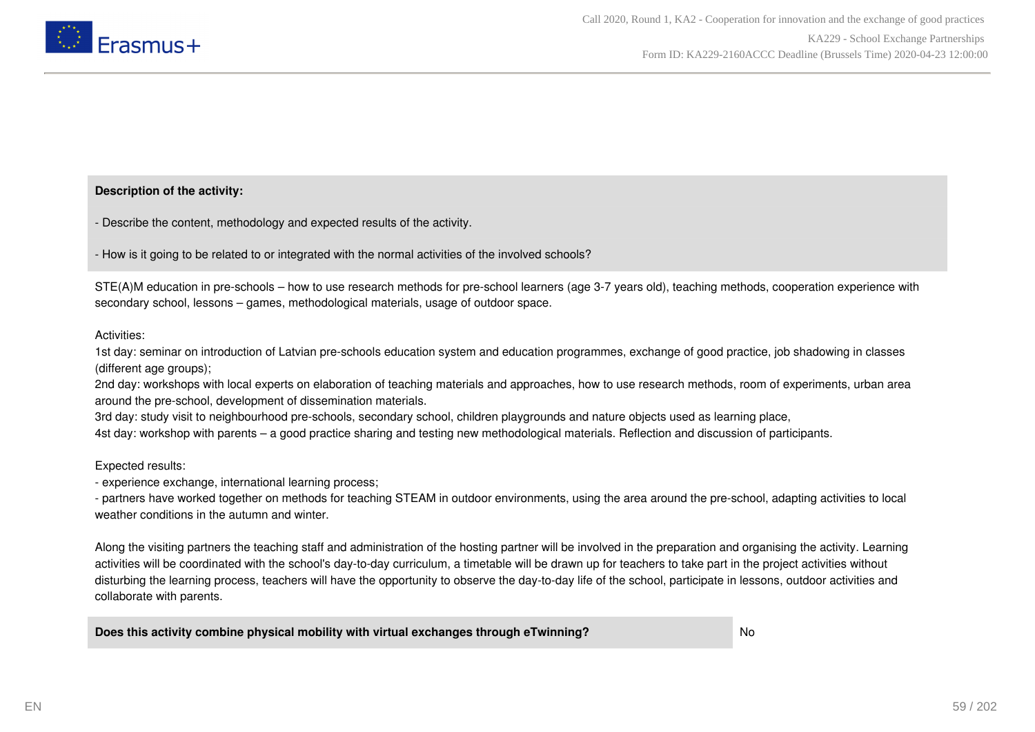**Description of the activity:**

- Describe the content, methodology and expected results of the activity.

- How is it going to be related to or integrated with the normal activities of the involved schools?

STE(A)M education in pre-schools – how to use research methods for pre-school learners (age 3-7 years old), teaching methods, cooperation experience with secondary school, lessons – games, methodological materials, usage of outdoor space.

Activities:
1st day: seminar on introduction of Latvian pre-schools education system and education programmes, exchange of good practice, job shadowing in classes (different age groups);
2nd day: workshops with local experts on elaboration of teaching materials and approaches, how to use research methods, room of experiments, urban area around the pre-school, development of dissemination materials.
3rd day: study visit to neighbourhood pre-schools, secondary school, children playgrounds and nature objects used as learning place,
4st day: workshop with parents – a good practice sharing and testing new methodological materials. Reflection and discussion of participants.

Expected results:
- experience exchange, international learning process;
- partners have worked together on methods for teaching STEAM in outdoor environments, using the area around the pre-school, adapting activities to local weather conditions in the autumn and winter.

Along the visiting partners the teaching staff and administration of the hosting partner will be involved in the preparation and organising the activity. Learning activities will be coordinated with the school's day-to-day curriculum, a timetable will be drawn up for teachers to take part in the project activities without disturbing the learning process, teachers will have the opportunity to observe the day-to-day life of the school, participate in lessons, outdoor activities and collaborate with parents.

| **Does this activity combine physical mobility with virtual exchanges through eTwinning?** | No |
|---|---|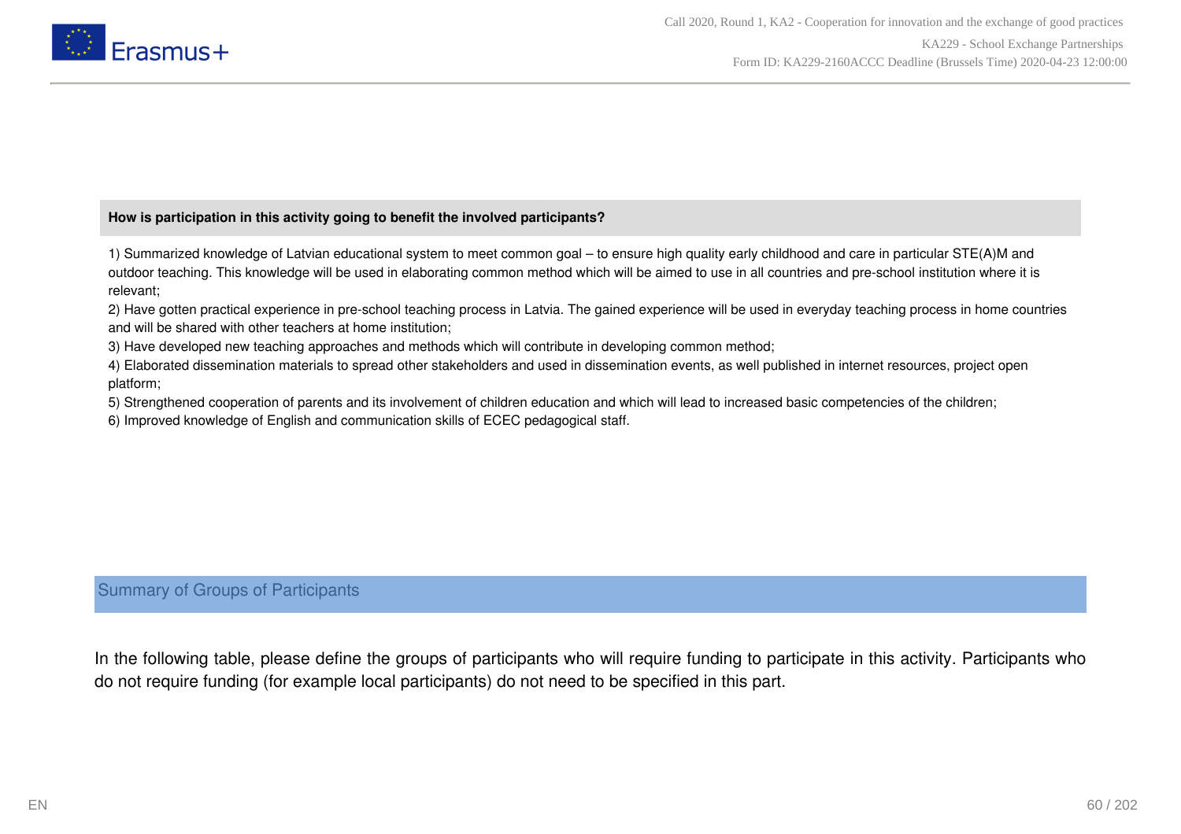**How is participation in this activity going to benefit the involved participants?**

1) Summarized knowledge of Latvian educational system to meet common goal – to ensure high quality early childhood and care in particular STE(A)M and outdoor teaching. This knowledge will be used in elaborating common method which will be aimed to use in all countries and pre-school institution where it is relevant;
2) Have gotten practical experience in pre-school teaching process in Latvia. The gained experience will be used in everyday teaching process in home countries and will be shared with other teachers at home institution;
3) Have developed new teaching approaches and methods which will contribute in developing common method;
4) Elaborated dissemination materials to spread other stakeholders and used in dissemination events, as well published in internet resources, project open platform;
5) Strengthened cooperation of parents and its involvement of children education and which will lead to increased basic competencies of the children;
6) Improved knowledge of English and communication skills of ECEC pedagogical staff.

## Summary of Groups of Participants

In the following table, please define the groups of participants who will require funding to participate in this activity. Participants who do not require funding (for example local participants) do not need to be specified in this part.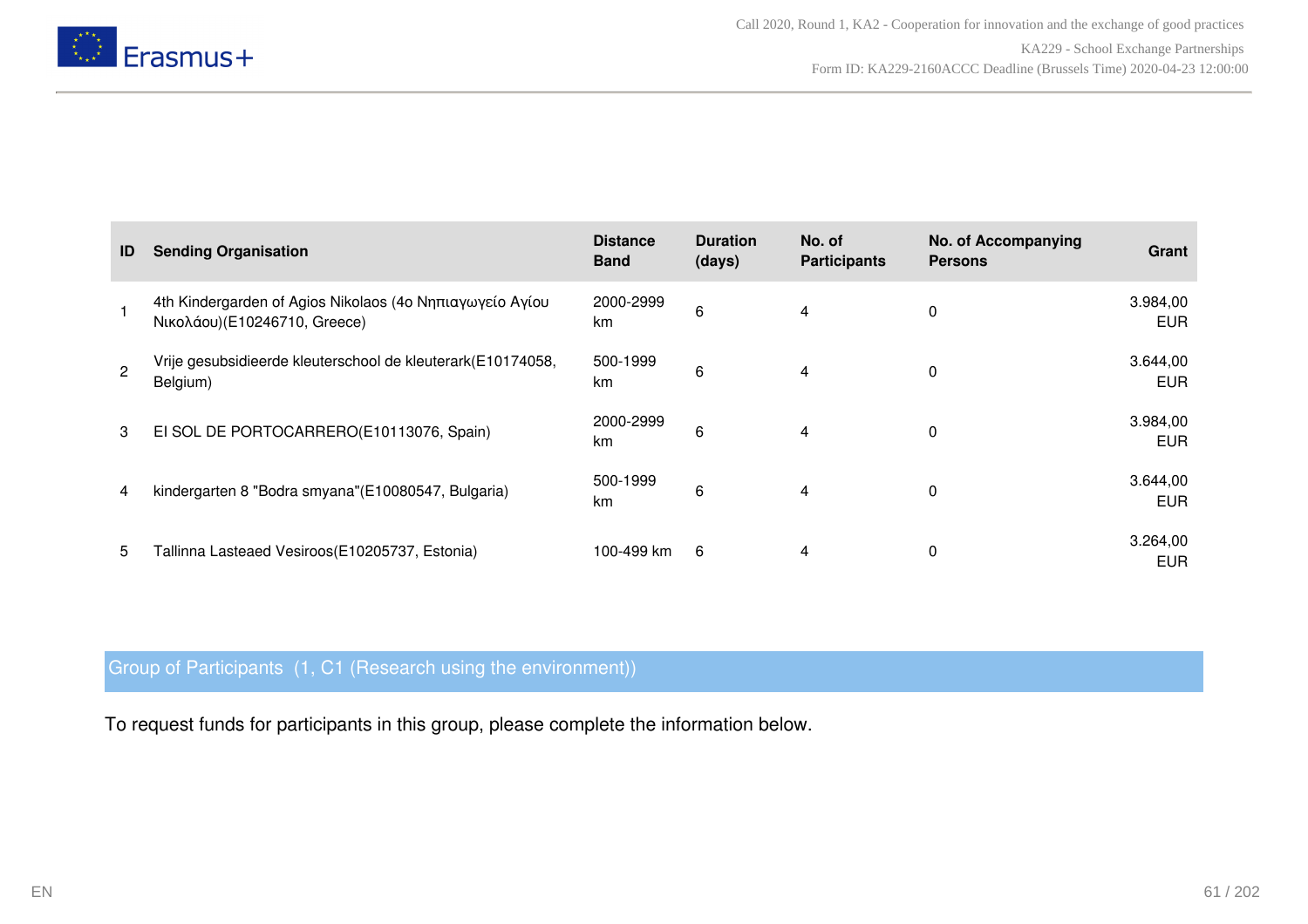| ID | Sending Organisation | Distance Band | Duration (days) | No. of Participants | No. of Accompanying Persons | Grant |
|---|---|---|---|---|---|---|
| 1 | 4th Kindergarden of Agios Nikolaos (4ο Νηπιαγωγείο Αγίου Νικολάου)(E10246710, Greece) | 2000-2999 km | 6 | 4 | 0 | 3.984,00 EUR |
| 2 | Vrije gesubsidieerde kleuterschool de kleuterark(E10174058, Belgium) | 500-1999 km | 6 | 4 | 0 | 3.644,00 EUR |
| 3 | El SOL DE PORTOCARRERO(E10113076, Spain) | 2000-2999 km | 6 | 4 | 0 | 3.984,00 EUR |
| 4 | kindergarten 8 "Bodra smyana"(E10080547, Bulgaria) | 500-1999 km | 6 | 4 | 0 | 3.644,00 EUR |
| 5 | Tallinna Lasteaed Vesiroos(E10205737, Estonia) | 100-499 km | 6 | 4 | 0 | 3.264,00 EUR |

## Group of Participants (1, C1 (Research using the environment))

To request funds for participants in this group, please complete the information below.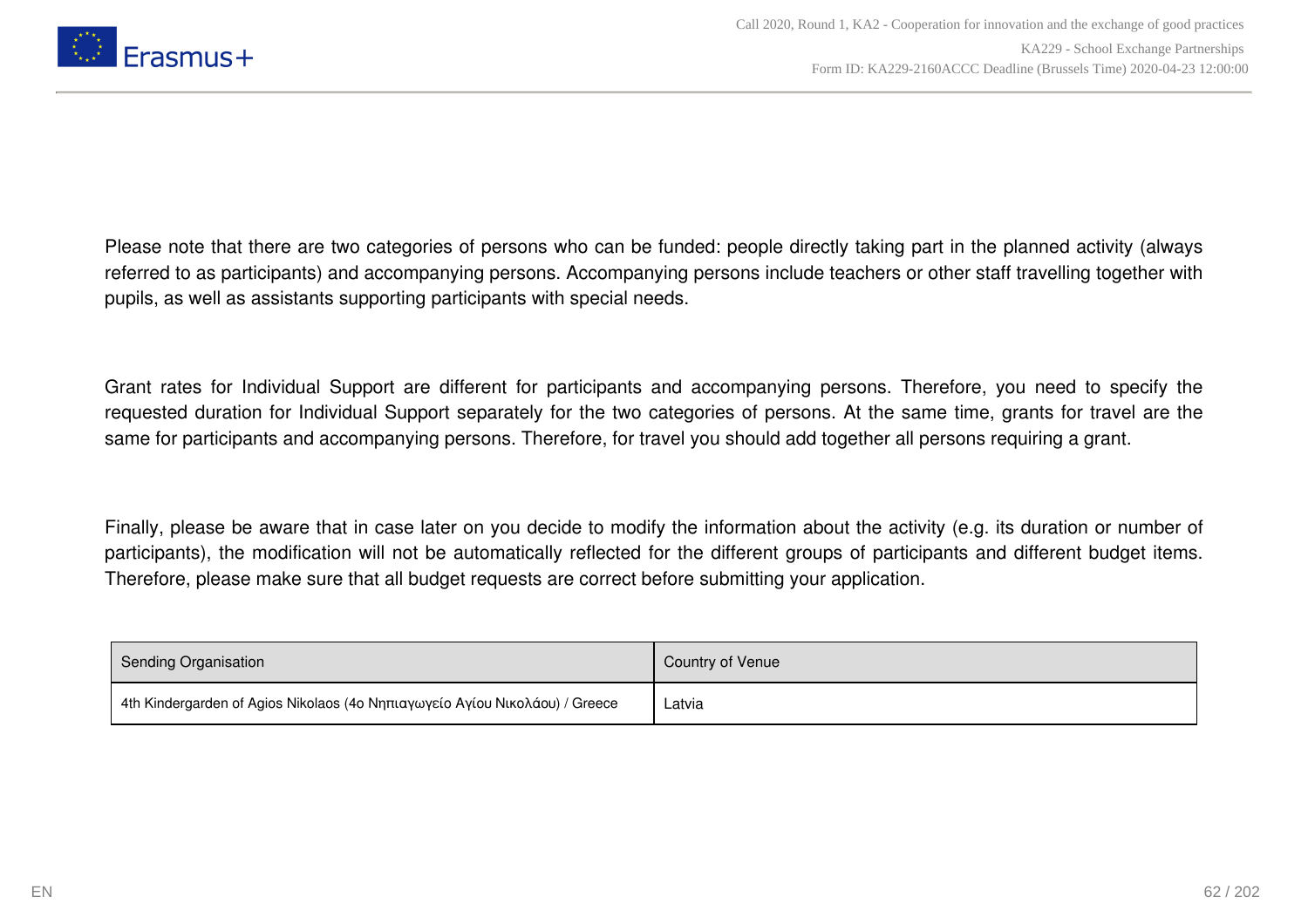Please note that there are two categories of persons who can be funded: people directly taking part in the planned activity (always referred to as participants) and accompanying persons. Accompanying persons include teachers or other staff travelling together with pupils, as well as assistants supporting participants with special needs.

Grant rates for Individual Support are different for participants and accompanying persons. Therefore, you need to specify the requested duration for Individual Support separately for the two categories of persons. At the same time, grants for travel are the same for participants and accompanying persons. Therefore, for travel you should add together all persons requiring a grant.

Finally, please be aware that in case later on you decide to modify the information about the activity (e.g. its duration or number of participants), the modification will not be automatically reflected for the different groups of participants and different budget items. Therefore, please make sure that all budget requests are correct before submitting your application.

| Sending Organisation | Country of Venue |
| --- | --- |
| 4th Kindergarden of Agios Nikolaos (4ο Νηπιαγωγείο Αγίου Νικολάου) / Greece | Latvia |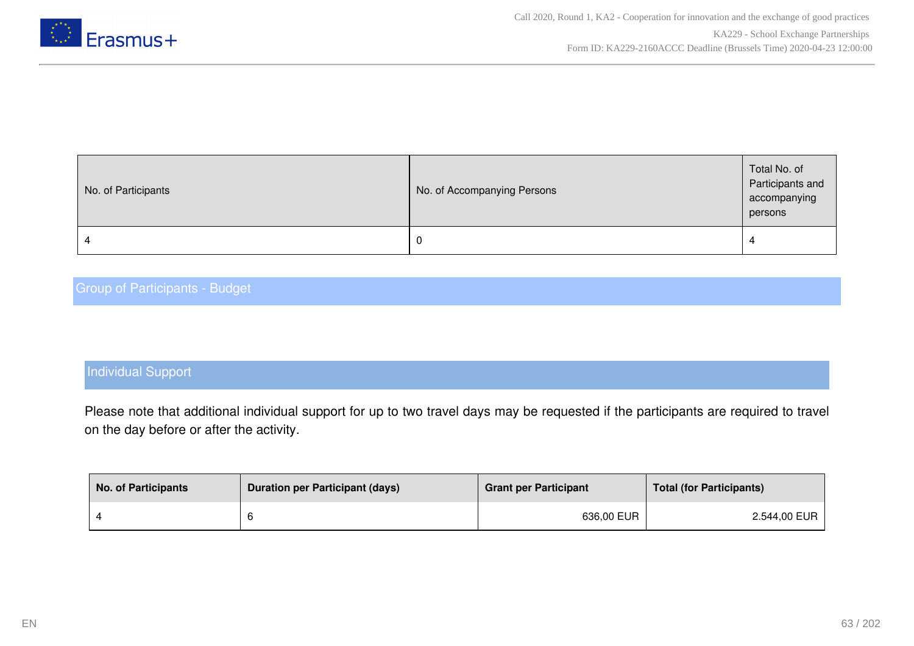| No. of Participants | No. of Accompanying Persons | Total No. of Participants and accompanying persons |
|---|---|---|
| 4 | 0 | 4 |

## Group of Participants - Budget

### Individual Support

Please note that additional individual support for up to two travel days may be requested if the participants are required to travel on the day before or after the activity.

| **No. of Participants** | **Duration per Participant (days)** | **Grant per Participant** | **Total (for Participants)** |
|---|---|---|---|
| 4 | 6 | 636,00 EUR | 2.544,00 EUR |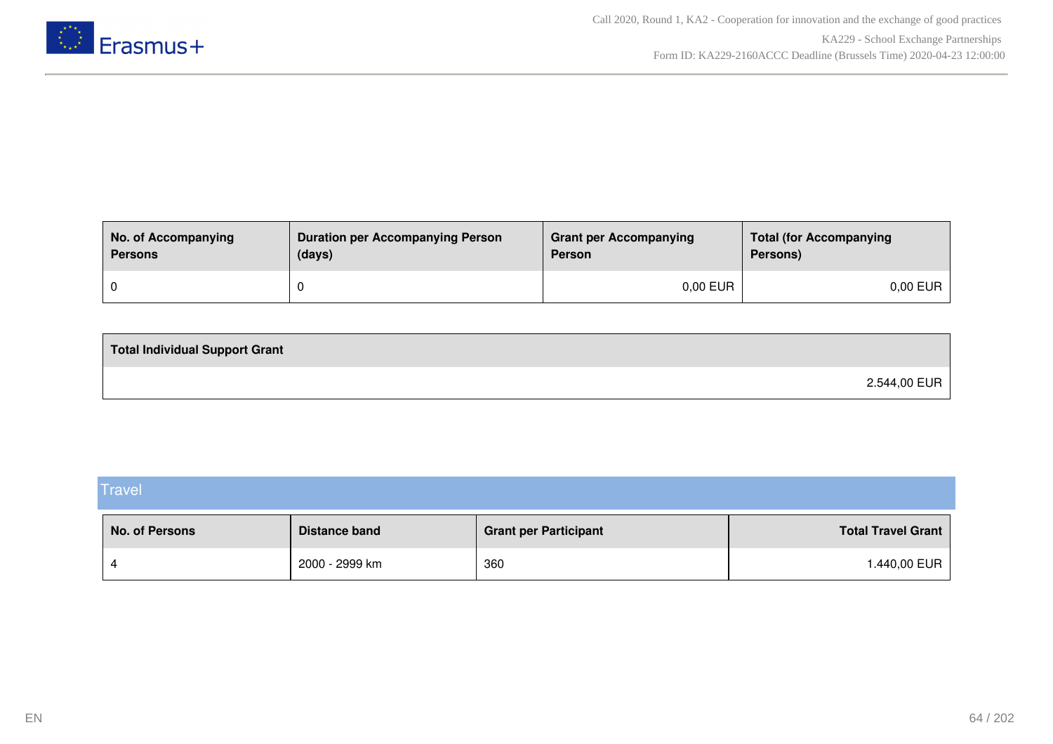| No. of Accompanying Persons | Duration per Accompanying Person (days) | Grant per Accompanying Person | Total (for Accompanying Persons) |
|---|---|---|---|
| 0 | 0 | 0,00 EUR | 0,00 EUR |

| Total Individual Support Grant |
|---|
| 2.544,00 EUR |

## Travel

| No. of Persons | Distance band | Grant per Participant | Total Travel Grant |
|---|---|---|---|
| 4 | 2000 - 2999 km | 360 | 1.440,00 EUR |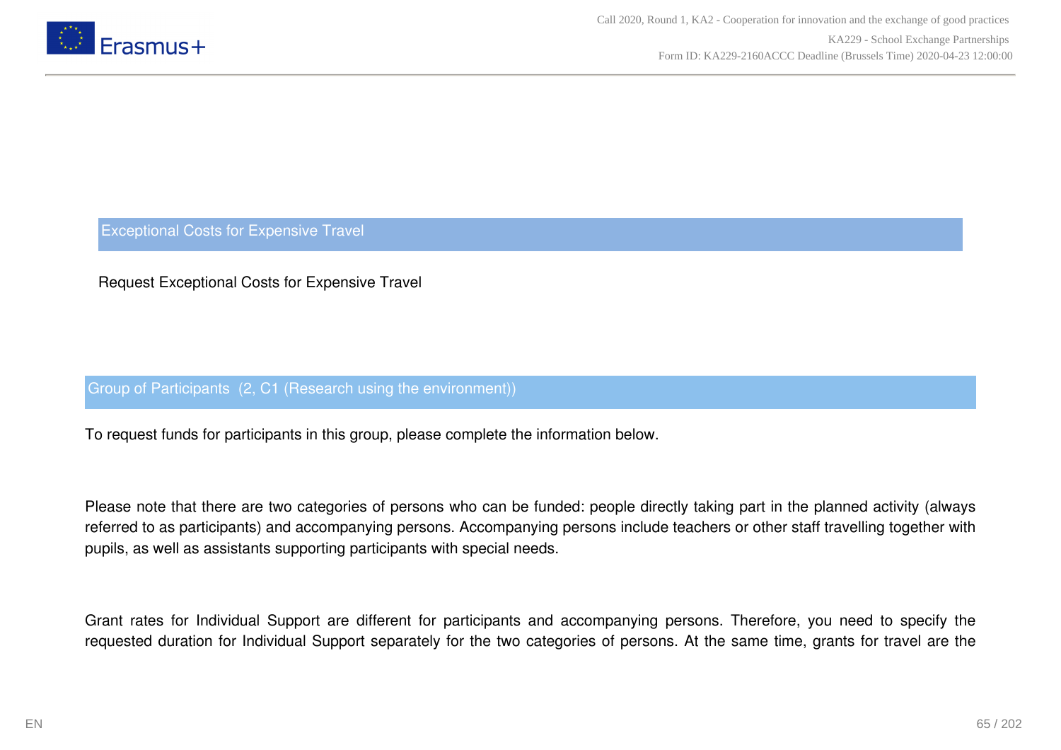## Exceptional Costs for Expensive Travel

Request Exceptional Costs for Expensive Travel

### Group of Participants (2, C1 (Research using the environment))

To request funds for participants in this group, please complete the information below.

Please note that there are two categories of persons who can be funded: people directly taking part in the planned activity (always referred to as participants) and accompanying persons. Accompanying persons include teachers or other staff travelling together with pupils, as well as assistants supporting participants with special needs.

Grant rates for Individual Support are different for participants and accompanying persons. Therefore, you need to specify the requested duration for Individual Support separately for the two categories of persons. At the same time, grants for travel are the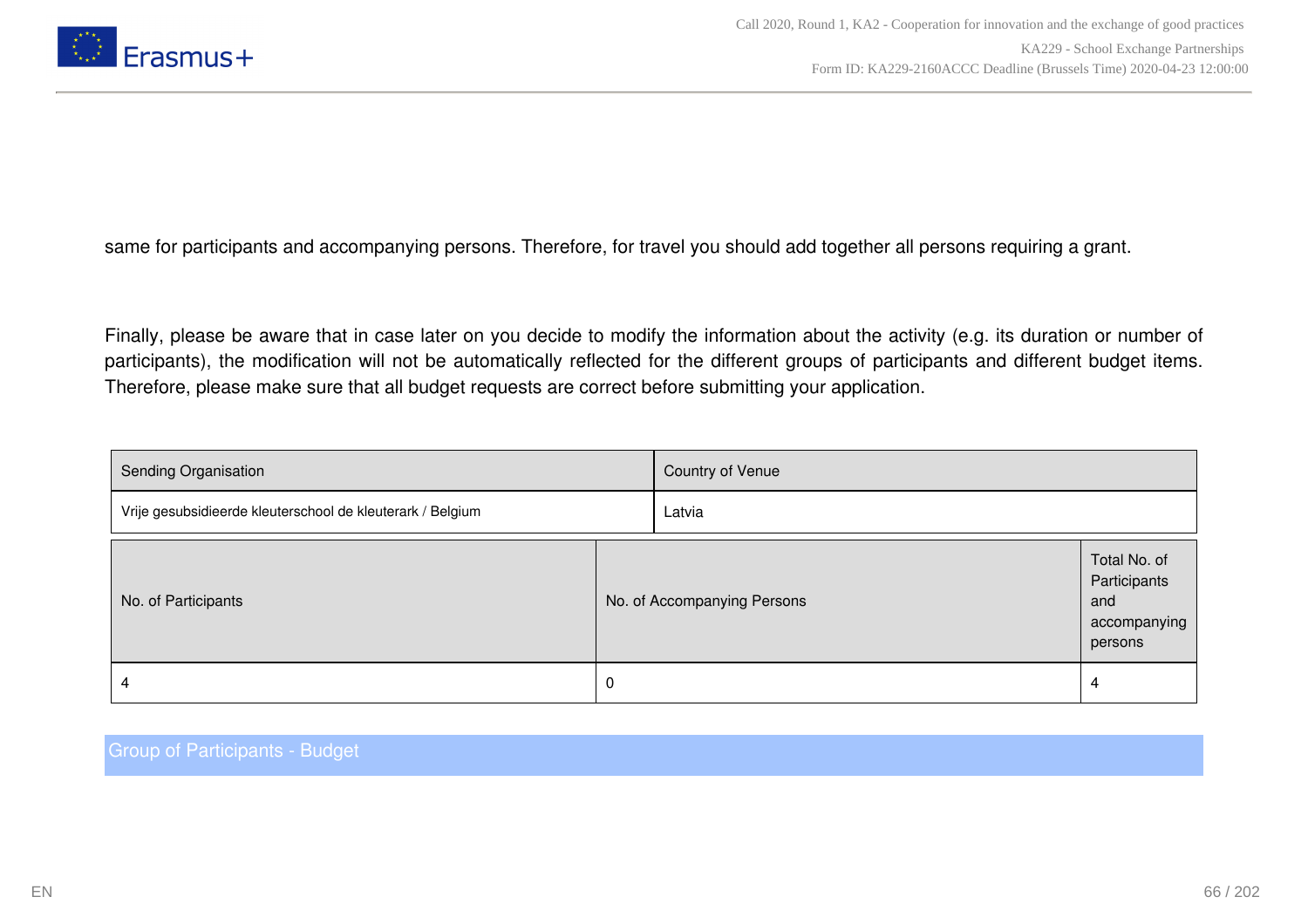same for participants and accompanying persons. Therefore, for travel you should add together all persons requiring a grant.

Finally, please be aware that in case later on you decide to modify the information about the activity (e.g. its duration or number of participants), the modification will not be automatically reflected for the different groups of participants and different budget items. Therefore, please make sure that all budget requests are correct before submitting your application.

| Sending Organisation | Country of Venue |
|---|---|
| Vrije gesubsidieerde kleuterschool de kleuterark / Belgium | Latvia |

| No. of Participants | No. of Accompanying Persons | Total No. of Participants and accompanying persons |
|---|---|---|
| 4 | 0 | 4 |

## Group of Participants - Budget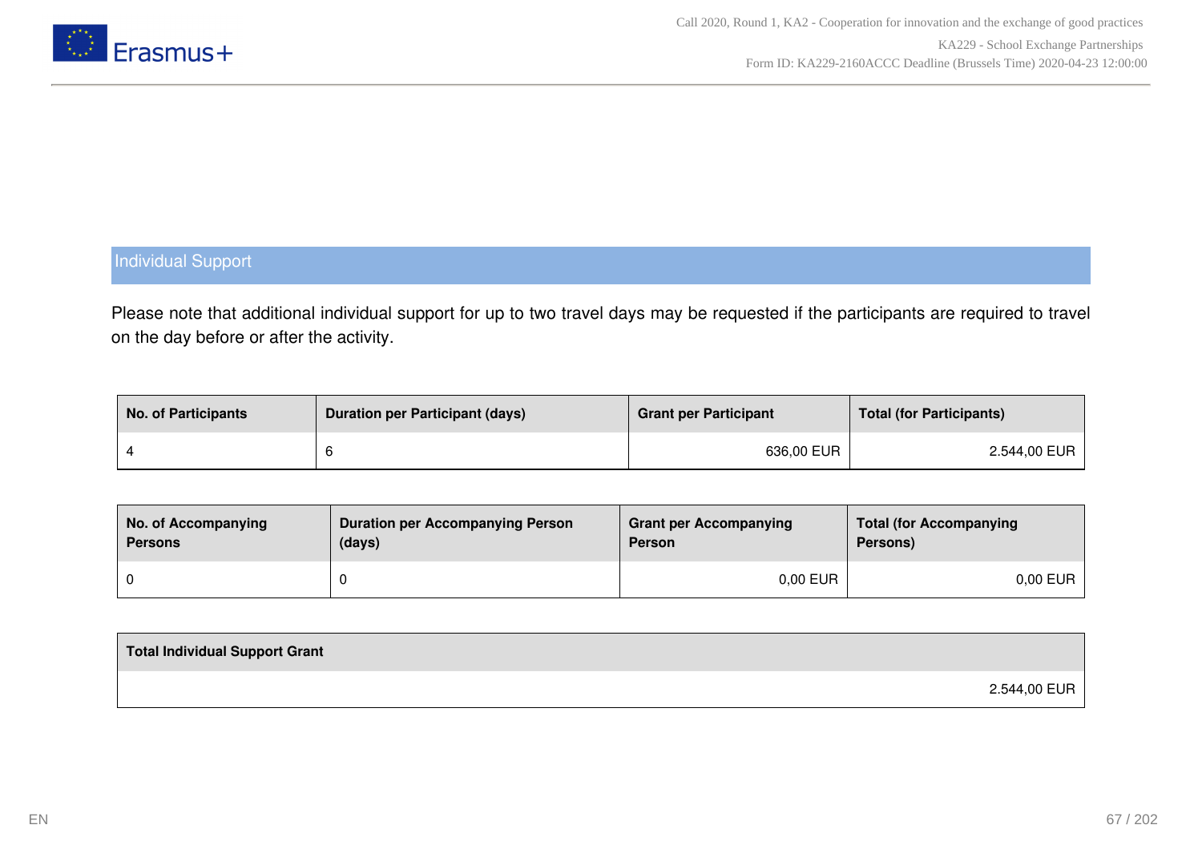## Individual Support

Please note that additional individual support for up to two travel days may be requested if the participants are required to travel on the day before or after the activity.

| No. of Participants | Duration per Participant (days) | Grant per Participant | Total (for Participants) |
| --- | --- | --- | --- |
| 4 | 6 | 636,00 EUR | 2.544,00 EUR |

| No. of Accompanying Persons | Duration per Accompanying Person (days) | Grant per Accompanying Person | Total (for Accompanying Persons) |
| --- | --- | --- | --- |
| 0 | 0 | 0,00 EUR | 0,00 EUR |

| Total Individual Support Grant |
| --- |
| 2.544,00 EUR |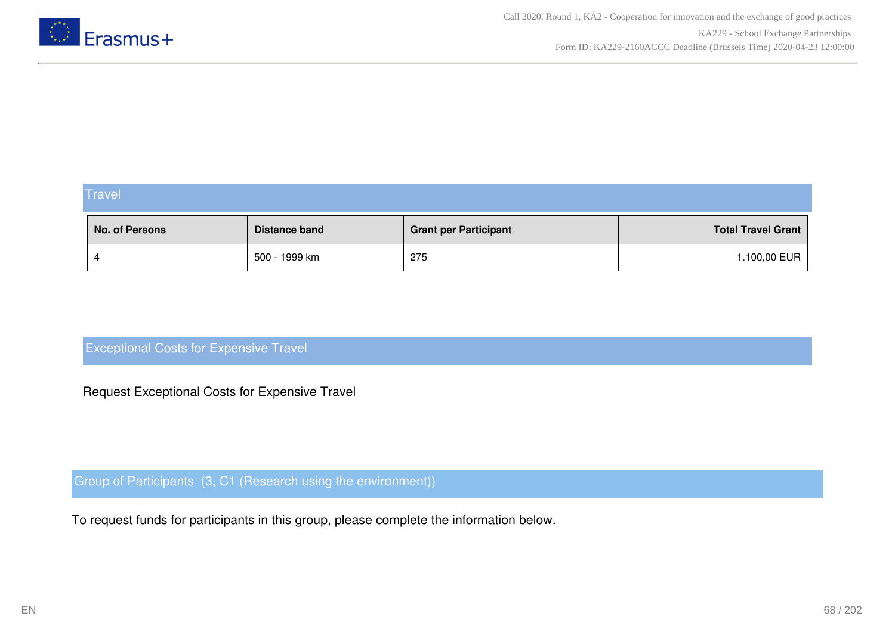## Travel

| No. of Persons | Distance band | Grant per Participant | Total Travel Grant |
|---|---|---|---|
| 4 | 500 - 1999 km | 275 | 1.100,00 EUR |

## Exceptional Costs for Expensive Travel

Request Exceptional Costs for Expensive Travel

## Group of Participants (3, C1 (Research using the environment))

To request funds for participants in this group, please complete the information below.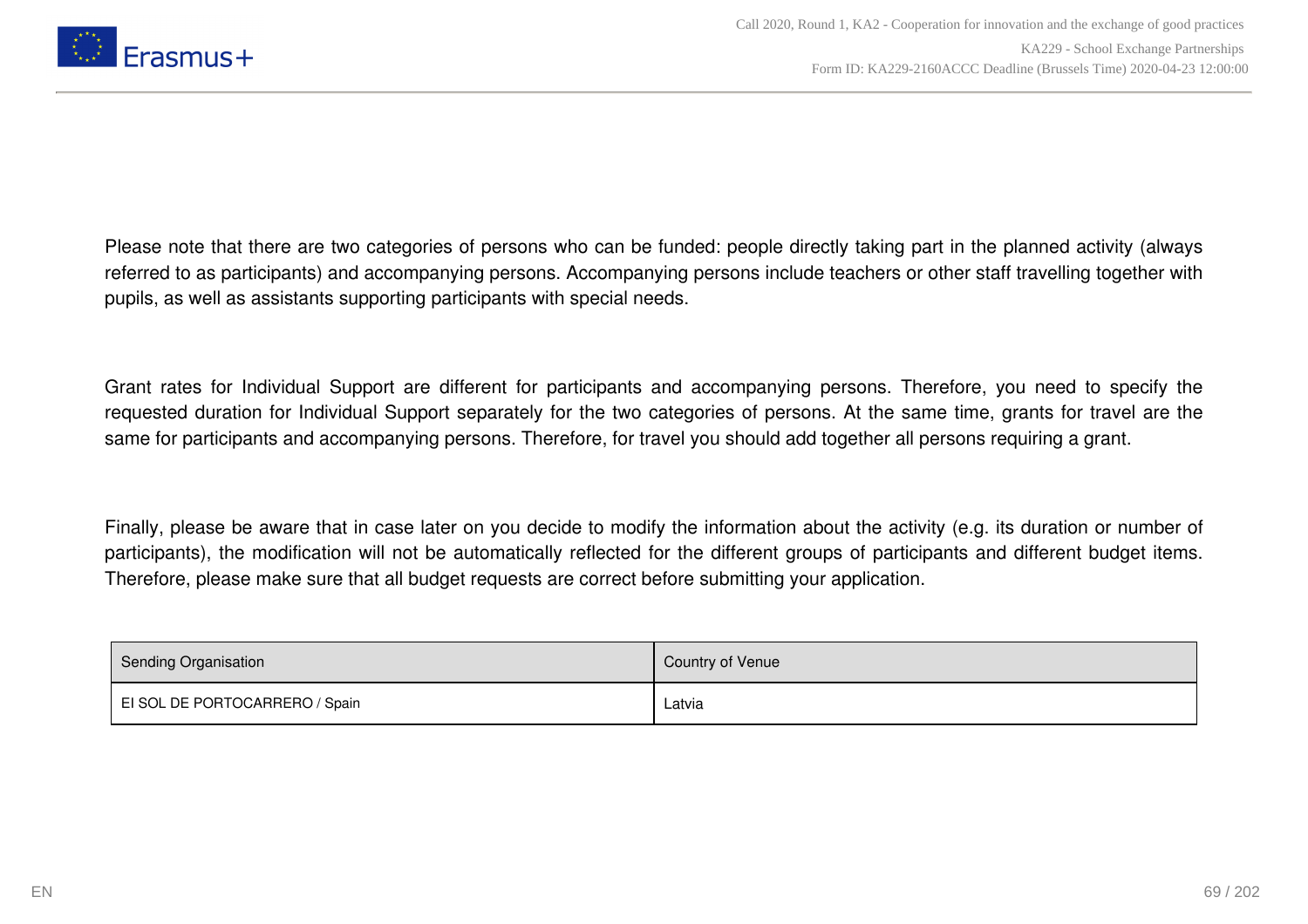Please note that there are two categories of persons who can be funded: people directly taking part in the planned activity (always referred to as participants) and accompanying persons. Accompanying persons include teachers or other staff travelling together with pupils, as well as assistants supporting participants with special needs.

Grant rates for Individual Support are different for participants and accompanying persons. Therefore, you need to specify the requested duration for Individual Support separately for the two categories of persons. At the same time, grants for travel are the same for participants and accompanying persons. Therefore, for travel you should add together all persons requiring a grant.

Finally, please be aware that in case later on you decide to modify the information about the activity (e.g. its duration or number of participants), the modification will not be automatically reflected for the different groups of participants and different budget items. Therefore, please make sure that all budget requests are correct before submitting your application.

| Sending Organisation | Country of Venue |
| --- | --- |
| EI SOL DE PORTOCARRERO / Spain | Latvia |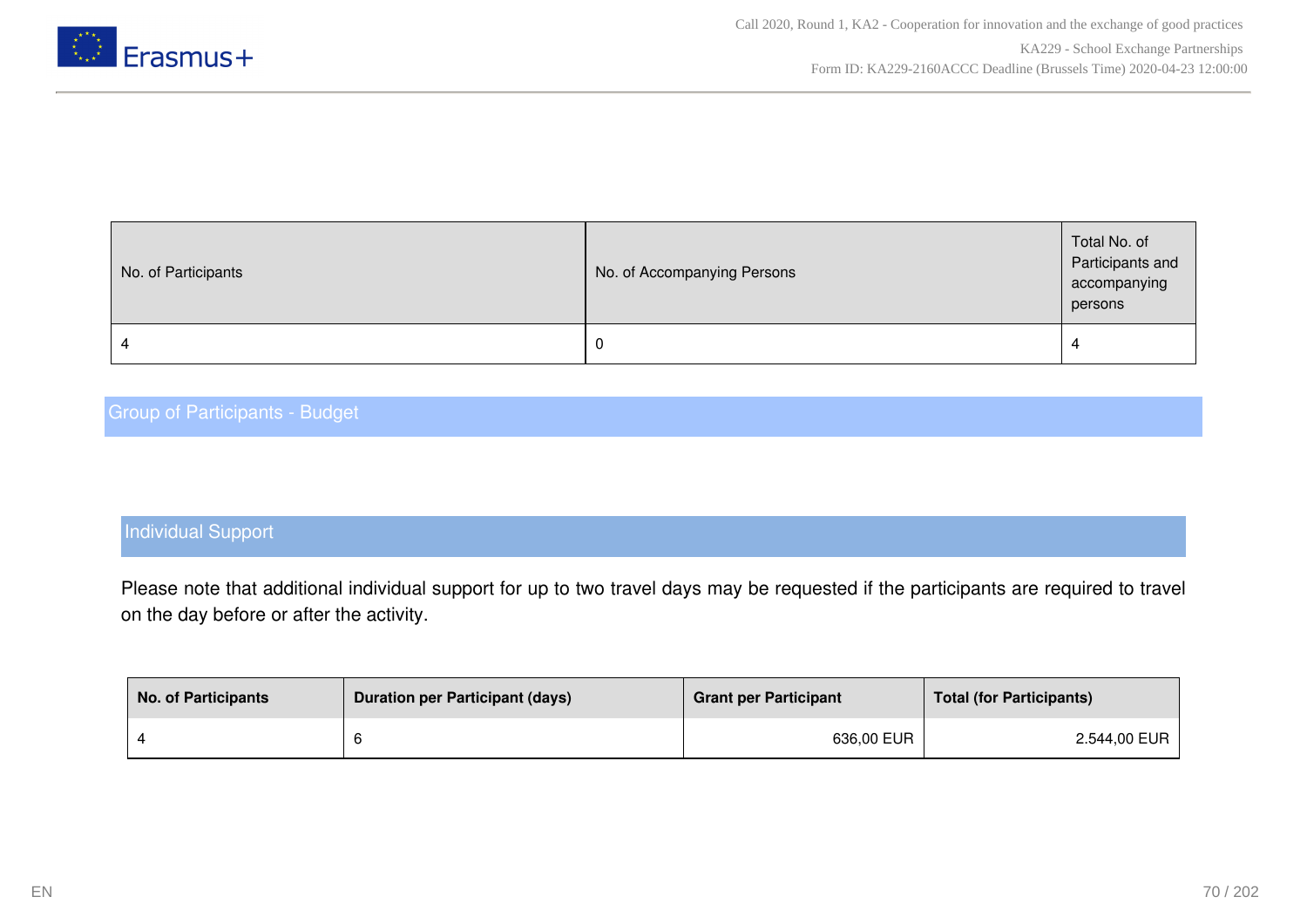| No. of Participants | No. of Accompanying Persons | Total No. of Participants and accompanying persons |
|---|---|---|
| 4 | 0 | 4 |

## Group of Participants - Budget

### Individual Support

Please note that additional individual support for up to two travel days may be requested if the participants are required to travel on the day before or after the activity.

| No. of Participants | Duration per Participant (days) | Grant per Participant | Total (for Participants) |
|---|---|---|---|
| 4 | 6 | 636,00 EUR | 2.544,00 EUR |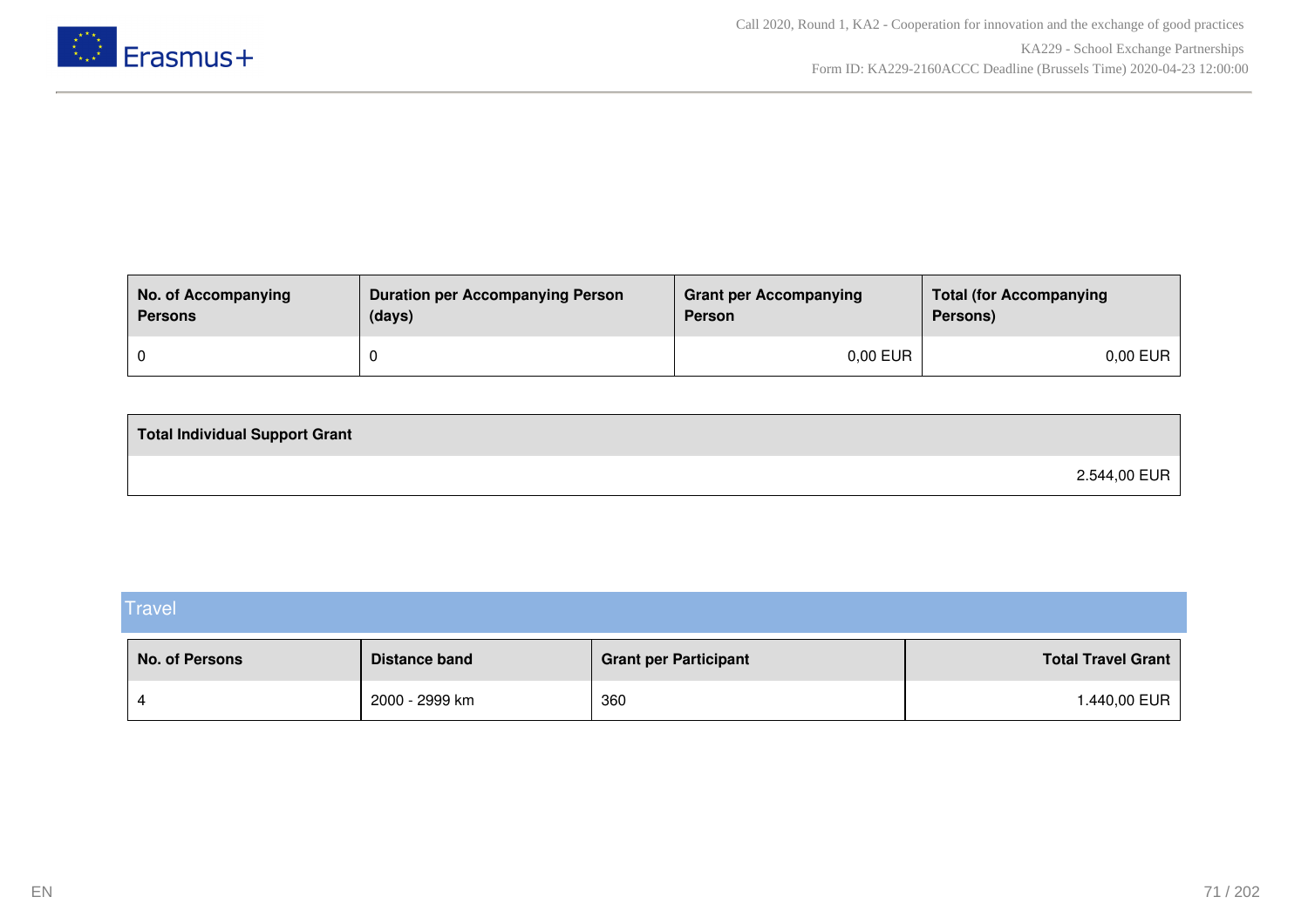| No. of Accompanying Persons | Duration per Accompanying Person (days) | Grant per Accompanying Person | Total (for Accompanying Persons) |
|---|---|---|---|
| 0 | 0 | 0,00 EUR | 0,00 EUR |

| Total Individual Support Grant |
|---|
| 2.544,00 EUR |

## Travel

| No. of Persons | Distance band | Grant per Participant | Total Travel Grant |
|---|---|---|---|
| 4 | 2000 - 2999 km | 360 | 1.440,00 EUR |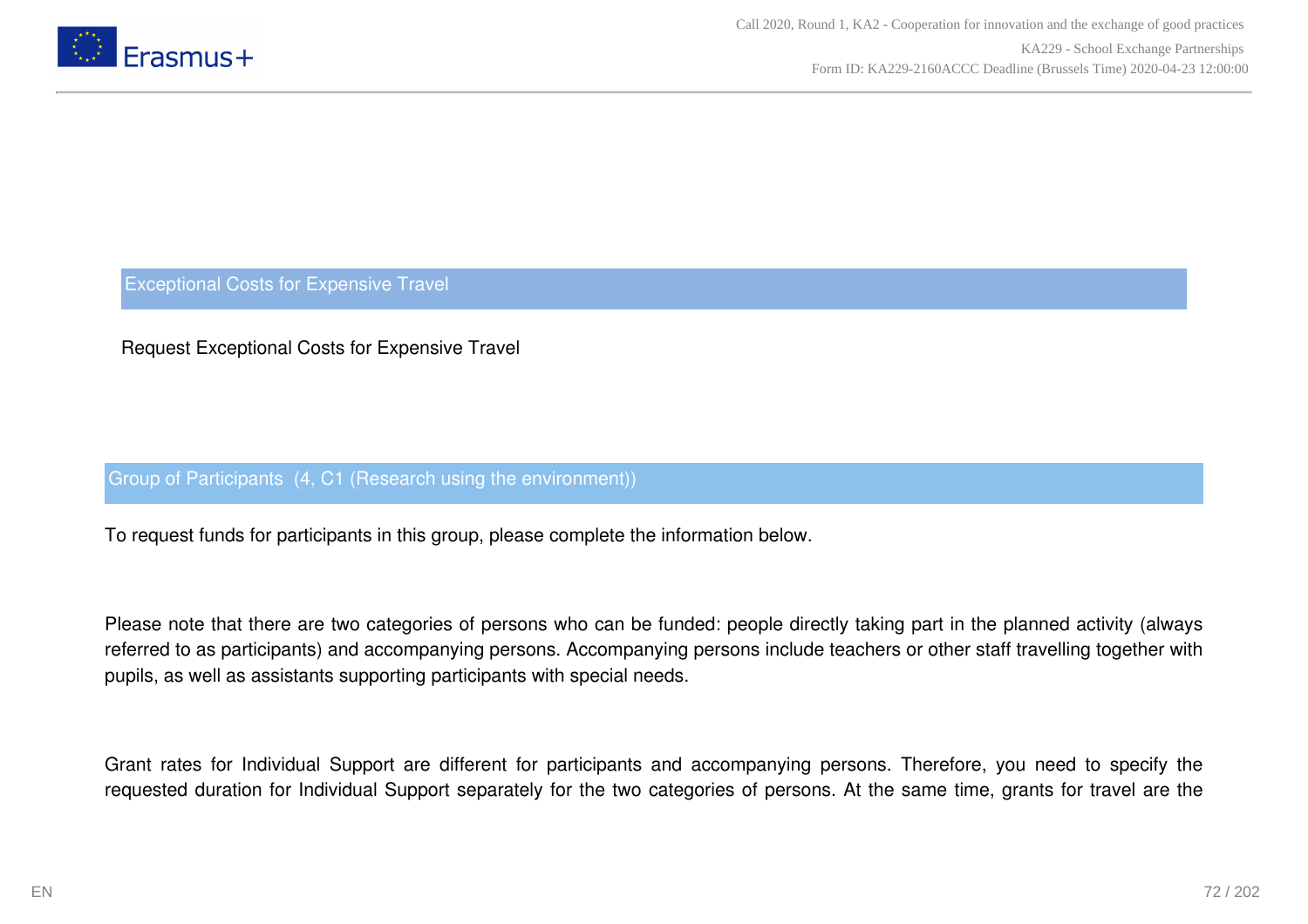## Exceptional Costs for Expensive Travel

Request Exceptional Costs for Expensive Travel

### Group of Participants (4, C1 (Research using the environment))

To request funds for participants in this group, please complete the information below.

Please note that there are two categories of persons who can be funded: people directly taking part in the planned activity (always referred to as participants) and accompanying persons. Accompanying persons include teachers or other staff travelling together with pupils, as well as assistants supporting participants with special needs.

Grant rates for Individual Support are different for participants and accompanying persons. Therefore, you need to specify the requested duration for Individual Support separately for the two categories of persons. At the same time, grants for travel are the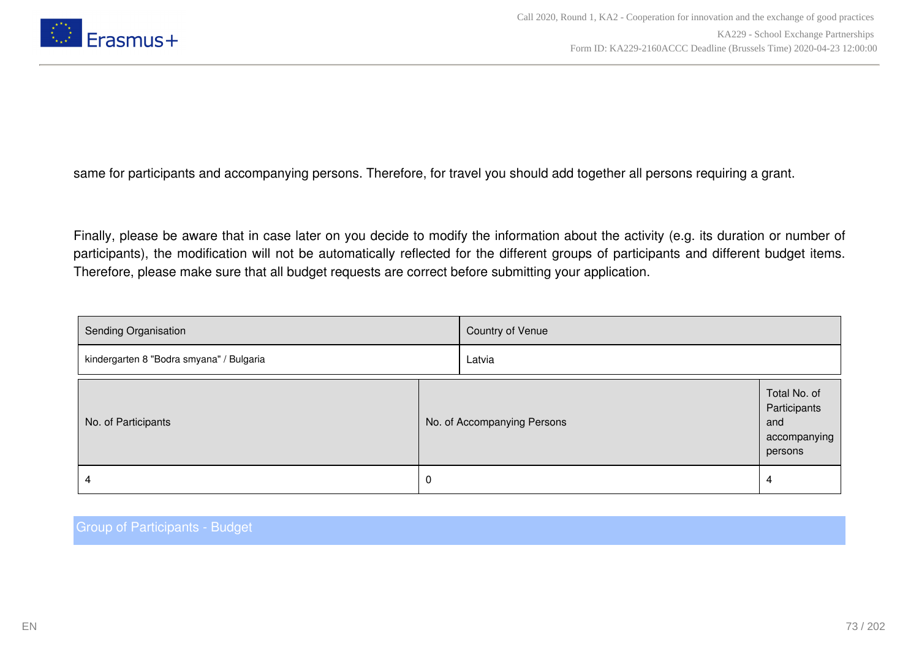same for participants and accompanying persons. Therefore, for travel you should add together all persons requiring a grant.

Finally, please be aware that in case later on you decide to modify the information about the activity (e.g. its duration or number of participants), the modification will not be automatically reflected for the different groups of participants and different budget items. Therefore, please make sure that all budget requests are correct before submitting your application.

| Sending Organisation | Country of Venue |
| --- | --- |
| kindergarten 8 "Bodra smyana" / Bulgaria | Latvia |

| No. of Participants | No. of Accompanying Persons | Total No. of Participants and accompanying persons |
| --- | --- | --- |
| 4 | 0 | 4 |

## Group of Participants - Budget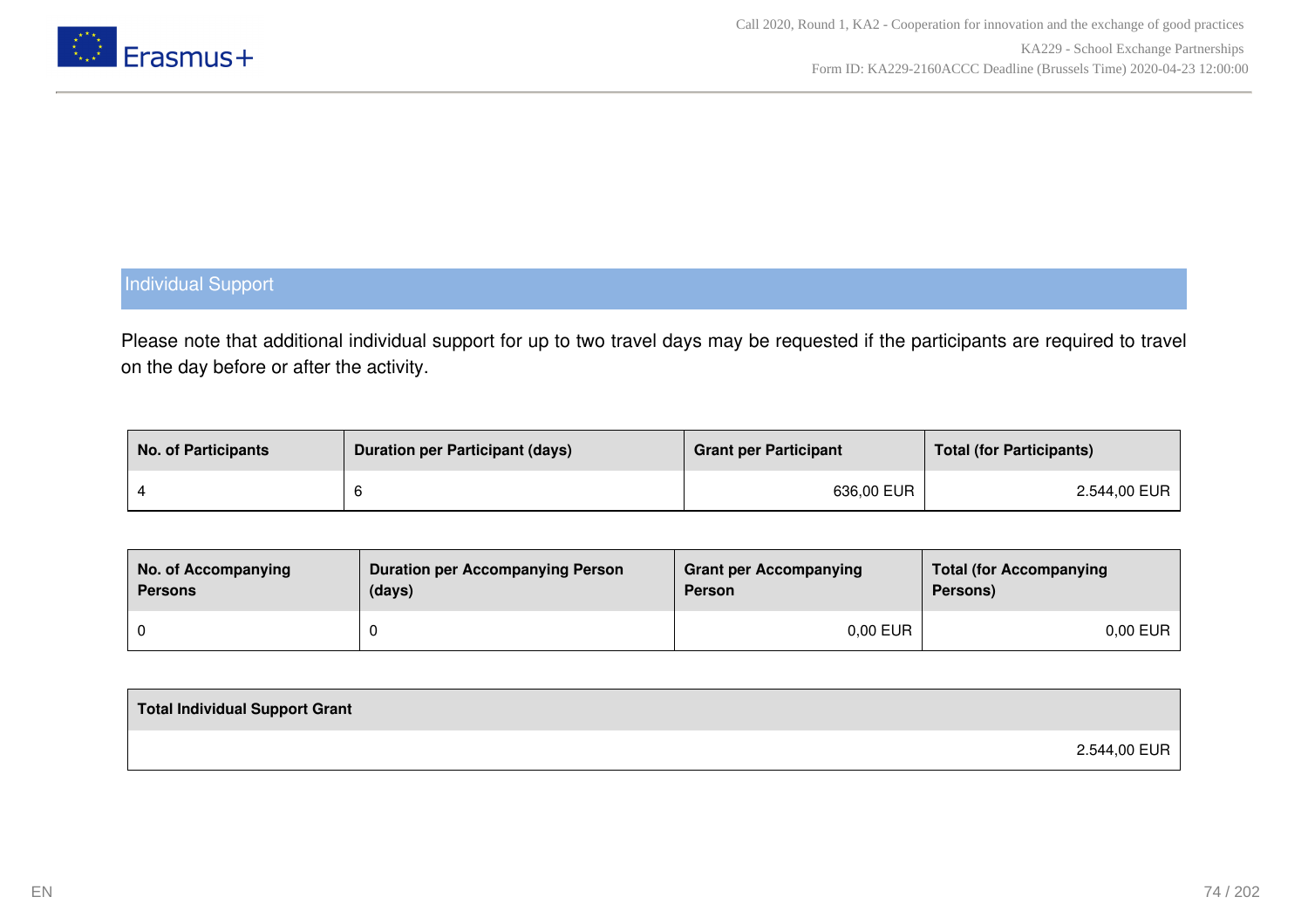## Individual Support

Please note that additional individual support for up to two travel days may be requested if the participants are required to travel on the day before or after the activity.

| No. of Participants | Duration per Participant (days) | Grant per Participant | Total (for Participants) |
|---|---|---|---|
| 4 | 6 | 636,00 EUR | 2.544,00 EUR |

| No. of Accompanying Persons | Duration per Accompanying Person (days) | Grant per Accompanying Person | Total (for Accompanying Persons) |
|---|---|---|---|
| 0 | 0 | 0,00 EUR | 0,00 EUR |

| Total Individual Support Grant |
|---|
| 2.544,00 EUR |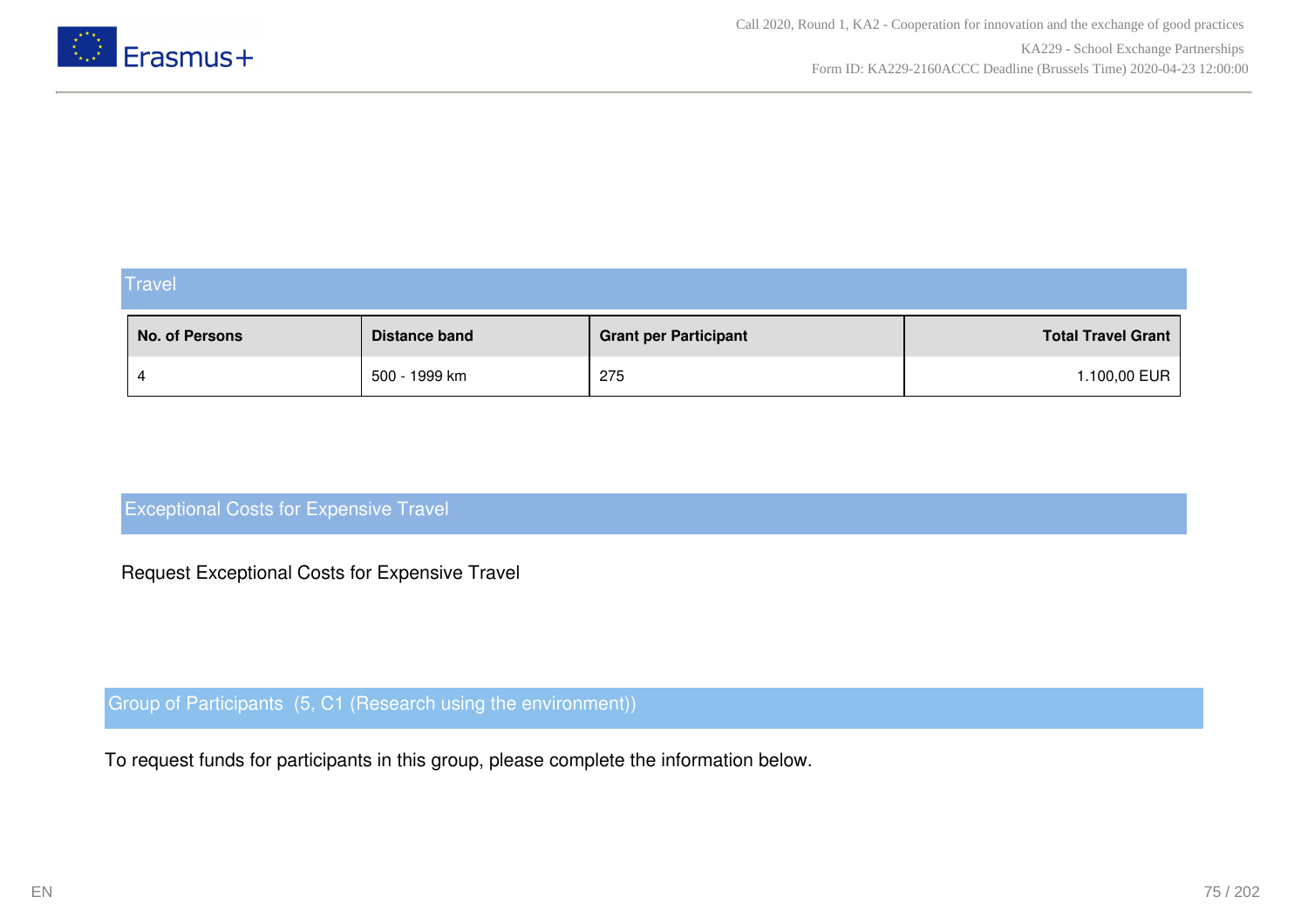## Travel

| No. of Persons | Distance band | Grant per Participant | Total Travel Grant |
|---|---|---|---|
| 4 | 500 - 1999 km | 275 | 1.100,00 EUR |

## Exceptional Costs for Expensive Travel

Request Exceptional Costs for Expensive Travel

## Group of Participants (5, C1 (Research using the environment))

To request funds for participants in this group, please complete the information below.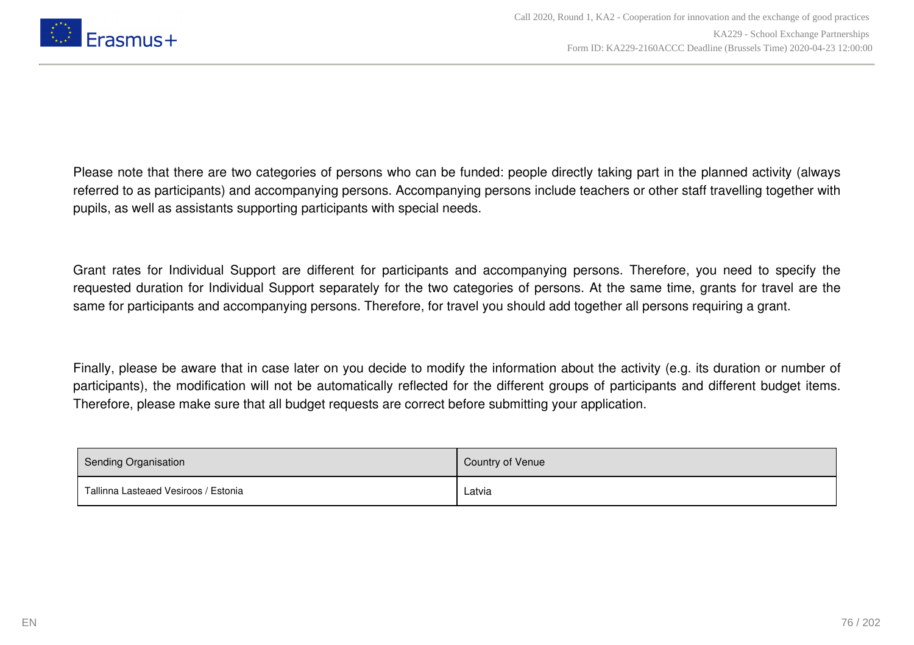Please note that there are two categories of persons who can be funded: people directly taking part in the planned activity (always referred to as participants) and accompanying persons. Accompanying persons include teachers or other staff travelling together with pupils, as well as assistants supporting participants with special needs.

Grant rates for Individual Support are different for participants and accompanying persons. Therefore, you need to specify the requested duration for Individual Support separately for the two categories of persons. At the same time, grants for travel are the same for participants and accompanying persons. Therefore, for travel you should add together all persons requiring a grant.

Finally, please be aware that in case later on you decide to modify the information about the activity (e.g. its duration or number of participants), the modification will not be automatically reflected for the different groups of participants and different budget items. Therefore, please make sure that all budget requests are correct before submitting your application.

| Sending Organisation | Country of Venue |
| --- | --- |
| Tallinna Lasteaed Vesiroos / Estonia | Latvia |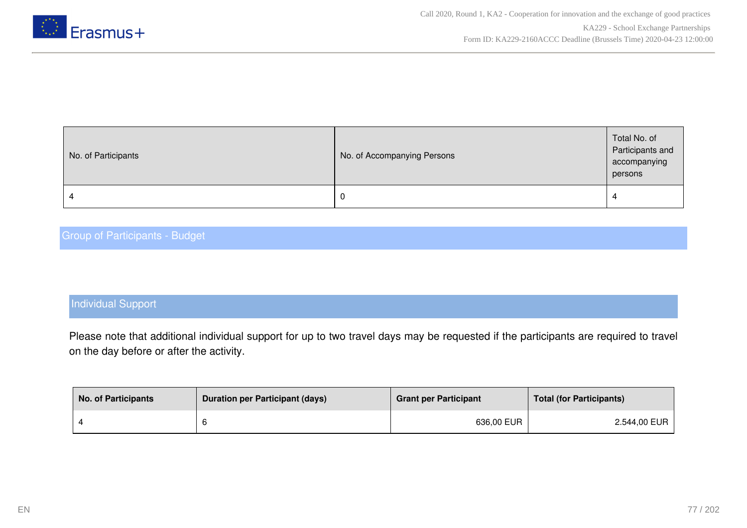| No. of Participants | No. of Accompanying Persons | Total No. of Participants and accompanying persons |
| --- | --- | --- |
| 4 | 0 | 4 |

## Group of Participants - Budget

### Individual Support

Please note that additional individual support for up to two travel days may be requested if the participants are required to travel on the day before or after the activity.

| No. of Participants | Duration per Participant (days) | Grant per Participant | Total (for Participants) |
| --- | --- | --- | --- |
| 4 | 6 | 636,00 EUR | 2.544,00 EUR |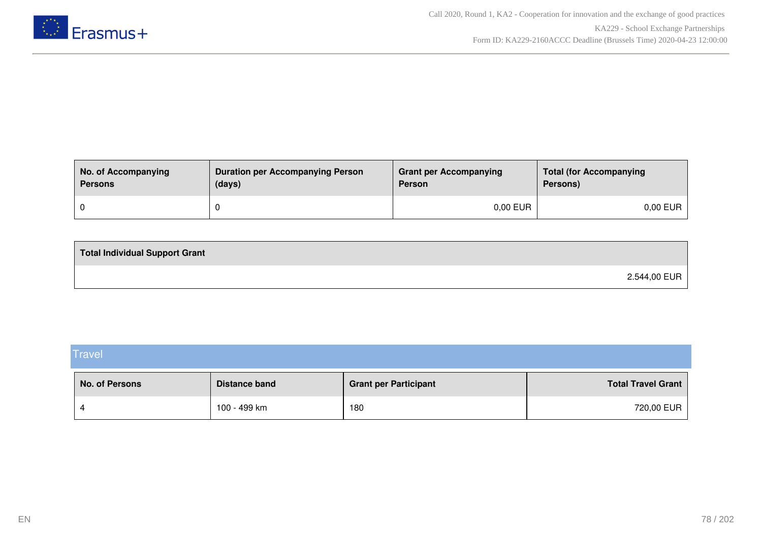| No. of Accompanying Persons | Duration per Accompanying Person (days) | Grant per Accompanying Person | Total (for Accompanying Persons) |
| --- | --- | --- | --- |
| 0 | 0 | 0,00 EUR | 0,00 EUR |

| Total Individual Support Grant |
| --- |
| 2.544,00 EUR |

## Travel

| No. of Persons | Distance band | Grant per Participant | Total Travel Grant |
| --- | --- | --- | --- |
| 4 | 100 - 499 km | 180 | 720,00 EUR |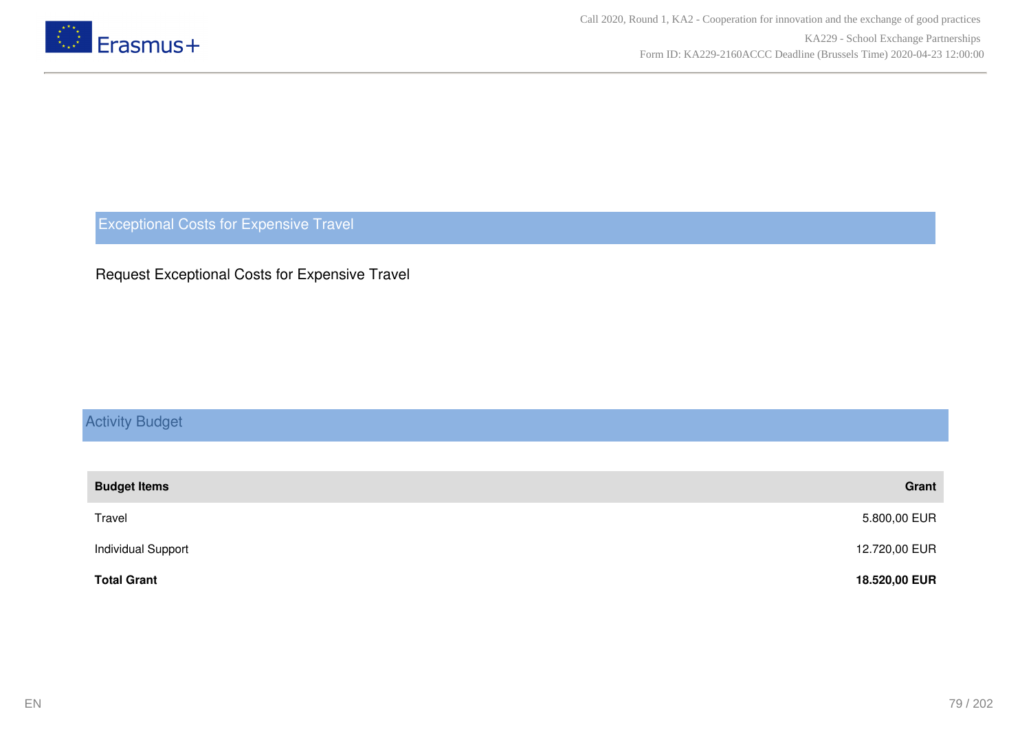## Exceptional Costs for Expensive Travel

Request Exceptional Costs for Expensive Travel

## Activity Budget

| Budget Items | Grant |
| --- | --- |
| Travel | 5.800,00 EUR |
| Individual Support | 12.720,00 EUR |
| **Total Grant** | **18.520,00 EUR** |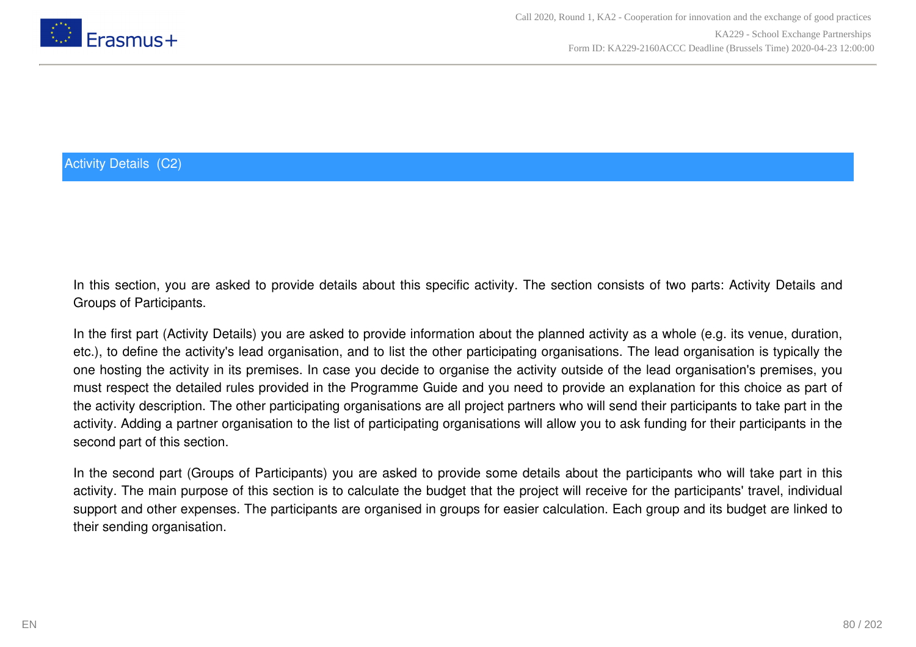## Activity Details (C2)

In this section, you are asked to provide details about this specific activity. The section consists of two parts: Activity Details and Groups of Participants.

In the first part (Activity Details) you are asked to provide information about the planned activity as a whole (e.g. its venue, duration, etc.), to define the activity's lead organisation, and to list the other participating organisations. The lead organisation is typically the one hosting the activity in its premises. In case you decide to organise the activity outside of the lead organisation's premises, you must respect the detailed rules provided in the Programme Guide and you need to provide an explanation for this choice as part of the activity description. The other participating organisations are all project partners who will send their participants to take part in the activity. Adding a partner organisation to the list of participating organisations will allow you to ask funding for their participants in the second part of this section.

In the second part (Groups of Participants) you are asked to provide some details about the participants who will take part in this activity. The main purpose of this section is to calculate the budget that the project will receive for the participants' travel, individual support and other expenses. The participants are organised in groups for easier calculation. Each group and its budget are linked to their sending organisation.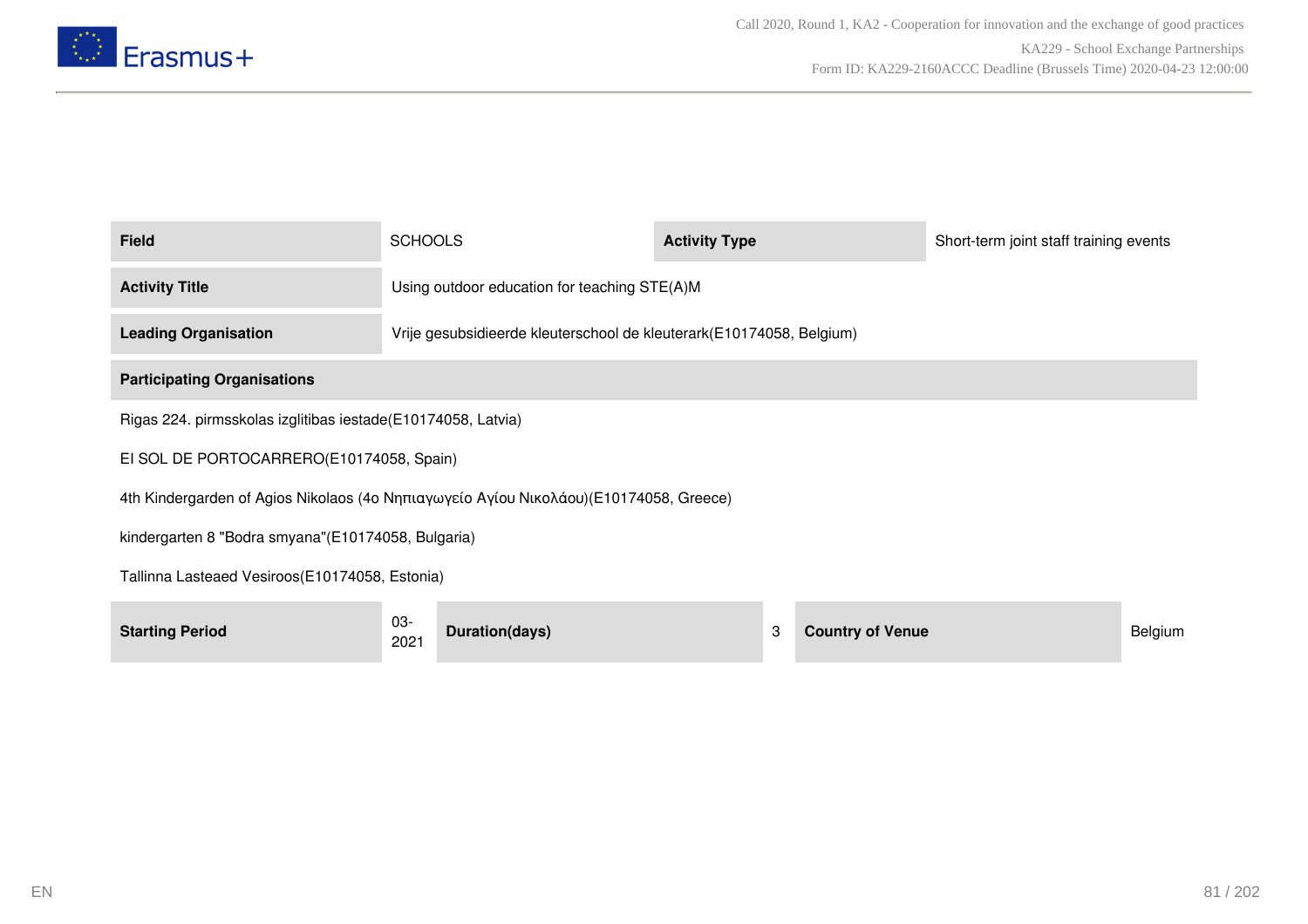| Field | SCHOOLS | Activity Type | Short-term joint staff training events |
|---|---|---|---|
| Activity Title | Using outdoor education for teaching STE(A)M | | |
| Leading Organisation | Vrije gesubsidieerde kleuterschool de kleuterark(E10174058, Belgium) | | |

**Participating Organisations**

Rigas 224. pirmsskolas izglitibas iestade(E10174058, Latvia)

EI SOL DE PORTOCARRERO(E10174058, Spain)

4th Kindergarden of Agios Nikolaos (4ο Νηπιαγωγείο Αγίου Νικολάου)(E10174058, Greece)

kindergarten 8 "Bodra smyana"(E10174058, Bulgaria)

Tallinna Lasteaed Vesiroos(E10174058, Estonia)

| Starting Period | 03-2021 | Duration(days) | 3 | Country of Venue | Belgium |
|---|---|---|---|---|---|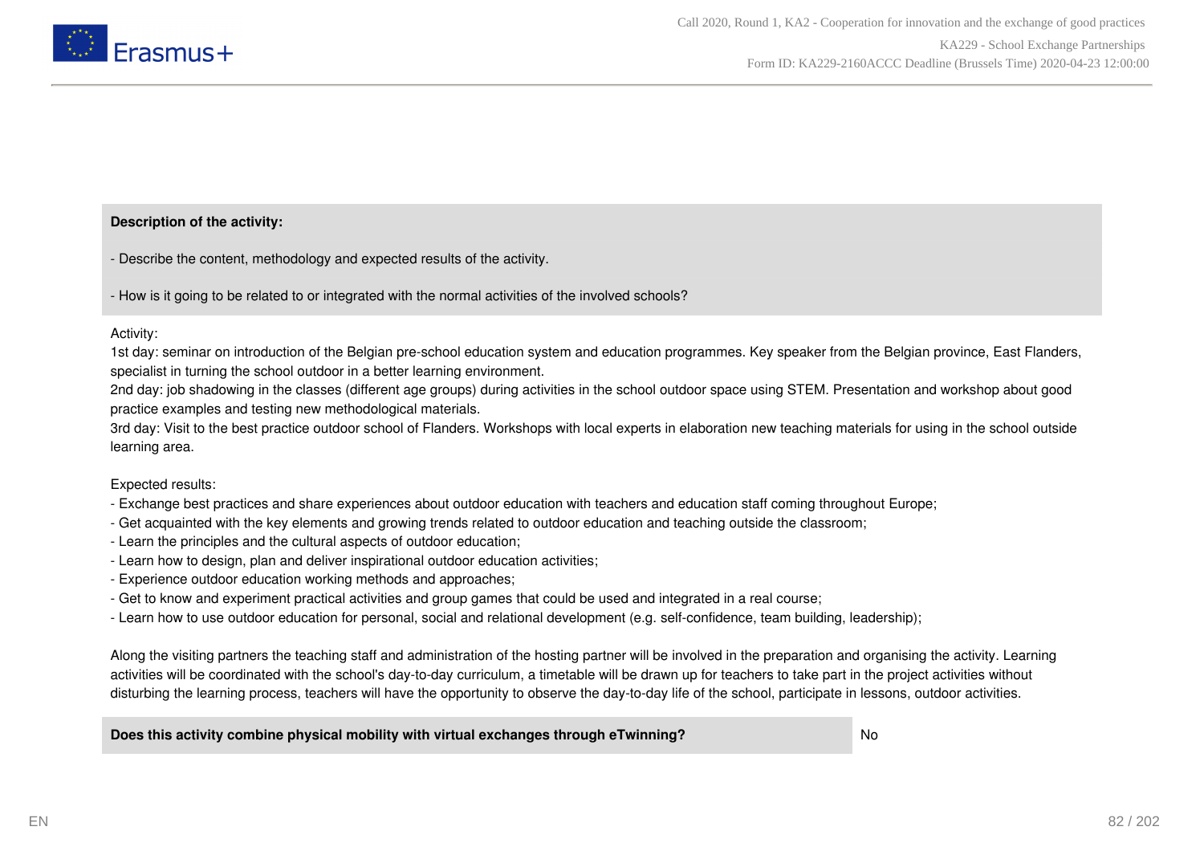**Description of the activity:**

- Describe the content, methodology and expected results of the activity.

- How is it going to be related to or integrated with the normal activities of the involved schools?

Activity:
1st day: seminar on introduction of the Belgian pre-school education system and education programmes. Key speaker from the Belgian province, East Flanders, specialist in turning the school outdoor in a better learning environment.
2nd day: job shadowing in the classes (different age groups) during activities in the school outdoor space using STEM. Presentation and workshop about good practice examples and testing new methodological materials.
3rd day: Visit to the best practice outdoor school of Flanders. Workshops with local experts in elaboration new teaching materials for using in the school outside learning area.

Expected results:
- Exchange best practices and share experiences about outdoor education with teachers and education staff coming throughout Europe;
- Get acquainted with the key elements and growing trends related to outdoor education and teaching outside the classroom;
- Learn the principles and the cultural aspects of outdoor education;
- Learn how to design, plan and deliver inspirational outdoor education activities;
- Experience outdoor education working methods and approaches;
- Get to know and experiment practical activities and group games that could be used and integrated in a real course;
- Learn how to use outdoor education for personal, social and relational development (e.g. self-confidence, team building, leadership);

Along the visiting partners the teaching staff and administration of the hosting partner will be involved in the preparation and organising the activity. Learning activities will be coordinated with the school's day-to-day curriculum, a timetable will be drawn up for teachers to take part in the project activities without disturbing the learning process, teachers will have the opportunity to observe the day-to-day life of the school, participate in lessons, outdoor activities.

| **Does this activity combine physical mobility with virtual exchanges through eTwinning?** | No |
|---|---|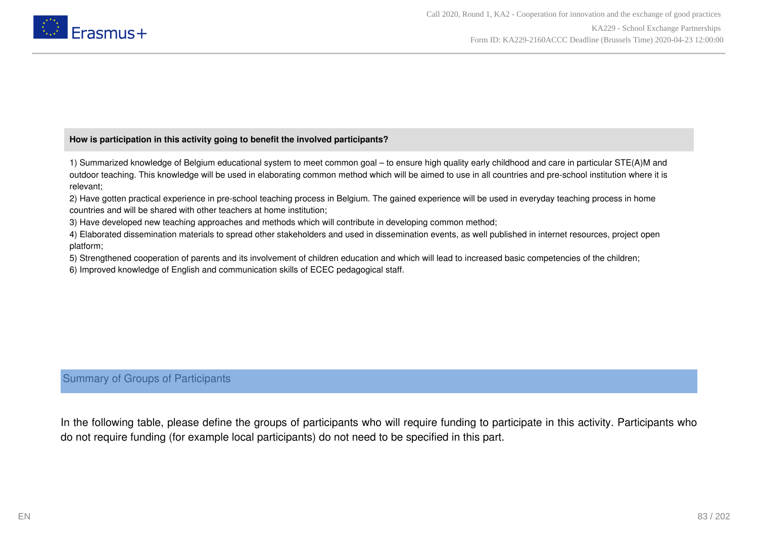**How is participation in this activity going to benefit the involved participants?**

1) Summarized knowledge of Belgium educational system to meet common goal – to ensure high quality early childhood and care in particular STE(A)M and outdoor teaching. This knowledge will be used in elaborating common method which will be aimed to use in all countries and pre-school institution where it is relevant;
2) Have gotten practical experience in pre-school teaching process in Belgium. The gained experience will be used in everyday teaching process in home countries and will be shared with other teachers at home institution;
3) Have developed new teaching approaches and methods which will contribute in developing common method;
4) Elaborated dissemination materials to spread other stakeholders and used in dissemination events, as well published in internet resources, project open platform;
5) Strengthened cooperation of parents and its involvement of children education and which will lead to increased basic competencies of the children;
6) Improved knowledge of English and communication skills of ECEC pedagogical staff.

## Summary of Groups of Participants

In the following table, please define the groups of participants who will require funding to participate in this activity. Participants who do not require funding (for example local participants) do not need to be specified in this part.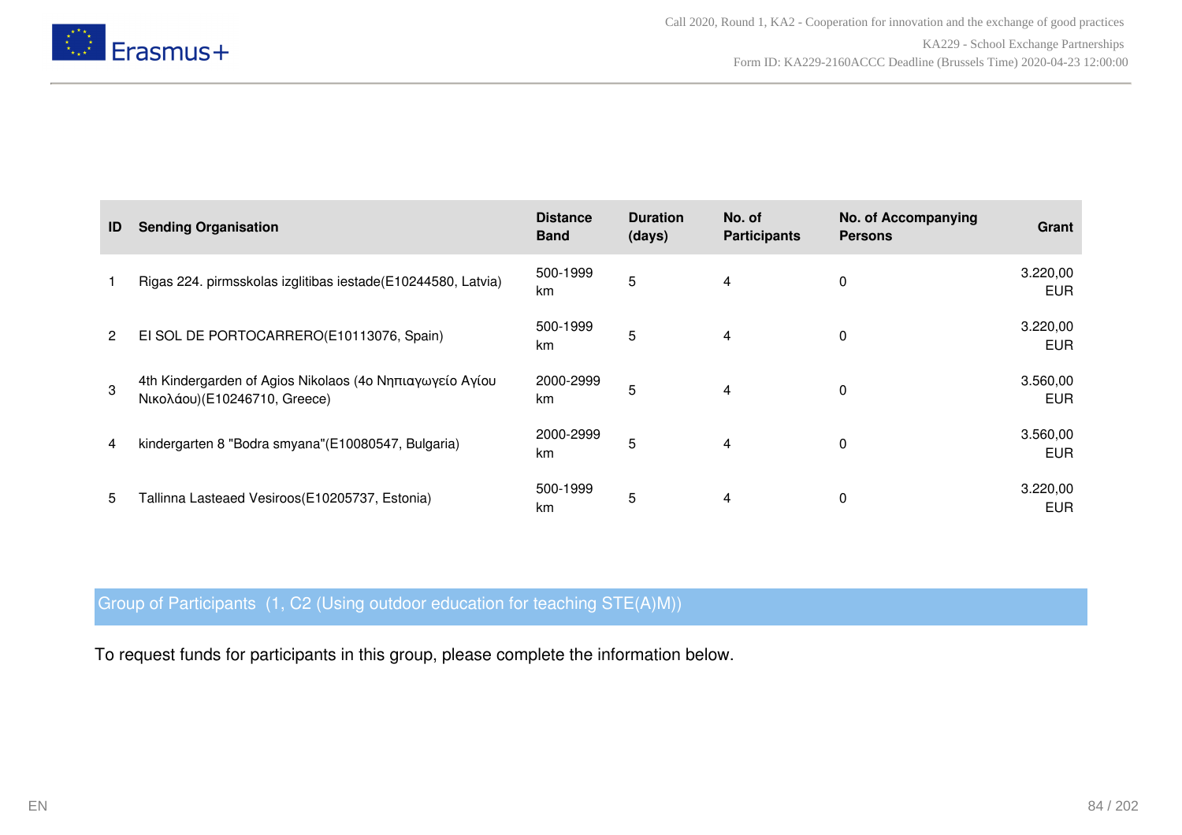| ID | Sending Organisation | Distance Band | Duration (days) | No. of Participants | No. of Accompanying Persons | Grant |
|---|---|---|---|---|---|---|
| 1 | Rigas 224. pirmsskolas izglitibas iestade(E10244580, Latvia) | 500-1999 km | 5 | 4 | 0 | 3.220,00 EUR |
| 2 | El SOL DE PORTOCARRERO(E10113076, Spain) | 500-1999 km | 5 | 4 | 0 | 3.220,00 EUR |
| 3 | 4th Kindergarden of Agios Nikolaos (4ο Νηπιαγωγείο Αγίου Νικολάου)(E10246710, Greece) | 2000-2999 km | 5 | 4 | 0 | 3.560,00 EUR |
| 4 | kindergarten 8 "Bodra smyana"(E10080547, Bulgaria) | 2000-2999 km | 5 | 4 | 0 | 3.560,00 EUR |
| 5 | Tallinna Lasteaed Vesiroos(E10205737, Estonia) | 500-1999 km | 5 | 4 | 0 | 3.220,00 EUR |

## Group of Participants (1, C2 (Using outdoor education for teaching STE(A)M))

To request funds for participants in this group, please complete the information below.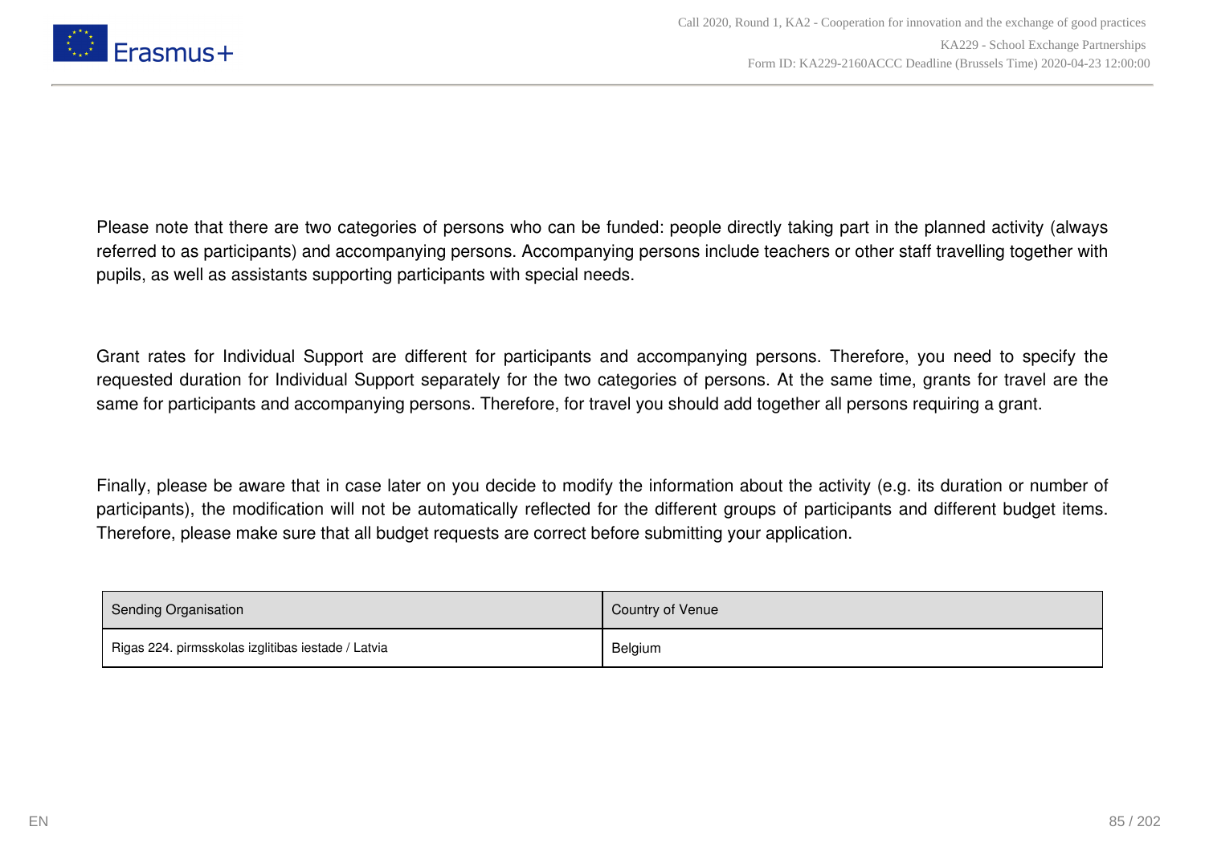Please note that there are two categories of persons who can be funded: people directly taking part in the planned activity (always referred to as participants) and accompanying persons. Accompanying persons include teachers or other staff travelling together with pupils, as well as assistants supporting participants with special needs.

Grant rates for Individual Support are different for participants and accompanying persons. Therefore, you need to specify the requested duration for Individual Support separately for the two categories of persons. At the same time, grants for travel are the same for participants and accompanying persons. Therefore, for travel you should add together all persons requiring a grant.

Finally, please be aware that in case later on you decide to modify the information about the activity (e.g. its duration or number of participants), the modification will not be automatically reflected for the different groups of participants and different budget items. Therefore, please make sure that all budget requests are correct before submitting your application.

| Sending Organisation | Country of Venue |
|---|---|
| Rigas 224. pirmsskolas izglitibas iestade / Latvia | Belgium |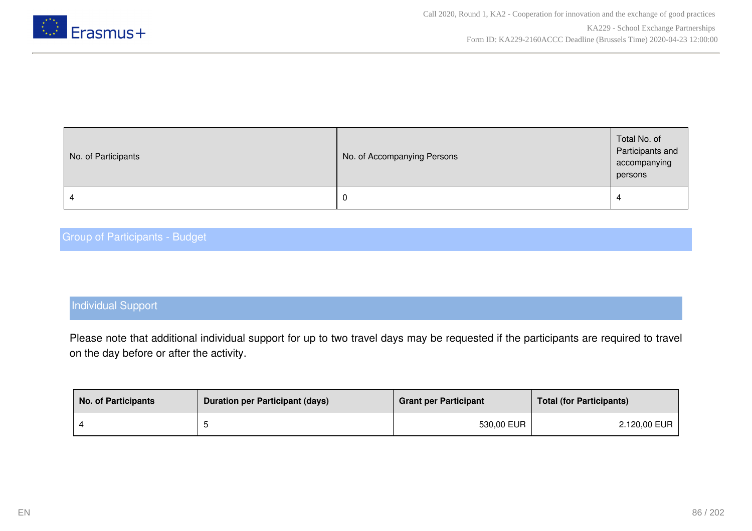| No. of Participants | No. of Accompanying Persons | Total No. of Participants and accompanying persons |
|---|---|---|
| 4 | 0 | 4 |

## Group of Participants - Budget

### Individual Support

Please note that additional individual support for up to two travel days may be requested if the participants are required to travel on the day before or after the activity.

| No. of Participants | Duration per Participant (days) | Grant per Participant | Total (for Participants) |
|---|---|---|---|
| 4 | 5 | 530,00 EUR | 2.120,00 EUR |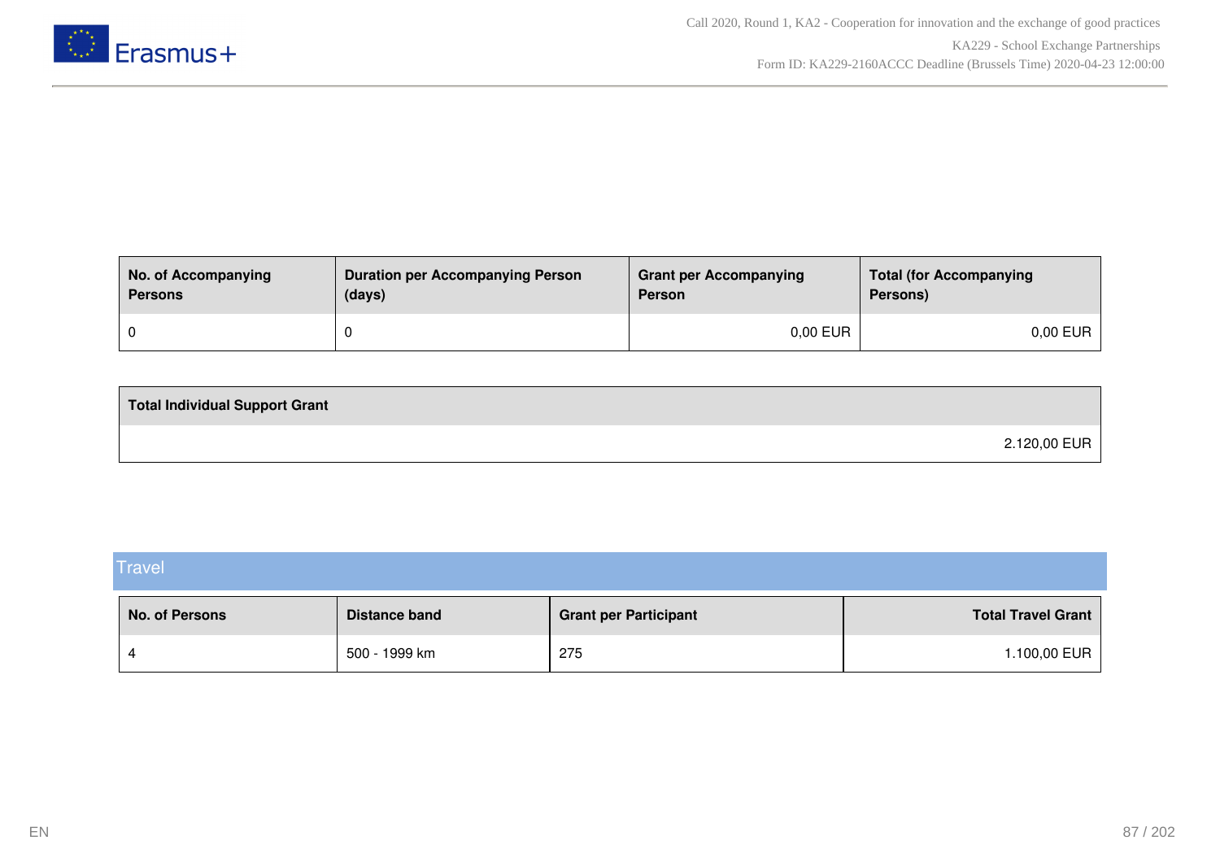| No. of Accompanying Persons | Duration per Accompanying Person (days) | Grant per Accompanying Person | Total (for Accompanying Persons) |
|---|---|---|---|
| 0 | 0 | 0,00 EUR | 0,00 EUR |

| Total Individual Support Grant |
|---|
| 2.120,00 EUR |

## Travel

| No. of Persons | Distance band | Grant per Participant | Total Travel Grant |
|---|---|---|---|
| 4 | 500 - 1999 km | 275 | 1.100,00 EUR |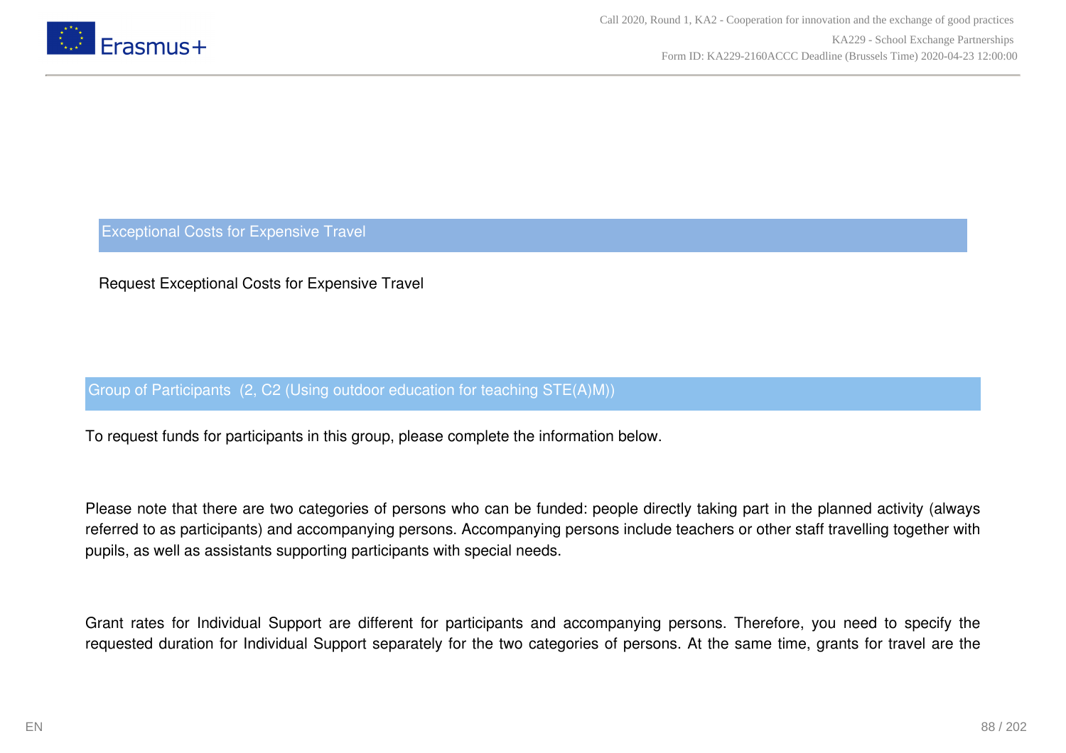## Exceptional Costs for Expensive Travel

Request Exceptional Costs for Expensive Travel

### Group of Participants (2, C2 (Using outdoor education for teaching STE(A)M))

To request funds for participants in this group, please complete the information below.

Please note that there are two categories of persons who can be funded: people directly taking part in the planned activity (always referred to as participants) and accompanying persons. Accompanying persons include teachers or other staff travelling together with pupils, as well as assistants supporting participants with special needs.

Grant rates for Individual Support are different for participants and accompanying persons. Therefore, you need to specify the requested duration for Individual Support separately for the two categories of persons. At the same time, grants for travel are the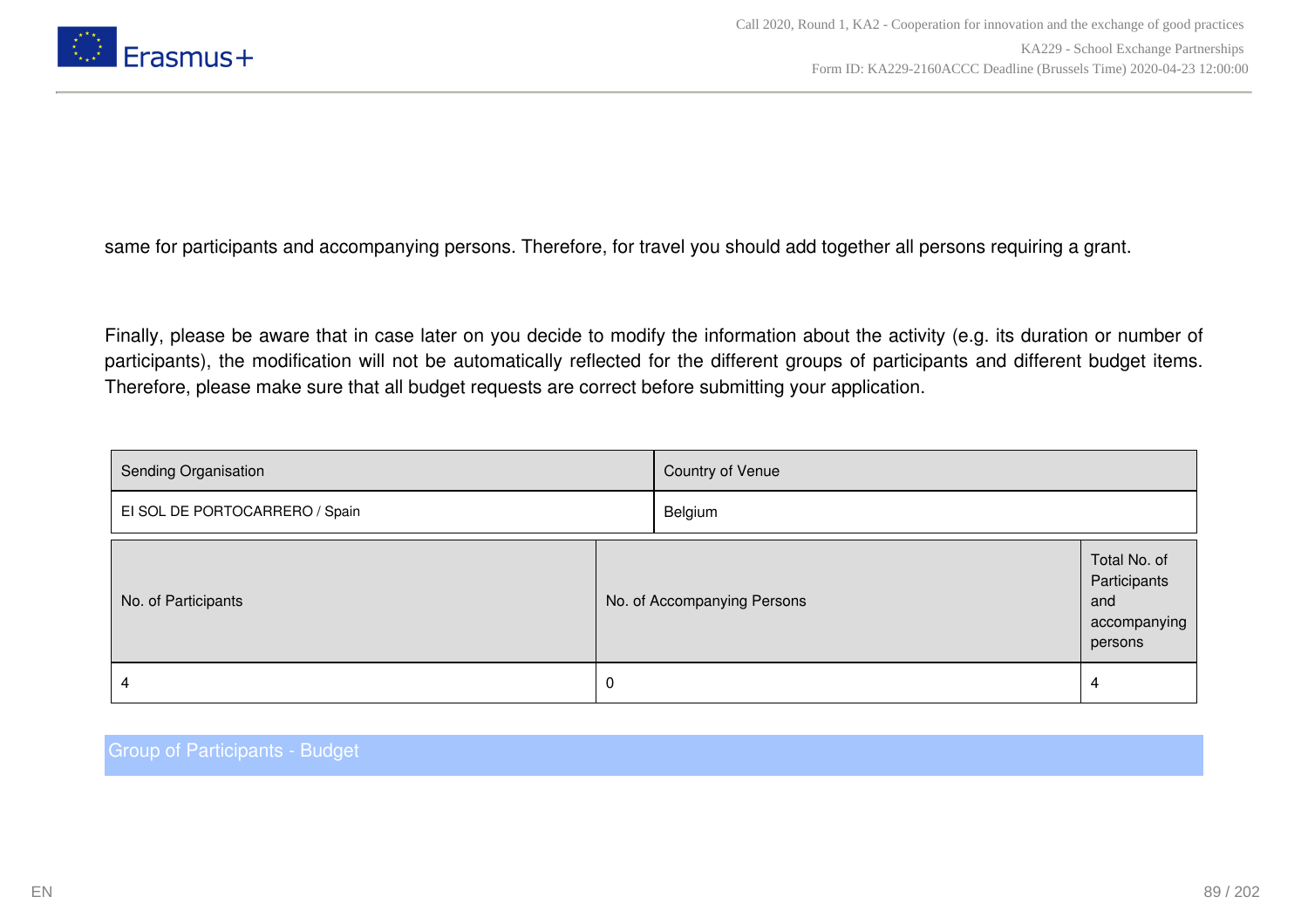same for participants and accompanying persons. Therefore, for travel you should add together all persons requiring a grant.

Finally, please be aware that in case later on you decide to modify the information about the activity (e.g. its duration or number of participants), the modification will not be automatically reflected for the different groups of participants and different budget items. Therefore, please make sure that all budget requests are correct before submitting your application.

| Sending Organisation | Country of Venue |
|---|---|
| EI SOL DE PORTOCARRERO / Spain | Belgium |

| No. of Participants | No. of Accompanying Persons | Total No. of Participants and accompanying persons |
|---|---|---|
| 4 | 0 | 4 |

## Group of Participants - Budget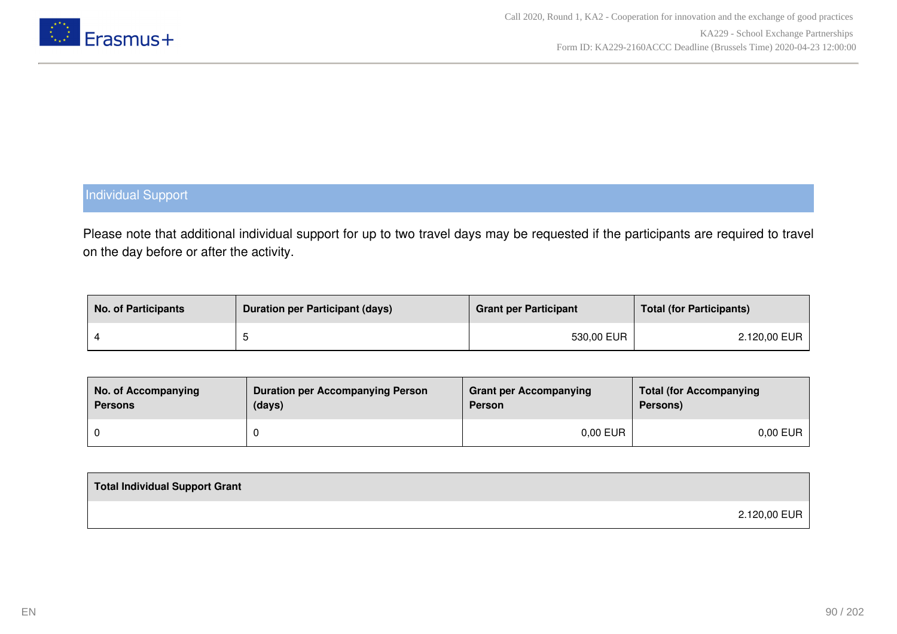## Individual Support

Please note that additional individual support for up to two travel days may be requested if the participants are required to travel on the day before or after the activity.

| No. of Participants | Duration per Participant (days) | Grant per Participant | Total (for Participants) |
|---|---|---|---|
| 4 | 5 | 530,00 EUR | 2.120,00 EUR |

| No. of Accompanying Persons | Duration per Accompanying Person (days) | Grant per Accompanying Person | Total (for Accompanying Persons) |
|---|---|---|---|
| 0 | 0 | 0,00 EUR | 0,00 EUR |

| Total Individual Support Grant |
|---|
| 2.120,00 EUR |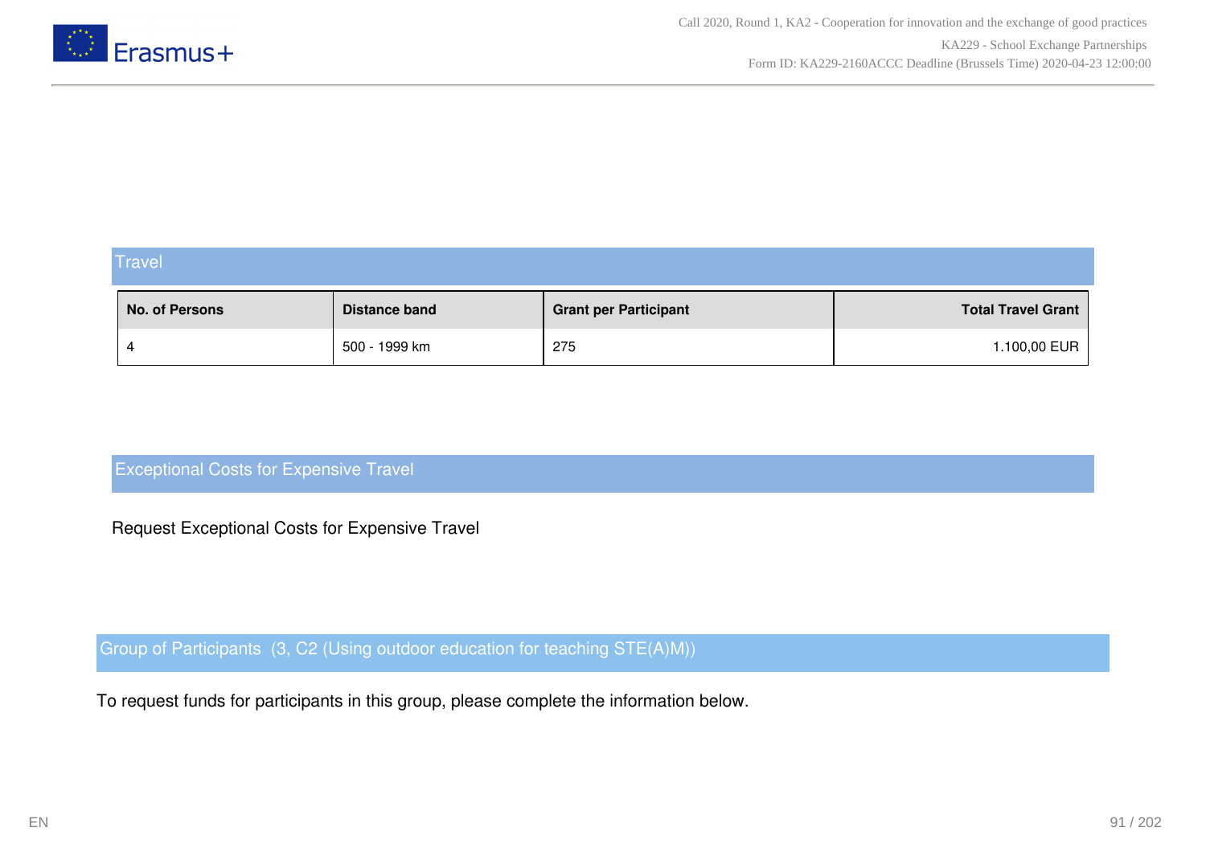## Travel

| No. of Persons | Distance band | Grant per Participant | Total Travel Grant |
|---|---|---|---|
| 4 | 500 - 1999 km | 275 | 1.100,00 EUR |

## Exceptional Costs for Expensive Travel

Request Exceptional Costs for Expensive Travel

## Group of Participants (3, C2 (Using outdoor education for teaching STE(A)M))

To request funds for participants in this group, please complete the information below.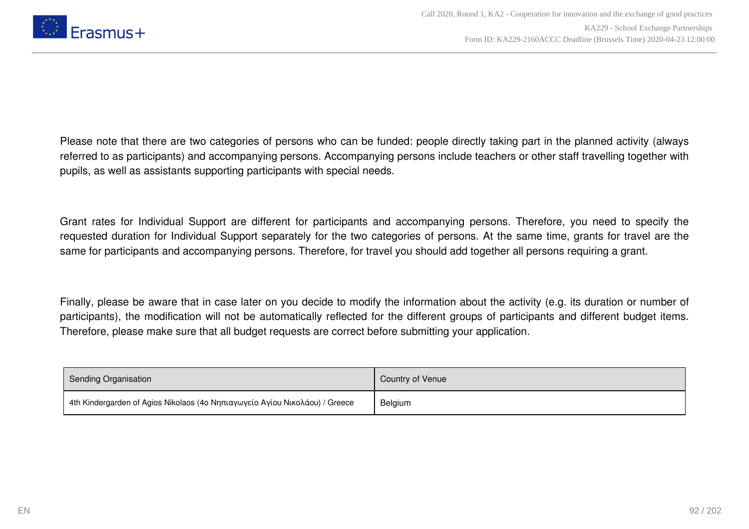Please note that there are two categories of persons who can be funded: people directly taking part in the planned activity (always referred to as participants) and accompanying persons. Accompanying persons include teachers or other staff travelling together with pupils, as well as assistants supporting participants with special needs.

Grant rates for Individual Support are different for participants and accompanying persons. Therefore, you need to specify the requested duration for Individual Support separately for the two categories of persons. At the same time, grants for travel are the same for participants and accompanying persons. Therefore, for travel you should add together all persons requiring a grant.

Finally, please be aware that in case later on you decide to modify the information about the activity (e.g. its duration or number of participants), the modification will not be automatically reflected for the different groups of participants and different budget items. Therefore, please make sure that all budget requests are correct before submitting your application.

| Sending Organisation | Country of Venue |
| --- | --- |
| 4th Kindergarden of Agios Nikolaos (4ο Νηπιαγωγείο Αγίου Νικολάου) / Greece | Belgium |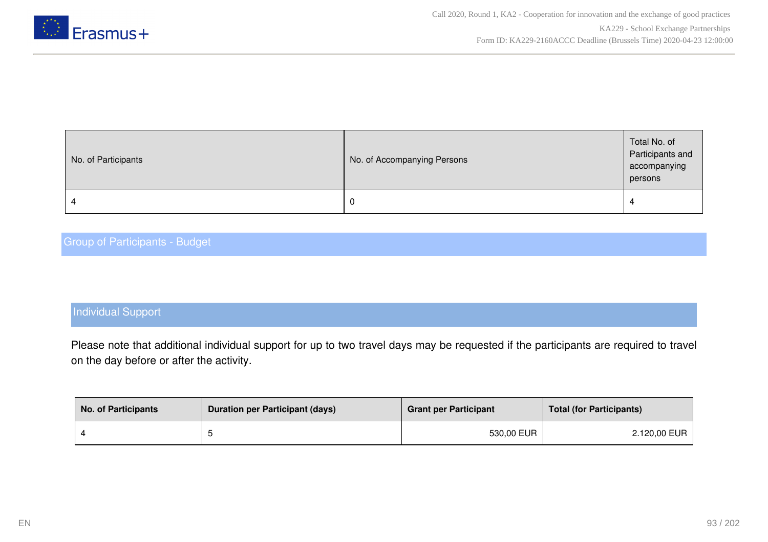| No. of Participants | No. of Accompanying Persons | Total No. of Participants and accompanying persons |
|---|---|---|
| 4 | 0 | 4 |

## Group of Participants - Budget

### Individual Support

Please note that additional individual support for up to two travel days may be requested if the participants are required to travel on the day before or after the activity.

| No. of Participants | Duration per Participant (days) | Grant per Participant | Total (for Participants) |
|---|---|---|---|
| 4 | 5 | 530,00 EUR | 2.120,00 EUR |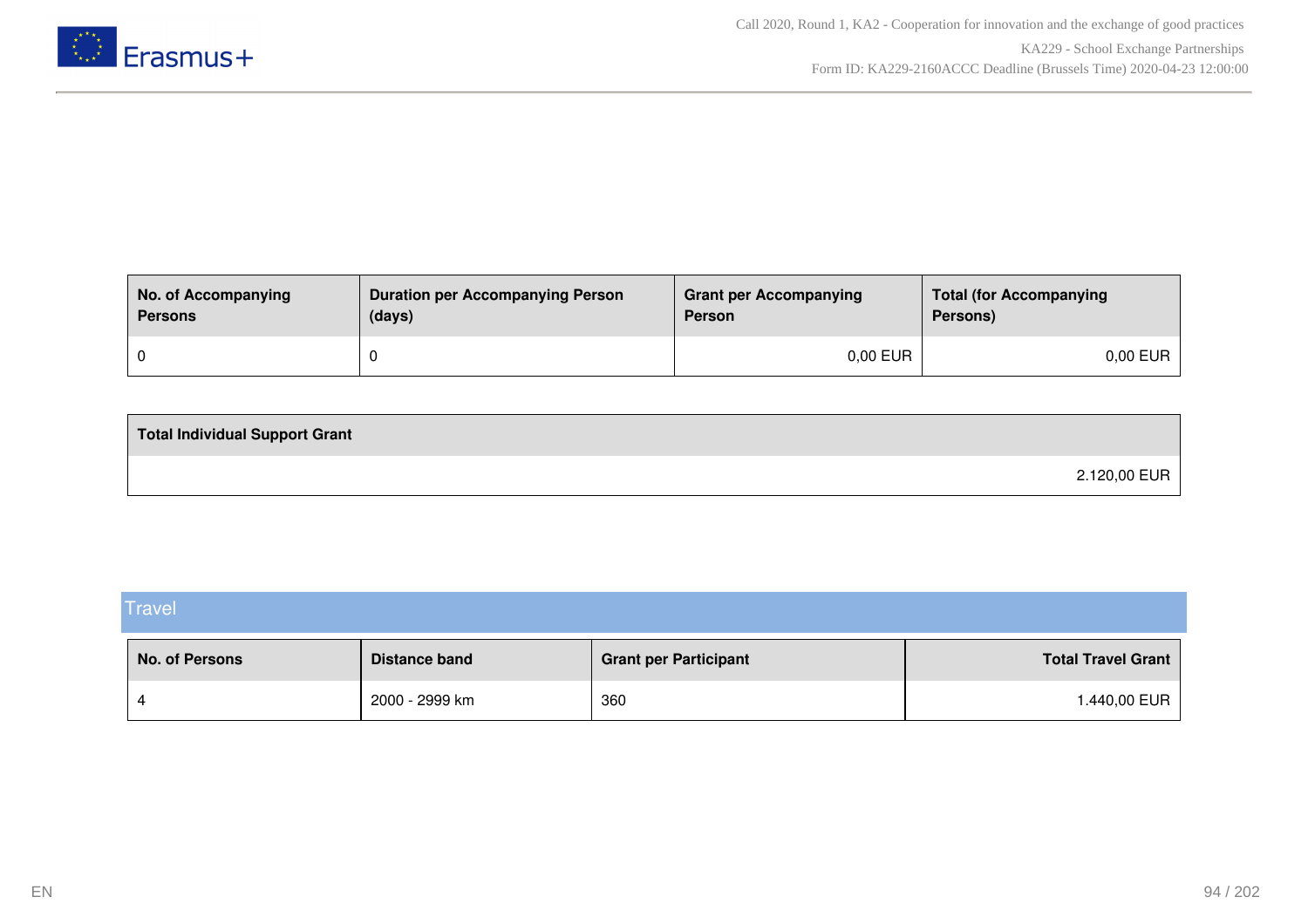| No. of Accompanying Persons | Duration per Accompanying Person (days) | Grant per Accompanying Person | Total (for Accompanying Persons) |
|---|---|---|---|
| 0 | 0 | 0,00 EUR | 0,00 EUR |

| Total Individual Support Grant |
|---|
| 2.120,00 EUR |

## Travel

| No. of Persons | Distance band | Grant per Participant | Total Travel Grant |
|---|---|---|---|
| 4 | 2000 - 2999 km | 360 | 1.440,00 EUR |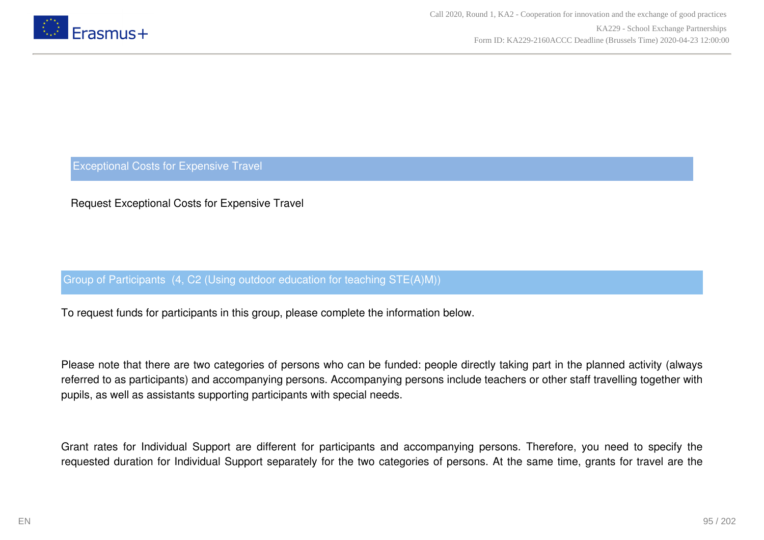## Exceptional Costs for Expensive Travel

Request Exceptional Costs for Expensive Travel

### Group of Participants (4, C2 (Using outdoor education for teaching STE(A)M))

To request funds for participants in this group, please complete the information below.

Please note that there are two categories of persons who can be funded: people directly taking part in the planned activity (always referred to as participants) and accompanying persons. Accompanying persons include teachers or other staff travelling together with pupils, as well as assistants supporting participants with special needs.

Grant rates for Individual Support are different for participants and accompanying persons. Therefore, you need to specify the requested duration for Individual Support separately for the two categories of persons. At the same time, grants for travel are the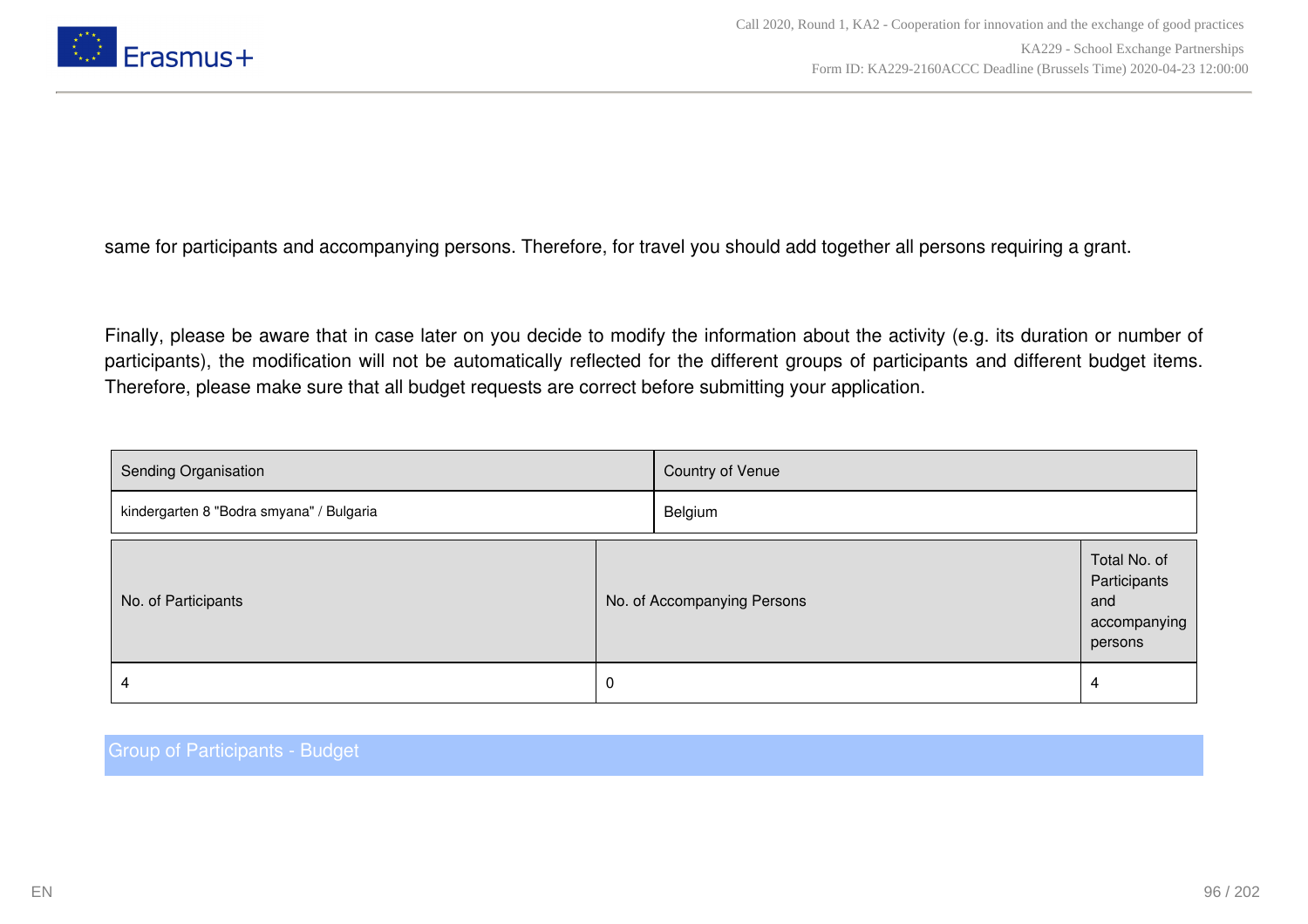same for participants and accompanying persons. Therefore, for travel you should add together all persons requiring a grant.

Finally, please be aware that in case later on you decide to modify the information about the activity (e.g. its duration or number of participants), the modification will not be automatically reflected for the different groups of participants and different budget items. Therefore, please make sure that all budget requests are correct before submitting your application.

| Sending Organisation | Country of Venue |
|---|---|
| kindergarten 8 "Bodra smyana" / Bulgaria | Belgium |

| No. of Participants | No. of Accompanying Persons | Total No. of Participants and accompanying persons |
|---|---|---|
| 4 | 0 | 4 |

## Group of Participants - Budget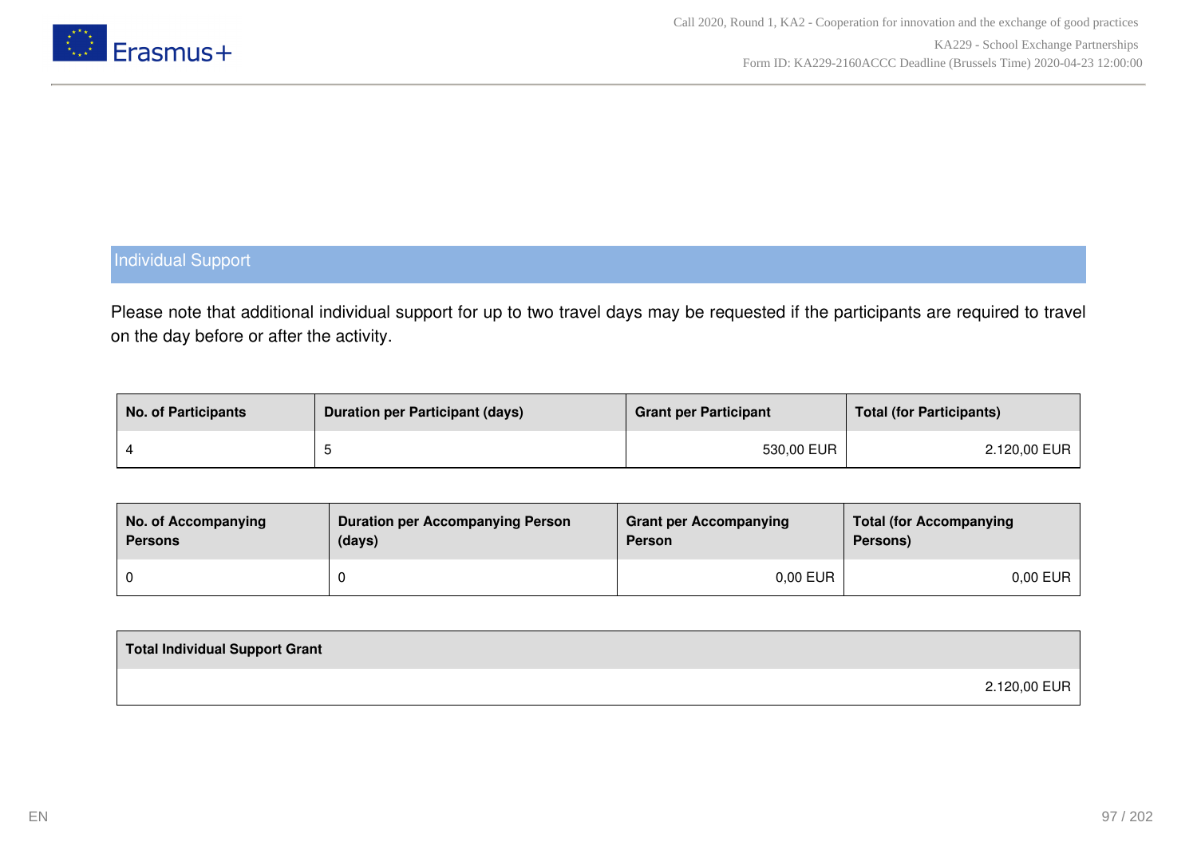## Individual Support

Please note that additional individual support for up to two travel days may be requested if the participants are required to travel on the day before or after the activity.

| No. of Participants | Duration per Participant (days) | Grant per Participant | Total (for Participants) |
|---|---|---|---|
| 4 | 5 | 530,00 EUR | 2.120,00 EUR |

| No. of Accompanying Persons | Duration per Accompanying Person (days) | Grant per Accompanying Person | Total (for Accompanying Persons) |
|---|---|---|---|
| 0 | 0 | 0,00 EUR | 0,00 EUR |

| Total Individual Support Grant |
|---|
| 2.120,00 EUR |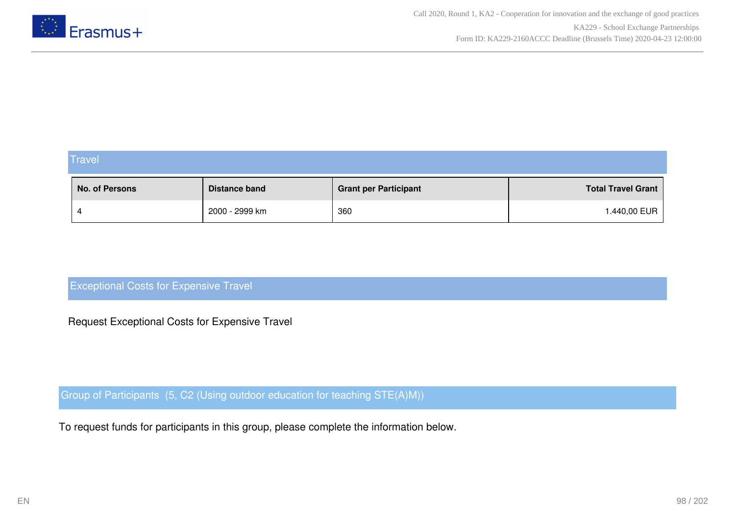## Travel

| No. of Persons | Distance band | Grant per Participant | Total Travel Grant |
|---|---|---|---|
| 4 | 2000 - 2999 km | 360 | 1.440,00 EUR |

## Exceptional Costs for Expensive Travel

Request Exceptional Costs for Expensive Travel

## Group of Participants (5, C2 (Using outdoor education for teaching STE(A)M))

To request funds for participants in this group, please complete the information below.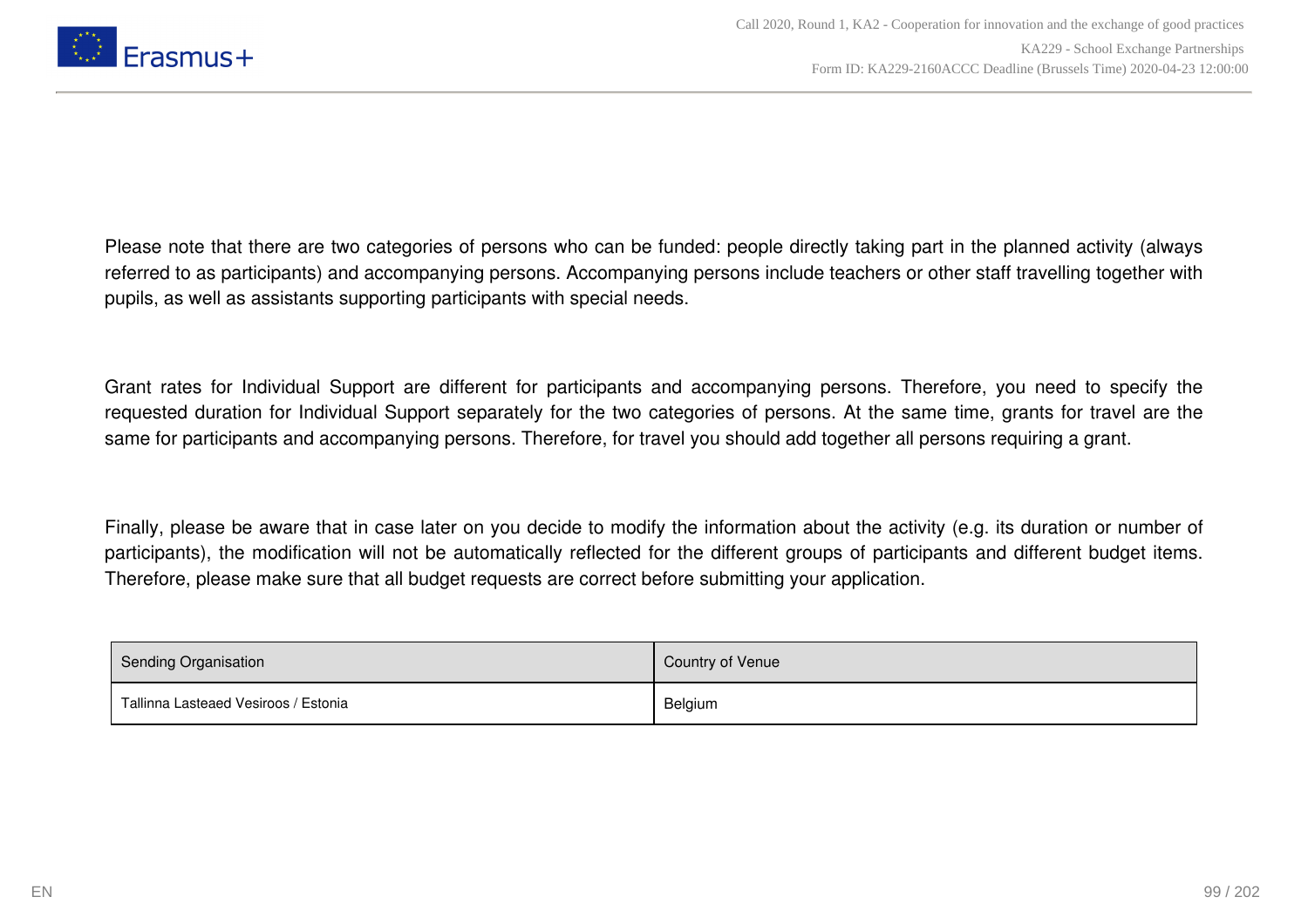Please note that there are two categories of persons who can be funded: people directly taking part in the planned activity (always referred to as participants) and accompanying persons. Accompanying persons include teachers or other staff travelling together with pupils, as well as assistants supporting participants with special needs.

Grant rates for Individual Support are different for participants and accompanying persons. Therefore, you need to specify the requested duration for Individual Support separately for the two categories of persons. At the same time, grants for travel are the same for participants and accompanying persons. Therefore, for travel you should add together all persons requiring a grant.

Finally, please be aware that in case later on you decide to modify the information about the activity (e.g. its duration or number of participants), the modification will not be automatically reflected for the different groups of participants and different budget items. Therefore, please make sure that all budget requests are correct before submitting your application.

| Sending Organisation | Country of Venue |
| --- | --- |
| Tallinna Lasteaed Vesiroos / Estonia | Belgium |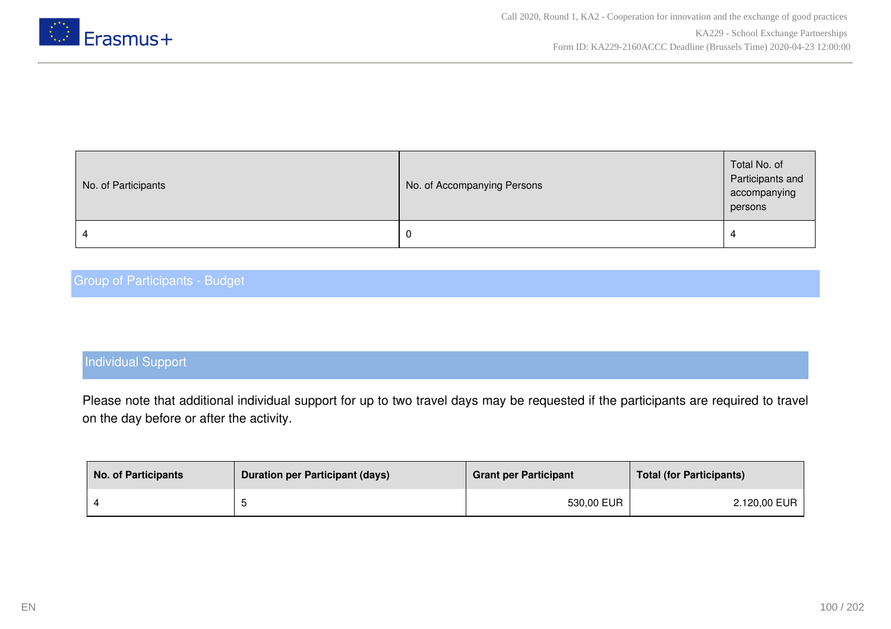| No. of Participants | No. of Accompanying Persons | Total No. of Participants and accompanying persons |
| --- | --- | --- |
| 4 | 0 | 4 |

## Group of Participants - Budget

### Individual Support

Please note that additional individual support for up to two travel days may be requested if the participants are required to travel on the day before or after the activity.

| No. of Participants | Duration per Participant (days) | Grant per Participant | Total (for Participants) |
| --- | --- | --- | --- |
| 4 | 5 | 530,00 EUR | 2.120,00 EUR |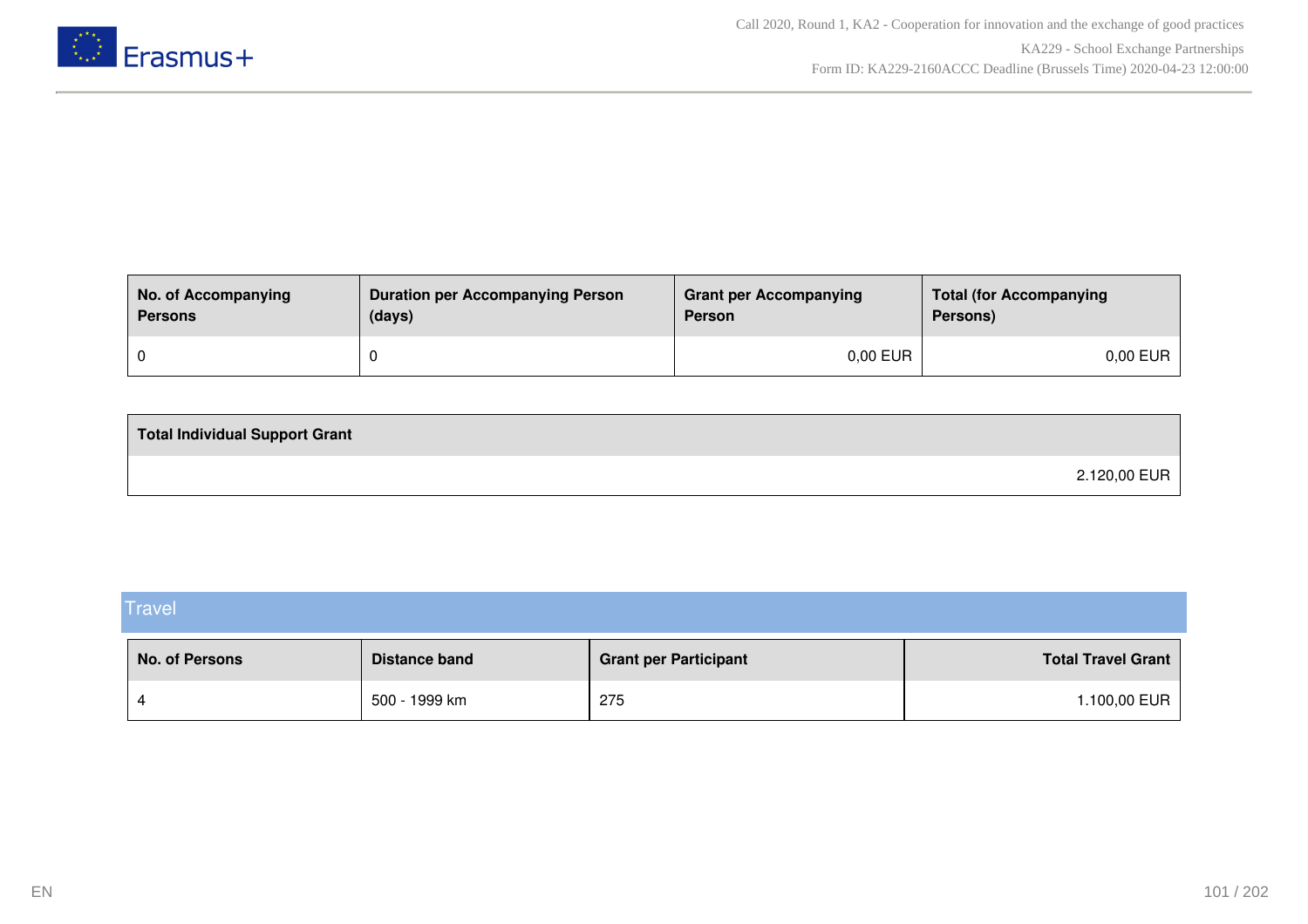| No. of Accompanying Persons | Duration per Accompanying Person (days) | Grant per Accompanying Person | Total (for Accompanying Persons) |
|---|---|---|---|
| 0 | 0 | 0,00 EUR | 0,00 EUR |

| Total Individual Support Grant |
|---|
| 2.120,00 EUR |

## Travel

| No. of Persons | Distance band | Grant per Participant | Total Travel Grant |
|---|---|---|---|
| 4 | 500 - 1999 km | 275 | 1.100,00 EUR |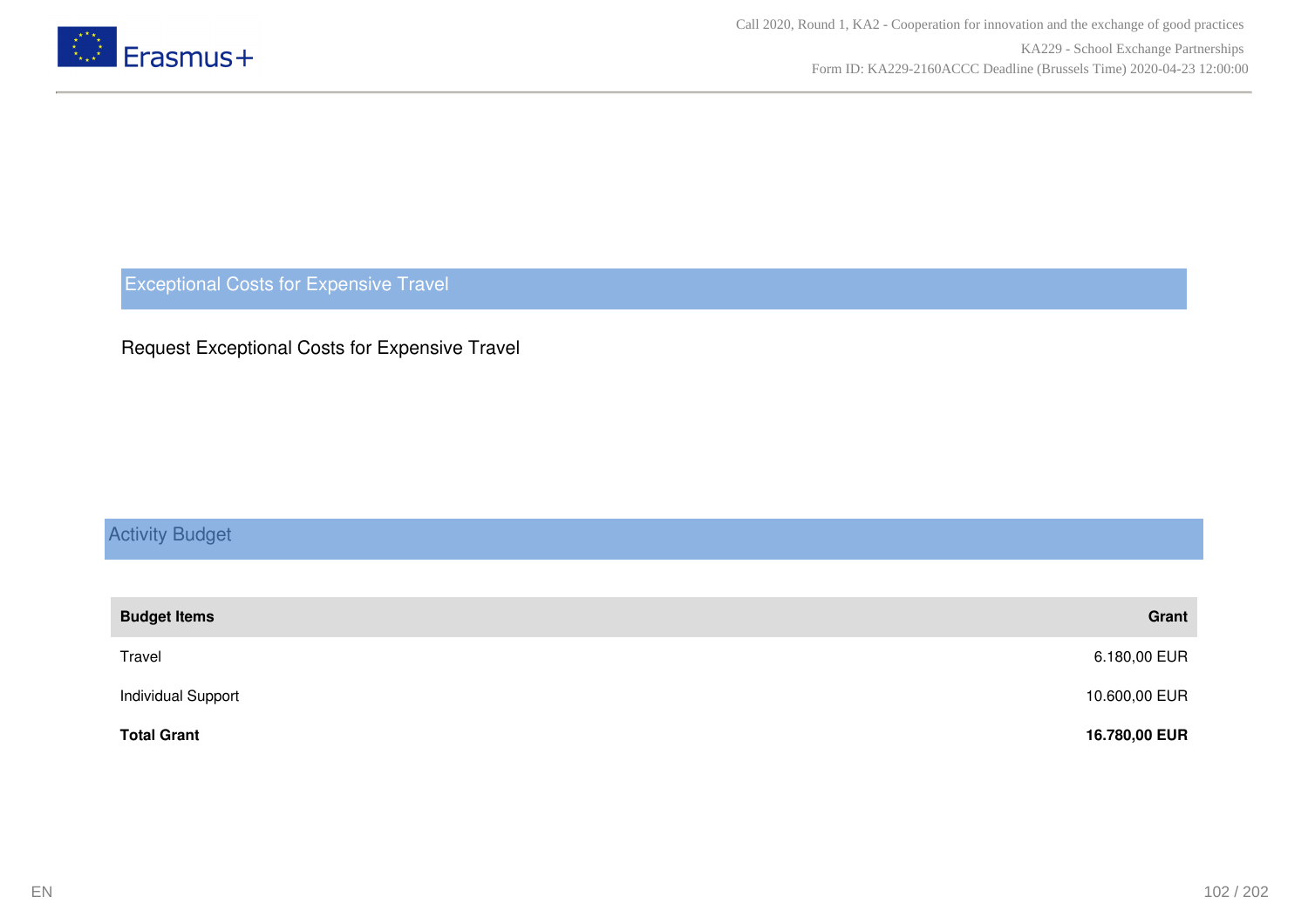## Exceptional Costs for Expensive Travel

Request Exceptional Costs for Expensive Travel

## Activity Budget

| **Budget Items** | **Grant** |
| --- | --- |
| Travel | 6.180,00 EUR |
| Individual Support | 10.600,00 EUR |
| **Total Grant** | **16.780,00 EUR** |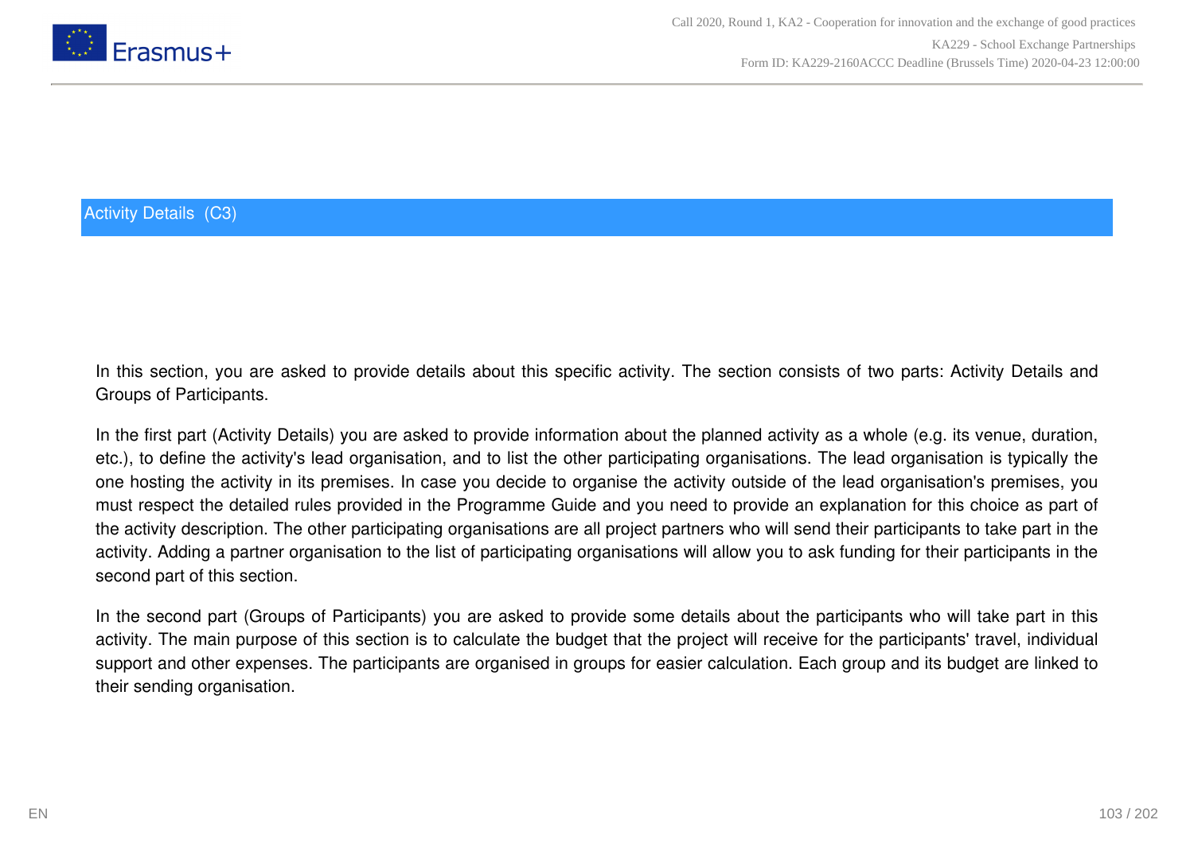## Activity Details (C3)

In this section, you are asked to provide details about this specific activity. The section consists of two parts: Activity Details and Groups of Participants.

In the first part (Activity Details) you are asked to provide information about the planned activity as a whole (e.g. its venue, duration, etc.), to define the activity's lead organisation, and to list the other participating organisations. The lead organisation is typically the one hosting the activity in its premises. In case you decide to organise the activity outside of the lead organisation's premises, you must respect the detailed rules provided in the Programme Guide and you need to provide an explanation for this choice as part of the activity description. The other participating organisations are all project partners who will send their participants to take part in the activity. Adding a partner organisation to the list of participating organisations will allow you to ask funding for their participants in the second part of this section.

In the second part (Groups of Participants) you are asked to provide some details about the participants who will take part in this activity. The main purpose of this section is to calculate the budget that the project will receive for the participants' travel, individual support and other expenses. The participants are organised in groups for easier calculation. Each group and its budget are linked to their sending organisation.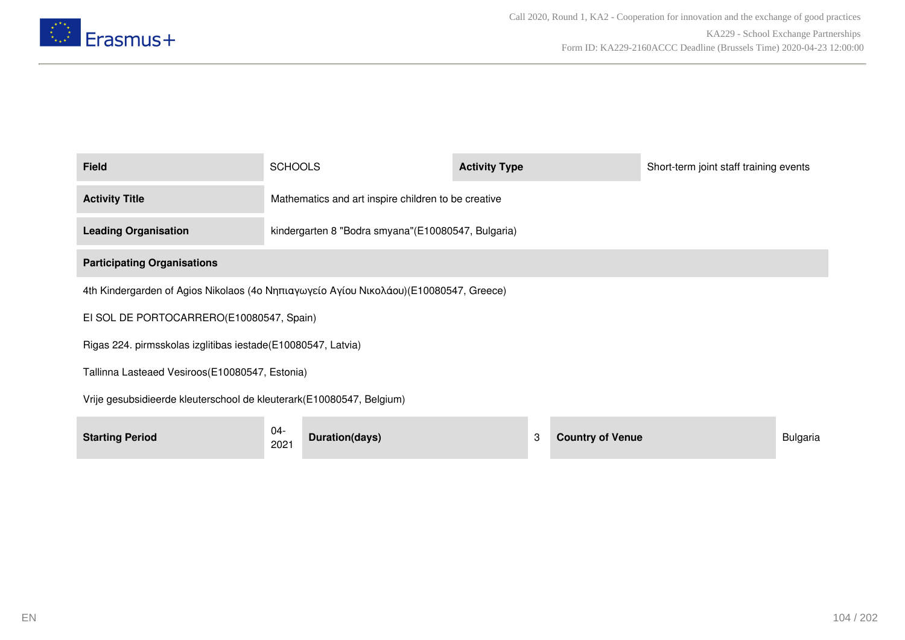| Field | SCHOOLS | Activity Type | Short-term joint staff training events |
|---|---|---|---|
| Activity Title | Mathematics and art inspire children to be creative | | |
| Leading Organisation | kindergarten 8 "Bodra smyana"(E10080547, Bulgaria) | | |

**Participating Organisations**

4th Kindergarden of Agios Nikolaos (4ο Νηπιαγωγείο Αγίου Νικολάου)(E10080547, Greece)

EI SOL DE PORTOCARRERO(E10080547, Spain)

Rigas 224. pirmsskolas izglitibas iestade(E10080547, Latvia)

Tallinna Lasteaed Vesiroos(E10080547, Estonia)

Vrije gesubsidieerde kleuterschool de kleuterark(E10080547, Belgium)

| Starting Period | 04-2021 | Duration(days) | 3 | Country of Venue | Bulgaria |
|---|---|---|---|---|---|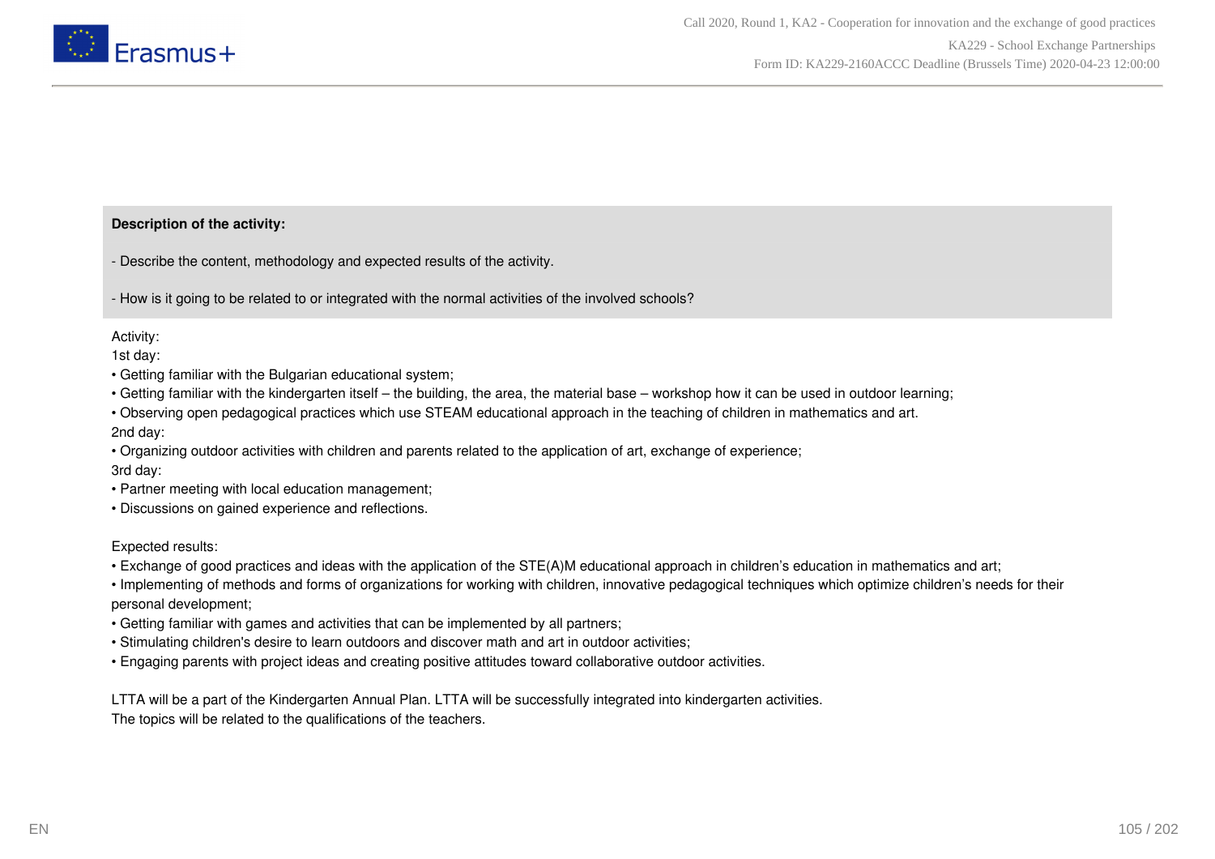**Description of the activity:**

- Describe the content, methodology and expected results of the activity.

- How is it going to be related to or integrated with the normal activities of the involved schools?

Activity:
1st day:
• Getting familiar with the Bulgarian educational system;
• Getting familiar with the kindergarten itself – the building, the area, the material base – workshop how it can be used in outdoor learning;
• Observing open pedagogical practices which use STEAM educational approach in the teaching of children in mathematics and art.
2nd day:
• Organizing outdoor activities with children and parents related to the application of art, exchange of experience;
3rd day:
• Partner meeting with local education management;
• Discussions on gained experience and reflections.

Expected results:
• Exchange of good practices and ideas with the application of the STE(A)M educational approach in children's education in mathematics and art;
• Implementing of methods and forms of organizations for working with children, innovative pedagogical techniques which optimize children's needs for their personal development;
• Getting familiar with games and activities that can be implemented by all partners;
• Stimulating children's desire to learn outdoors and discover math and art in outdoor activities;
• Engaging parents with project ideas and creating positive attitudes toward collaborative outdoor activities.

LTTA will be a part of the Kindergarten Annual Plan. LTTA will be successfully integrated into kindergarten activities.
The topics will be related to the qualifications of the teachers.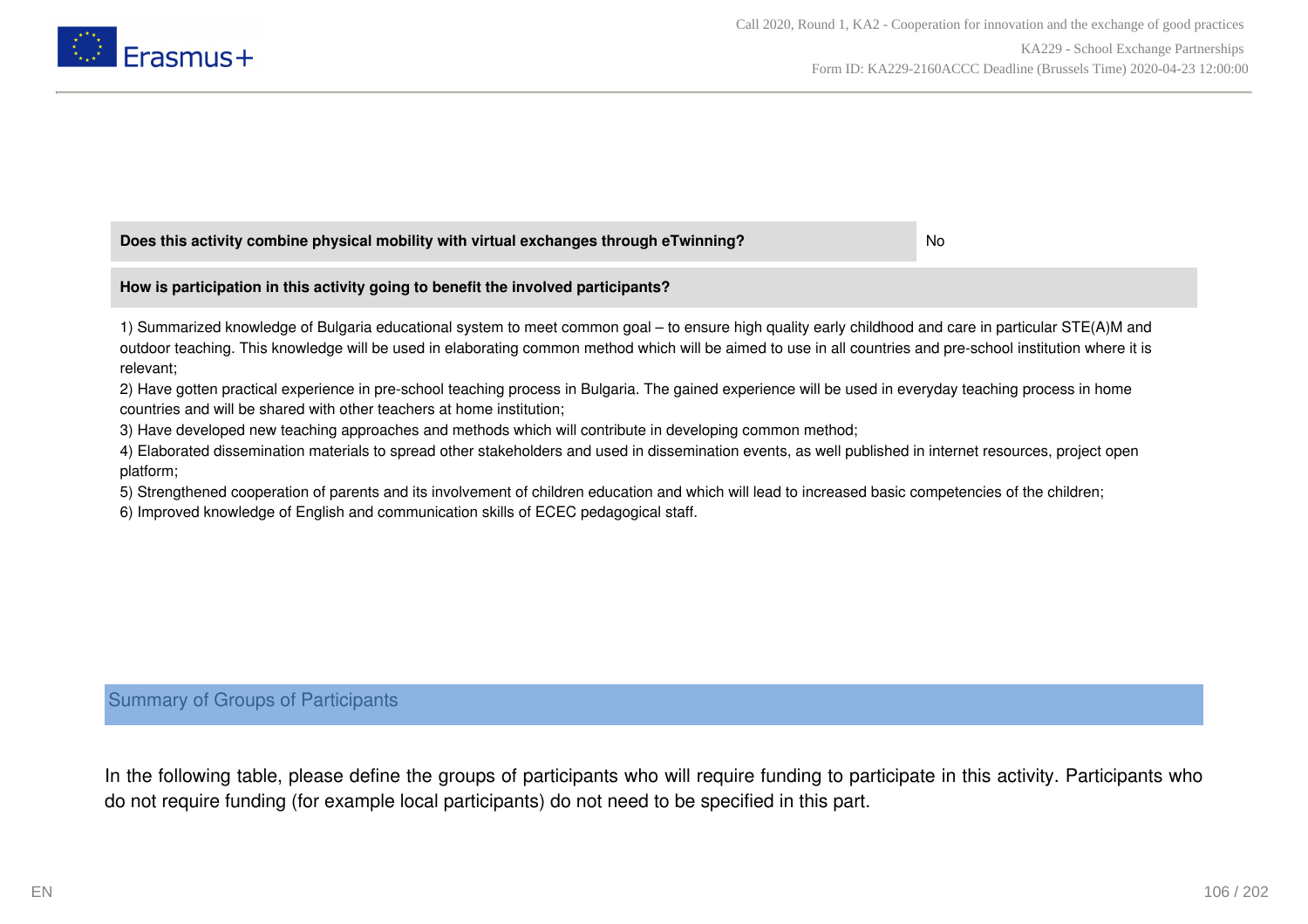| Does this activity combine physical mobility with virtual exchanges through eTwinning? | No |
| --- | --- |

**How is participation in this activity going to benefit the involved participants?**

1) Summarized knowledge of Bulgaria educational system to meet common goal – to ensure high quality early childhood and care in particular STE(A)M and outdoor teaching. This knowledge will be used in elaborating common method which will be aimed to use in all countries and pre-school institution where it is relevant;
2) Have gotten practical experience in pre-school teaching process in Bulgaria. The gained experience will be used in everyday teaching process in home countries and will be shared with other teachers at home institution;
3) Have developed new teaching approaches and methods which will contribute in developing common method;
4) Elaborated dissemination materials to spread other stakeholders and used in dissemination events, as well published in internet resources, project open platform;
5) Strengthened cooperation of parents and its involvement of children education and which will lead to increased basic competencies of the children;
6) Improved knowledge of English and communication skills of ECEC pedagogical staff.

## Summary of Groups of Participants

In the following table, please define the groups of participants who will require funding to participate in this activity. Participants who do not require funding (for example local participants) do not need to be specified in this part.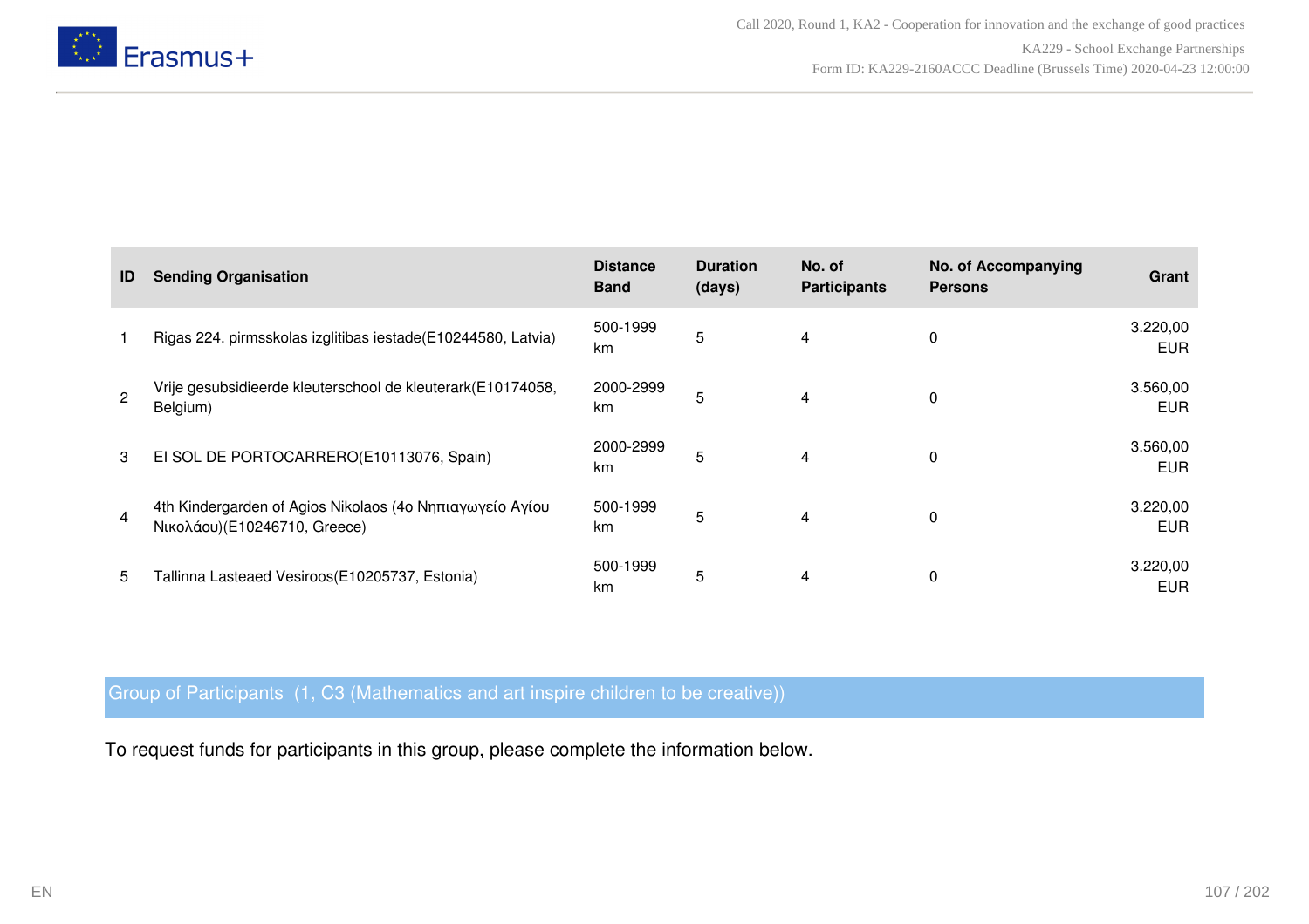| ID | Sending Organisation | Distance Band | Duration (days) | No. of Participants | No. of Accompanying Persons | Grant |
|---|---|---|---|---|---|---|
| 1 | Rigas 224. pirmsskolas izglitibas iestade(E10244580, Latvia) | 500-1999 km | 5 | 4 | 0 | 3.220,00 EUR |
| 2 | Vrije gesubsidieerde kleuterschool de kleuterark(E10174058, Belgium) | 2000-2999 km | 5 | 4 | 0 | 3.560,00 EUR |
| 3 | EI SOL DE PORTOCARRERO(E10113076, Spain) | 2000-2999 km | 5 | 4 | 0 | 3.560,00 EUR |
| 4 | 4th Kindergarden of Agios Nikolaos (4o Νηπιαγωγείο Αγίου Νικολάου)(E10246710, Greece) | 500-1999 km | 5 | 4 | 0 | 3.220,00 EUR |
| 5 | Tallinna Lasteaed Vesiroos(E10205737, Estonia) | 500-1999 km | 5 | 4 | 0 | 3.220,00 EUR |

## Group of Participants (1, C3 (Mathematics and art inspire children to be creative))

To request funds for participants in this group, please complete the information below.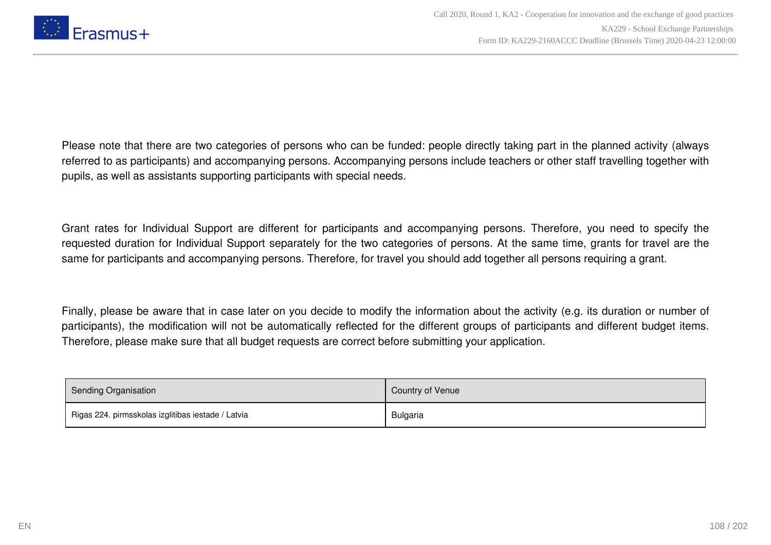Please note that there are two categories of persons who can be funded: people directly taking part in the planned activity (always referred to as participants) and accompanying persons. Accompanying persons include teachers or other staff travelling together with pupils, as well as assistants supporting participants with special needs.

Grant rates for Individual Support are different for participants and accompanying persons. Therefore, you need to specify the requested duration for Individual Support separately for the two categories of persons. At the same time, grants for travel are the same for participants and accompanying persons. Therefore, for travel you should add together all persons requiring a grant.

Finally, please be aware that in case later on you decide to modify the information about the activity (e.g. its duration or number of participants), the modification will not be automatically reflected for the different groups of participants and different budget items. Therefore, please make sure that all budget requests are correct before submitting your application.

| Sending Organisation | Country of Venue |
| --- | --- |
| Rigas 224. pirmsskolas izglitibas iestade / Latvia | Bulgaria |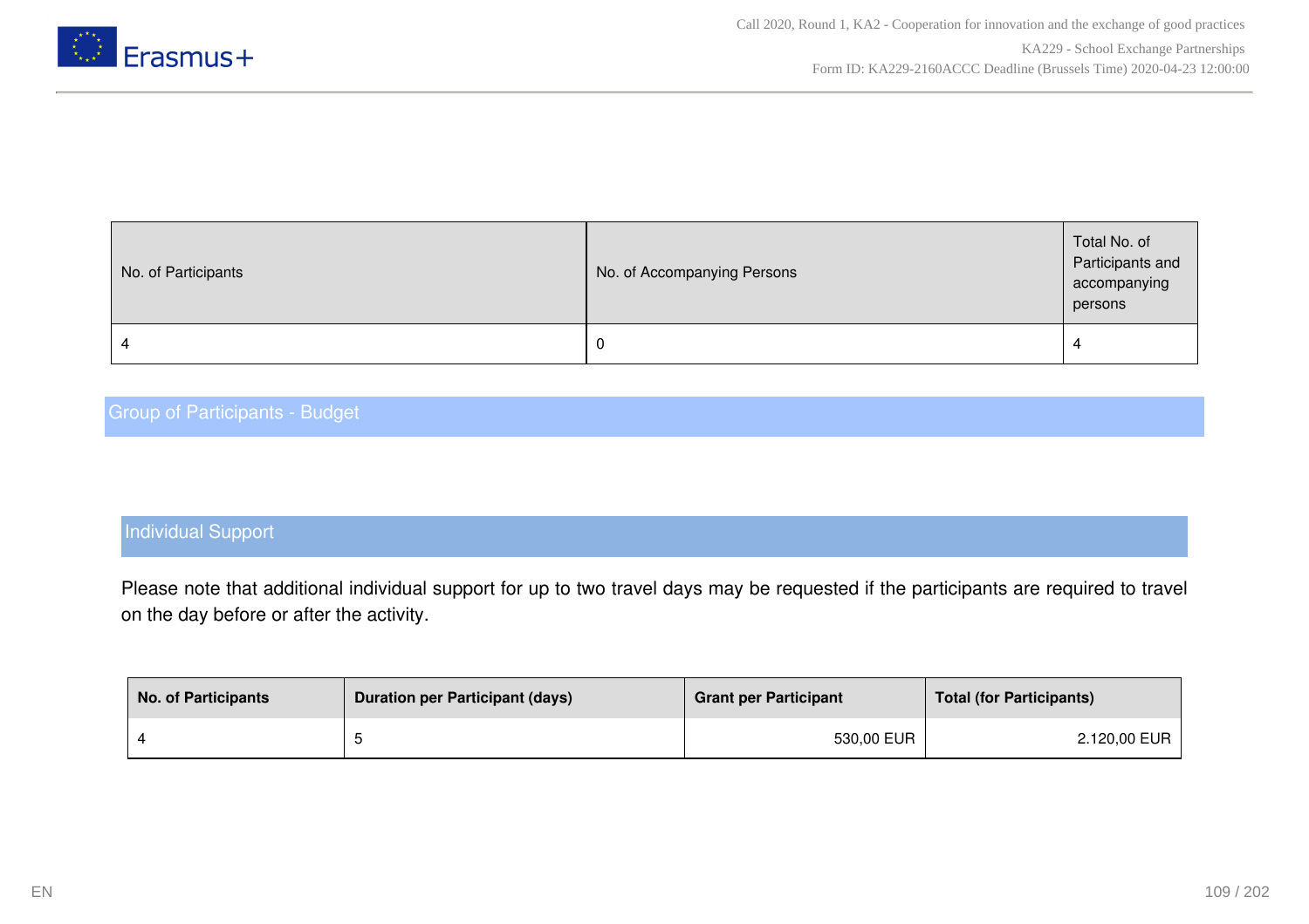| No. of Participants | No. of Accompanying Persons | Total No. of Participants and accompanying persons |
| --- | --- | --- |
| 4 | 0 | 4 |

## Group of Participants - Budget

### Individual Support

Please note that additional individual support for up to two travel days may be requested if the participants are required to travel on the day before or after the activity.

| No. of Participants | Duration per Participant (days) | Grant per Participant | Total (for Participants) |
| --- | --- | --- | --- |
| 4 | 5 | 530,00 EUR | 2.120,00 EUR |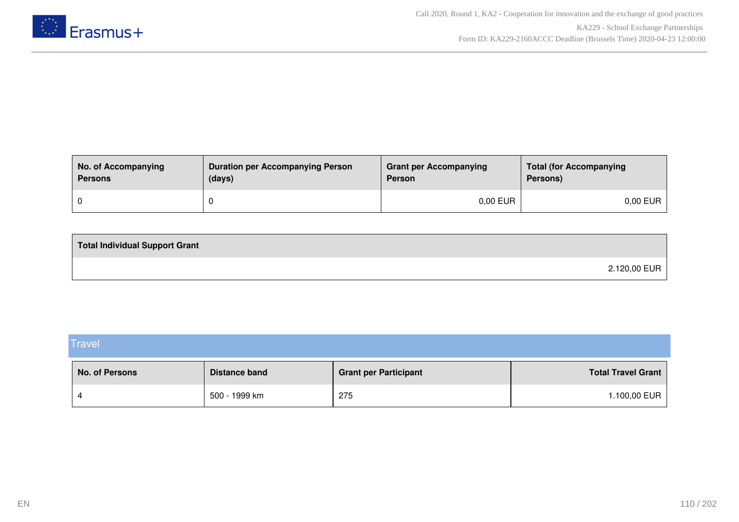| No. of Accompanying Persons | Duration per Accompanying Person (days) | Grant per Accompanying Person | Total (for Accompanying Persons) |
|---|---|---|---|
| 0 | 0 | 0,00 EUR | 0,00 EUR |

| Total Individual Support Grant |
|---|
| 2.120,00 EUR |

## Travel

| No. of Persons | Distance band | Grant per Participant | Total Travel Grant |
|---|---|---|---|
| 4 | 500 - 1999 km | 275 | 1.100,00 EUR |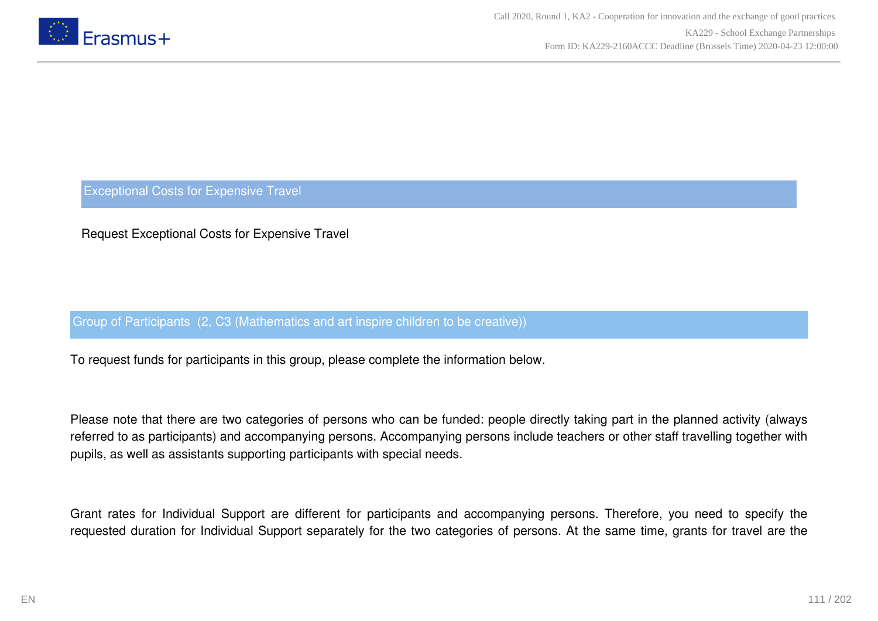## Exceptional Costs for Expensive Travel

Request Exceptional Costs for Expensive Travel

### Group of Participants (2, C3 (Mathematics and art inspire children to be creative))

To request funds for participants in this group, please complete the information below.

Please note that there are two categories of persons who can be funded: people directly taking part in the planned activity (always referred to as participants) and accompanying persons. Accompanying persons include teachers or other staff travelling together with pupils, as well as assistants supporting participants with special needs.

Grant rates for Individual Support are different for participants and accompanying persons. Therefore, you need to specify the requested duration for Individual Support separately for the two categories of persons. At the same time, grants for travel are the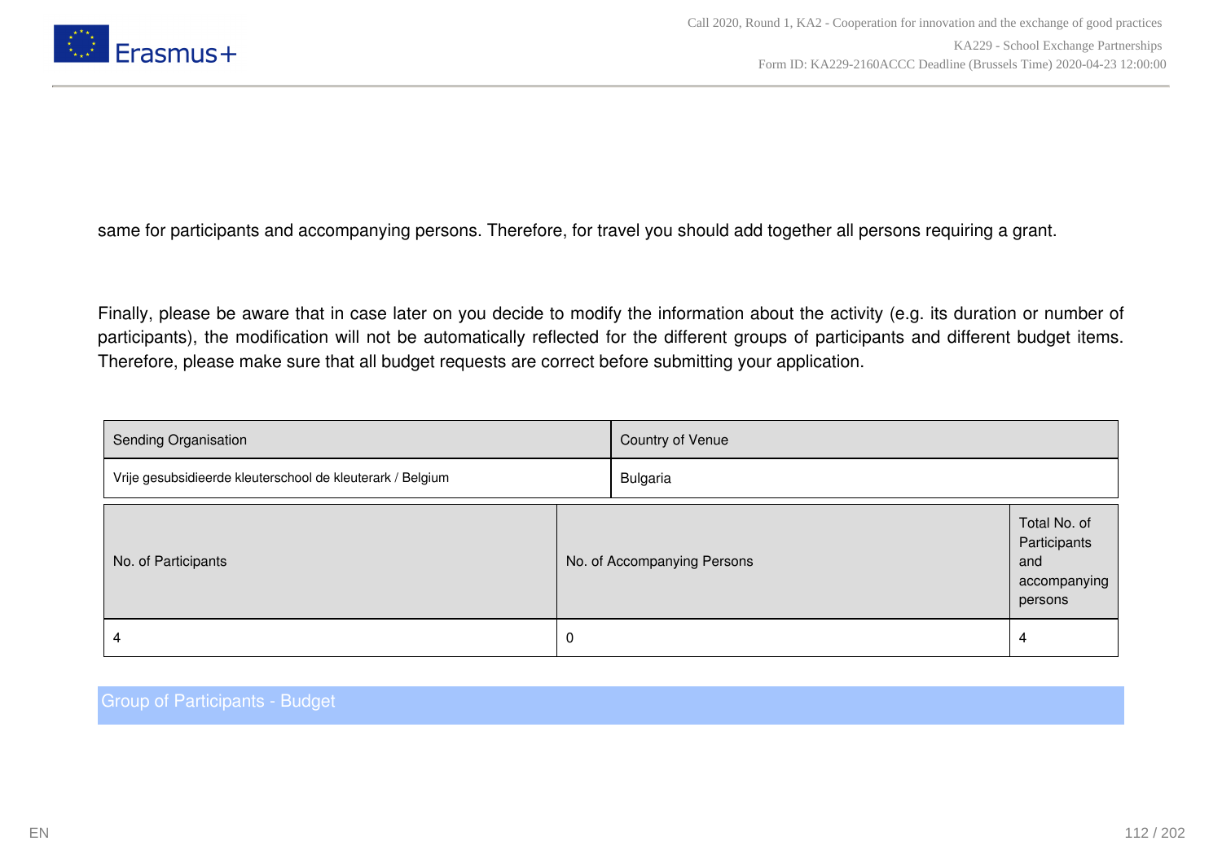same for participants and accompanying persons. Therefore, for travel you should add together all persons requiring a grant.

Finally, please be aware that in case later on you decide to modify the information about the activity (e.g. its duration or number of participants), the modification will not be automatically reflected for the different groups of participants and different budget items. Therefore, please make sure that all budget requests are correct before submitting your application.

| Sending Organisation | Country of Venue |
| --- | --- |
| Vrije gesubsidieerde kleuterschool de kleuterark / Belgium | Bulgaria |

| No. of Participants | No. of Accompanying Persons | Total No. of Participants and accompanying persons |
| --- | --- | --- |
| 4 | 0 | 4 |

## Group of Participants - Budget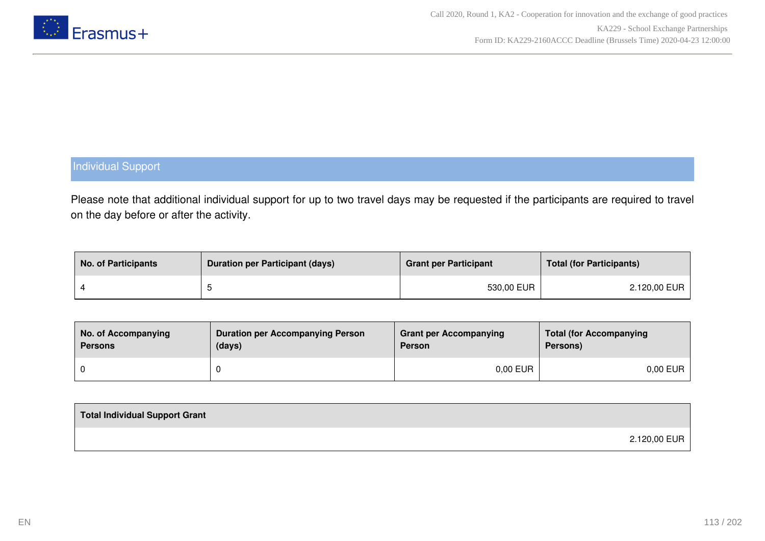## Individual Support

Please note that additional individual support for up to two travel days may be requested if the participants are required to travel on the day before or after the activity.

| No. of Participants | Duration per Participant (days) | Grant per Participant | Total (for Participants) |
|---|---|---|---|
| 4 | 5 | 530,00 EUR | 2.120,00 EUR |

| No. of Accompanying Persons | Duration per Accompanying Person (days) | Grant per Accompanying Person | Total (for Accompanying Persons) |
|---|---|---|---|
| 0 | 0 | 0,00 EUR | 0,00 EUR |

| Total Individual Support Grant |
|---|
| 2.120,00 EUR |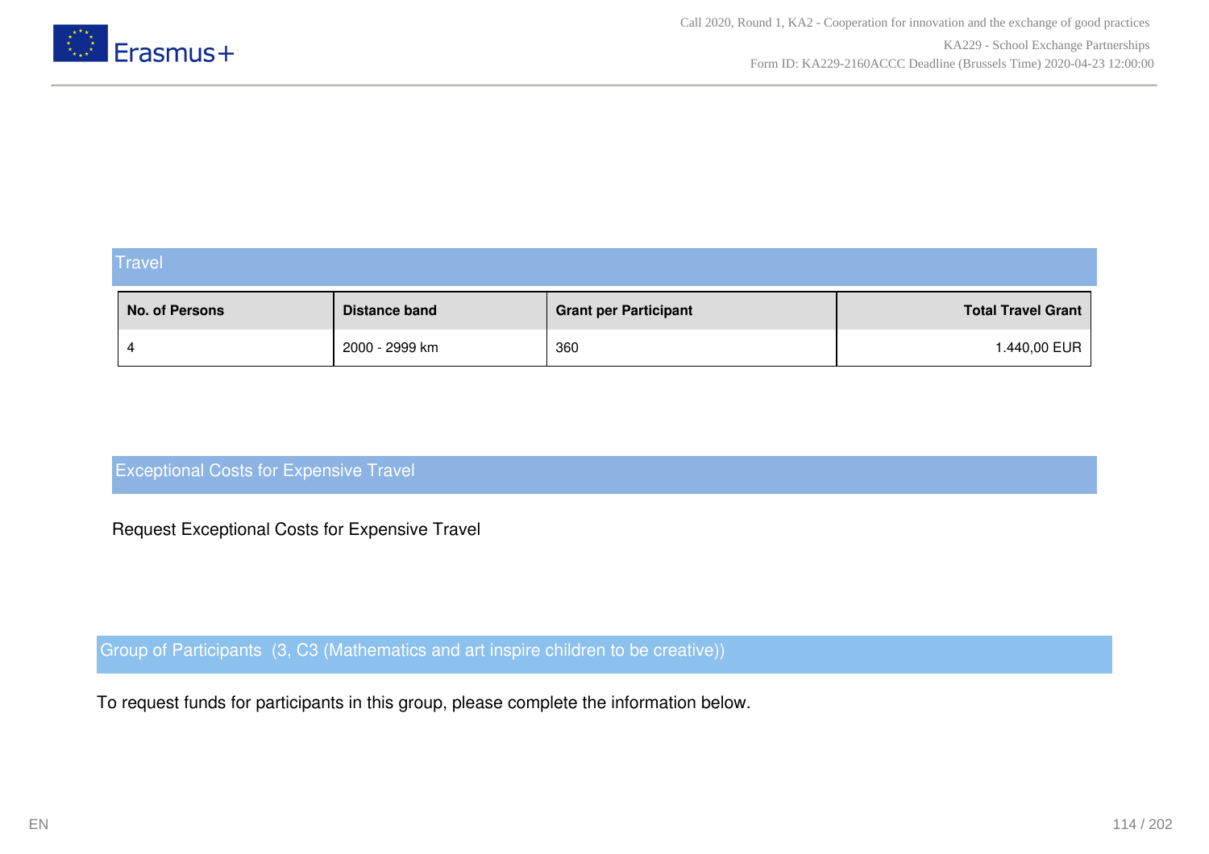## Travel

| No. of Persons | Distance band | Grant per Participant | Total Travel Grant |
|---|---|---|---|
| 4 | 2000 - 2999 km | 360 | 1.440,00 EUR |

## Exceptional Costs for Expensive Travel

Request Exceptional Costs for Expensive Travel

## Group of Participants (3, C3 (Mathematics and art inspire children to be creative))

To request funds for participants in this group, please complete the information below.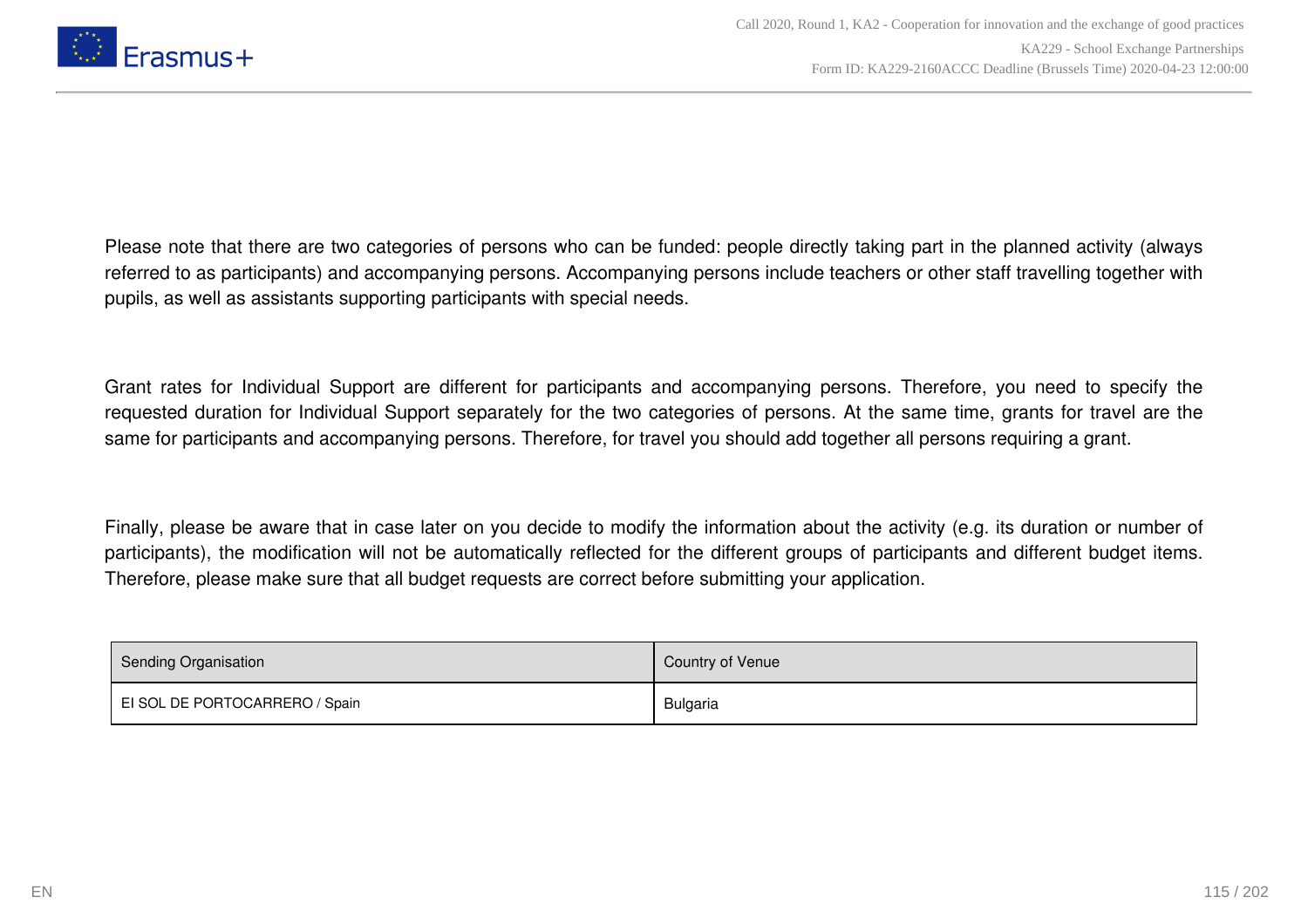Please note that there are two categories of persons who can be funded: people directly taking part in the planned activity (always referred to as participants) and accompanying persons. Accompanying persons include teachers or other staff travelling together with pupils, as well as assistants supporting participants with special needs.

Grant rates for Individual Support are different for participants and accompanying persons. Therefore, you need to specify the requested duration for Individual Support separately for the two categories of persons. At the same time, grants for travel are the same for participants and accompanying persons. Therefore, for travel you should add together all persons requiring a grant.

Finally, please be aware that in case later on you decide to modify the information about the activity (e.g. its duration or number of participants), the modification will not be automatically reflected for the different groups of participants and different budget items. Therefore, please make sure that all budget requests are correct before submitting your application.

| Sending Organisation | Country of Venue |
| --- | --- |
| EI SOL DE PORTOCARRERO / Spain | Bulgaria |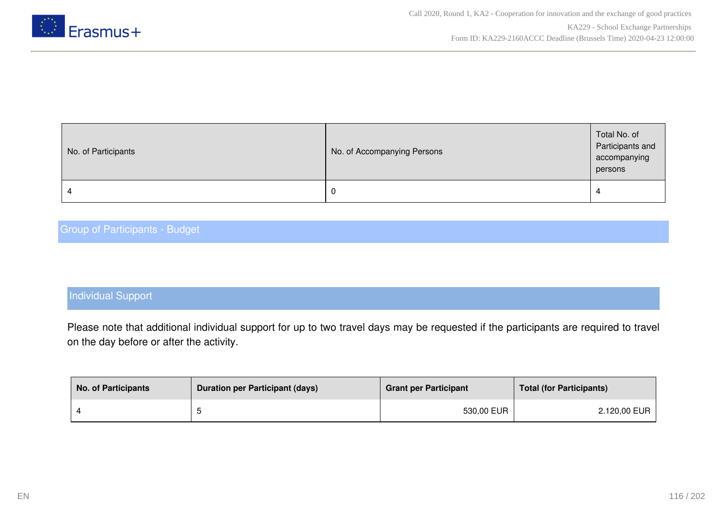| No. of Participants | No. of Accompanying Persons | Total No. of Participants and accompanying persons |
|---|---|---|
| 4 | 0 | 4 |

## Group of Participants - Budget

### Individual Support

Please note that additional individual support for up to two travel days may be requested if the participants are required to travel on the day before or after the activity.

| No. of Participants | Duration per Participant (days) | Grant per Participant | Total (for Participants) |
|---|---|---|---|
| 4 | 5 | 530,00 EUR | 2.120,00 EUR |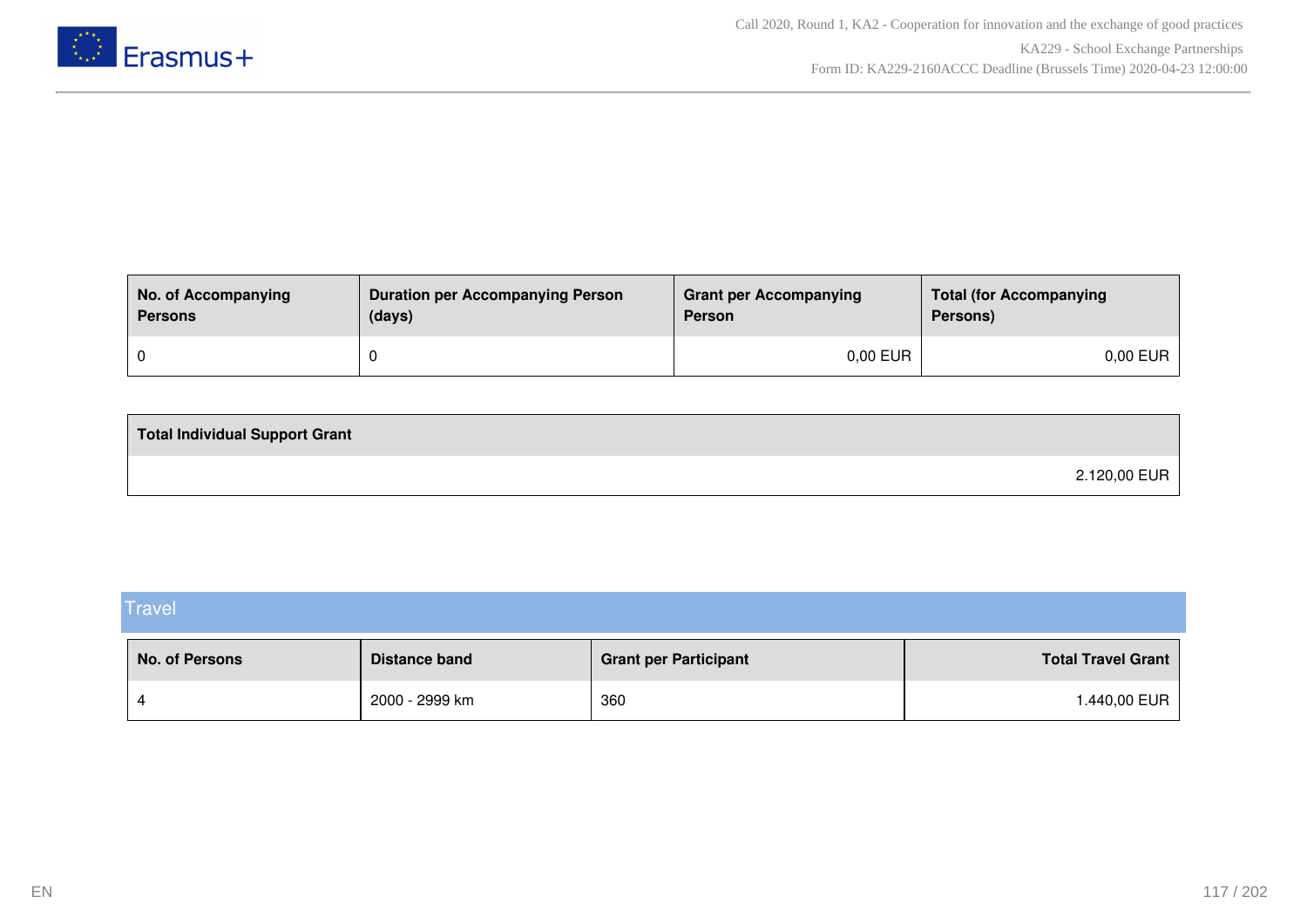| No. of Accompanying Persons | Duration per Accompanying Person (days) | Grant per Accompanying Person | Total (for Accompanying Persons) |
| --- | --- | --- | --- |
| 0 | 0 | 0,00 EUR | 0,00 EUR |

| Total Individual Support Grant |
| --- |
| 2.120,00 EUR |

## Travel

| No. of Persons | Distance band | Grant per Participant | Total Travel Grant |
| --- | --- | --- | --- |
| 4 | 2000 - 2999 km | 360 | 1.440,00 EUR |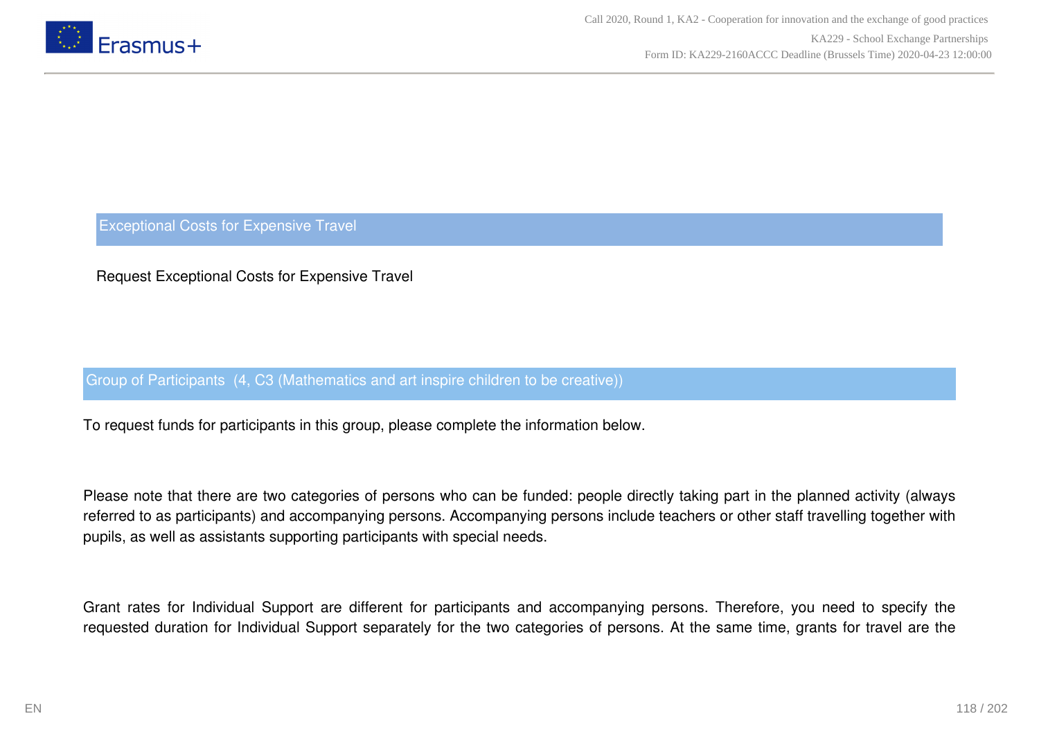## Exceptional Costs for Expensive Travel

Request Exceptional Costs for Expensive Travel

### Group of Participants (4, C3 (Mathematics and art inspire children to be creative))

To request funds for participants in this group, please complete the information below.

Please note that there are two categories of persons who can be funded: people directly taking part in the planned activity (always referred to as participants) and accompanying persons. Accompanying persons include teachers or other staff travelling together with pupils, as well as assistants supporting participants with special needs.

Grant rates for Individual Support are different for participants and accompanying persons. Therefore, you need to specify the requested duration for Individual Support separately for the two categories of persons. At the same time, grants for travel are the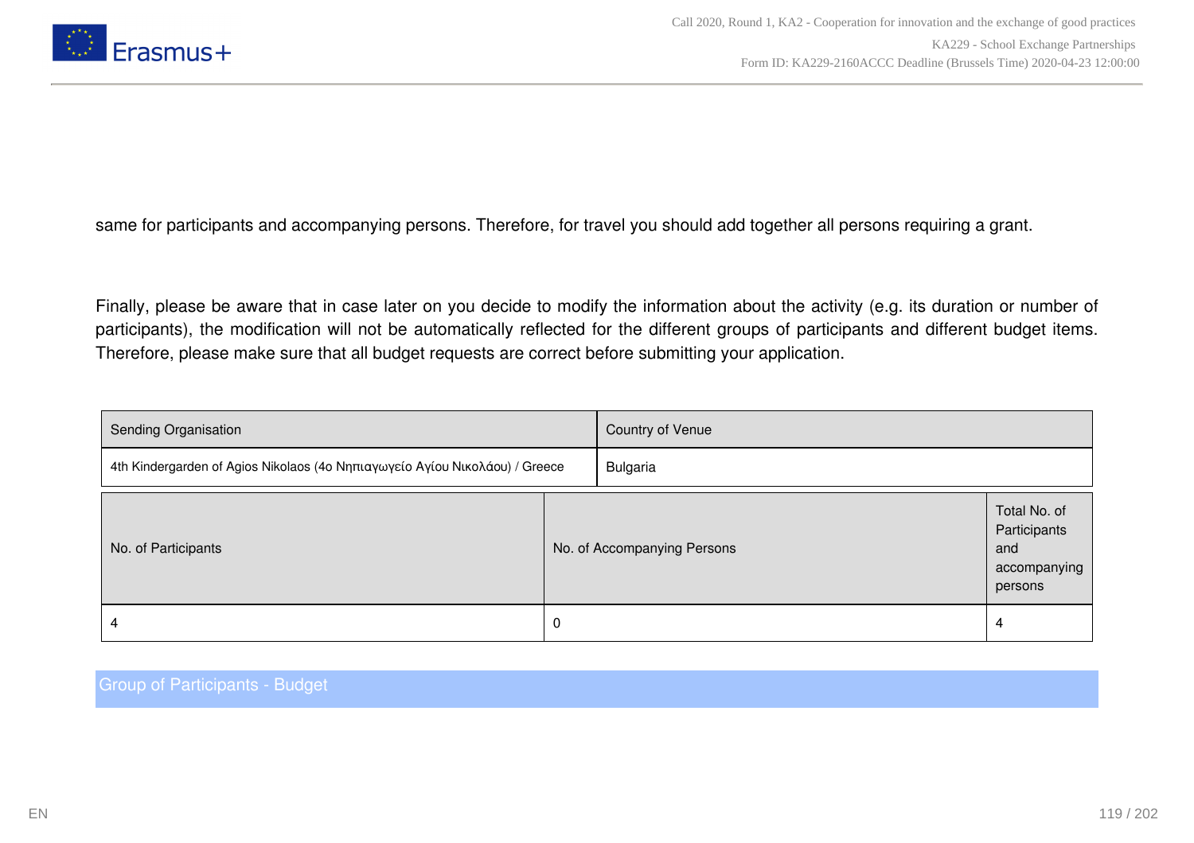same for participants and accompanying persons. Therefore, for travel you should add together all persons requiring a grant.

Finally, please be aware that in case later on you decide to modify the information about the activity (e.g. its duration or number of participants), the modification will not be automatically reflected for the different groups of participants and different budget items. Therefore, please make sure that all budget requests are correct before submitting your application.

| Sending Organisation | Country of Venue |
|---|---|
| 4th Kindergarden of Agios Nikolaos (4ο Νηπιαγωγείο Αγίου Νικολάου) / Greece | Bulgaria |

| No. of Participants | No. of Accompanying Persons | Total No. of Participants and accompanying persons |
|---|---|---|
| 4 | 0 | 4 |

## Group of Participants - Budget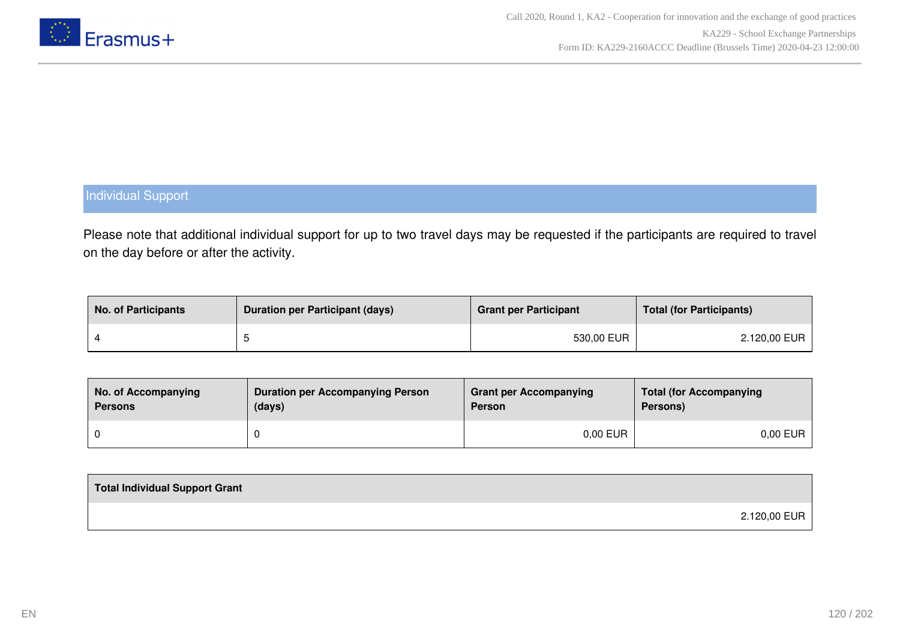## Individual Support

Please note that additional individual support for up to two travel days may be requested if the participants are required to travel on the day before or after the activity.

| No. of Participants | Duration per Participant (days) | Grant per Participant | Total (for Participants) |
| --- | --- | --- | --- |
| 4 | 5 | 530,00 EUR | 2.120,00 EUR |

| No. of Accompanying Persons | Duration per Accompanying Person (days) | Grant per Accompanying Person | Total (for Accompanying Persons) |
| --- | --- | --- | --- |
| 0 | 0 | 0,00 EUR | 0,00 EUR |

| Total Individual Support Grant |
| --- |
| 2.120,00 EUR |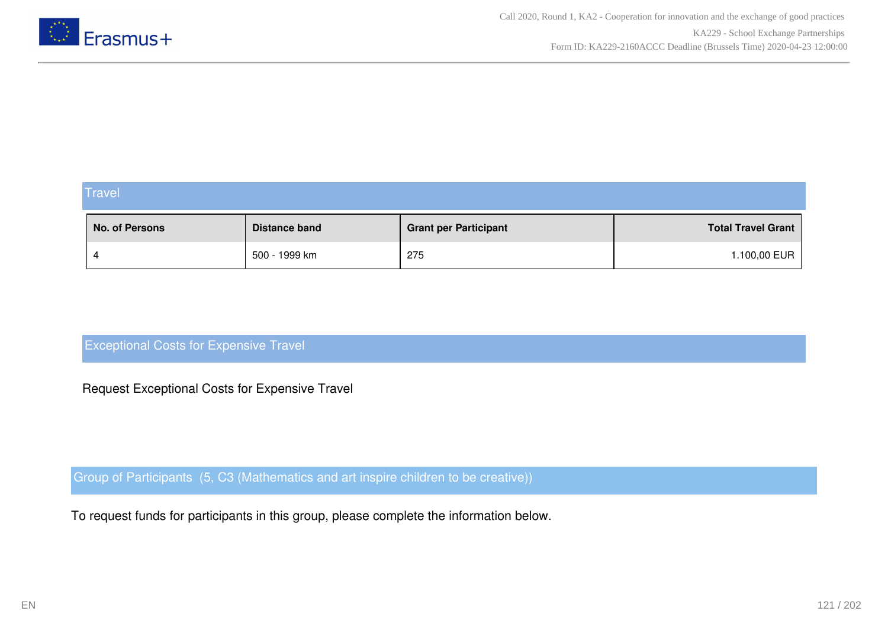## Travel

| No. of Persons | Distance band | Grant per Participant | Total Travel Grant |
|---|---|---|---|
| 4 | 500 - 1999 km | 275 | 1.100,00 EUR |

## Exceptional Costs for Expensive Travel

Request Exceptional Costs for Expensive Travel

## Group of Participants (5, C3 (Mathematics and art inspire children to be creative))

To request funds for participants in this group, please complete the information below.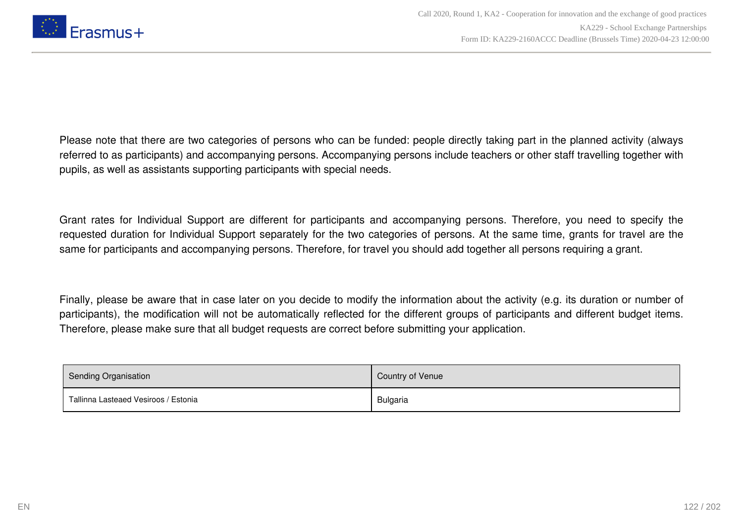Please note that there are two categories of persons who can be funded: people directly taking part in the planned activity (always referred to as participants) and accompanying persons. Accompanying persons include teachers or other staff travelling together with pupils, as well as assistants supporting participants with special needs.

Grant rates for Individual Support are different for participants and accompanying persons. Therefore, you need to specify the requested duration for Individual Support separately for the two categories of persons. At the same time, grants for travel are the same for participants and accompanying persons. Therefore, for travel you should add together all persons requiring a grant.

Finally, please be aware that in case later on you decide to modify the information about the activity (e.g. its duration or number of participants), the modification will not be automatically reflected for the different groups of participants and different budget items. Therefore, please make sure that all budget requests are correct before submitting your application.

| Sending Organisation | Country of Venue |
| --- | --- |
| Tallinna Lasteaed Vesiroos / Estonia | Bulgaria |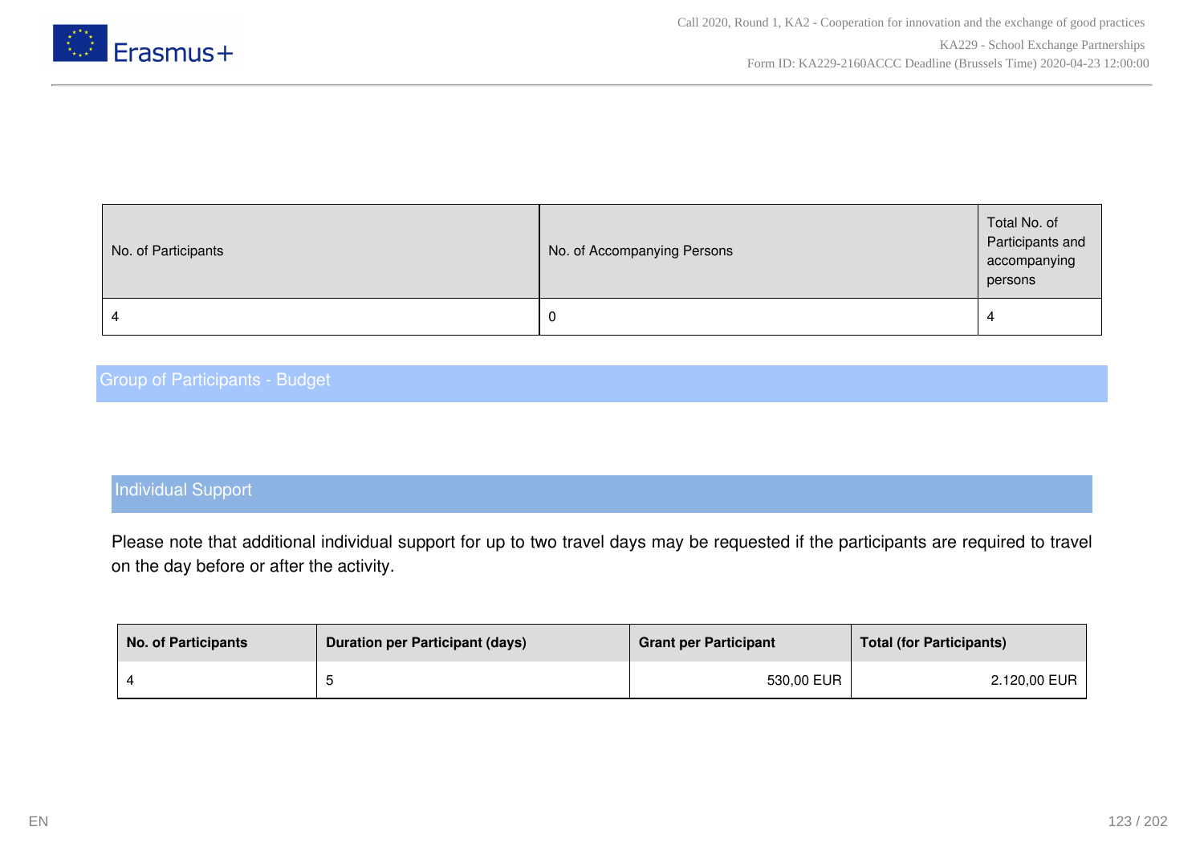| No. of Participants | No. of Accompanying Persons | Total No. of Participants and accompanying persons |
|---|---|---|
| 4 | 0 | 4 |

## Group of Participants - Budget

### Individual Support

Please note that additional individual support for up to two travel days may be requested if the participants are required to travel on the day before or after the activity.

| No. of Participants | Duration per Participant (days) | Grant per Participant | Total (for Participants) |
|---|---|---|---|
| 4 | 5 | 530,00 EUR | 2.120,00 EUR |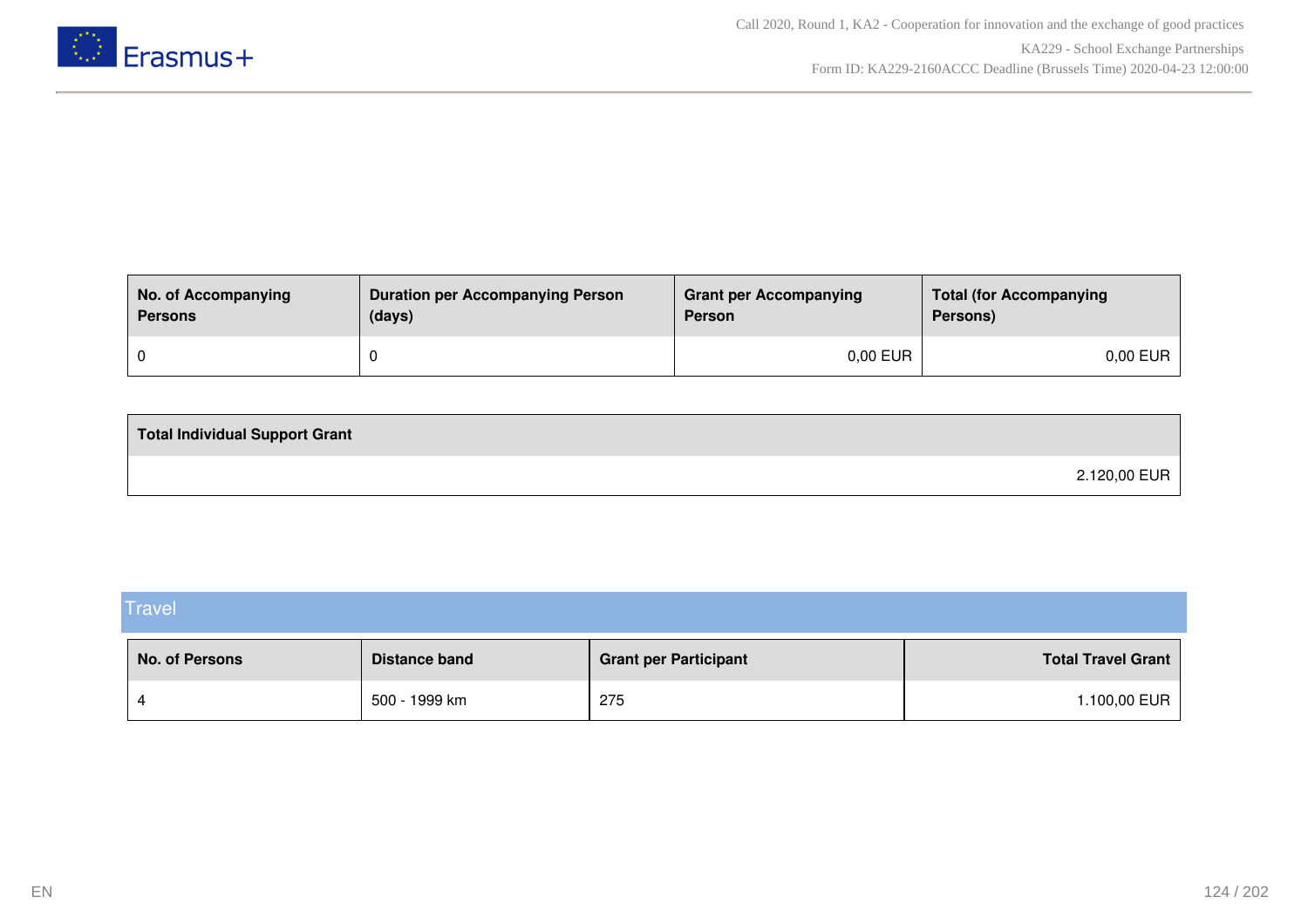| No. of Accompanying Persons | Duration per Accompanying Person (days) | Grant per Accompanying Person | Total (for Accompanying Persons) |
|---|---|---|---|
| 0 | 0 | 0,00 EUR | 0,00 EUR |

| Total Individual Support Grant |
|---|
| 2.120,00 EUR |

## Travel

| No. of Persons | Distance band | Grant per Participant | Total Travel Grant |
|---|---|---|---|
| 4 | 500 - 1999 km | 275 | 1.100,00 EUR |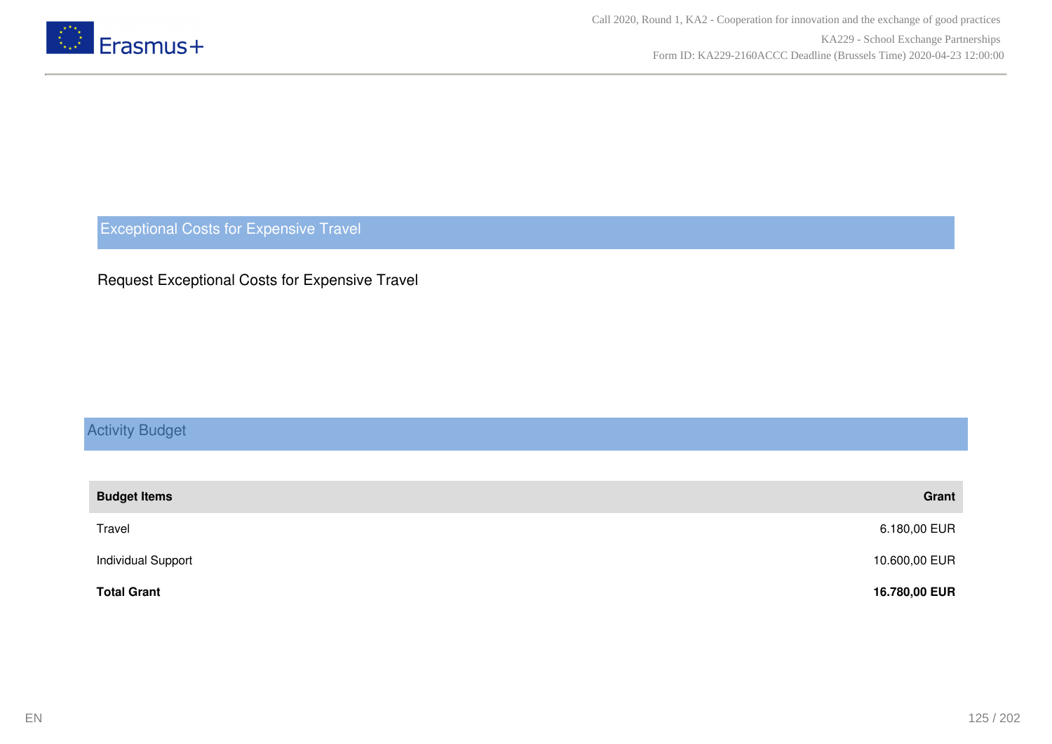## Exceptional Costs for Expensive Travel

Request Exceptional Costs for Expensive Travel

## Activity Budget

| **Budget Items** | **Grant** |
| --- | --- |
| Travel | 6.180,00 EUR |
| Individual Support | 10.600,00 EUR |
| **Total Grant** | **16.780,00 EUR** |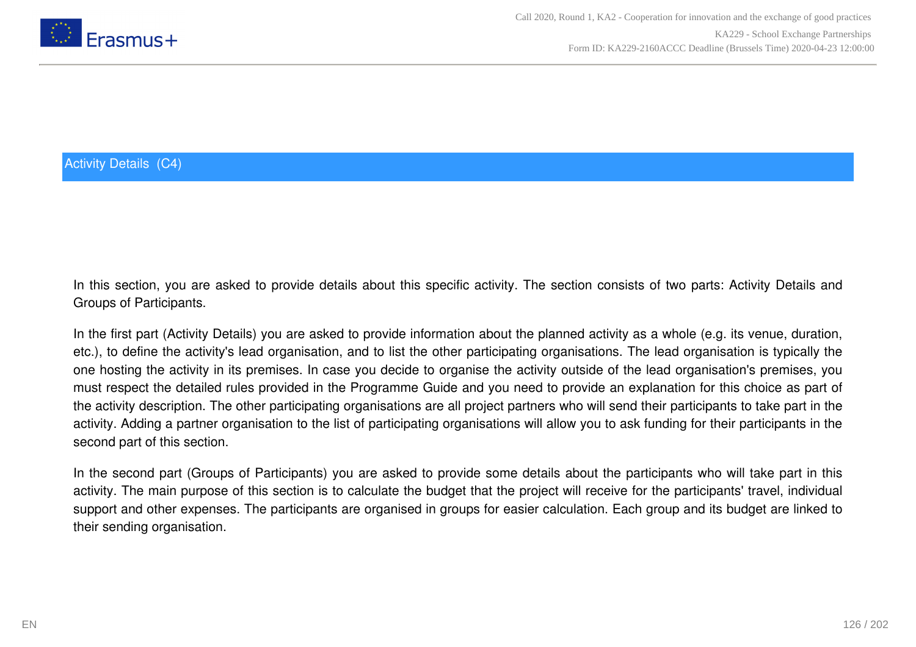## Activity Details (C4)

In this section, you are asked to provide details about this specific activity. The section consists of two parts: Activity Details and Groups of Participants.

In the first part (Activity Details) you are asked to provide information about the planned activity as a whole (e.g. its venue, duration, etc.), to define the activity's lead organisation, and to list the other participating organisations. The lead organisation is typically the one hosting the activity in its premises. In case you decide to organise the activity outside of the lead organisation's premises, you must respect the detailed rules provided in the Programme Guide and you need to provide an explanation for this choice as part of the activity description. The other participating organisations are all project partners who will send their participants to take part in the activity. Adding a partner organisation to the list of participating organisations will allow you to ask funding for their participants in the second part of this section.

In the second part (Groups of Participants) you are asked to provide some details about the participants who will take part in this activity. The main purpose of this section is to calculate the budget that the project will receive for the participants' travel, individual support and other expenses. The participants are organised in groups for easier calculation. Each group and its budget are linked to their sending organisation.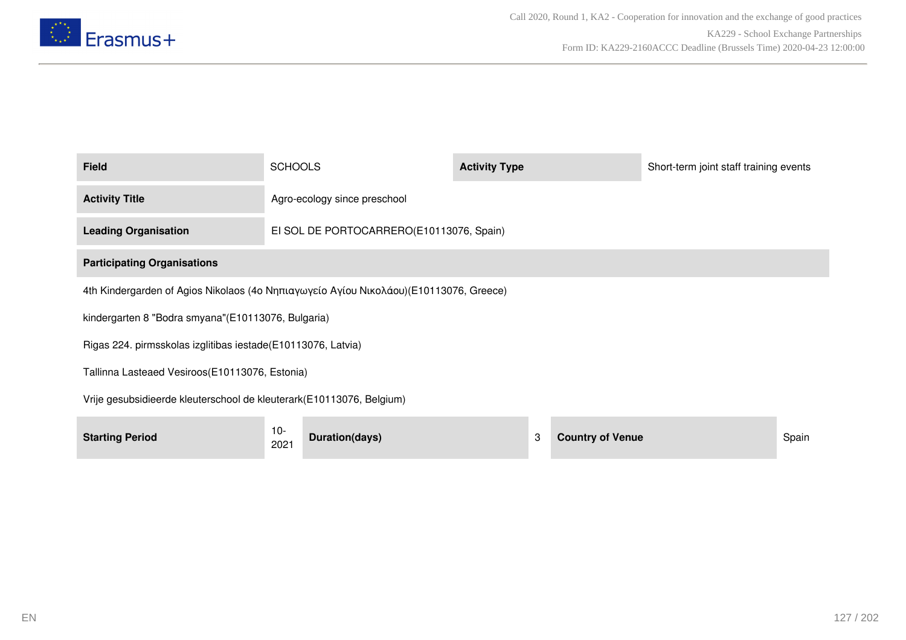| Field | SCHOOLS | Activity Type | Short-term joint staff training events |
|---|---|---|---|
| Activity Title | Agro-ecology since preschool | | |
| Leading Organisation | EI SOL DE PORTOCARRERO(E10113076, Spain) | | |

**Participating Organisations**

4th Kindergarden of Agios Nikolaos (4ο Νηπιαγωγείο Αγίου Νικολάου)(E10113076, Greece)

kindergarten 8 "Bodra smyana"(E10113076, Bulgaria)

Rigas 224. pirmsskolas izglitibas iestade(E10113076, Latvia)

Tallinna Lasteaed Vesiroos(E10113076, Estonia)

Vrije gesubsidieerde kleuterschool de kleuterark(E10113076, Belgium)

| Starting Period | 10-2021 | Duration(days) | 3 | Country of Venue | Spain |
|---|---|---|---|---|---|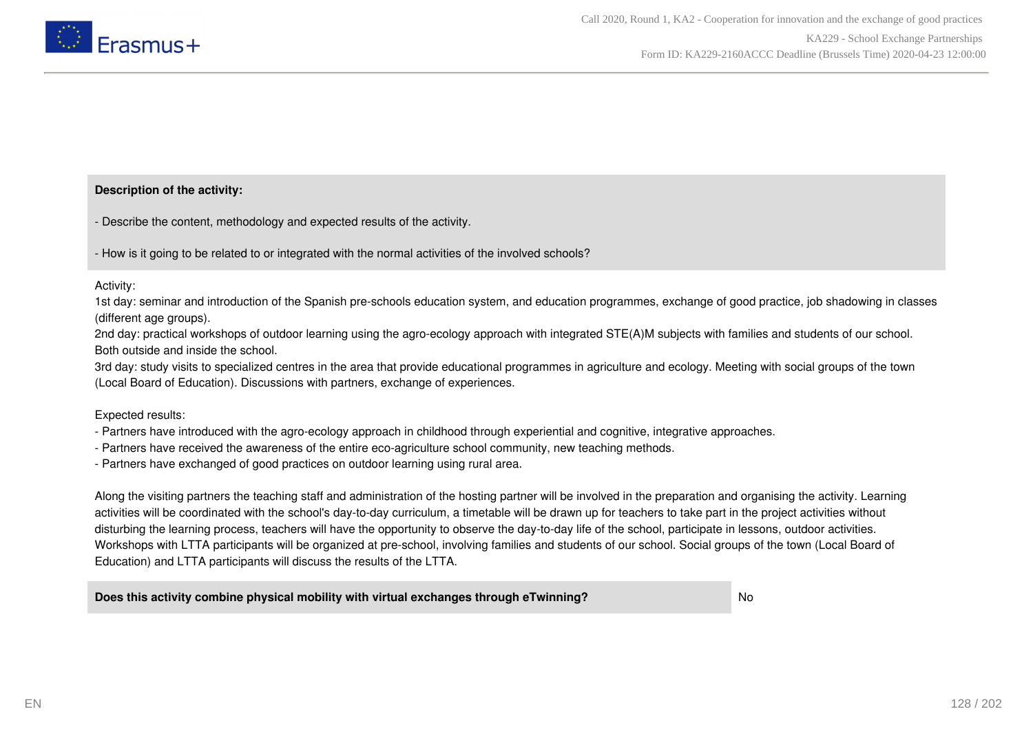**Description of the activity:**

- Describe the content, methodology and expected results of the activity.

- How is it going to be related to or integrated with the normal activities of the involved schools?

Activity:
1st day: seminar and introduction of the Spanish pre-schools education system, and education programmes, exchange of good practice, job shadowing in classes (different age groups).
2nd day: practical workshops of outdoor learning using the agro-ecology approach with integrated STE(A)M subjects with families and students of our school. Both outside and inside the school.
3rd day: study visits to specialized centres in the area that provide educational programmes in agriculture and ecology. Meeting with social groups of the town (Local Board of Education). Discussions with partners, exchange of experiences.

Expected results:
- Partners have introduced with the agro-ecology approach in childhood through experiential and cognitive, integrative approaches.
- Partners have received the awareness of the entire eco-agriculture school community, new teaching methods.
- Partners have exchanged of good practices on outdoor learning using rural area.

Along the visiting partners the teaching staff and administration of the hosting partner will be involved in the preparation and organising the activity. Learning activities will be coordinated with the school's day-to-day curriculum, a timetable will be drawn up for teachers to take part in the project activities without disturbing the learning process, teachers will have the opportunity to observe the day-to-day life of the school, participate in lessons, outdoor activities. Workshops with LTTA participants will be organized at pre-school, involving families and students of our school. Social groups of the town (Local Board of Education) and LTTA participants will discuss the results of the LTTA.

| **Does this activity combine physical mobility with virtual exchanges through eTwinning?** | No |
| --- | --- |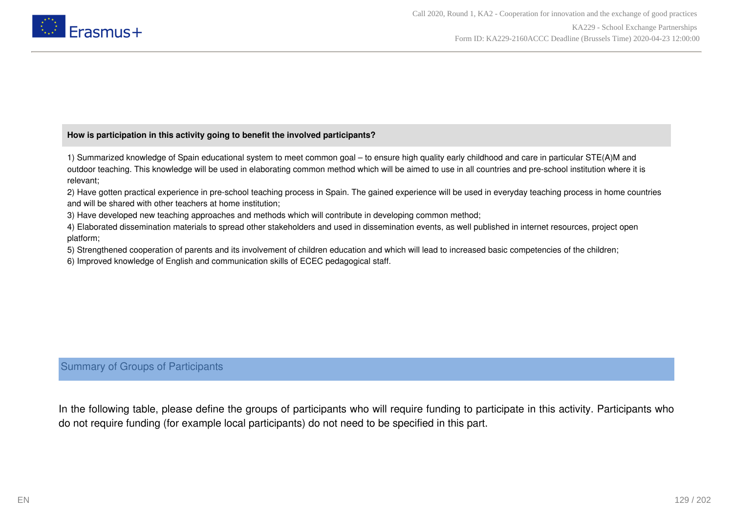**How is participation in this activity going to benefit the involved participants?**

1) Summarized knowledge of Spain educational system to meet common goal – to ensure high quality early childhood and care in particular STE(A)M and outdoor teaching. This knowledge will be used in elaborating common method which will be aimed to use in all countries and pre-school institution where it is relevant;
2) Have gotten practical experience in pre-school teaching process in Spain. The gained experience will be used in everyday teaching process in home countries and will be shared with other teachers at home institution;
3) Have developed new teaching approaches and methods which will contribute in developing common method;
4) Elaborated dissemination materials to spread other stakeholders and used in dissemination events, as well published in internet resources, project open platform;
5) Strengthened cooperation of parents and its involvement of children education and which will lead to increased basic competencies of the children;
6) Improved knowledge of English and communication skills of ECEC pedagogical staff.

## Summary of Groups of Participants

In the following table, please define the groups of participants who will require funding to participate in this activity. Participants who do not require funding (for example local participants) do not need to be specified in this part.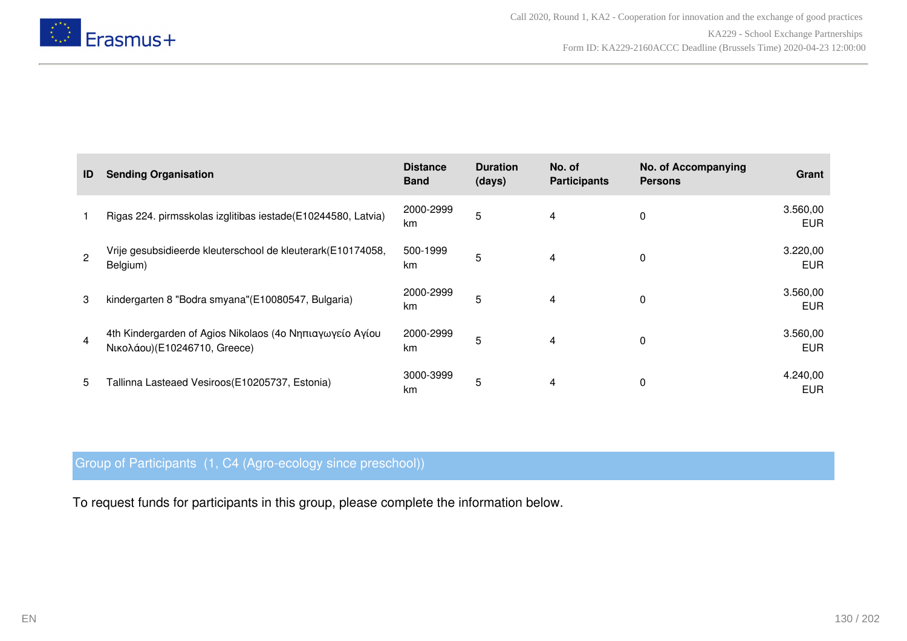| ID | Sending Organisation | Distance Band | Duration (days) | No. of Participants | No. of Accompanying Persons | Grant |
|---|---|---|---|---|---|---|
| 1 | Rigas 224. pirmsskolas izglitibas iestade(E10244580, Latvia) | 2000-2999 km | 5 | 4 | 0 | 3.560,00 EUR |
| 2 | Vrije gesubsidieerde kleuterschool de kleuterark(E10174058, Belgium) | 500-1999 km | 5 | 4 | 0 | 3.220,00 EUR |
| 3 | kindergarten 8 "Bodra smyana"(E10080547, Bulgaria) | 2000-2999 km | 5 | 4 | 0 | 3.560,00 EUR |
| 4 | 4th Kindergarden of Agios Nikolaos (4ο Νηπιαγωγείο Αγίου Νικολάου)(E10246710, Greece) | 2000-2999 km | 5 | 4 | 0 | 3.560,00 EUR |
| 5 | Tallinna Lasteaed Vesiroos(E10205737, Estonia) | 3000-3999 km | 5 | 4 | 0 | 4.240,00 EUR |

## Group of Participants (1, C4 (Agro-ecology since preschool))

To request funds for participants in this group, please complete the information below.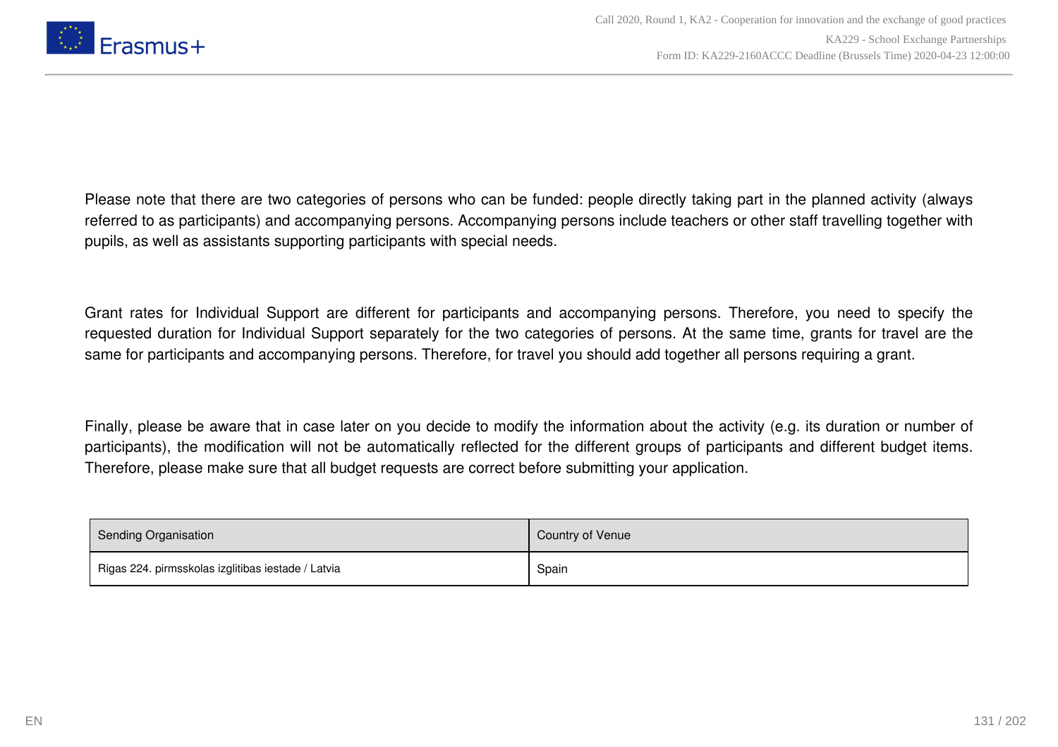Please note that there are two categories of persons who can be funded: people directly taking part in the planned activity (always referred to as participants) and accompanying persons. Accompanying persons include teachers or other staff travelling together with pupils, as well as assistants supporting participants with special needs.

Grant rates for Individual Support are different for participants and accompanying persons. Therefore, you need to specify the requested duration for Individual Support separately for the two categories of persons. At the same time, grants for travel are the same for participants and accompanying persons. Therefore, for travel you should add together all persons requiring a grant.

Finally, please be aware that in case later on you decide to modify the information about the activity (e.g. its duration or number of participants), the modification will not be automatically reflected for the different groups of participants and different budget items. Therefore, please make sure that all budget requests are correct before submitting your application.

| Sending Organisation | Country of Venue |
|---|---|
| Rigas 224. pirmsskolas izglitibas iestade / Latvia | Spain |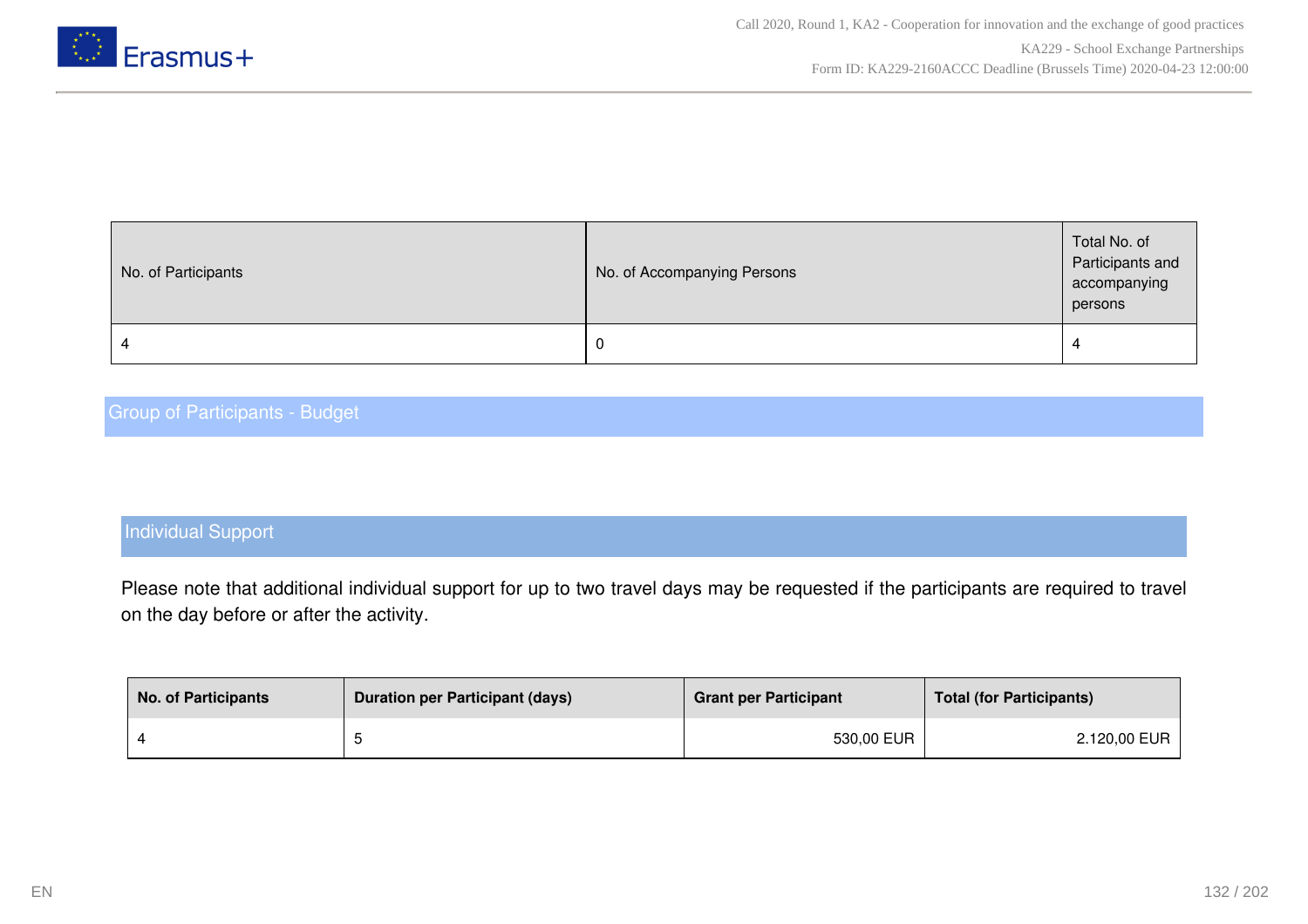| No. of Participants | No. of Accompanying Persons | Total No. of Participants and accompanying persons |
| --- | --- | --- |
| 4 | 0 | 4 |

## Group of Participants - Budget

### Individual Support

Please note that additional individual support for up to two travel days may be requested if the participants are required to travel on the day before or after the activity.

| No. of Participants | Duration per Participant (days) | Grant per Participant | Total (for Participants) |
| --- | --- | --- | --- |
| 4 | 5 | 530,00 EUR | 2.120,00 EUR |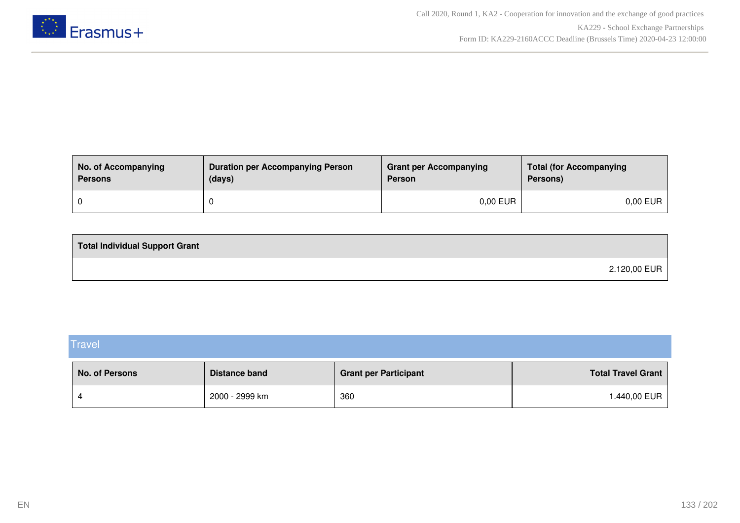| No. of Accompanying Persons | Duration per Accompanying Person (days) | Grant per Accompanying Person | Total (for Accompanying Persons) |
|---|---|---|---|
| 0 | 0 | 0,00 EUR | 0,00 EUR |

| Total Individual Support Grant |
|---|
| 2.120,00 EUR |

## Travel

| No. of Persons | Distance band | Grant per Participant | Total Travel Grant |
|---|---|---|---|
| 4 | 2000 - 2999 km | 360 | 1.440,00 EUR |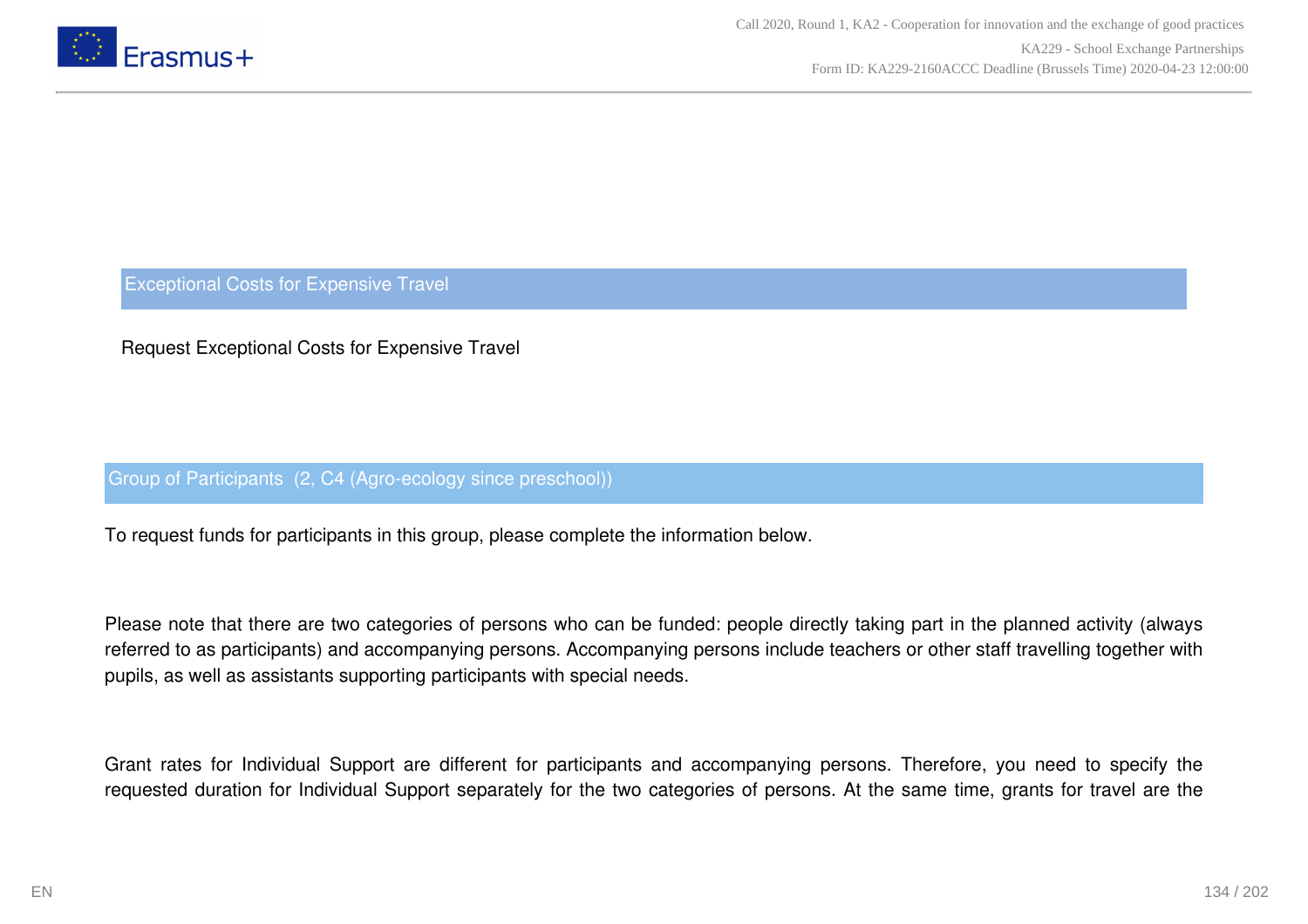## Exceptional Costs for Expensive Travel

Request Exceptional Costs for Expensive Travel

### Group of Participants (2, C4 (Agro-ecology since preschool))

To request funds for participants in this group, please complete the information below.

Please note that there are two categories of persons who can be funded: people directly taking part in the planned activity (always referred to as participants) and accompanying persons. Accompanying persons include teachers or other staff travelling together with pupils, as well as assistants supporting participants with special needs.

Grant rates for Individual Support are different for participants and accompanying persons. Therefore, you need to specify the requested duration for Individual Support separately for the two categories of persons. At the same time, grants for travel are the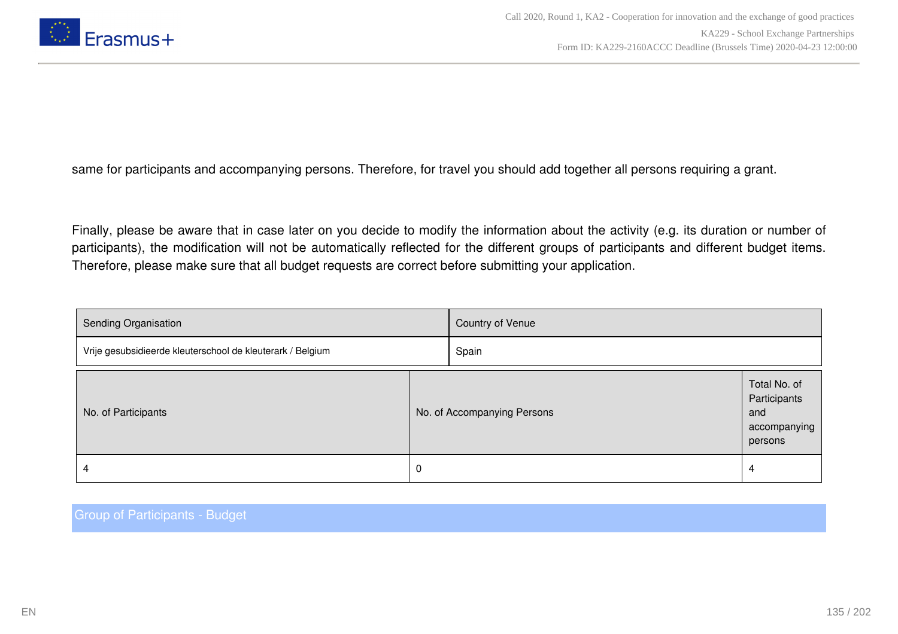same for participants and accompanying persons. Therefore, for travel you should add together all persons requiring a grant.

Finally, please be aware that in case later on you decide to modify the information about the activity (e.g. its duration or number of participants), the modification will not be automatically reflected for the different groups of participants and different budget items. Therefore, please make sure that all budget requests are correct before submitting your application.

| Sending Organisation | Country of Venue |
| --- | --- |
| Vrije gesubsidieerde kleuterschool de kleuterark / Belgium | Spain |

| No. of Participants | No. of Accompanying Persons | Total No. of Participants and accompanying persons |
| --- | --- | --- |
| 4 | 0 | 4 |

## Group of Participants - Budget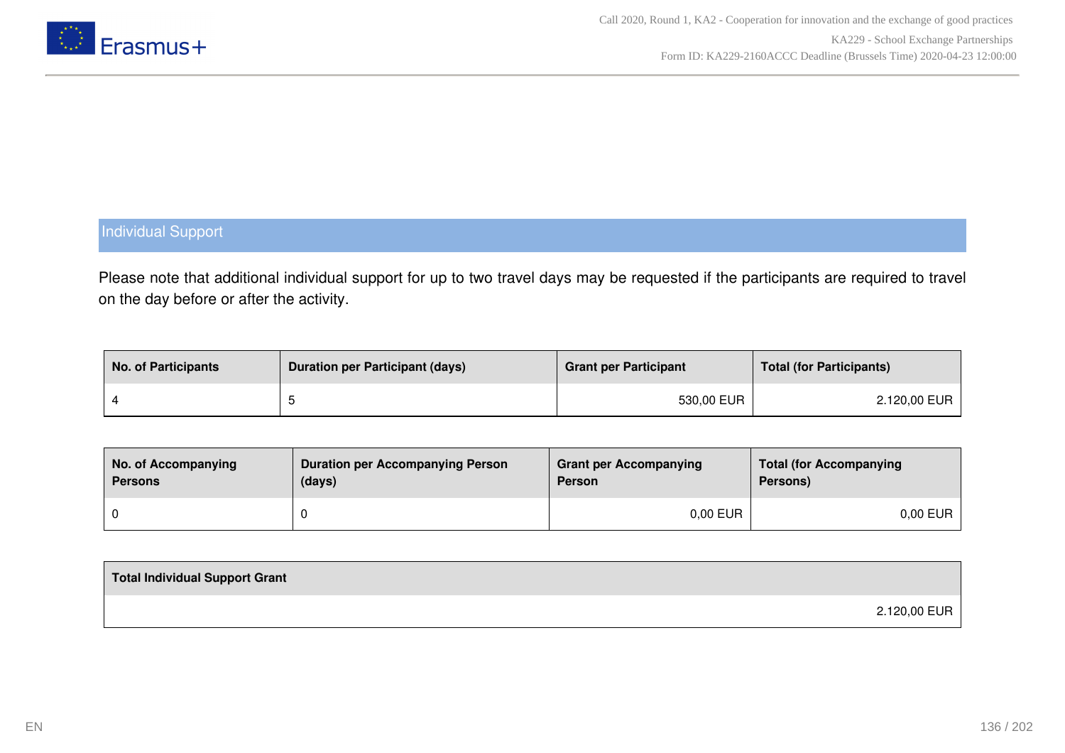## Individual Support

Please note that additional individual support for up to two travel days may be requested if the participants are required to travel on the day before or after the activity.

| No. of Participants | Duration per Participant (days) | Grant per Participant | Total (for Participants) |
| --- | --- | --- | --- |
| 4 | 5 | 530,00 EUR | 2.120,00 EUR |

| No. of Accompanying Persons | Duration per Accompanying Person (days) | Grant per Accompanying Person | Total (for Accompanying Persons) |
| --- | --- | --- | --- |
| 0 | 0 | 0,00 EUR | 0,00 EUR |

| Total Individual Support Grant |
| --- |
| 2.120,00 EUR |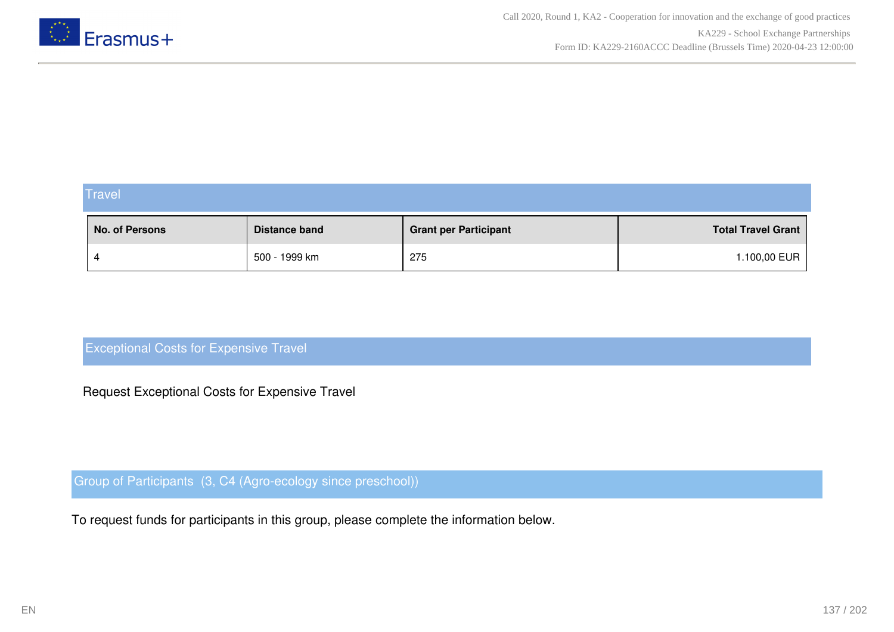## Travel

| No. of Persons | Distance band | Grant per Participant | Total Travel Grant |
| --- | --- | --- | --- |
| 4 | 500 - 1999 km | 275 | 1.100,00 EUR |

## Exceptional Costs for Expensive Travel

Request Exceptional Costs for Expensive Travel

## Group of Participants (3, C4 (Agro-ecology since preschool))

To request funds for participants in this group, please complete the information below.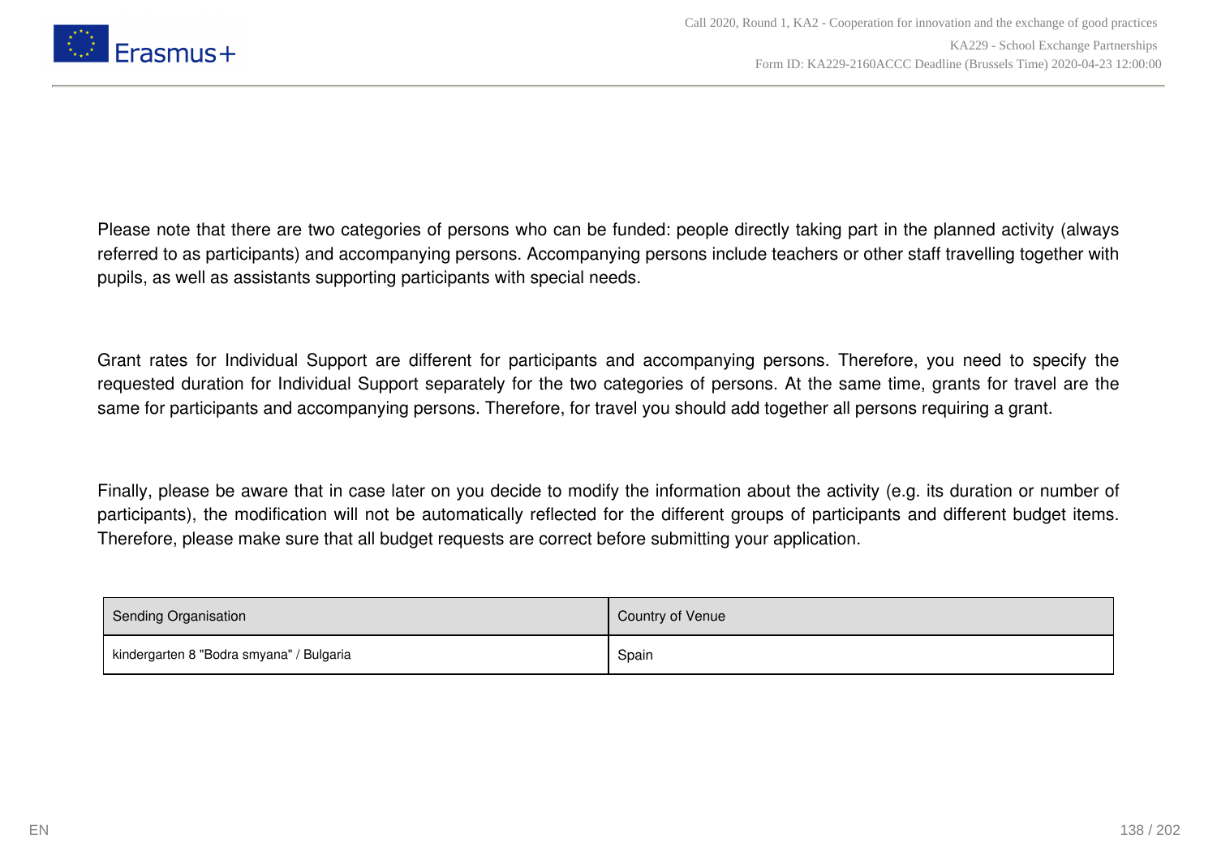Please note that there are two categories of persons who can be funded: people directly taking part in the planned activity (always referred to as participants) and accompanying persons. Accompanying persons include teachers or other staff travelling together with pupils, as well as assistants supporting participants with special needs.

Grant rates for Individual Support are different for participants and accompanying persons. Therefore, you need to specify the requested duration for Individual Support separately for the two categories of persons. At the same time, grants for travel are the same for participants and accompanying persons. Therefore, for travel you should add together all persons requiring a grant.

Finally, please be aware that in case later on you decide to modify the information about the activity (e.g. its duration or number of participants), the modification will not be automatically reflected for the different groups of participants and different budget items. Therefore, please make sure that all budget requests are correct before submitting your application.

| Sending Organisation | Country of Venue |
|---|---|
| kindergarten 8 "Bodra smyana" / Bulgaria | Spain |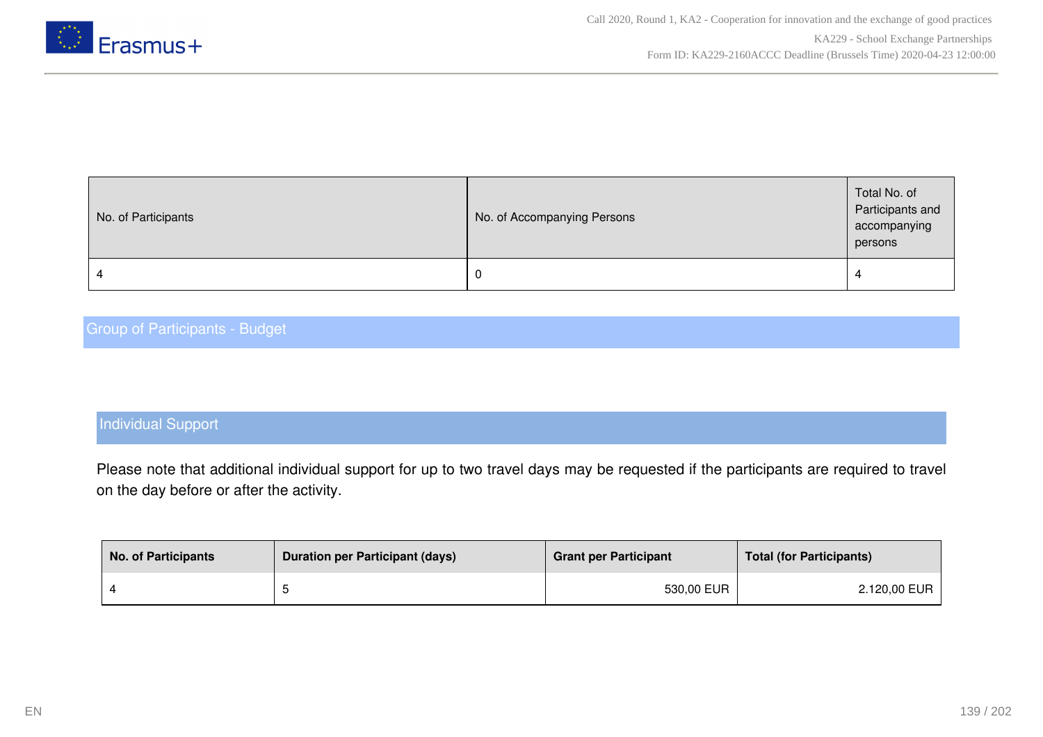| No. of Participants | No. of Accompanying Persons | Total No. of Participants and accompanying persons |
|---|---|---|
| 4 | 0 | 4 |

## Group of Participants - Budget

### Individual Support

Please note that additional individual support for up to two travel days may be requested if the participants are required to travel on the day before or after the activity.

| No. of Participants | Duration per Participant (days) | Grant per Participant | Total (for Participants) |
|---|---|---|---|
| 4 | 5 | 530,00 EUR | 2.120,00 EUR |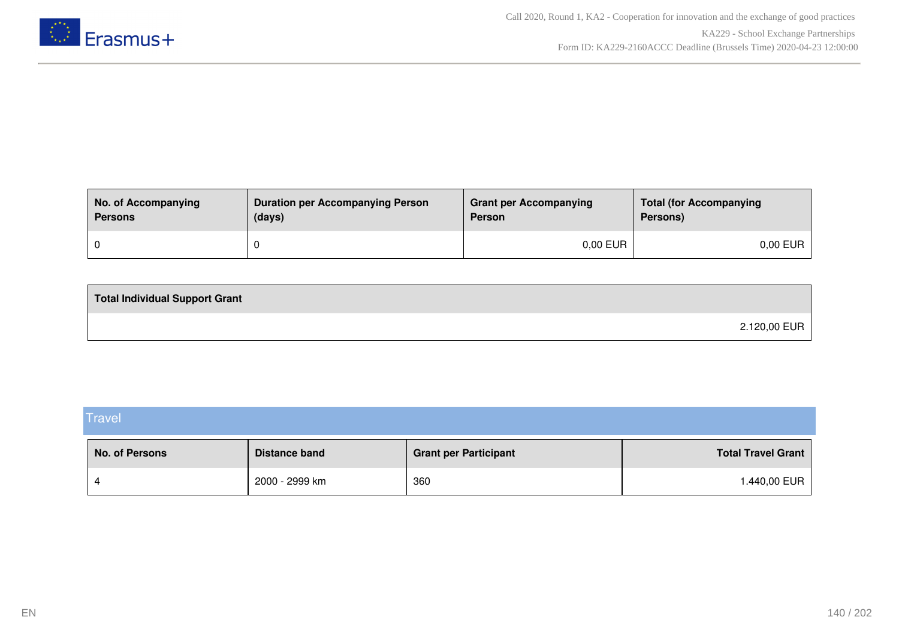| No. of Accompanying Persons | Duration per Accompanying Person (days) | Grant per Accompanying Person | Total (for Accompanying Persons) |
|---|---|---|---|
| 0 | 0 | 0,00 EUR | 0,00 EUR |

| Total Individual Support Grant |
|---|
| 2.120,00 EUR |

## Travel

| No. of Persons | Distance band | Grant per Participant | Total Travel Grant |
|---|---|---|---|
| 4 | 2000 - 2999 km | 360 | 1.440,00 EUR |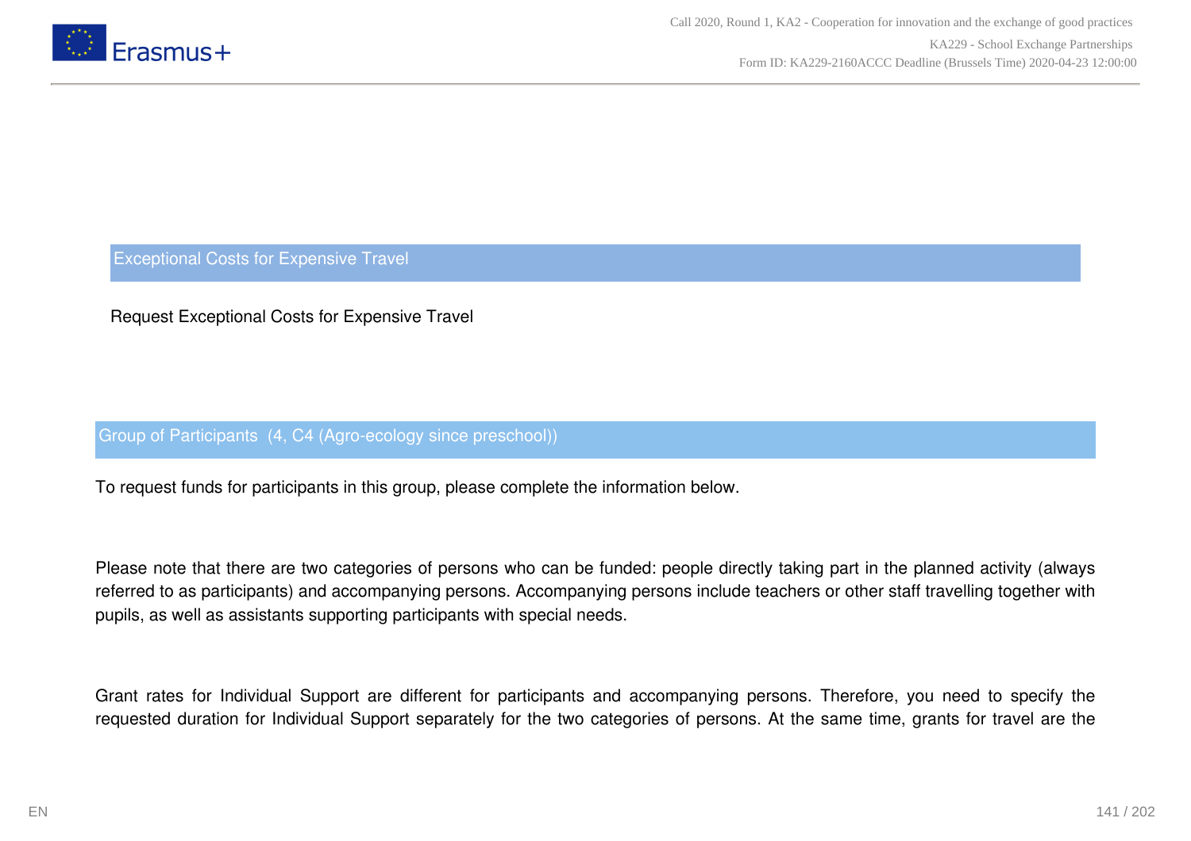## Exceptional Costs for Expensive Travel

Request Exceptional Costs for Expensive Travel

### Group of Participants (4, C4 (Agro-ecology since preschool))

To request funds for participants in this group, please complete the information below.

Please note that there are two categories of persons who can be funded: people directly taking part in the planned activity (always referred to as participants) and accompanying persons. Accompanying persons include teachers or other staff travelling together with pupils, as well as assistants supporting participants with special needs.

Grant rates for Individual Support are different for participants and accompanying persons. Therefore, you need to specify the requested duration for Individual Support separately for the two categories of persons. At the same time, grants for travel are the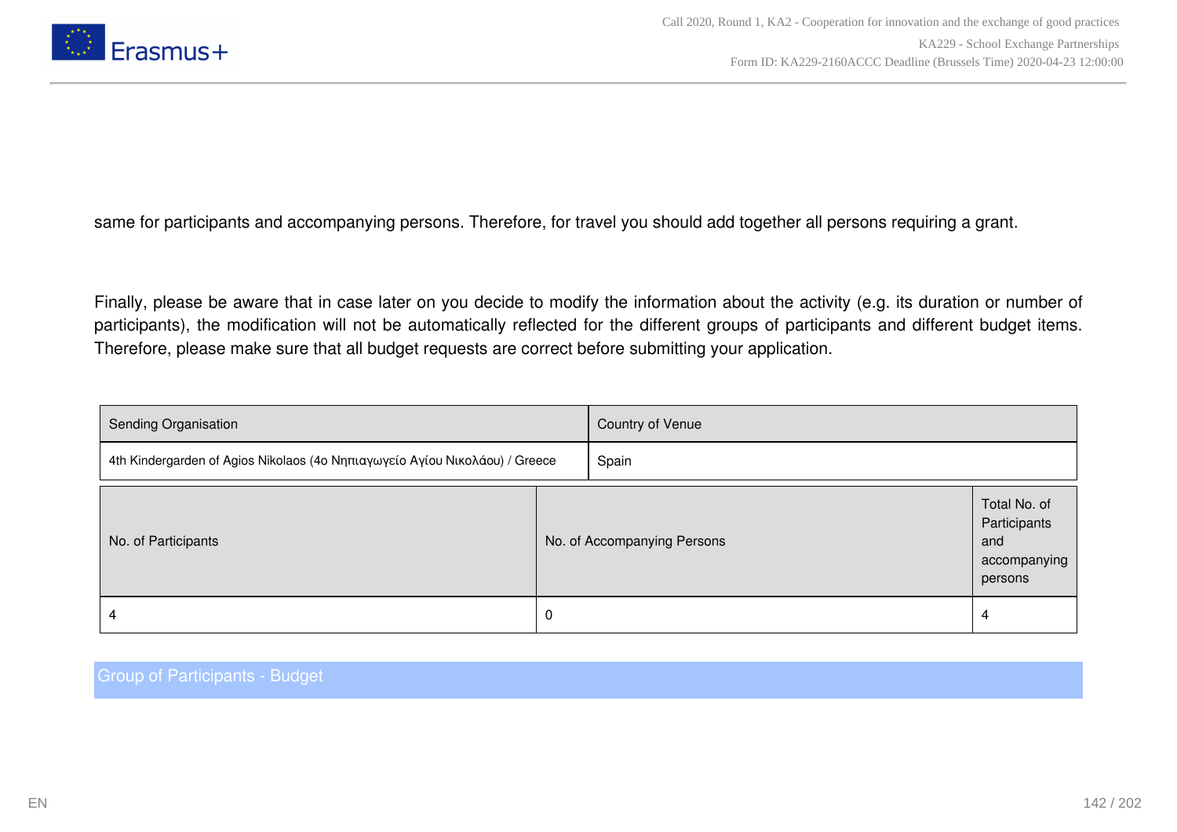same for participants and accompanying persons. Therefore, for travel you should add together all persons requiring a grant.

Finally, please be aware that in case later on you decide to modify the information about the activity (e.g. its duration or number of participants), the modification will not be automatically reflected for the different groups of participants and different budget items. Therefore, please make sure that all budget requests are correct before submitting your application.

| Sending Organisation | Country of Venue |
|---|---|
| 4th Kindergarden of Agios Nikolaos (4ο Νηπιαγωγείο Αγίου Νικολάου) / Greece | Spain |

| No. of Participants | No. of Accompanying Persons | Total No. of Participants and accompanying persons |
|---|---|---|
| 4 | 0 | 4 |

## Group of Participants - Budget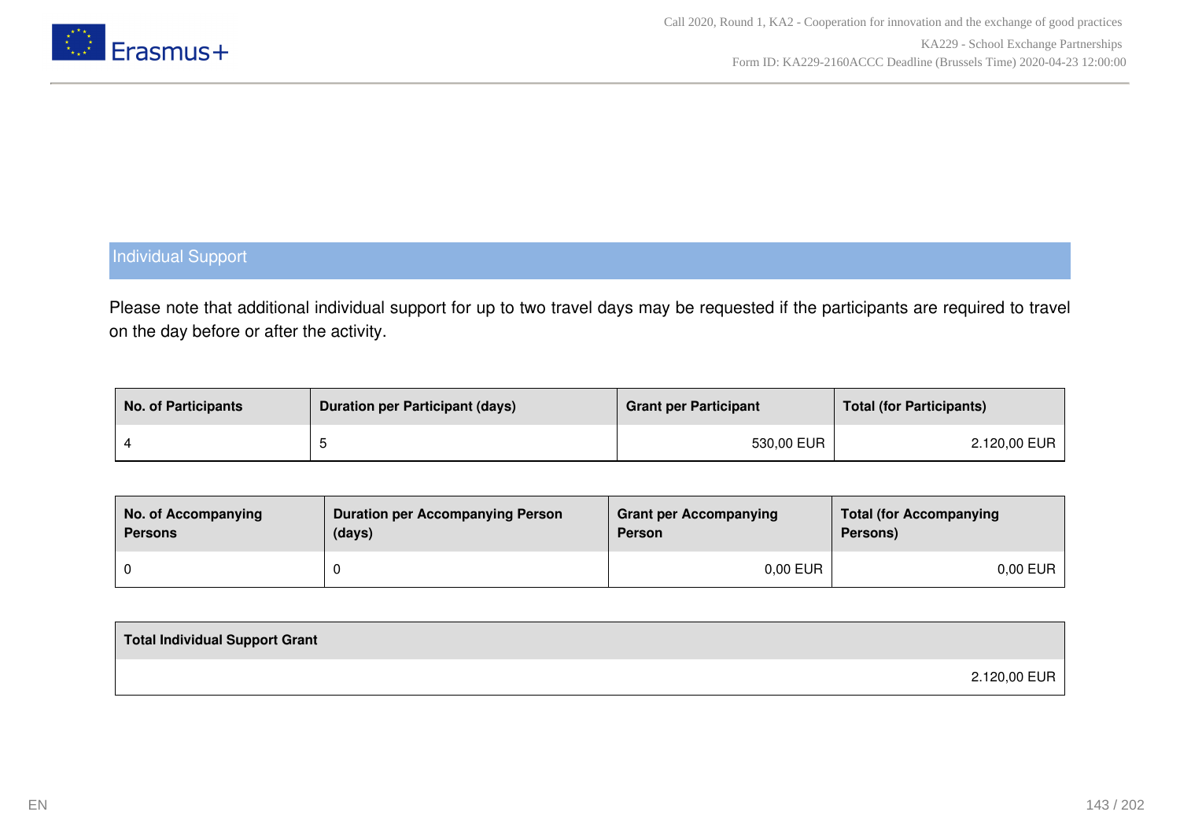## Individual Support

Please note that additional individual support for up to two travel days may be requested if the participants are required to travel on the day before or after the activity.

| No. of Participants | Duration per Participant (days) | Grant per Participant | Total (for Participants) |
|---|---|---|---|
| 4 | 5 | 530,00 EUR | 2.120,00 EUR |

| No. of Accompanying Persons | Duration per Accompanying Person (days) | Grant per Accompanying Person | Total (for Accompanying Persons) |
|---|---|---|---|
| 0 | 0 | 0,00 EUR | 0,00 EUR |

| Total Individual Support Grant |
|---|
| 2.120,00 EUR |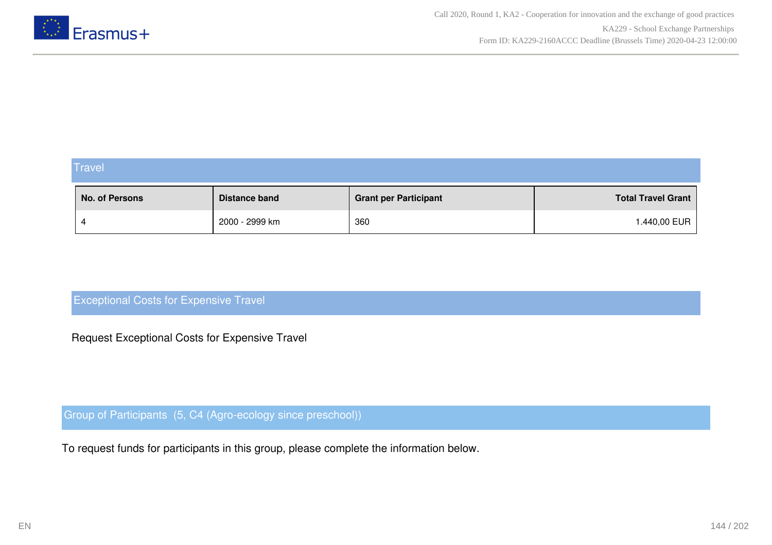## Travel

| No. of Persons | Distance band | Grant per Participant | Total Travel Grant |
|---|---|---|---|
| 4 | 2000 - 2999 km | 360 | 1.440,00 EUR |

## Exceptional Costs for Expensive Travel

Request Exceptional Costs for Expensive Travel

## Group of Participants (5, C4 (Agro-ecology since preschool))

To request funds for participants in this group, please complete the information below.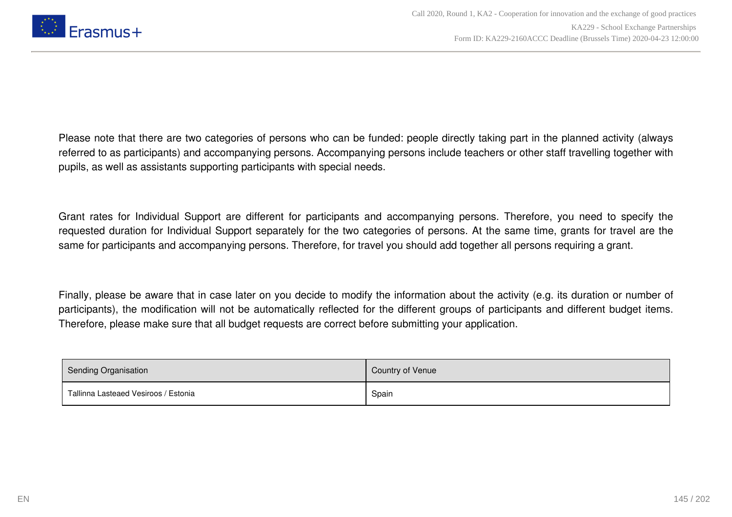Please note that there are two categories of persons who can be funded: people directly taking part in the planned activity (always referred to as participants) and accompanying persons. Accompanying persons include teachers or other staff travelling together with pupils, as well as assistants supporting participants with special needs.

Grant rates for Individual Support are different for participants and accompanying persons. Therefore, you need to specify the requested duration for Individual Support separately for the two categories of persons. At the same time, grants for travel are the same for participants and accompanying persons. Therefore, for travel you should add together all persons requiring a grant.

Finally, please be aware that in case later on you decide to modify the information about the activity (e.g. its duration or number of participants), the modification will not be automatically reflected for the different groups of participants and different budget items. Therefore, please make sure that all budget requests are correct before submitting your application.

| Sending Organisation | Country of Venue |
| --- | --- |
| Tallinna Lasteaed Vesiroos / Estonia | Spain |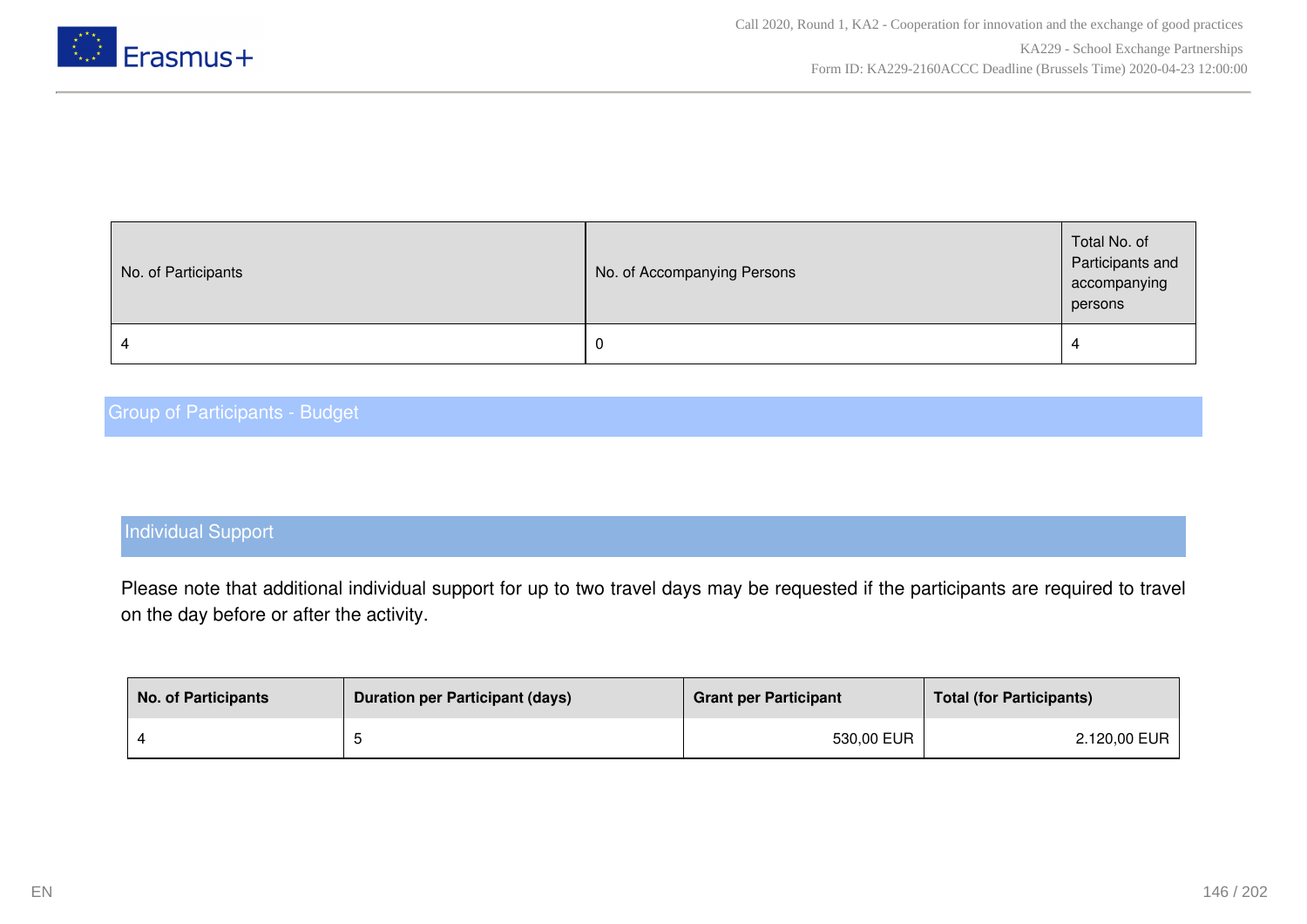| No. of Participants | No. of Accompanying Persons | Total No. of Participants and accompanying persons |
| --- | --- | --- |
| 4 | 0 | 4 |

## Group of Participants - Budget

### Individual Support

Please note that additional individual support for up to two travel days may be requested if the participants are required to travel on the day before or after the activity.

| No. of Participants | Duration per Participant (days) | Grant per Participant | Total (for Participants) |
| --- | --- | --- | --- |
| 4 | 5 | 530,00 EUR | 2.120,00 EUR |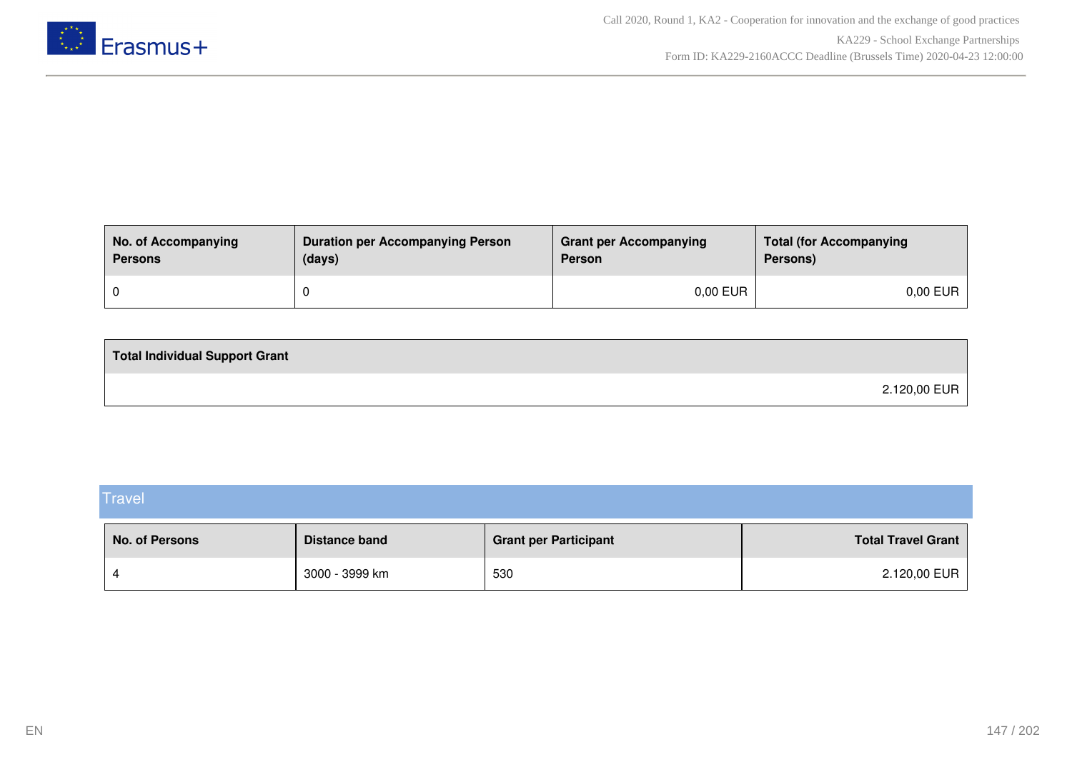| No. of Accompanying Persons | Duration per Accompanying Person (days) | Grant per Accompanying Person | Total (for Accompanying Persons) |
|---|---|---|---|
| 0 | 0 | 0,00 EUR | 0,00 EUR |

| Total Individual Support Grant |
|---|
| 2.120,00 EUR |

## Travel

| No. of Persons | Distance band | Grant per Participant | Total Travel Grant |
|---|---|---|---|
| 4 | 3000 - 3999 km | 530 | 2.120,00 EUR |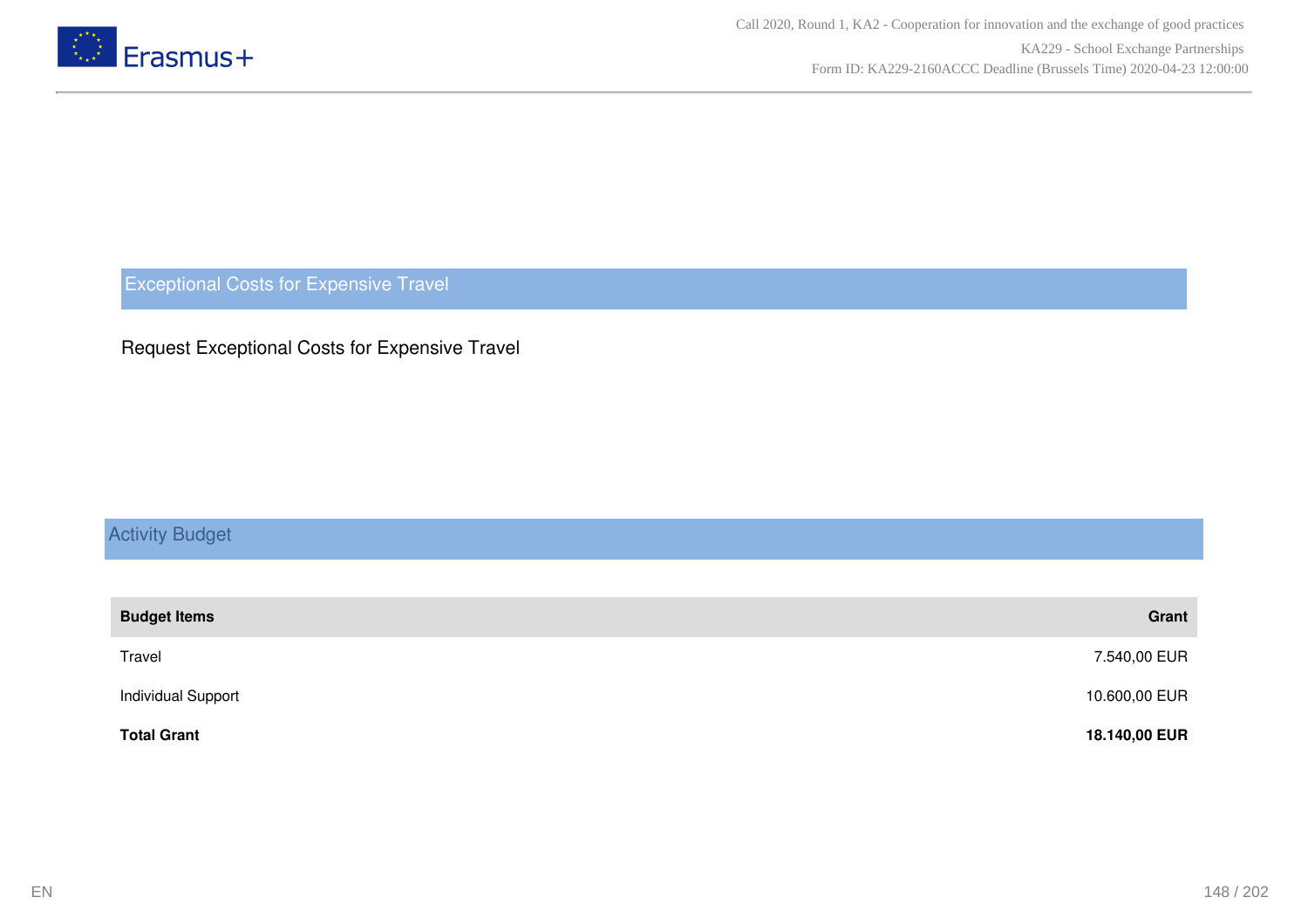## Exceptional Costs for Expensive Travel

Request Exceptional Costs for Expensive Travel

## Activity Budget

| **Budget Items** | **Grant** |
|---|---|
| Travel | 7.540,00 EUR |
| Individual Support | 10.600,00 EUR |
| **Total Grant** | **18.140,00 EUR** |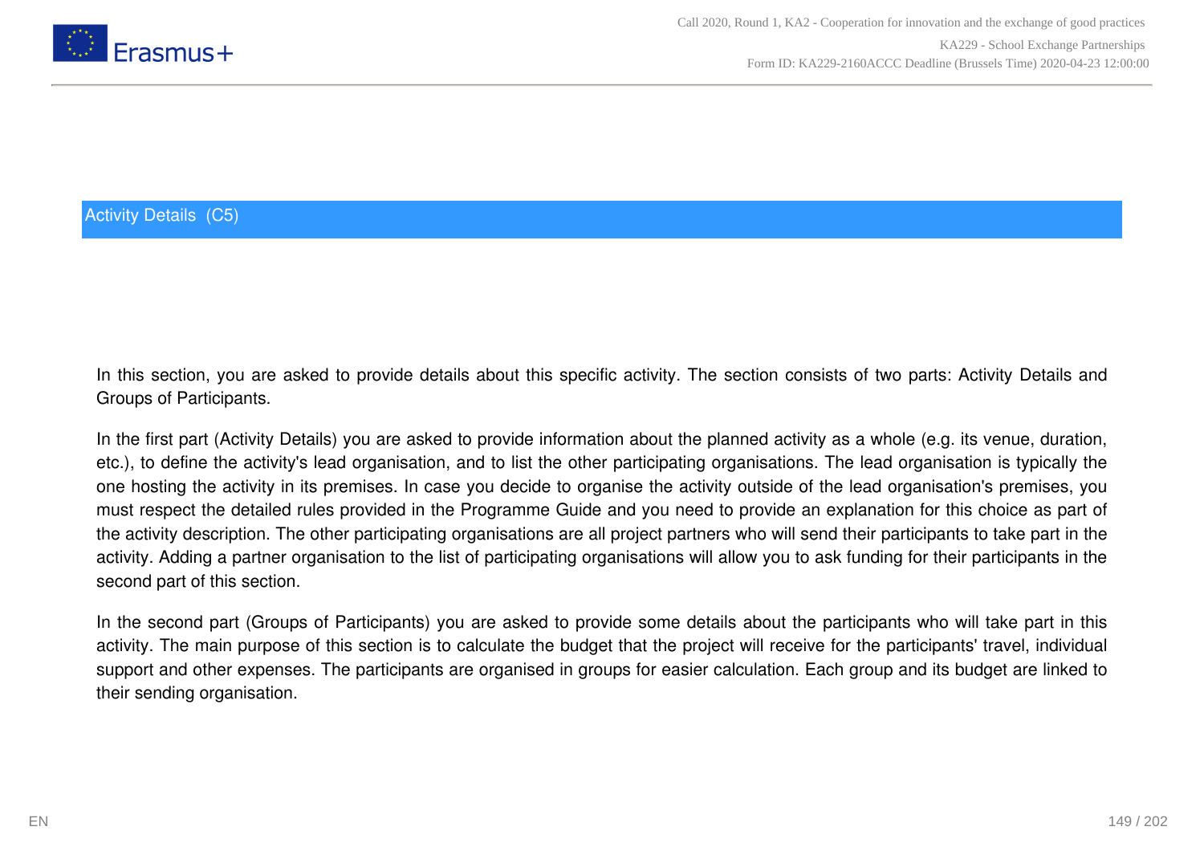## Activity Details (C5)

In this section, you are asked to provide details about this specific activity. The section consists of two parts: Activity Details and Groups of Participants.

In the first part (Activity Details) you are asked to provide information about the planned activity as a whole (e.g. its venue, duration, etc.), to define the activity's lead organisation, and to list the other participating organisations. The lead organisation is typically the one hosting the activity in its premises. In case you decide to organise the activity outside of the lead organisation's premises, you must respect the detailed rules provided in the Programme Guide and you need to provide an explanation for this choice as part of the activity description. The other participating organisations are all project partners who will send their participants to take part in the activity. Adding a partner organisation to the list of participating organisations will allow you to ask funding for their participants in the second part of this section.

In the second part (Groups of Participants) you are asked to provide some details about the participants who will take part in this activity. The main purpose of this section is to calculate the budget that the project will receive for the participants' travel, individual support and other expenses. The participants are organised in groups for easier calculation. Each group and its budget are linked to their sending organisation.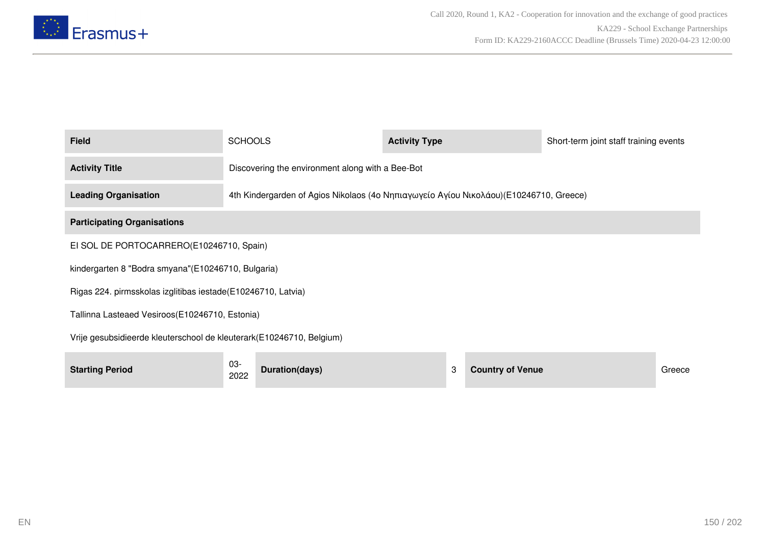| Field | SCHOOLS | Activity Type | Short-term joint staff training events |
| --- | --- | --- | --- |
| Activity Title | Discovering the environment along with a Bee-Bot | | |
| Leading Organisation | 4th Kindergarden of Agios Nikolaos (4ο Νηπιαγωγείο Αγίου Νικολάου)(E10246710, Greece) | | |

| Participating Organisations |
| --- |
| EI SOL DE PORTOCARRERO(E10246710, Spain) |
| kindergarten 8 "Bodra smyana"(E10246710, Bulgaria) |
| Rigas 224. pirmsskolas izglitibas iestade(E10246710, Latvia) |
| Tallinna Lasteaed Vesiroos(E10246710, Estonia) |
| Vrije gesubsidieerde kleuterschool de kleuterark(E10246710, Belgium) |

| Starting Period | 03-2022 | Duration(days) | 3 | Country of Venue | Greece |
| --- | --- | --- | --- | --- | --- |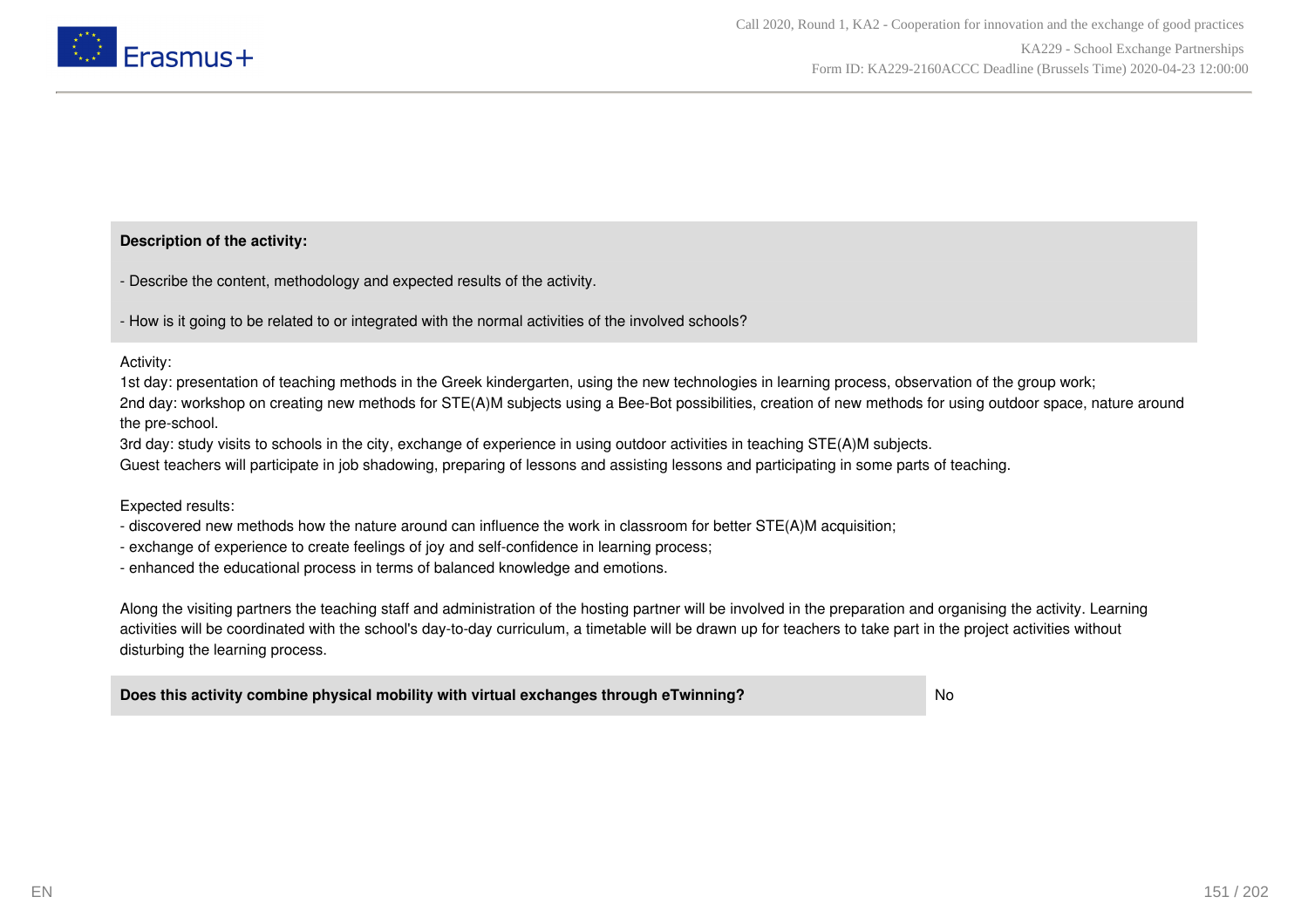**Description of the activity:**

- Describe the content, methodology and expected results of the activity.

- How is it going to be related to or integrated with the normal activities of the involved schools?

Activity:
1st day: presentation of teaching methods in the Greek kindergarten, using the new technologies in learning process, observation of the group work;
2nd day: workshop on creating new methods for STE(A)M subjects using a Bee-Bot possibilities, creation of new methods for using outdoor space, nature around the pre-school.
3rd day: study visits to schools in the city, exchange of experience in using outdoor activities in teaching STE(A)M subjects.
Guest teachers will participate in job shadowing, preparing of lessons and assisting lessons and participating in some parts of teaching.

Expected results:
- discovered new methods how the nature around can influence the work in classroom for better STE(A)M acquisition;
- exchange of experience to create feelings of joy and self-confidence in learning process;
- enhanced the educational process in terms of balanced knowledge and emotions.

Along the visiting partners the teaching staff and administration of the hosting partner will be involved in the preparation and organising the activity. Learning activities will be coordinated with the school's day-to-day curriculum, a timetable will be drawn up for teachers to take part in the project activities without disturbing the learning process.

| **Does this activity combine physical mobility with virtual exchanges through eTwinning?** | No |
|---|---|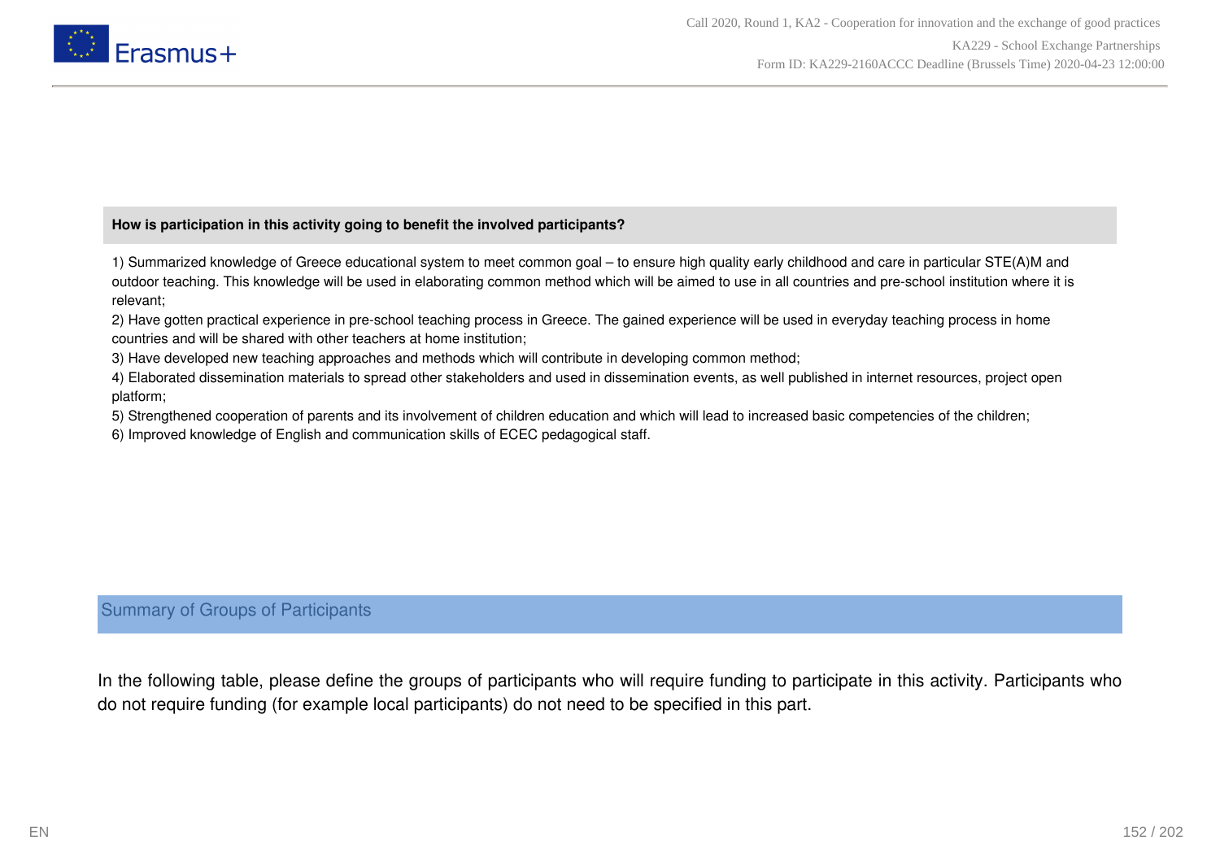**How is participation in this activity going to benefit the involved participants?**

1) Summarized knowledge of Greece educational system to meet common goal – to ensure high quality early childhood and care in particular STE(A)M and outdoor teaching. This knowledge will be used in elaborating common method which will be aimed to use in all countries and pre-school institution where it is relevant;
2) Have gotten practical experience in pre-school teaching process in Greece. The gained experience will be used in everyday teaching process in home countries and will be shared with other teachers at home institution;
3) Have developed new teaching approaches and methods which will contribute in developing common method;
4) Elaborated dissemination materials to spread other stakeholders and used in dissemination events, as well published in internet resources, project open platform;
5) Strengthened cooperation of parents and its involvement of children education and which will lead to increased basic competencies of the children;
6) Improved knowledge of English and communication skills of ECEC pedagogical staff.

## Summary of Groups of Participants

In the following table, please define the groups of participants who will require funding to participate in this activity. Participants who do not require funding (for example local participants) do not need to be specified in this part.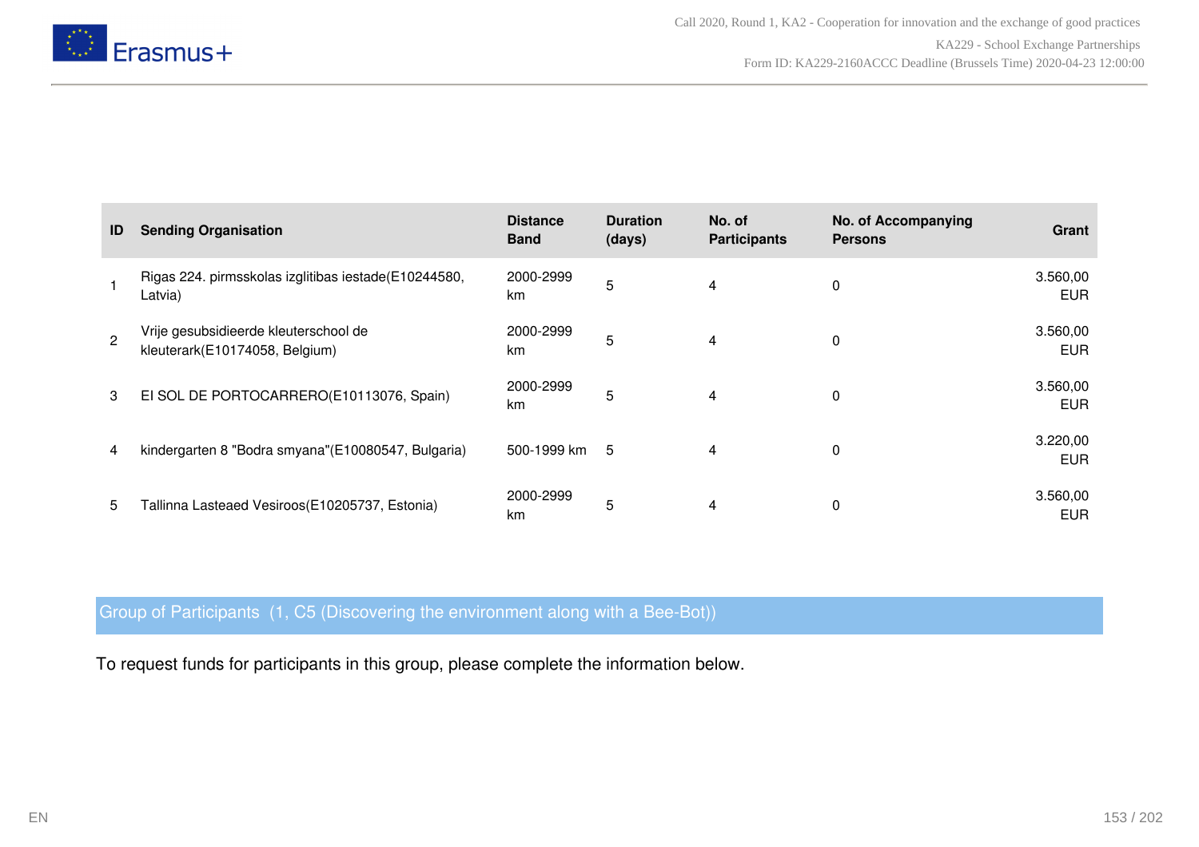| ID | Sending Organisation | Distance Band | Duration (days) | No. of Participants | No. of Accompanying Persons | Grant |
|---|---|---|---|---|---|---|
| 1 | Rigas 224. pirmsskolas izglitibas iestade(E10244580, Latvia) | 2000-2999 km | 5 | 4 | 0 | 3.560,00 EUR |
| 2 | Vrije gesubsidieerde kleuterschool de kleuterark(E10174058, Belgium) | 2000-2999 km | 5 | 4 | 0 | 3.560,00 EUR |
| 3 | EI SOL DE PORTOCARRERO(E10113076, Spain) | 2000-2999 km | 5 | 4 | 0 | 3.560,00 EUR |
| 4 | kindergarten 8 "Bodra smyana"(E10080547, Bulgaria) | 500-1999 km | 5 | 4 | 0 | 3.220,00 EUR |
| 5 | Tallinna Lasteaed Vesiroos(E10205737, Estonia) | 2000-2999 km | 5 | 4 | 0 | 3.560,00 EUR |

## Group of Participants (1, C5 (Discovering the environment along with a Bee-Bot))

To request funds for participants in this group, please complete the information below.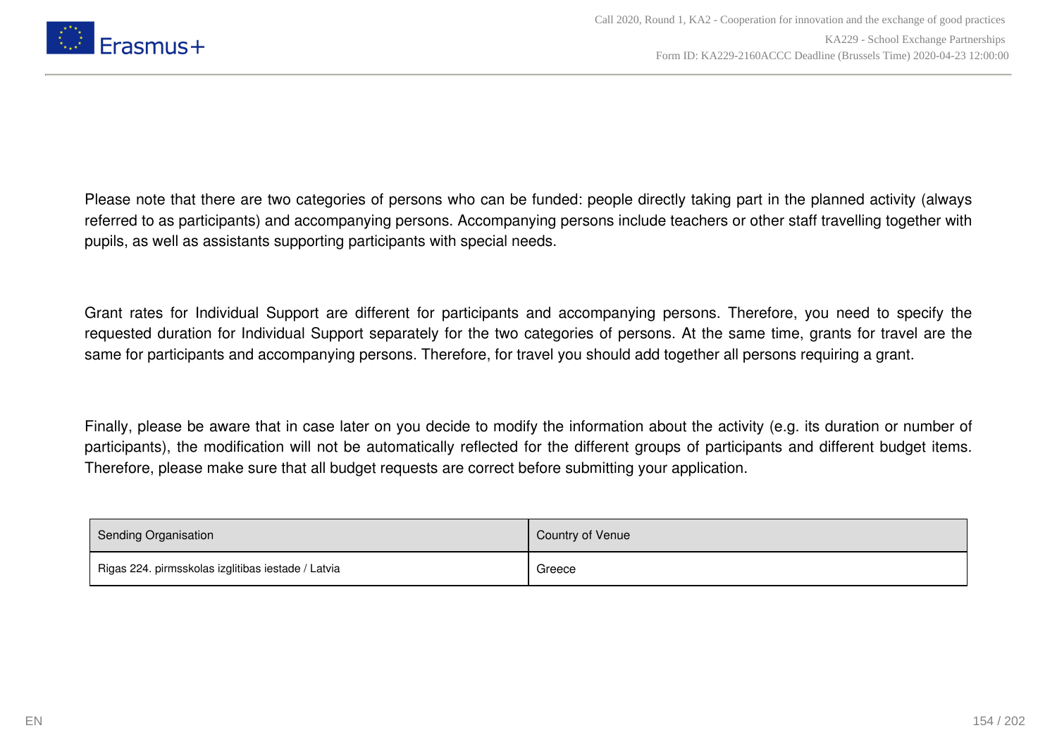Please note that there are two categories of persons who can be funded: people directly taking part in the planned activity (always referred to as participants) and accompanying persons. Accompanying persons include teachers or other staff travelling together with pupils, as well as assistants supporting participants with special needs.

Grant rates for Individual Support are different for participants and accompanying persons. Therefore, you need to specify the requested duration for Individual Support separately for the two categories of persons. At the same time, grants for travel are the same for participants and accompanying persons. Therefore, for travel you should add together all persons requiring a grant.

Finally, please be aware that in case later on you decide to modify the information about the activity (e.g. its duration or number of participants), the modification will not be automatically reflected for the different groups of participants and different budget items. Therefore, please make sure that all budget requests are correct before submitting your application.

| Sending Organisation | Country of Venue |
|---|---|
| Rigas 224. pirmsskolas izglitibas iestade / Latvia | Greece |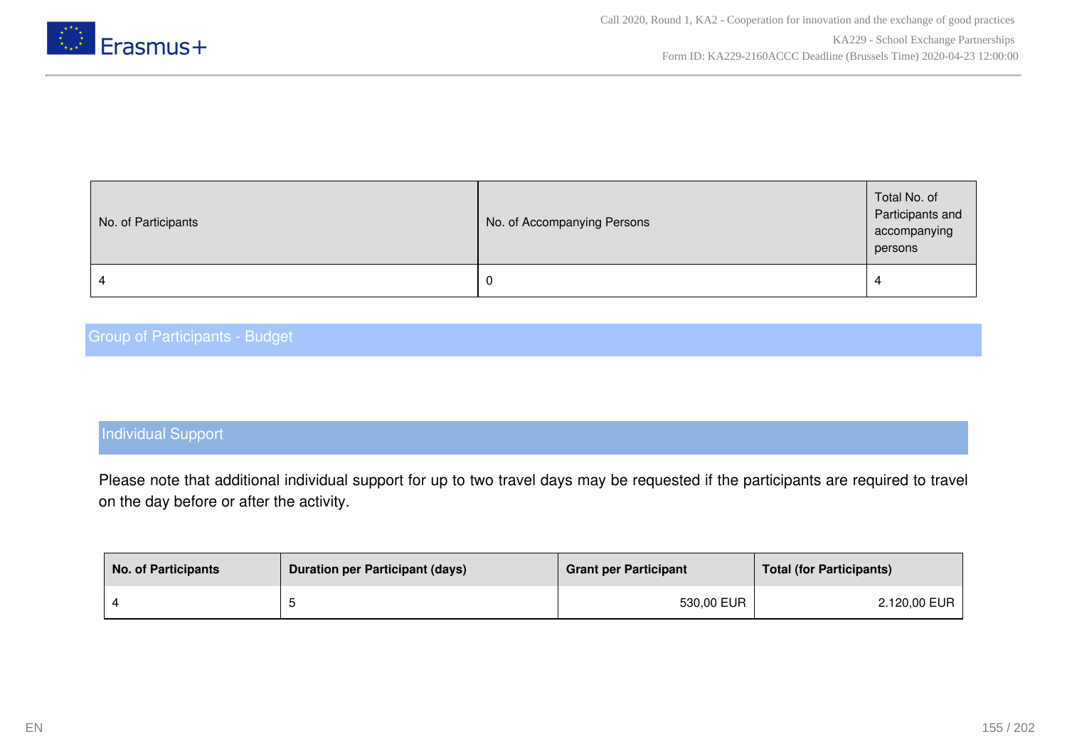| No. of Participants | No. of Accompanying Persons | Total No. of Participants and accompanying persons |
|---|---|---|
| 4 | 0 | 4 |

## Group of Participants - Budget

### Individual Support

Please note that additional individual support for up to two travel days may be requested if the participants are required to travel on the day before or after the activity.

| No. of Participants | Duration per Participant (days) | Grant per Participant | Total (for Participants) |
|---|---|---|---|
| 4 | 5 | 530,00 EUR | 2.120,00 EUR |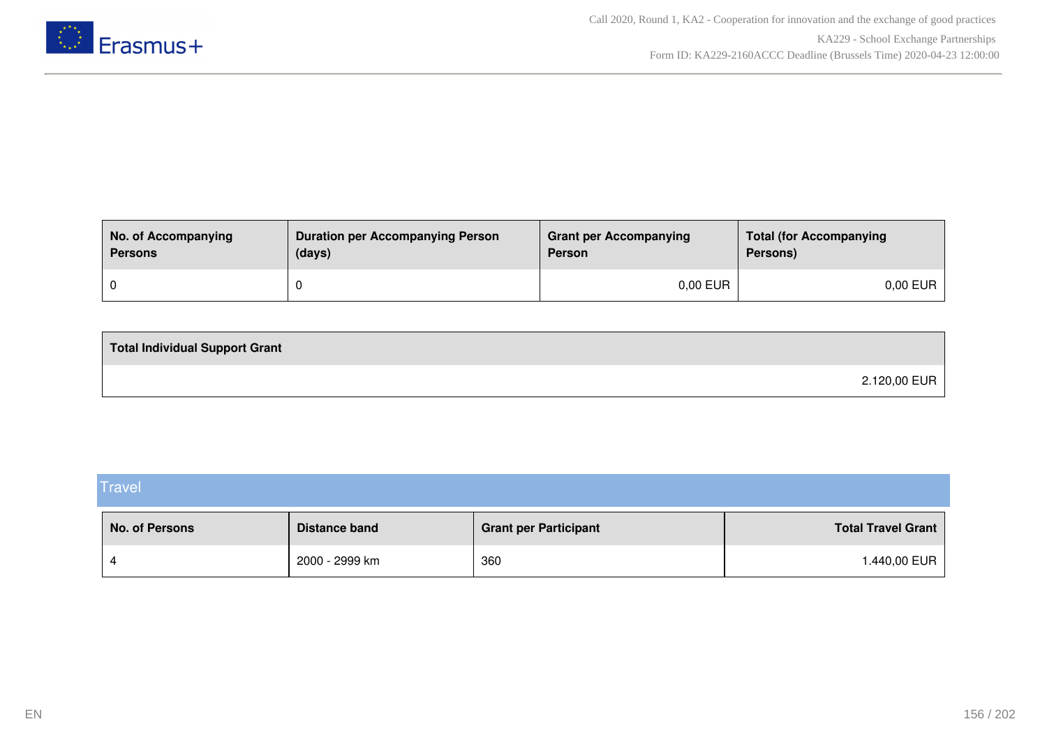| No. of Accompanying Persons | Duration per Accompanying Person (days) | Grant per Accompanying Person | Total (for Accompanying Persons) |
|---|---|---|---|
| 0 | 0 | 0,00 EUR | 0,00 EUR |

| Total Individual Support Grant |
|---|
| 2.120,00 EUR |

## Travel

| No. of Persons | Distance band | Grant per Participant | Total Travel Grant |
|---|---|---|---|
| 4 | 2000 - 2999 km | 360 | 1.440,00 EUR |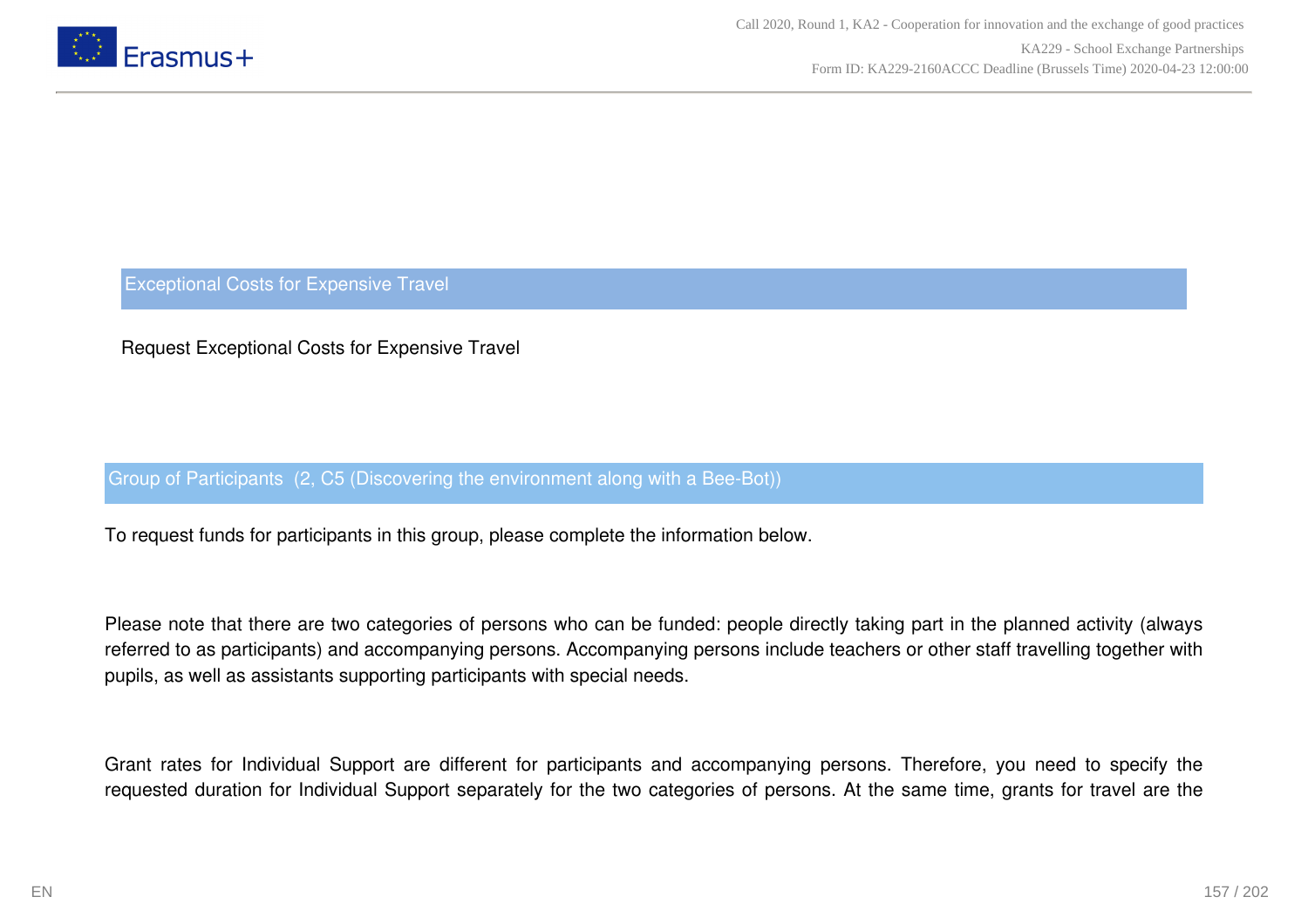## Exceptional Costs for Expensive Travel

Request Exceptional Costs for Expensive Travel

### Group of Participants (2, C5 (Discovering the environment along with a Bee-Bot))

To request funds for participants in this group, please complete the information below.

Please note that there are two categories of persons who can be funded: people directly taking part in the planned activity (always referred to as participants) and accompanying persons. Accompanying persons include teachers or other staff travelling together with pupils, as well as assistants supporting participants with special needs.

Grant rates for Individual Support are different for participants and accompanying persons. Therefore, you need to specify the requested duration for Individual Support separately for the two categories of persons. At the same time, grants for travel are the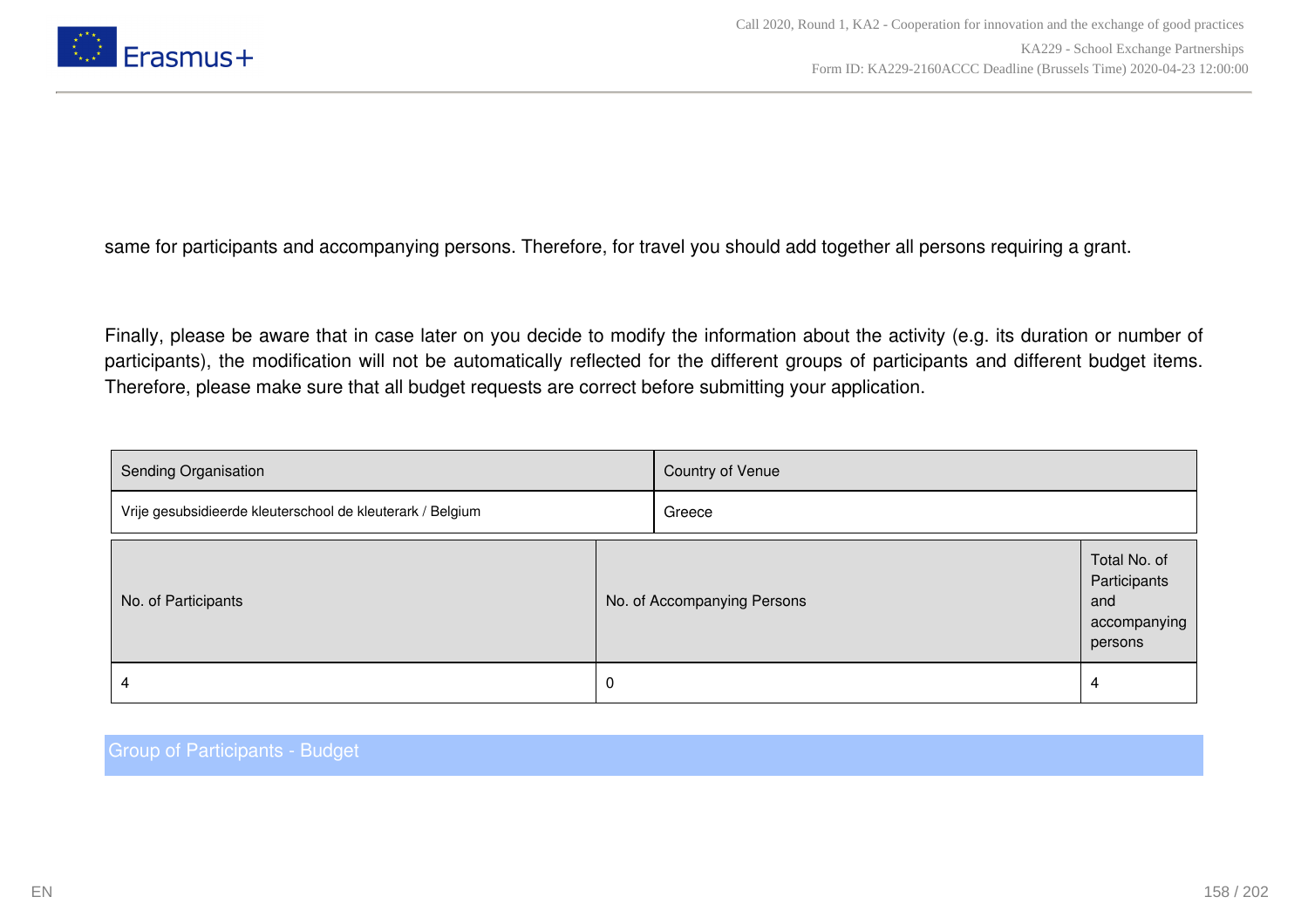same for participants and accompanying persons. Therefore, for travel you should add together all persons requiring a grant.

Finally, please be aware that in case later on you decide to modify the information about the activity (e.g. its duration or number of participants), the modification will not be automatically reflected for the different groups of participants and different budget items. Therefore, please make sure that all budget requests are correct before submitting your application.

| Sending Organisation | Country of Venue |
|---|---|
| Vrije gesubsidieerde kleuterschool de kleuterark / Belgium | Greece |

| No. of Participants | No. of Accompanying Persons | Total No. of Participants and accompanying persons |
|---|---|---|
| 4 | 0 | 4 |

## Group of Participants - Budget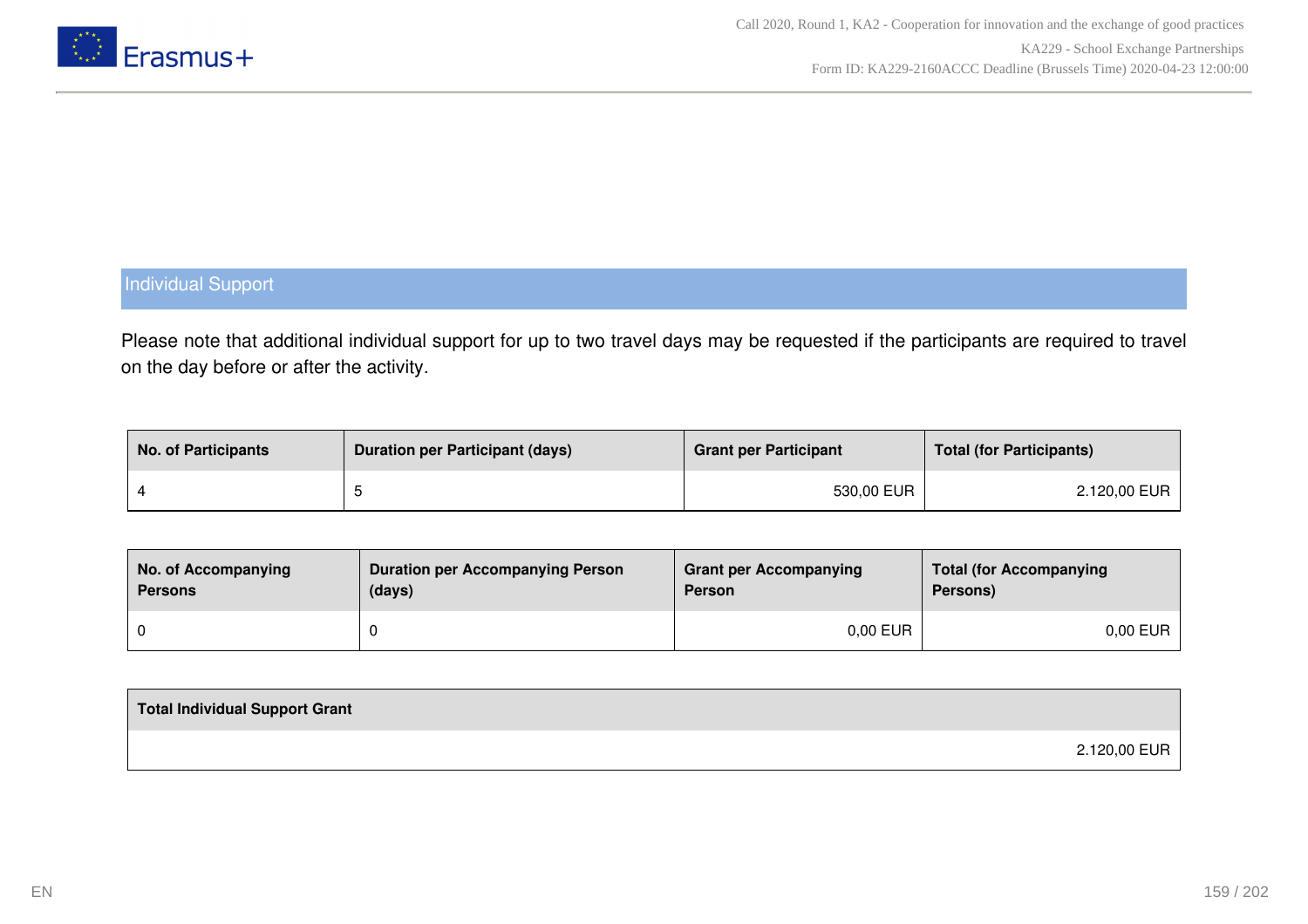## Individual Support

Please note that additional individual support for up to two travel days may be requested if the participants are required to travel on the day before or after the activity.

| No. of Participants | Duration per Participant (days) | Grant per Participant | Total (for Participants) |
| --- | --- | --- | --- |
| 4 | 5 | 530,00 EUR | 2.120,00 EUR |

| No. of Accompanying Persons | Duration per Accompanying Person (days) | Grant per Accompanying Person | Total (for Accompanying Persons) |
| --- | --- | --- | --- |
| 0 | 0 | 0,00 EUR | 0,00 EUR |

| Total Individual Support Grant |
| --- |
| 2.120,00 EUR |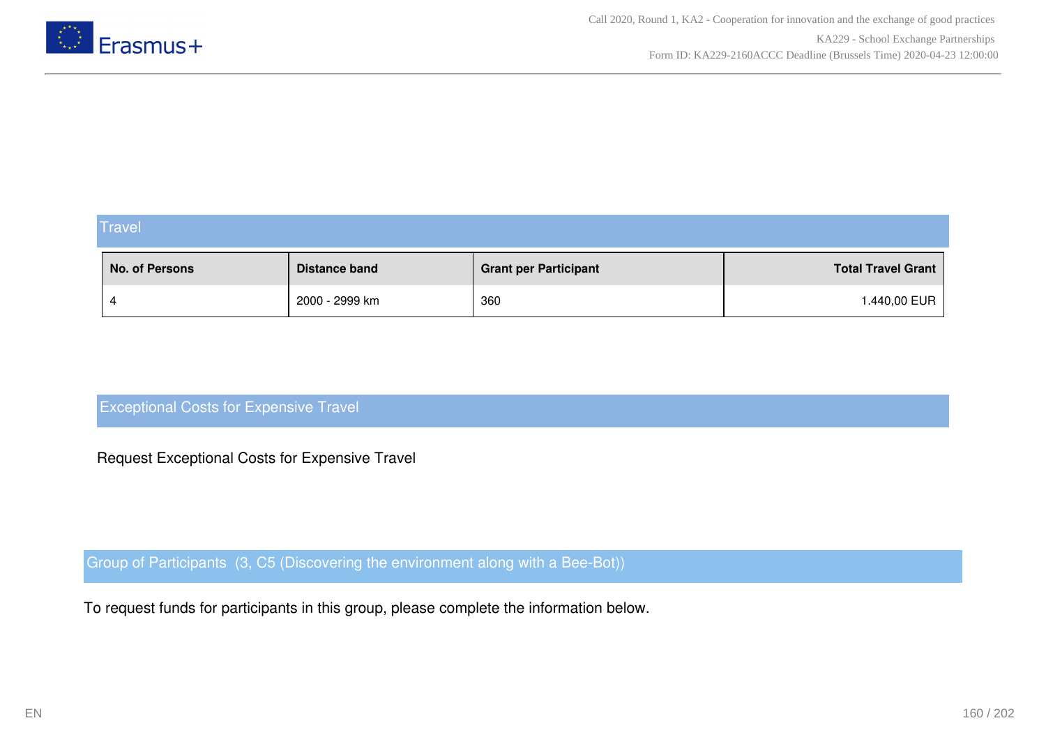## Travel

| No. of Persons | Distance band | Grant per Participant | Total Travel Grant |
|---|---|---|---|
| 4 | 2000 - 2999 km | 360 | 1.440,00 EUR |

## Exceptional Costs for Expensive Travel

Request Exceptional Costs for Expensive Travel

## Group of Participants (3, C5 (Discovering the environment along with a Bee-Bot))

To request funds for participants in this group, please complete the information below.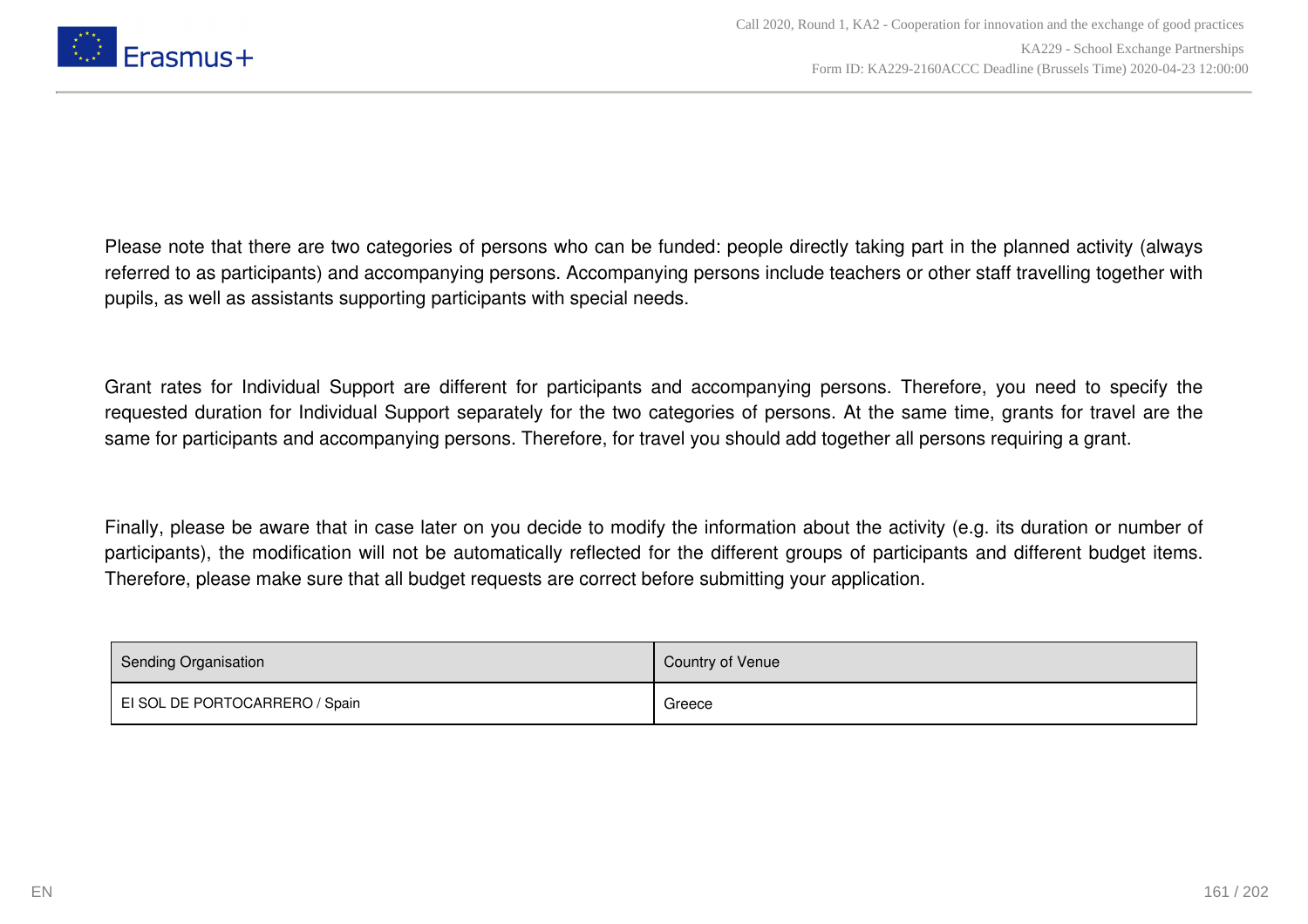Please note that there are two categories of persons who can be funded: people directly taking part in the planned activity (always referred to as participants) and accompanying persons. Accompanying persons include teachers or other staff travelling together with pupils, as well as assistants supporting participants with special needs.

Grant rates for Individual Support are different for participants and accompanying persons. Therefore, you need to specify the requested duration for Individual Support separately for the two categories of persons. At the same time, grants for travel are the same for participants and accompanying persons. Therefore, for travel you should add together all persons requiring a grant.

Finally, please be aware that in case later on you decide to modify the information about the activity (e.g. its duration or number of participants), the modification will not be automatically reflected for the different groups of participants and different budget items. Therefore, please make sure that all budget requests are correct before submitting your application.

| Sending Organisation | Country of Venue |
|---|---|
| EI SOL DE PORTOCARRERO / Spain | Greece |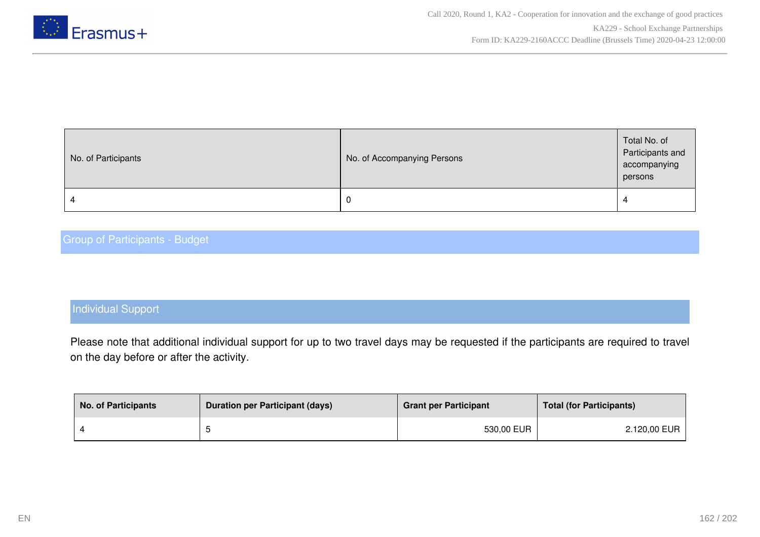| No. of Participants | No. of Accompanying Persons | Total No. of Participants and accompanying persons |
|---|---|---|
| 4 | 0 | 4 |

## Group of Participants - Budget

### Individual Support

Please note that additional individual support for up to two travel days may be requested if the participants are required to travel on the day before or after the activity.

| No. of Participants | Duration per Participant (days) | Grant per Participant | Total (for Participants) |
|---|---|---|---|
| 4 | 5 | 530,00 EUR | 2.120,00 EUR |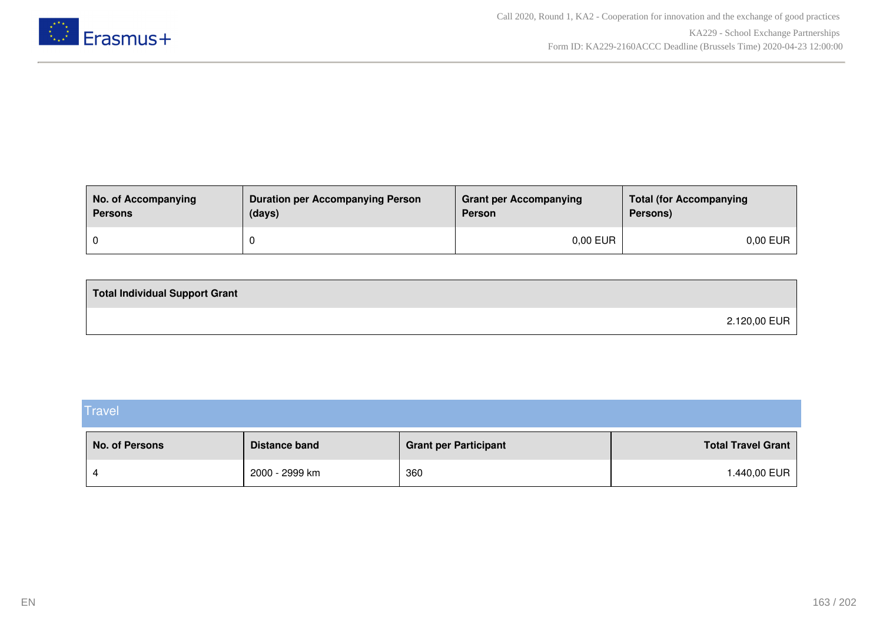| No. of Accompanying Persons | Duration per Accompanying Person (days) | Grant per Accompanying Person | Total (for Accompanying Persons) |
|---|---|---|---|
| 0 | 0 | 0,00 EUR | 0,00 EUR |

| Total Individual Support Grant |
|---|
| 2.120,00 EUR |

## Travel

| No. of Persons | Distance band | Grant per Participant | Total Travel Grant |
|---|---|---|---|
| 4 | 2000 - 2999 km | 360 | 1.440,00 EUR |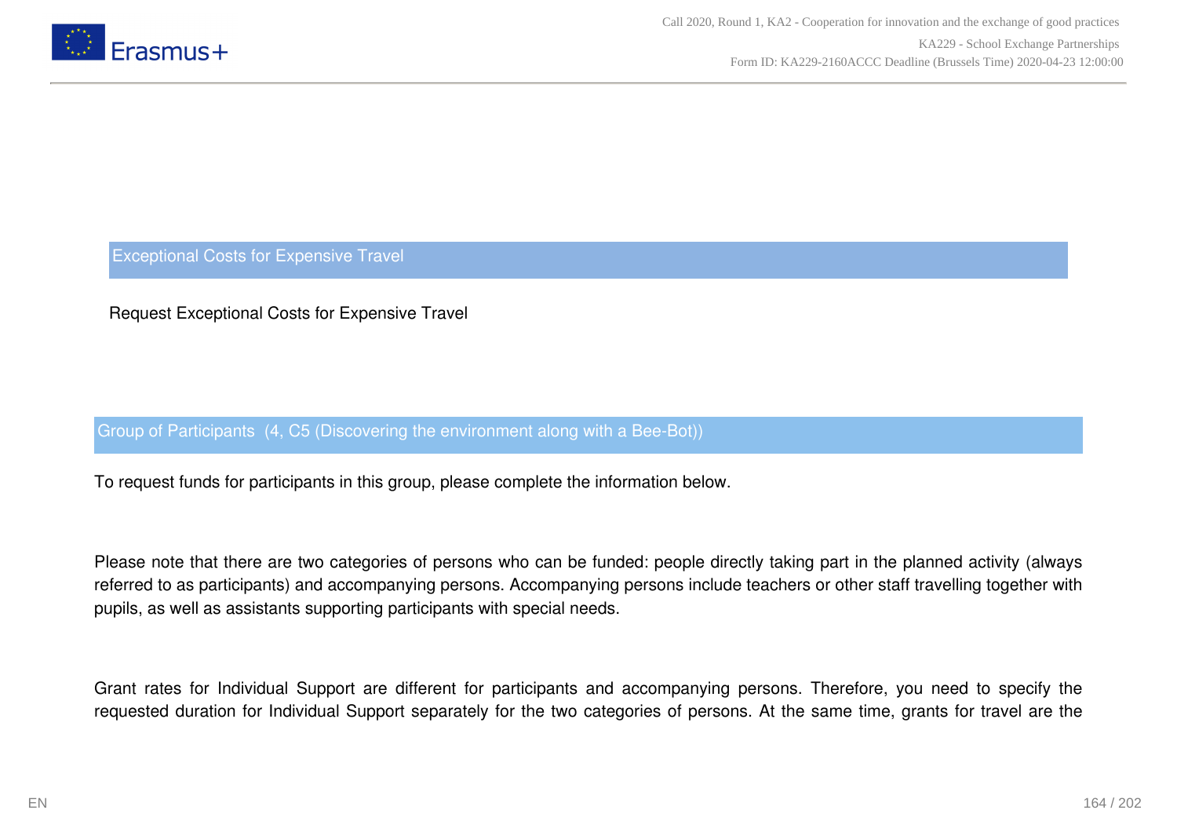## Exceptional Costs for Expensive Travel

Request Exceptional Costs for Expensive Travel

### Group of Participants (4, C5 (Discovering the environment along with a Bee-Bot))

To request funds for participants in this group, please complete the information below.

Please note that there are two categories of persons who can be funded: people directly taking part in the planned activity (always referred to as participants) and accompanying persons. Accompanying persons include teachers or other staff travelling together with pupils, as well as assistants supporting participants with special needs.

Grant rates for Individual Support are different for participants and accompanying persons. Therefore, you need to specify the requested duration for Individual Support separately for the two categories of persons. At the same time, grants for travel are the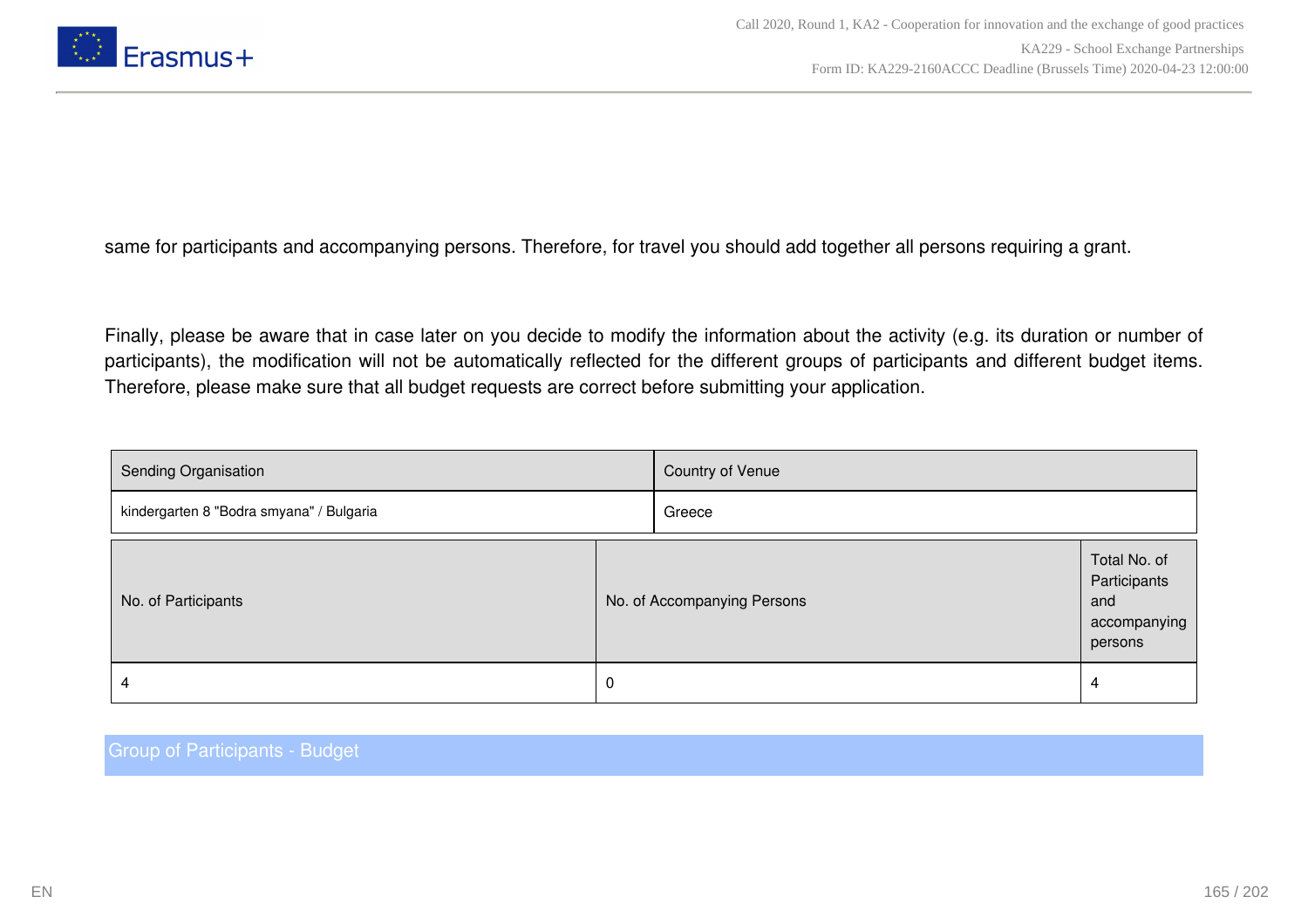same for participants and accompanying persons. Therefore, for travel you should add together all persons requiring a grant.

Finally, please be aware that in case later on you decide to modify the information about the activity (e.g. its duration or number of participants), the modification will not be automatically reflected for the different groups of participants and different budget items. Therefore, please make sure that all budget requests are correct before submitting your application.

| Sending Organisation | Country of Venue |
| --- | --- |
| kindergarten 8 "Bodra smyana" / Bulgaria | Greece |

| No. of Participants | No. of Accompanying Persons | Total No. of Participants and accompanying persons |
| --- | --- | --- |
| 4 | 0 | 4 |

## Group of Participants - Budget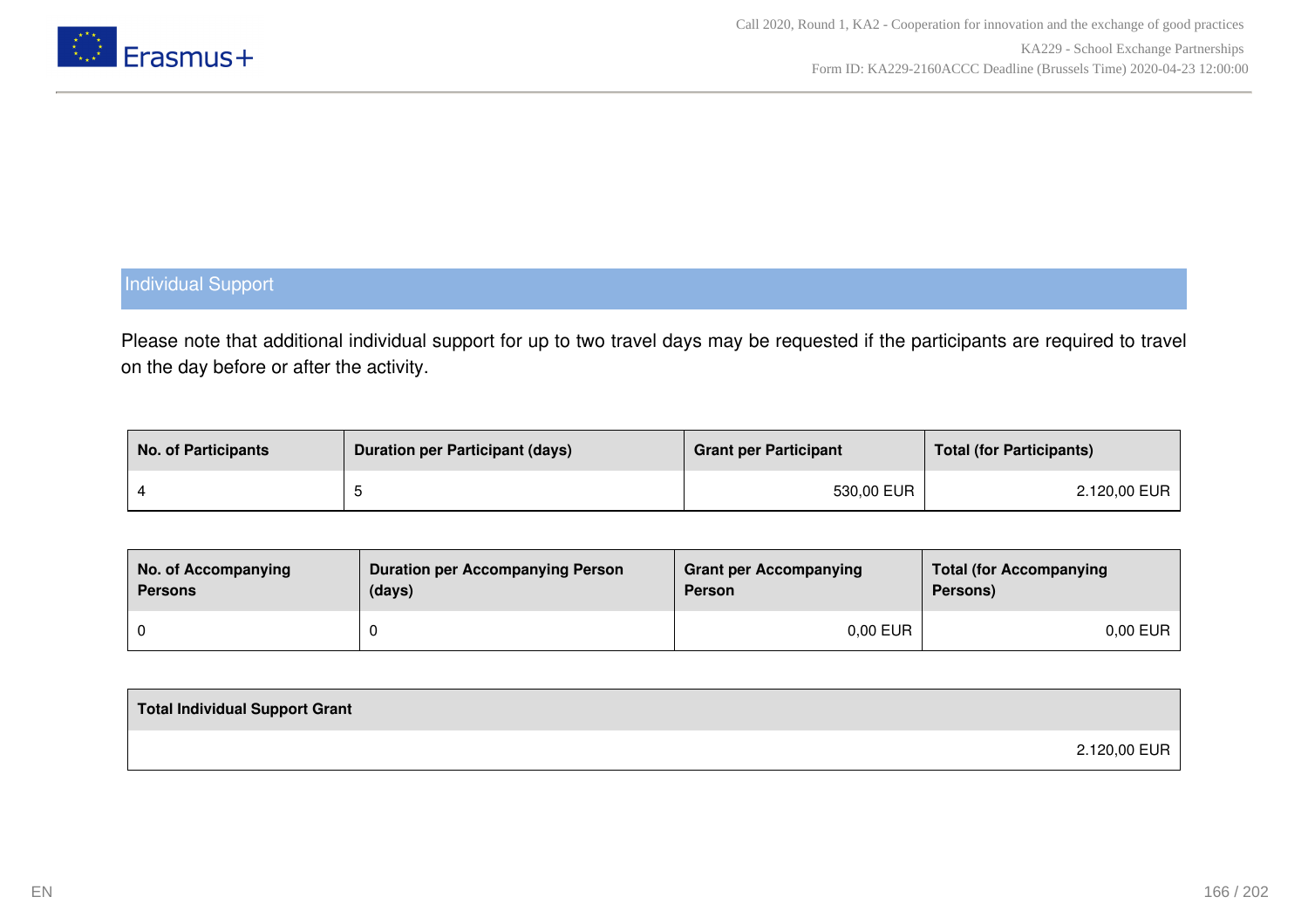## Individual Support

Please note that additional individual support for up to two travel days may be requested if the participants are required to travel on the day before or after the activity.

| No. of Participants | Duration per Participant (days) | Grant per Participant | Total (for Participants) |
|---|---|---|---|
| 4 | 5 | 530,00 EUR | 2.120,00 EUR |

| No. of Accompanying Persons | Duration per Accompanying Person (days) | Grant per Accompanying Person | Total (for Accompanying Persons) |
|---|---|---|---|
| 0 | 0 | 0,00 EUR | 0,00 EUR |

| Total Individual Support Grant |
|---|
| 2.120,00 EUR |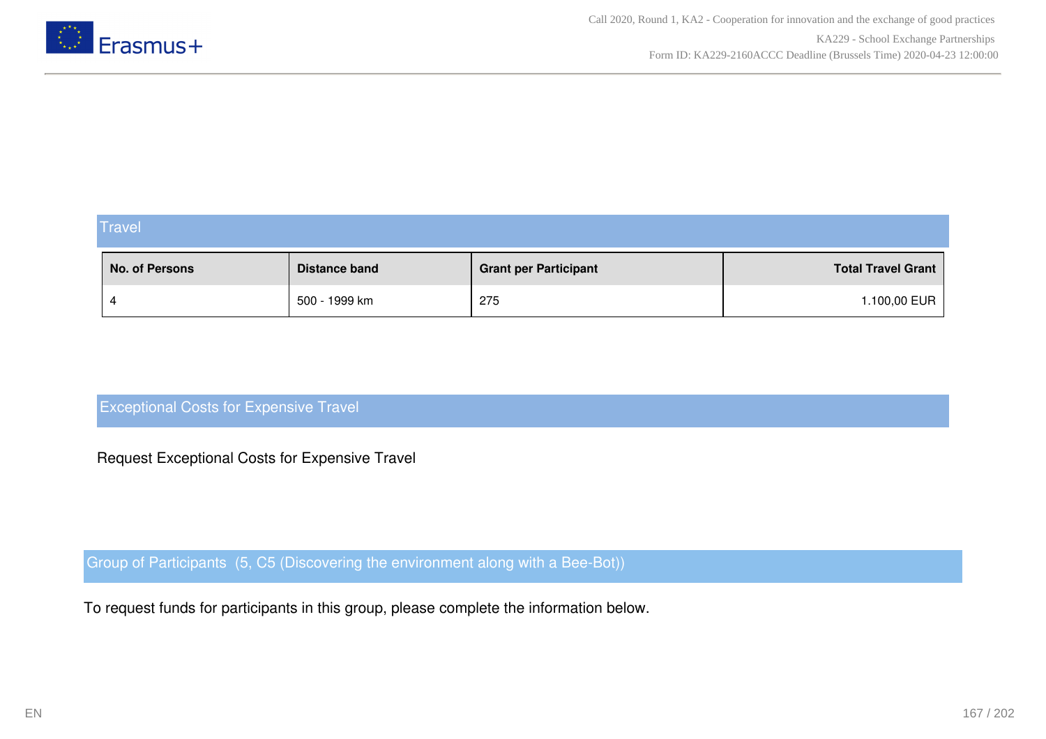## Travel

| No. of Persons | Distance band | Grant per Participant | Total Travel Grant |
|---|---|---|---|
| 4 | 500 - 1999 km | 275 | 1.100,00 EUR |

## Exceptional Costs for Expensive Travel

Request Exceptional Costs for Expensive Travel

## Group of Participants (5, C5 (Discovering the environment along with a Bee-Bot))

To request funds for participants in this group, please complete the information below.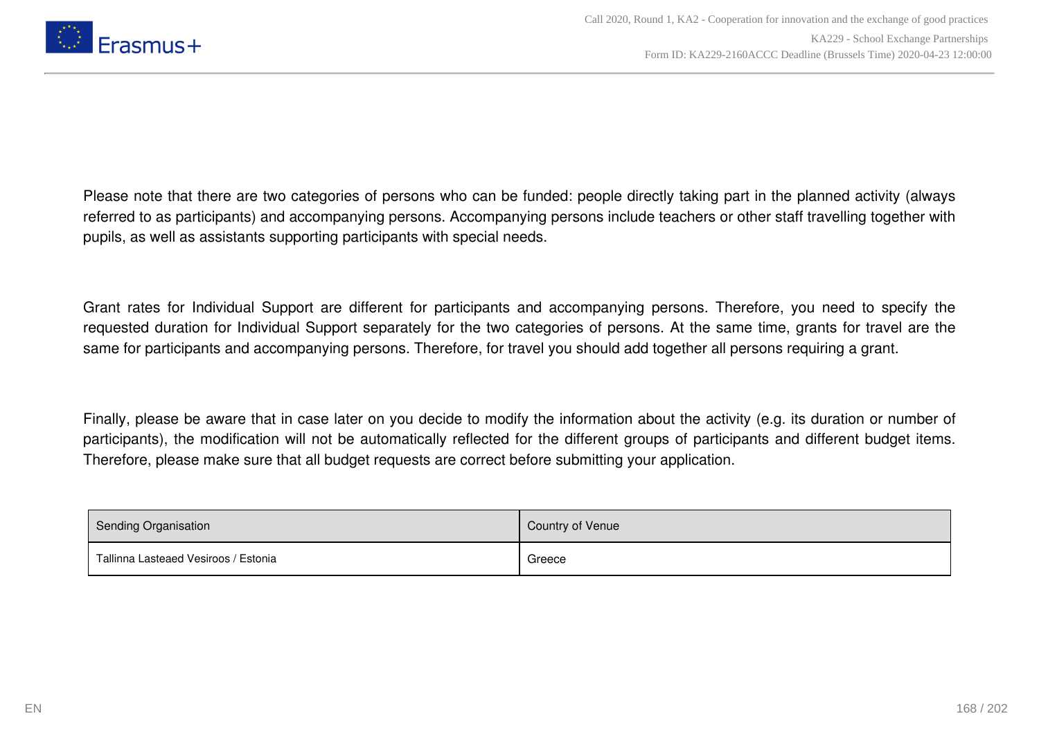Please note that there are two categories of persons who can be funded: people directly taking part in the planned activity (always referred to as participants) and accompanying persons. Accompanying persons include teachers or other staff travelling together with pupils, as well as assistants supporting participants with special needs.

Grant rates for Individual Support are different for participants and accompanying persons. Therefore, you need to specify the requested duration for Individual Support separately for the two categories of persons. At the same time, grants for travel are the same for participants and accompanying persons. Therefore, for travel you should add together all persons requiring a grant.

Finally, please be aware that in case later on you decide to modify the information about the activity (e.g. its duration or number of participants), the modification will not be automatically reflected for the different groups of participants and different budget items. Therefore, please make sure that all budget requests are correct before submitting your application.

| Sending Organisation | Country of Venue |
| --- | --- |
| Tallinna Lasteaed Vesiroos / Estonia | Greece |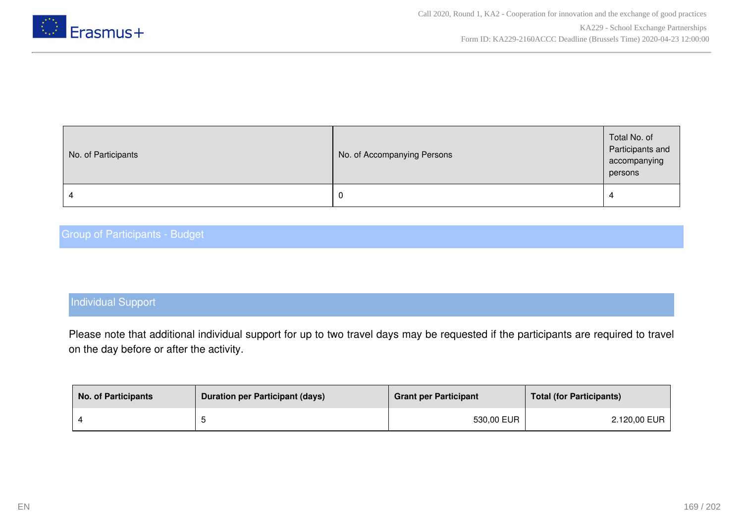| No. of Participants | No. of Accompanying Persons | Total No. of Participants and accompanying persons |
|---|---|---|
| 4 | 0 | 4 |

## Group of Participants - Budget

### Individual Support

Please note that additional individual support for up to two travel days may be requested if the participants are required to travel on the day before or after the activity.

| No. of Participants | Duration per Participant (days) | Grant per Participant | Total (for Participants) |
|---|---|---|---|
| 4 | 5 | 530,00 EUR | 2.120,00 EUR |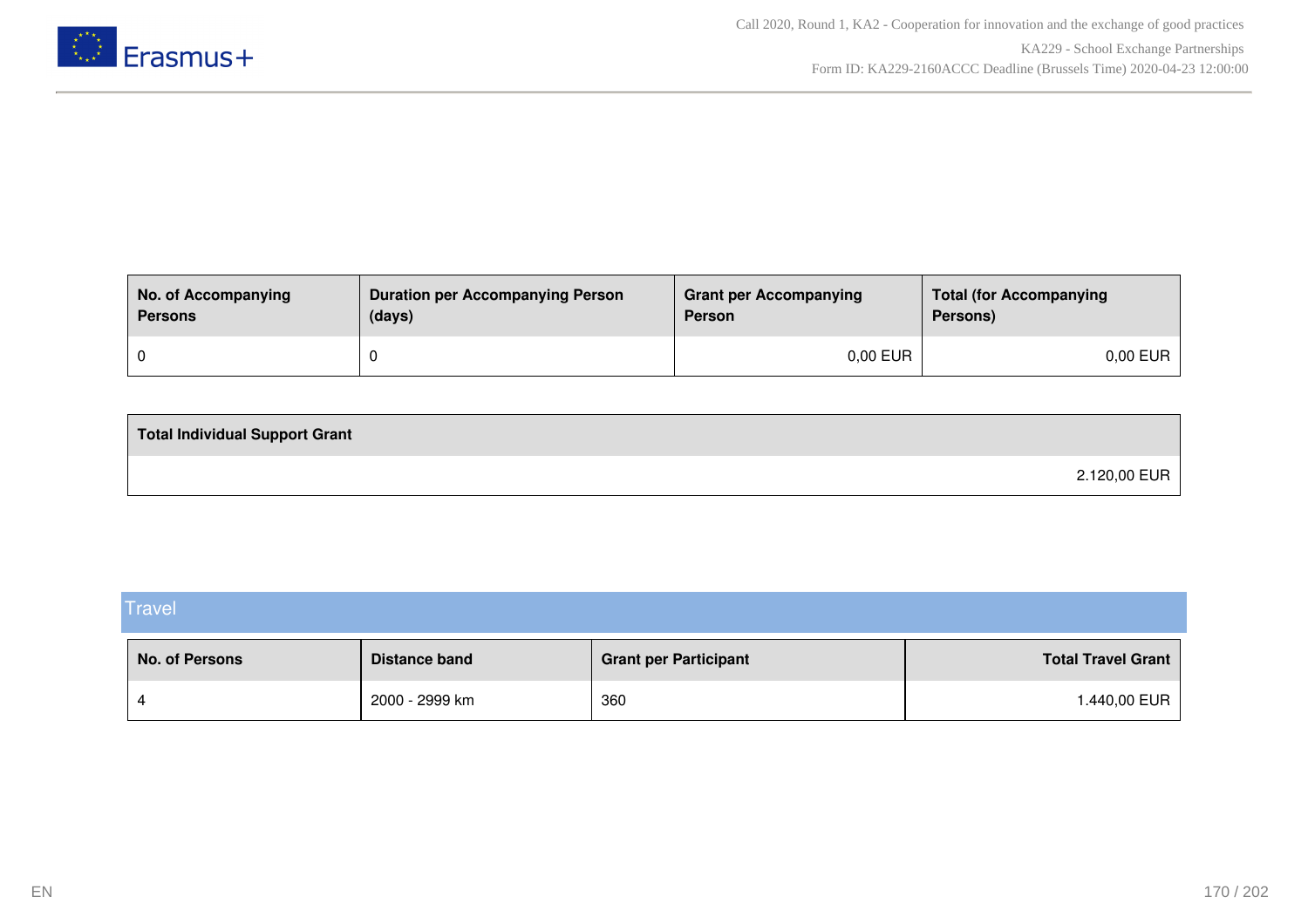| No. of Accompanying Persons | Duration per Accompanying Person (days) | Grant per Accompanying Person | Total (for Accompanying Persons) |
|---|---|---|---|
| 0 | 0 | 0,00 EUR | 0,00 EUR |

| Total Individual Support Grant |
|---|
| 2.120,00 EUR |

## Travel

| No. of Persons | Distance band | Grant per Participant | Total Travel Grant |
|---|---|---|---|
| 4 | 2000 - 2999 km | 360 | 1.440,00 EUR |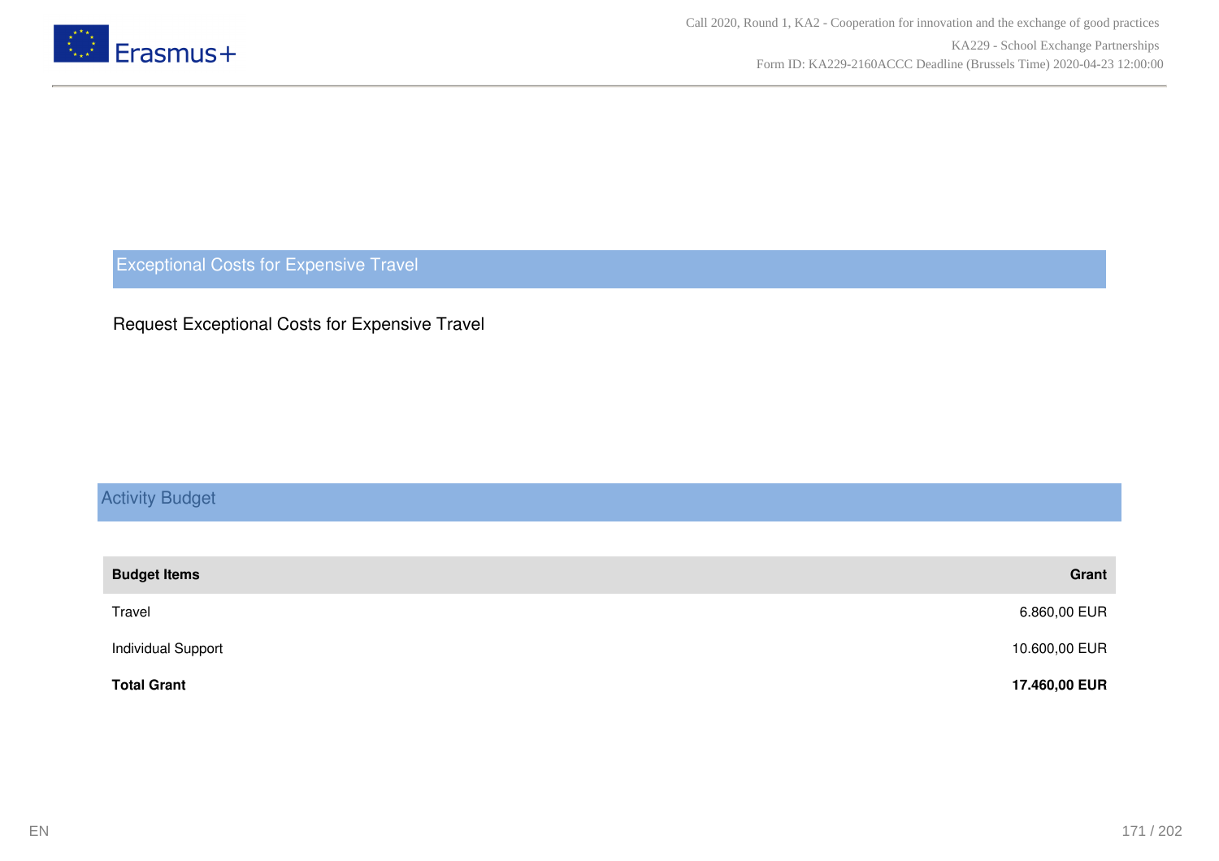## Exceptional Costs for Expensive Travel

Request Exceptional Costs for Expensive Travel

## Activity Budget

| Budget Items | Grant |
|---|---|
| Travel | 6.860,00 EUR |
| Individual Support | 10.600,00 EUR |
| **Total Grant** | **17.460,00 EUR** |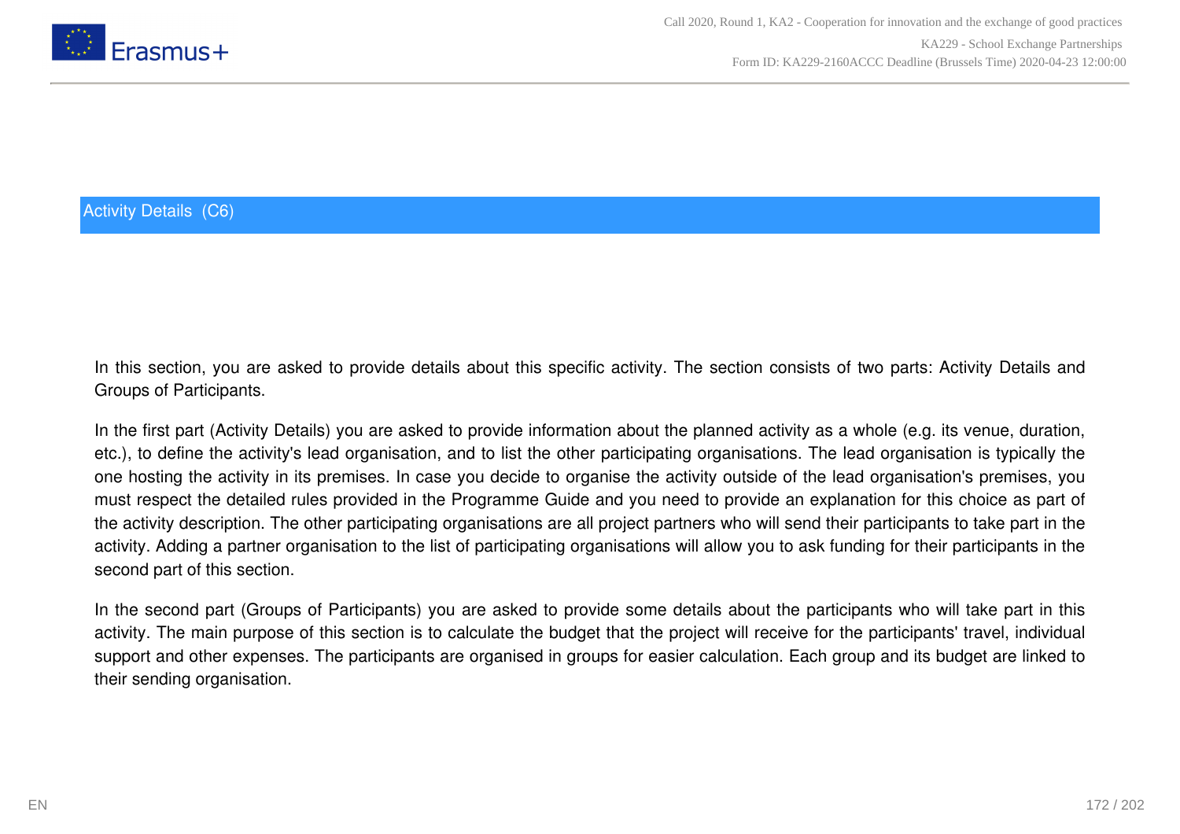## Activity Details (C6)

In this section, you are asked to provide details about this specific activity. The section consists of two parts: Activity Details and Groups of Participants.

In the first part (Activity Details) you are asked to provide information about the planned activity as a whole (e.g. its venue, duration, etc.), to define the activity's lead organisation, and to list the other participating organisations. The lead organisation is typically the one hosting the activity in its premises. In case you decide to organise the activity outside of the lead organisation's premises, you must respect the detailed rules provided in the Programme Guide and you need to provide an explanation for this choice as part of the activity description. The other participating organisations are all project partners who will send their participants to take part in the activity. Adding a partner organisation to the list of participating organisations will allow you to ask funding for their participants in the second part of this section.

In the second part (Groups of Participants) you are asked to provide some details about the participants who will take part in this activity. The main purpose of this section is to calculate the budget that the project will receive for the participants' travel, individual support and other expenses. The participants are organised in groups for easier calculation. Each group and its budget are linked to their sending organisation.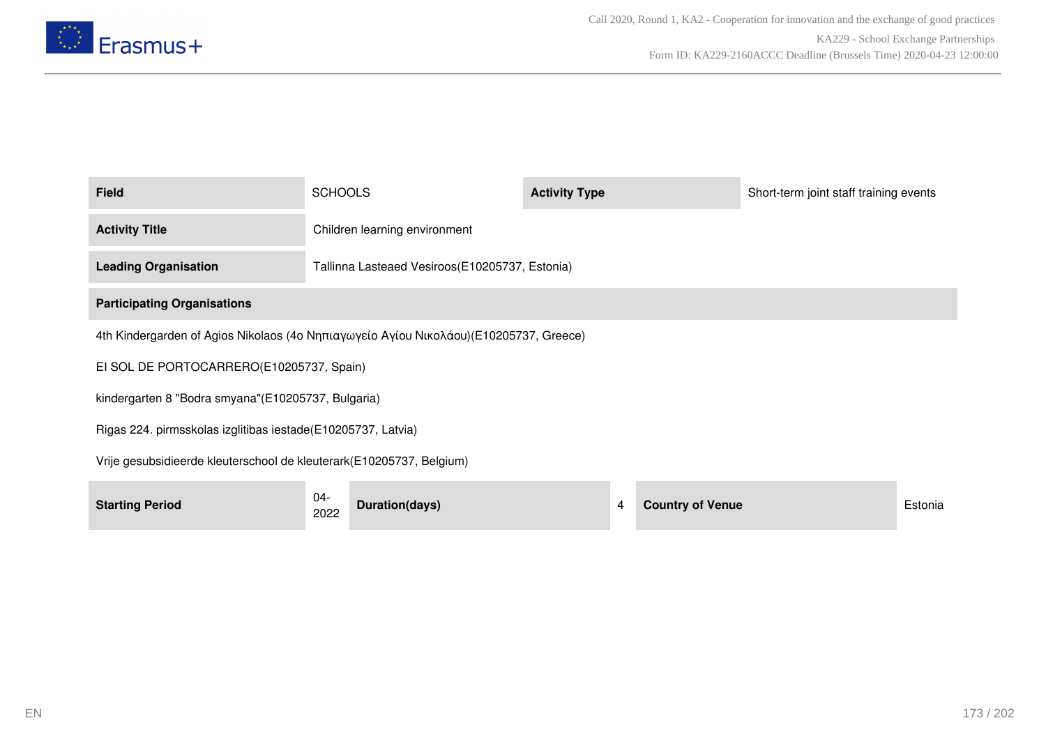| Field | SCHOOLS | Activity Type | Short-term joint staff training events |
|---|---|---|---|
| Activity Title | Children learning environment | | |
| Leading Organisation | Tallinna Lasteaed Vesiroos(E10205737, Estonia) | | |
| Participating Organisations | | | |

4th Kindergarden of Agios Nikolaos (4ο Νηπιαγωγείο Αγίου Νικολάου)(E10205737, Greece)

EI SOL DE PORTOCARRERO(E10205737, Spain)

kindergarten 8 "Bodra smyana"(E10205737, Bulgaria)

Rigas 224. pirmsskolas izglitibas iestade(E10205737, Latvia)

Vrije gesubsidieerde kleuterschool de kleuterark(E10205737, Belgium)

| Starting Period | 04-2022 | Duration(days) | 4 | Country of Venue | Estonia |
|---|---|---|---|---|---|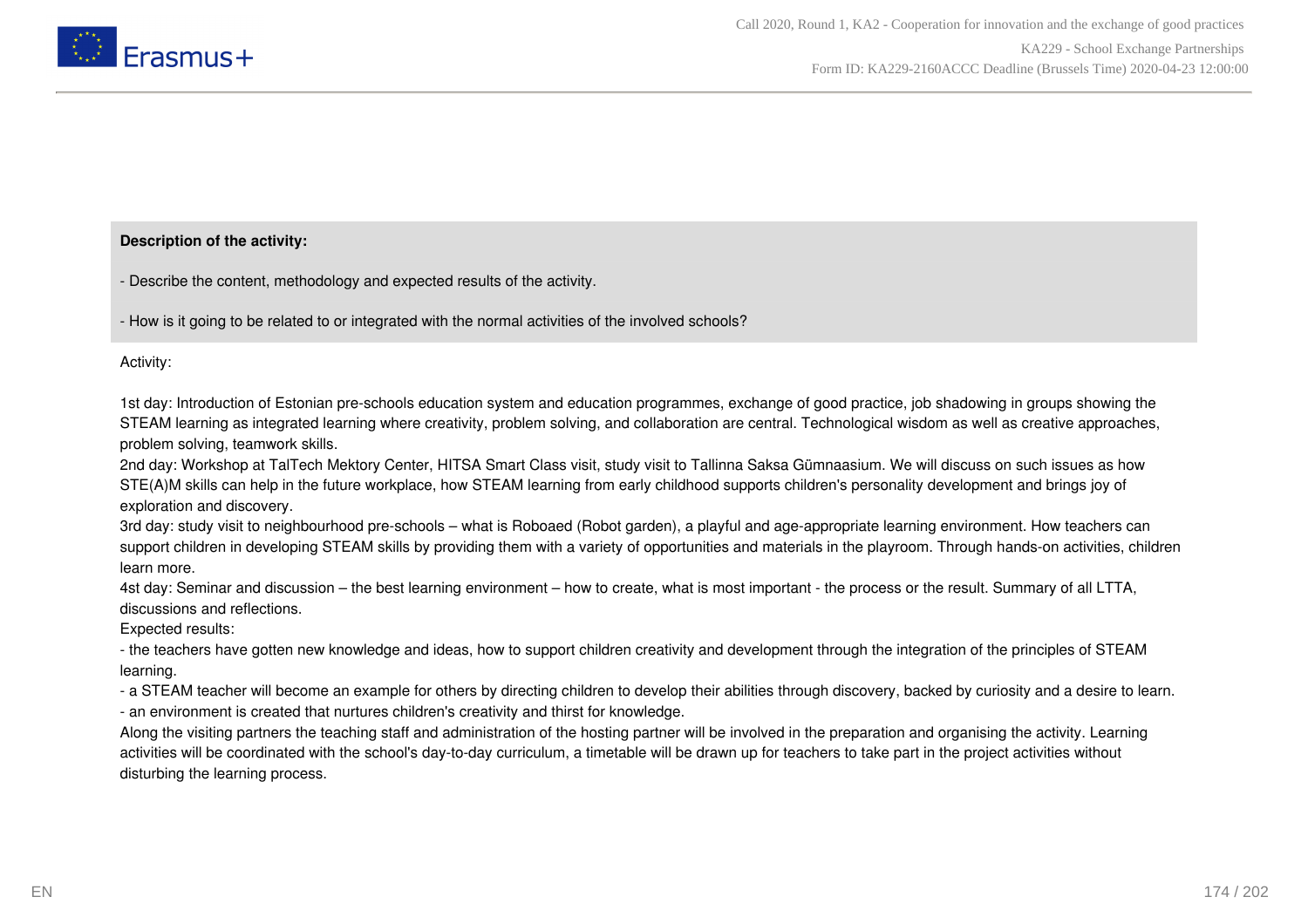**Description of the activity:**

- Describe the content, methodology and expected results of the activity.

- How is it going to be related to or integrated with the normal activities of the involved schools?

Activity:

1st day: Introduction of Estonian pre-schools education system and education programmes, exchange of good practice, job shadowing in groups showing the STEAM learning as integrated learning where creativity, problem solving, and collaboration are central. Technological wisdom as well as creative approaches, problem solving, teamwork skills.
2nd day: Workshop at TalTech Mektory Center, HITSA Smart Class visit, study visit to Tallinna Saksa Gümnaasium. We will discuss on such issues as how STE(A)M skills can help in the future workplace, how STEAM learning from early childhood supports children's personality development and brings joy of exploration and discovery.
3rd day: study visit to neighbourhood pre-schools – what is Roboaed (Robot garden), a playful and age-appropriate learning environment. How teachers can support children in developing STEAM skills by providing them with a variety of opportunities and materials in the playroom. Through hands-on activities, children learn more.
4st day: Seminar and discussion – the best learning environment – how to create, what is most important - the process or the result. Summary of all LTTA, discussions and reflections.
Expected results:
- the teachers have gotten new knowledge and ideas, how to support children creativity and development through the integration of the principles of STEAM learning.
- a STEAM teacher will become an example for others by directing children to develop their abilities through discovery, backed by curiosity and a desire to learn.
- an environment is created that nurtures children's creativity and thirst for knowledge.
Along the visiting partners the teaching staff and administration of the hosting partner will be involved in the preparation and organising the activity. Learning activities will be coordinated with the school's day-to-day curriculum, a timetable will be drawn up for teachers to take part in the project activities without disturbing the learning process.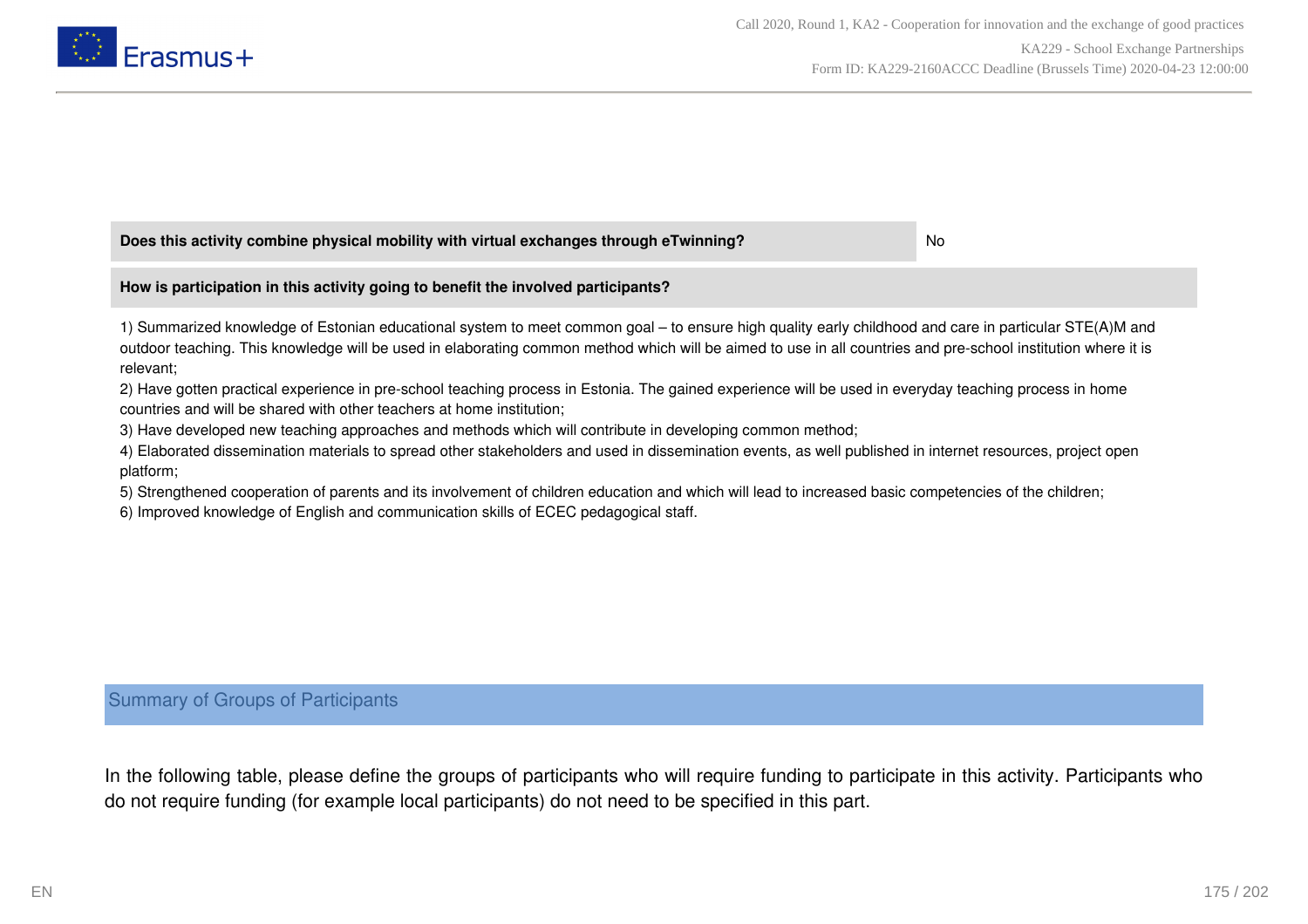| **Does this activity combine physical mobility with virtual exchanges through eTwinning?** | No |
|---|---|

**How is participation in this activity going to benefit the involved participants?**

1) Summarized knowledge of Estonian educational system to meet common goal – to ensure high quality early childhood and care in particular STE(A)M and outdoor teaching. This knowledge will be used in elaborating common method which will be aimed to use in all countries and pre-school institution where it is relevant;
2) Have gotten practical experience in pre-school teaching process in Estonia. The gained experience will be used in everyday teaching process in home countries and will be shared with other teachers at home institution;
3) Have developed new teaching approaches and methods which will contribute in developing common method;
4) Elaborated dissemination materials to spread other stakeholders and used in dissemination events, as well published in internet resources, project open platform;
5) Strengthened cooperation of parents and its involvement of children education and which will lead to increased basic competencies of the children;
6) Improved knowledge of English and communication skills of ECEC pedagogical staff.

## Summary of Groups of Participants

In the following table, please define the groups of participants who will require funding to participate in this activity. Participants who do not require funding (for example local participants) do not need to be specified in this part.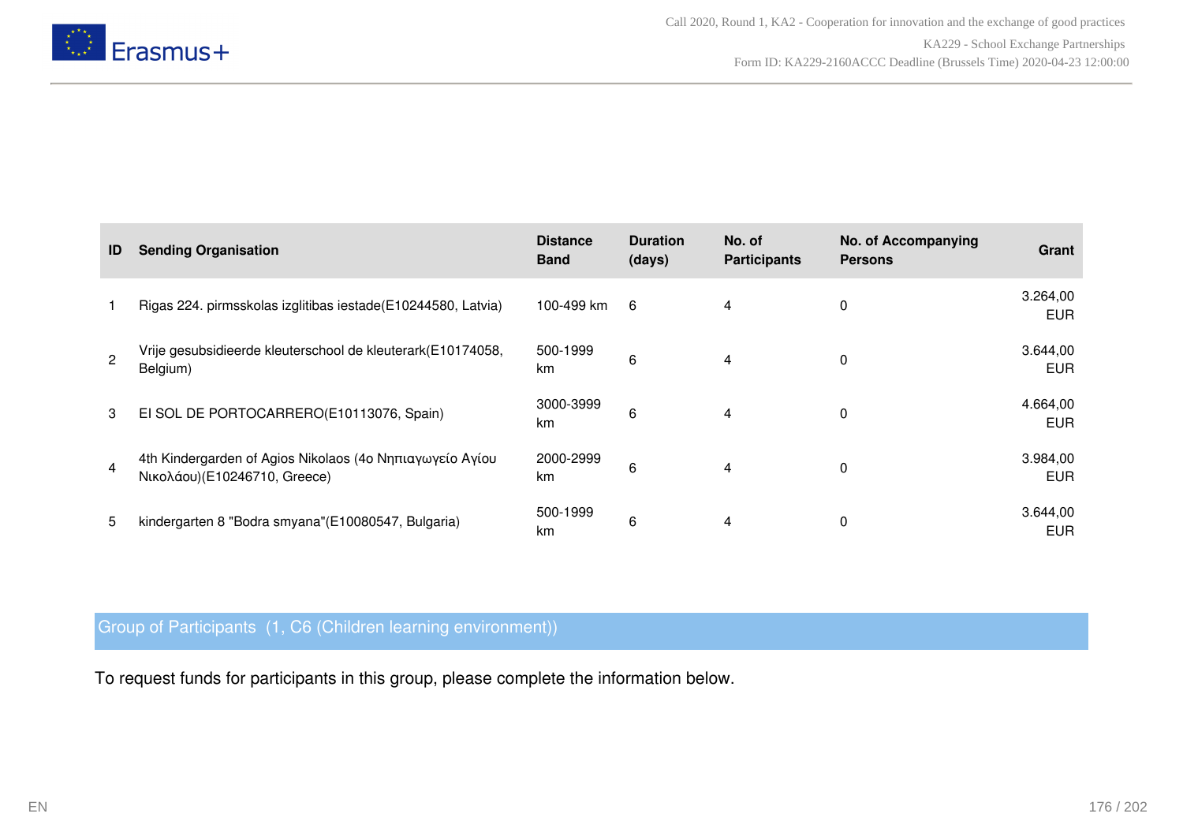| ID | Sending Organisation | Distance Band | Duration (days) | No. of Participants | No. of Accompanying Persons | Grant |
| --- | --- | --- | --- | --- | --- | --- |
| 1 | Rigas 224. pirmsskolas izglitibas iestade(E10244580, Latvia) | 100-499 km | 6 | 4 | 0 | 3.264,00 EUR |
| 2 | Vrije gesubsidieerde kleuterschool de kleuterark(E10174058, Belgium) | 500-1999 km | 6 | 4 | 0 | 3.644,00 EUR |
| 3 | El SOL DE PORTOCARRERO(E10113076, Spain) | 3000-3999 km | 6 | 4 | 0 | 4.664,00 EUR |
| 4 | 4th Kindergarden of Agios Nikolaos (4ο Νηπιαγωγείο Αγίου Νικολάου)(E10246710, Greece) | 2000-2999 km | 6 | 4 | 0 | 3.984,00 EUR |
| 5 | kindergarten 8 "Bodra smyana"(E10080547, Bulgaria) | 500-1999 km | 6 | 4 | 0 | 3.644,00 EUR |

## Group of Participants (1, C6 (Children learning environment))

To request funds for participants in this group, please complete the information below.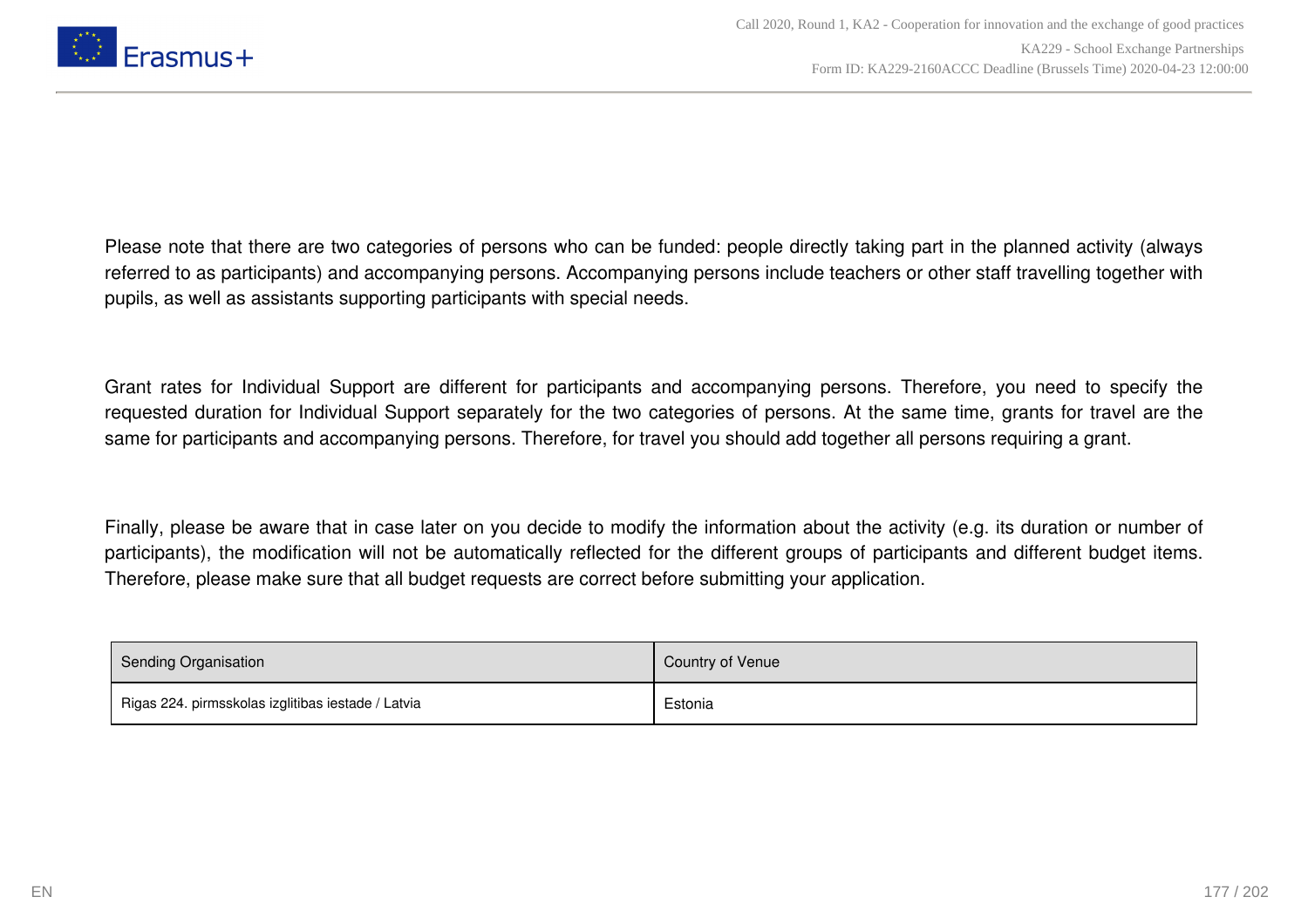Please note that there are two categories of persons who can be funded: people directly taking part in the planned activity (always referred to as participants) and accompanying persons. Accompanying persons include teachers or other staff travelling together with pupils, as well as assistants supporting participants with special needs.

Grant rates for Individual Support are different for participants and accompanying persons. Therefore, you need to specify the requested duration for Individual Support separately for the two categories of persons. At the same time, grants for travel are the same for participants and accompanying persons. Therefore, for travel you should add together all persons requiring a grant.

Finally, please be aware that in case later on you decide to modify the information about the activity (e.g. its duration or number of participants), the modification will not be automatically reflected for the different groups of participants and different budget items. Therefore, please make sure that all budget requests are correct before submitting your application.

| Sending Organisation | Country of Venue |
| --- | --- |
| Rigas 224. pirmsskolas izglitibas iestade / Latvia | Estonia |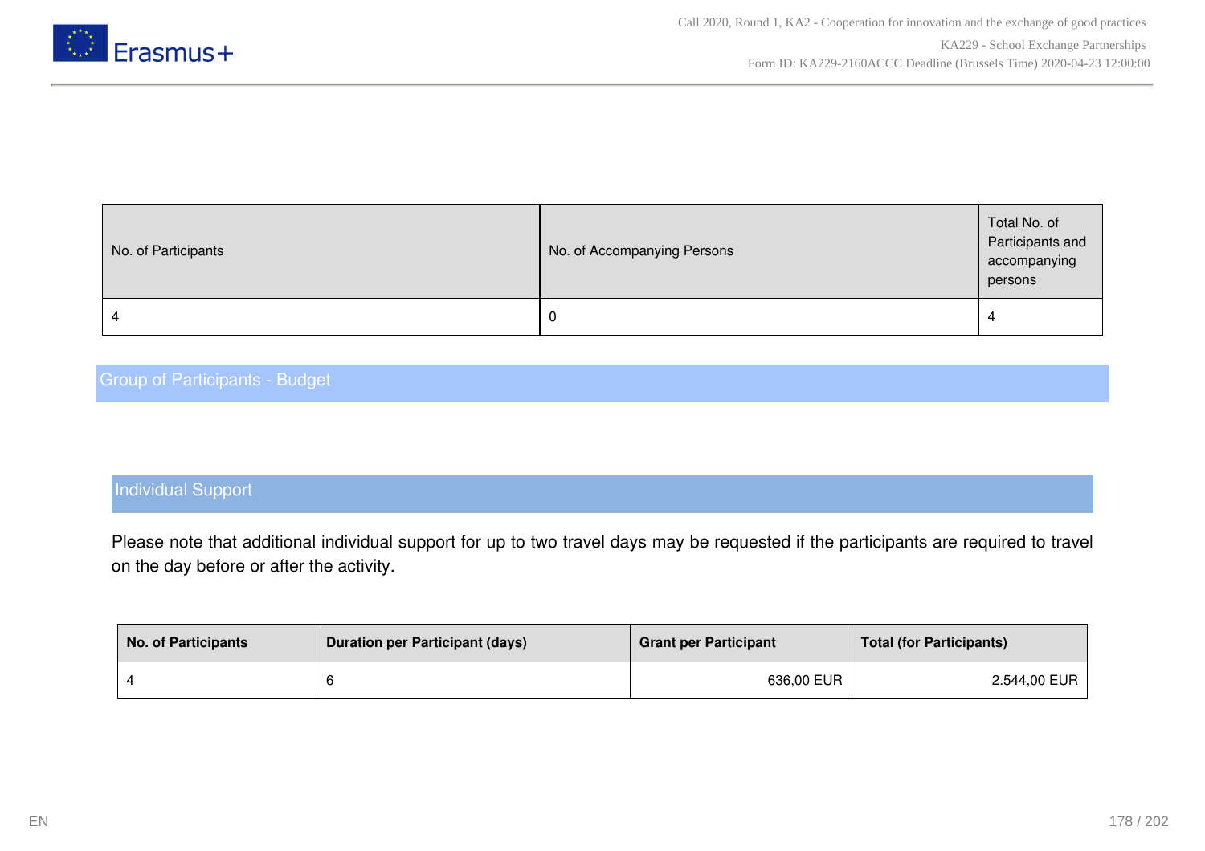| No. of Participants | No. of Accompanying Persons | Total No. of Participants and accompanying persons |
|---|---|---|
| 4 | 0 | 4 |

## Group of Participants - Budget

### Individual Support

Please note that additional individual support for up to two travel days may be requested if the participants are required to travel on the day before or after the activity.

| No. of Participants | Duration per Participant (days) | Grant per Participant | Total (for Participants) |
|---|---|---|---|
| 4 | 6 | 636,00 EUR | 2.544,00 EUR |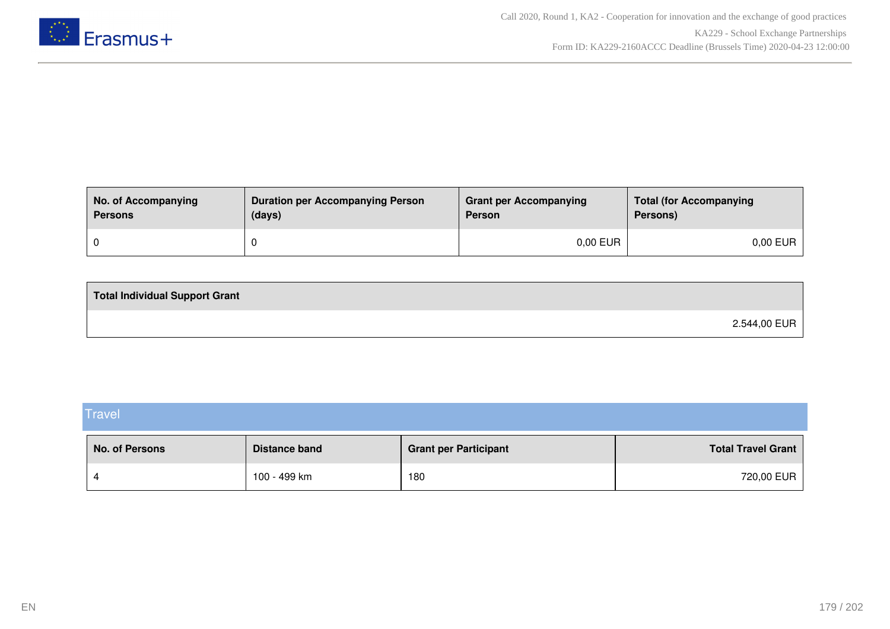| No. of Accompanying Persons | Duration per Accompanying Person (days) | Grant per Accompanying Person | Total (for Accompanying Persons) |
|---|---|---|---|
| 0 | 0 | 0,00 EUR | 0,00 EUR |

| Total Individual Support Grant |
|---|
| 2.544,00 EUR |

## Travel

| No. of Persons | Distance band | Grant per Participant | Total Travel Grant |
|---|---|---|---|
| 4 | 100 - 499 km | 180 | 720,00 EUR |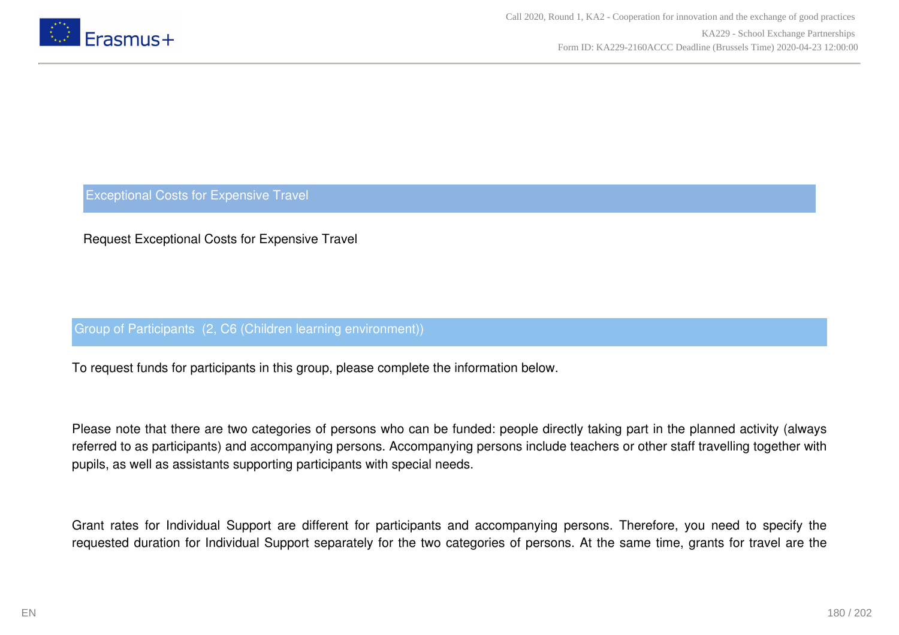## Exceptional Costs for Expensive Travel

Request Exceptional Costs for Expensive Travel

### Group of Participants (2, C6 (Children learning environment))

To request funds for participants in this group, please complete the information below.

Please note that there are two categories of persons who can be funded: people directly taking part in the planned activity (always referred to as participants) and accompanying persons. Accompanying persons include teachers or other staff travelling together with pupils, as well as assistants supporting participants with special needs.

Grant rates for Individual Support are different for participants and accompanying persons. Therefore, you need to specify the requested duration for Individual Support separately for the two categories of persons. At the same time, grants for travel are the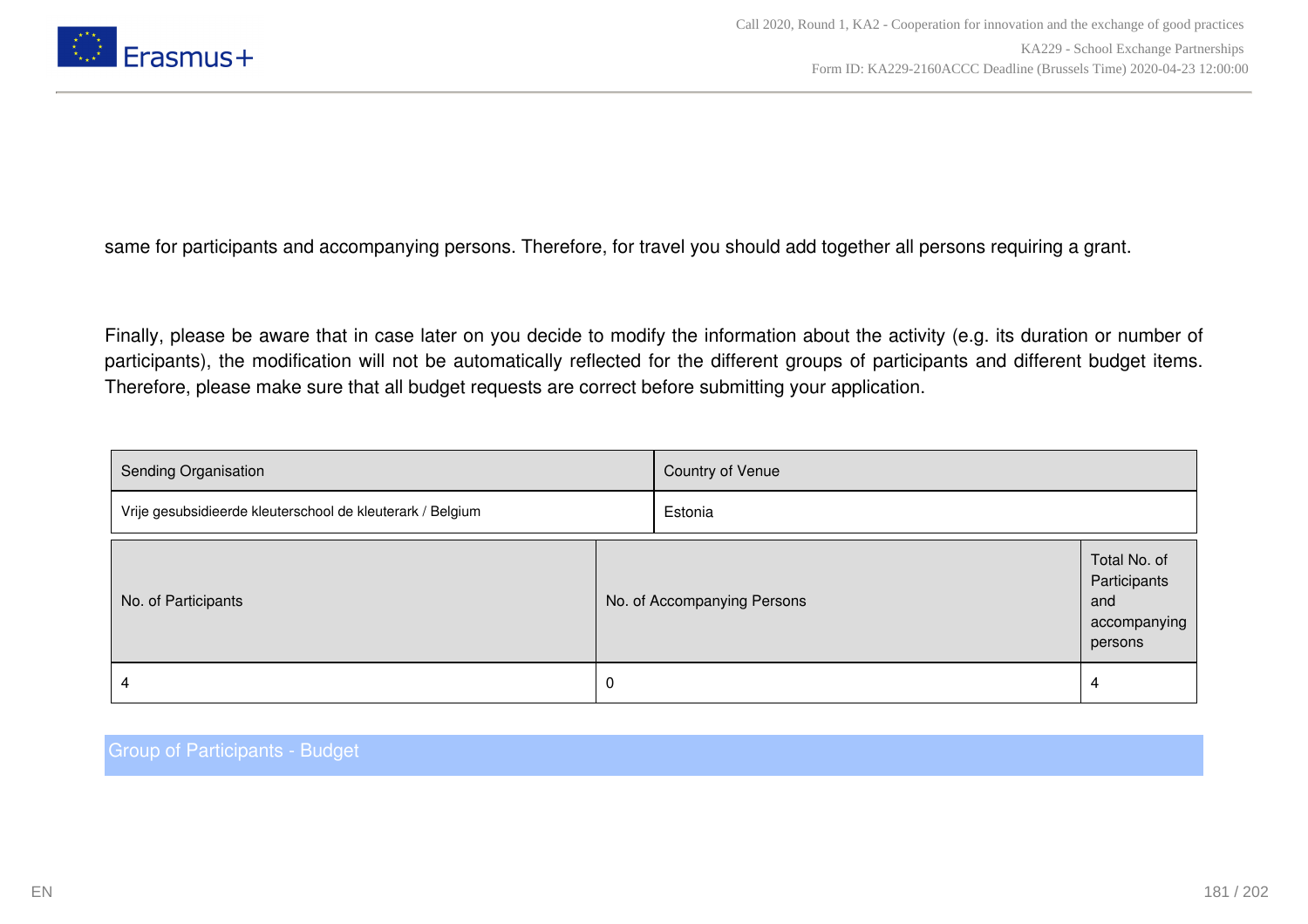same for participants and accompanying persons. Therefore, for travel you should add together all persons requiring a grant.

Finally, please be aware that in case later on you decide to modify the information about the activity (e.g. its duration or number of participants), the modification will not be automatically reflected for the different groups of participants and different budget items. Therefore, please make sure that all budget requests are correct before submitting your application.

| Sending Organisation | Country of Venue |
| --- | --- |
| Vrije gesubsidieerde kleuterschool de kleuterark / Belgium | Estonia |

| No. of Participants | No. of Accompanying Persons | Total No. of Participants and accompanying persons |
| --- | --- | --- |
| 4 | 0 | 4 |

## Group of Participants - Budget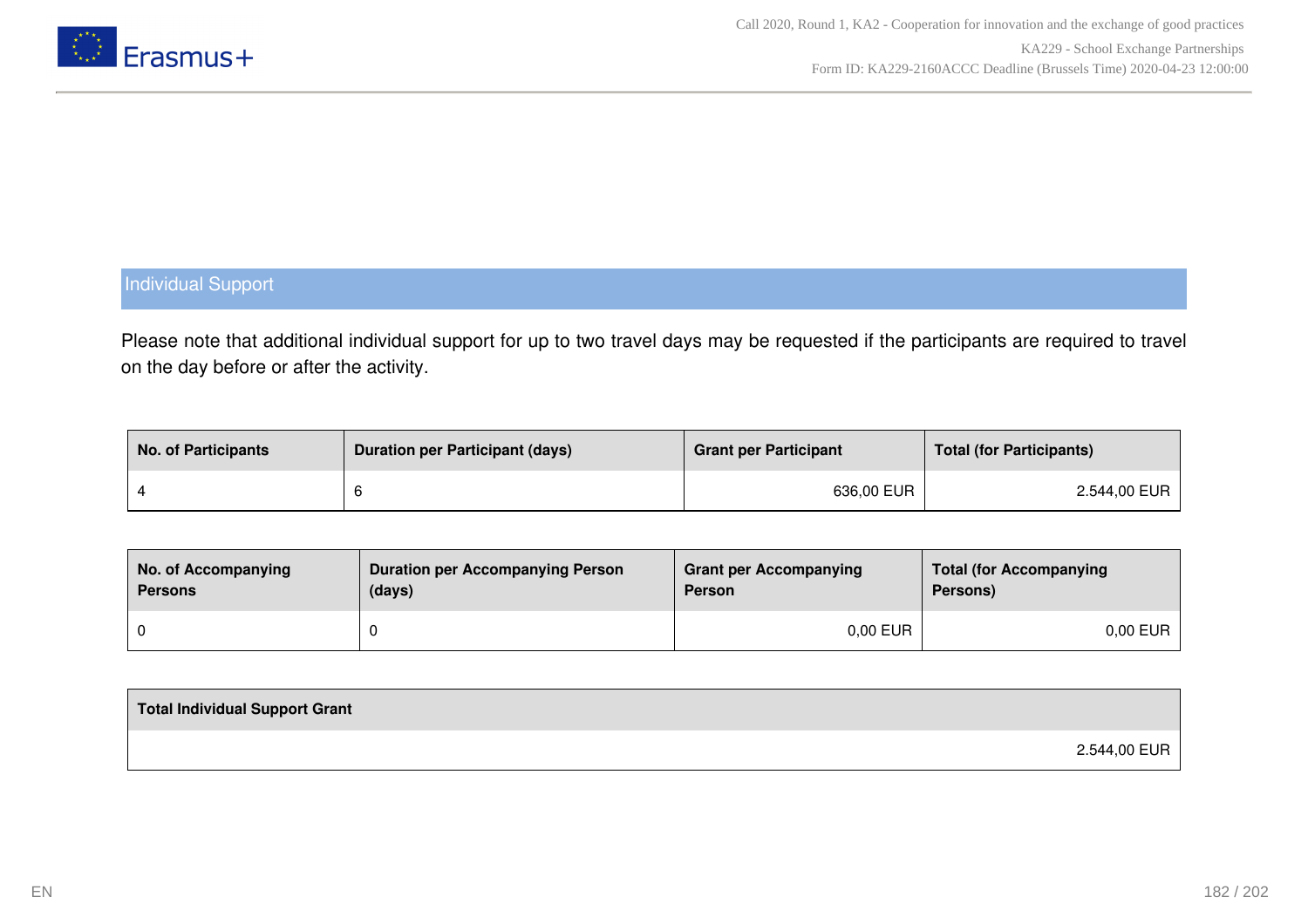## Individual Support

Please note that additional individual support for up to two travel days may be requested if the participants are required to travel on the day before or after the activity.

| No. of Participants | Duration per Participant (days) | Grant per Participant | Total (for Participants) |
| --- | --- | --- | --- |
| 4 | 6 | 636,00 EUR | 2.544,00 EUR |

| No. of Accompanying Persons | Duration per Accompanying Person (days) | Grant per Accompanying Person | Total (for Accompanying Persons) |
| --- | --- | --- | --- |
| 0 | 0 | 0,00 EUR | 0,00 EUR |

| Total Individual Support Grant |
| --- |
| 2.544,00 EUR |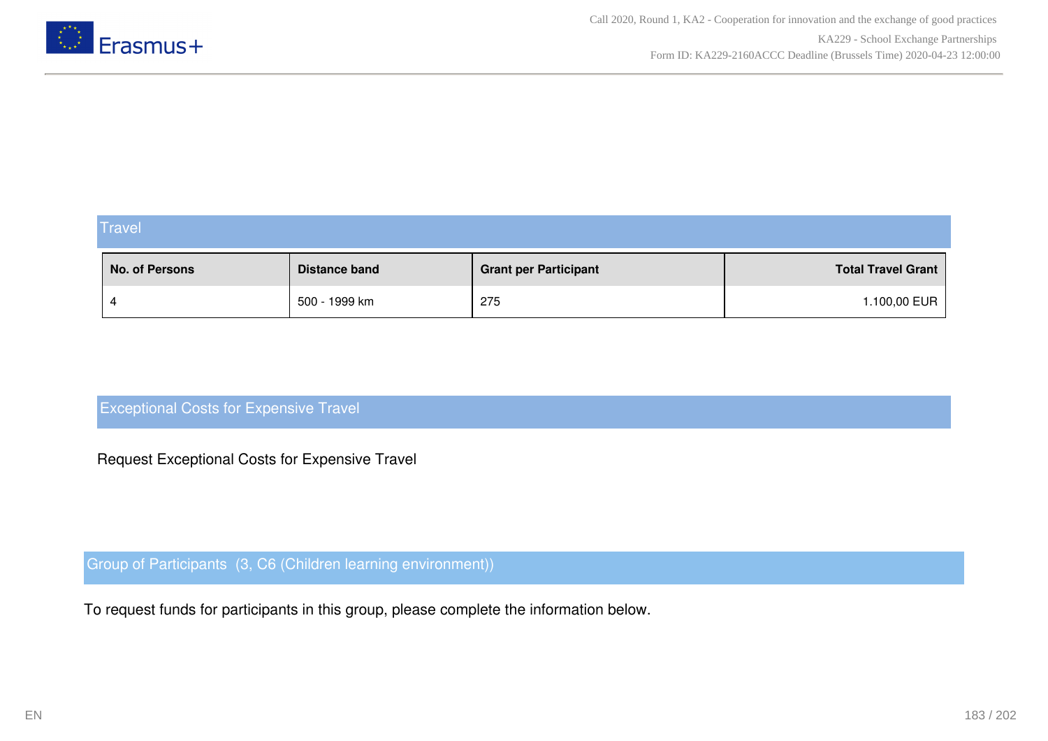### Travel

| No. of Persons | Distance band | Grant per Participant | Total Travel Grant |
|---|---|---|---|
| 4 | 500 - 1999 km | 275 | 1.100,00 EUR |

### Exceptional Costs for Expensive Travel

Request Exceptional Costs for Expensive Travel

### Group of Participants  (3, C6 (Children learning environment))

To request funds for participants in this group, please complete the information below.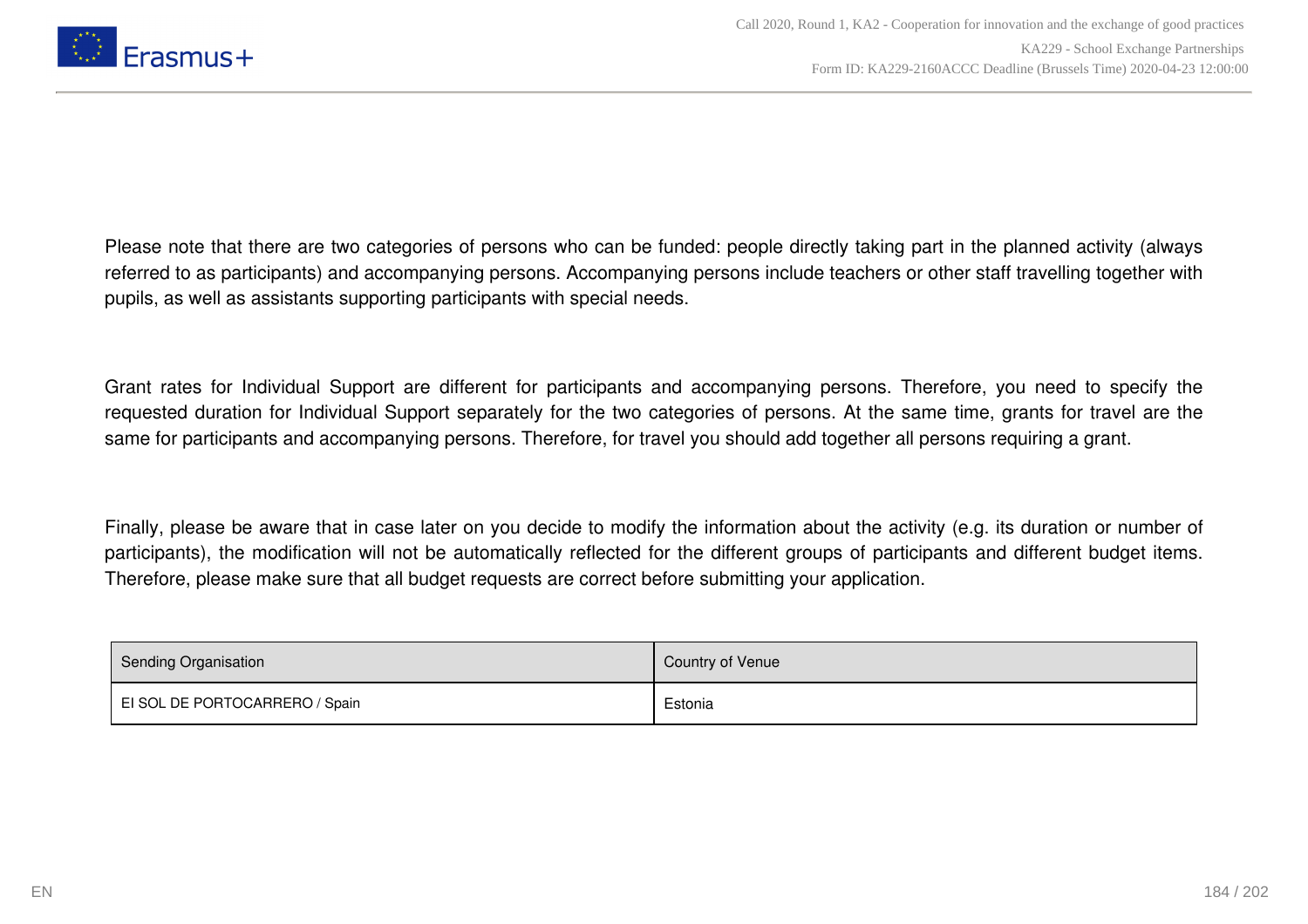Please note that there are two categories of persons who can be funded: people directly taking part in the planned activity (always referred to as participants) and accompanying persons. Accompanying persons include teachers or other staff travelling together with pupils, as well as assistants supporting participants with special needs.

Grant rates for Individual Support are different for participants and accompanying persons. Therefore, you need to specify the requested duration for Individual Support separately for the two categories of persons. At the same time, grants for travel are the same for participants and accompanying persons. Therefore, for travel you should add together all persons requiring a grant.

Finally, please be aware that in case later on you decide to modify the information about the activity (e.g. its duration or number of participants), the modification will not be automatically reflected for the different groups of participants and different budget items. Therefore, please make sure that all budget requests are correct before submitting your application.

| Sending Organisation | Country of Venue |
| --- | --- |
| EI SOL DE PORTOCARRERO / Spain | Estonia |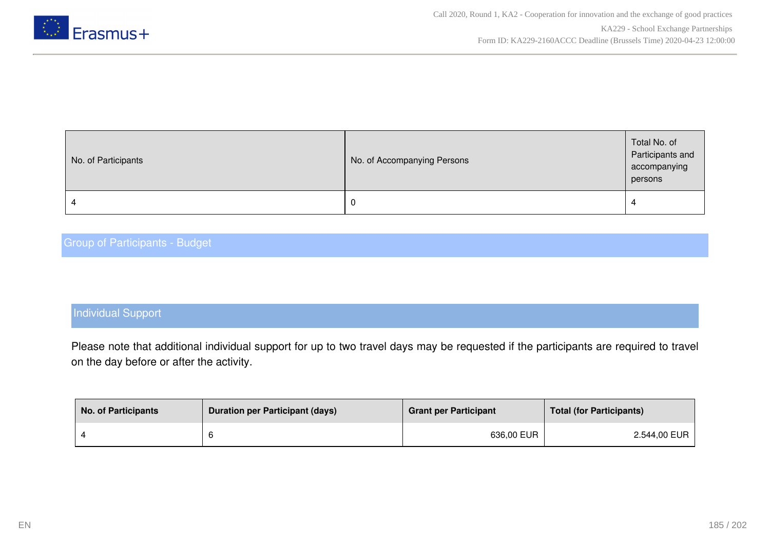| No. of Participants | No. of Accompanying Persons | Total No. of Participants and accompanying persons |
|---|---|---|
| 4 | 0 | 4 |

## Group of Participants - Budget

### Individual Support

Please note that additional individual support for up to two travel days may be requested if the participants are required to travel on the day before or after the activity.

| No. of Participants | Duration per Participant (days) | Grant per Participant | Total (for Participants) |
|---|---|---|---|
| 4 | 6 | 636,00 EUR | 2.544,00 EUR |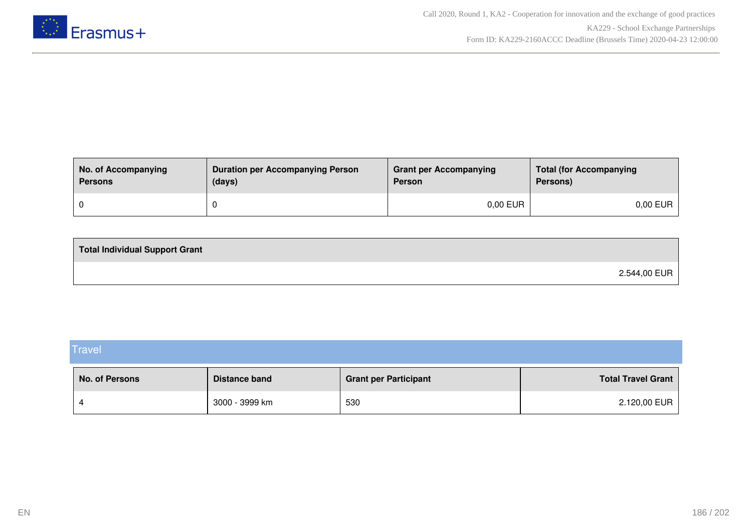| No. of Accompanying Persons | Duration per Accompanying Person (days) | Grant per Accompanying Person | Total (for Accompanying Persons) |
|---|---|---|---|
| 0 | 0 | 0,00 EUR | 0,00 EUR |

| Total Individual Support Grant |
|---|
| 2.544,00 EUR |

## Travel

| No. of Persons | Distance band | Grant per Participant | Total Travel Grant |
|---|---|---|---|
| 4 | 3000 - 3999 km | 530 | 2.120,00 EUR |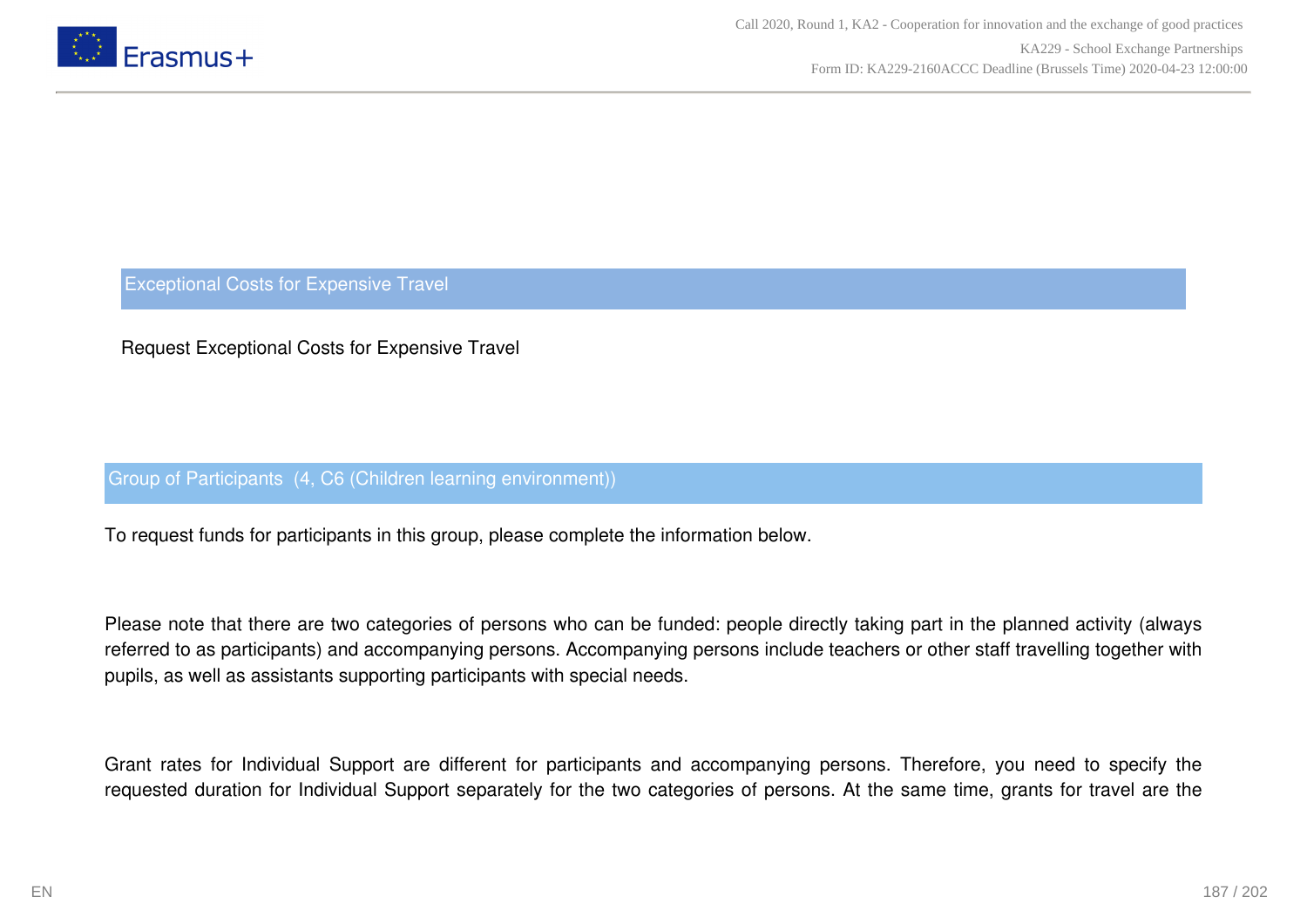## Exceptional Costs for Expensive Travel

Request Exceptional Costs for Expensive Travel

### Group of Participants (4, C6 (Children learning environment))

To request funds for participants in this group, please complete the information below.

Please note that there are two categories of persons who can be funded: people directly taking part in the planned activity (always referred to as participants) and accompanying persons. Accompanying persons include teachers or other staff travelling together with pupils, as well as assistants supporting participants with special needs.

Grant rates for Individual Support are different for participants and accompanying persons. Therefore, you need to specify the requested duration for Individual Support separately for the two categories of persons. At the same time, grants for travel are the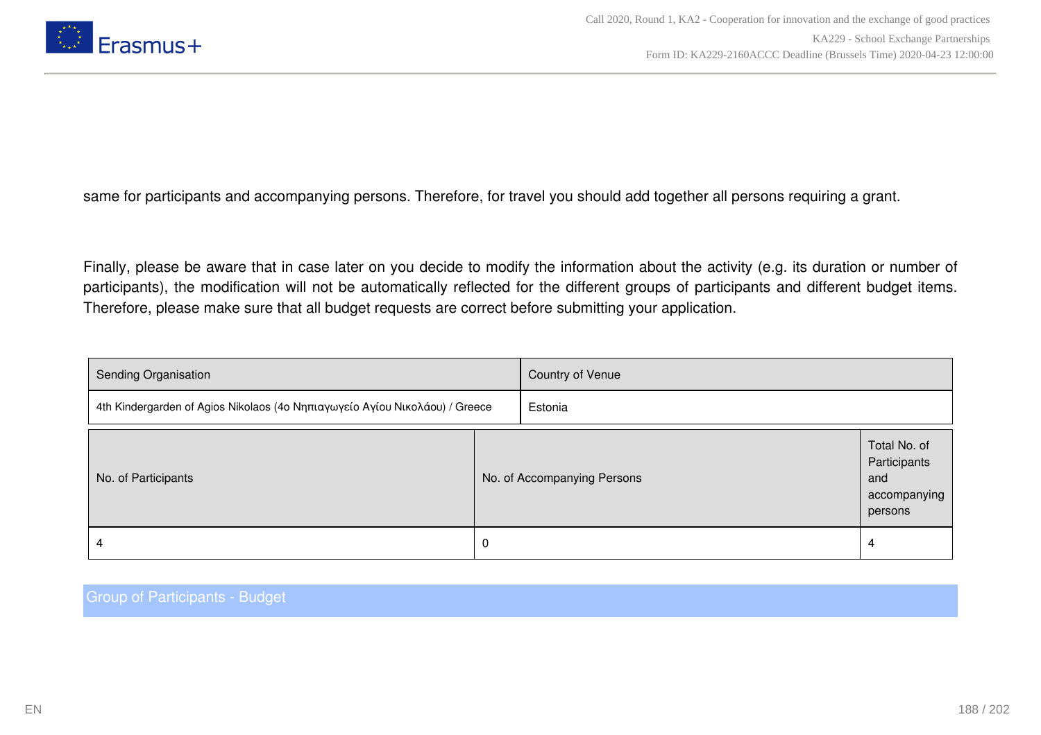same for participants and accompanying persons. Therefore, for travel you should add together all persons requiring a grant.

Finally, please be aware that in case later on you decide to modify the information about the activity (e.g. its duration or number of participants), the modification will not be automatically reflected for the different groups of participants and different budget items. Therefore, please make sure that all budget requests are correct before submitting your application.

| Sending Organisation | Country of Venue |
| --- | --- |
| 4th Kindergarden of Agios Nikolaos (4ο Νηπιαγωγείο Αγίου Νικολάου) / Greece | Estonia |

| No. of Participants | No. of Accompanying Persons | Total No. of Participants and accompanying persons |
| --- | --- | --- |
| 4 | 0 | 4 |

## Group of Participants - Budget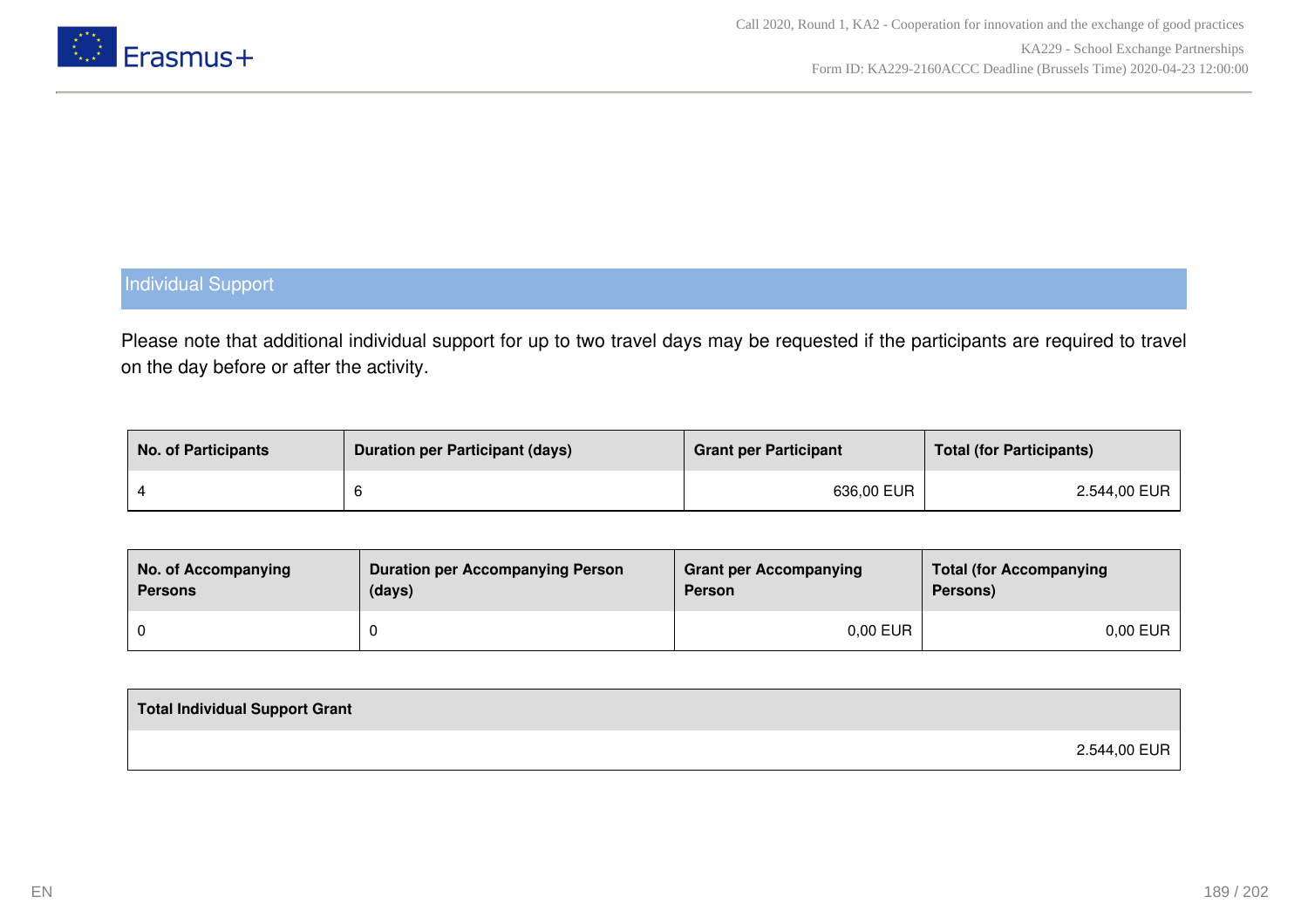## Individual Support

Please note that additional individual support for up to two travel days may be requested if the participants are required to travel on the day before or after the activity.

| No. of Participants | Duration per Participant (days) | Grant per Participant | Total (for Participants) |
| --- | --- | --- | --- |
| 4 | 6 | 636,00 EUR | 2.544,00 EUR |

| No. of Accompanying Persons | Duration per Accompanying Person (days) | Grant per Accompanying Person | Total (for Accompanying Persons) |
| --- | --- | --- | --- |
| 0 | 0 | 0,00 EUR | 0,00 EUR |

| Total Individual Support Grant |
| --- |
| 2.544,00 EUR |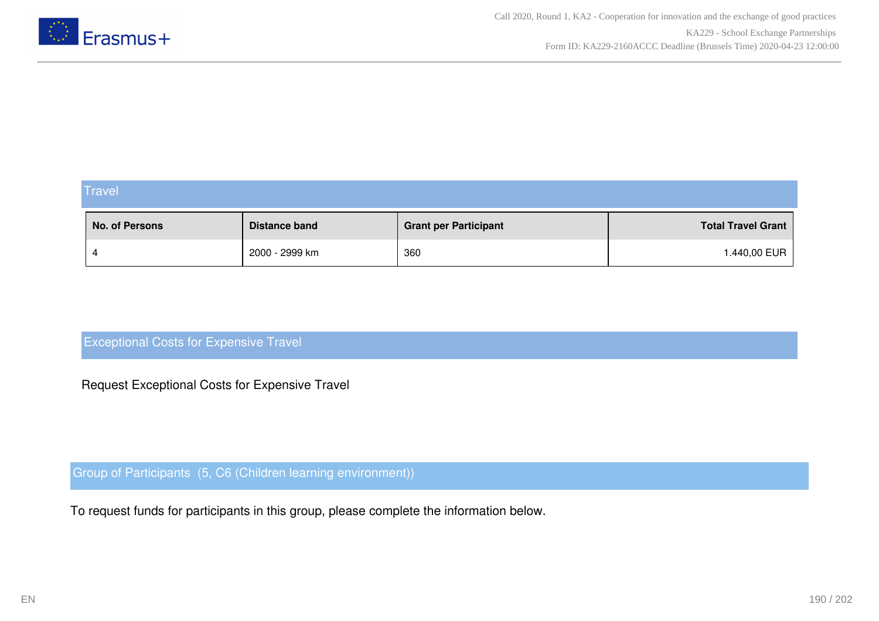## Travel

| No. of Persons | Distance band | Grant per Participant | Total Travel Grant |
|---|---|---|---|
| 4 | 2000 - 2999 km | 360 | 1.440,00 EUR |

## Exceptional Costs for Expensive Travel

Request Exceptional Costs for Expensive Travel

## Group of Participants (5, C6 (Children learning environment))

To request funds for participants in this group, please complete the information below.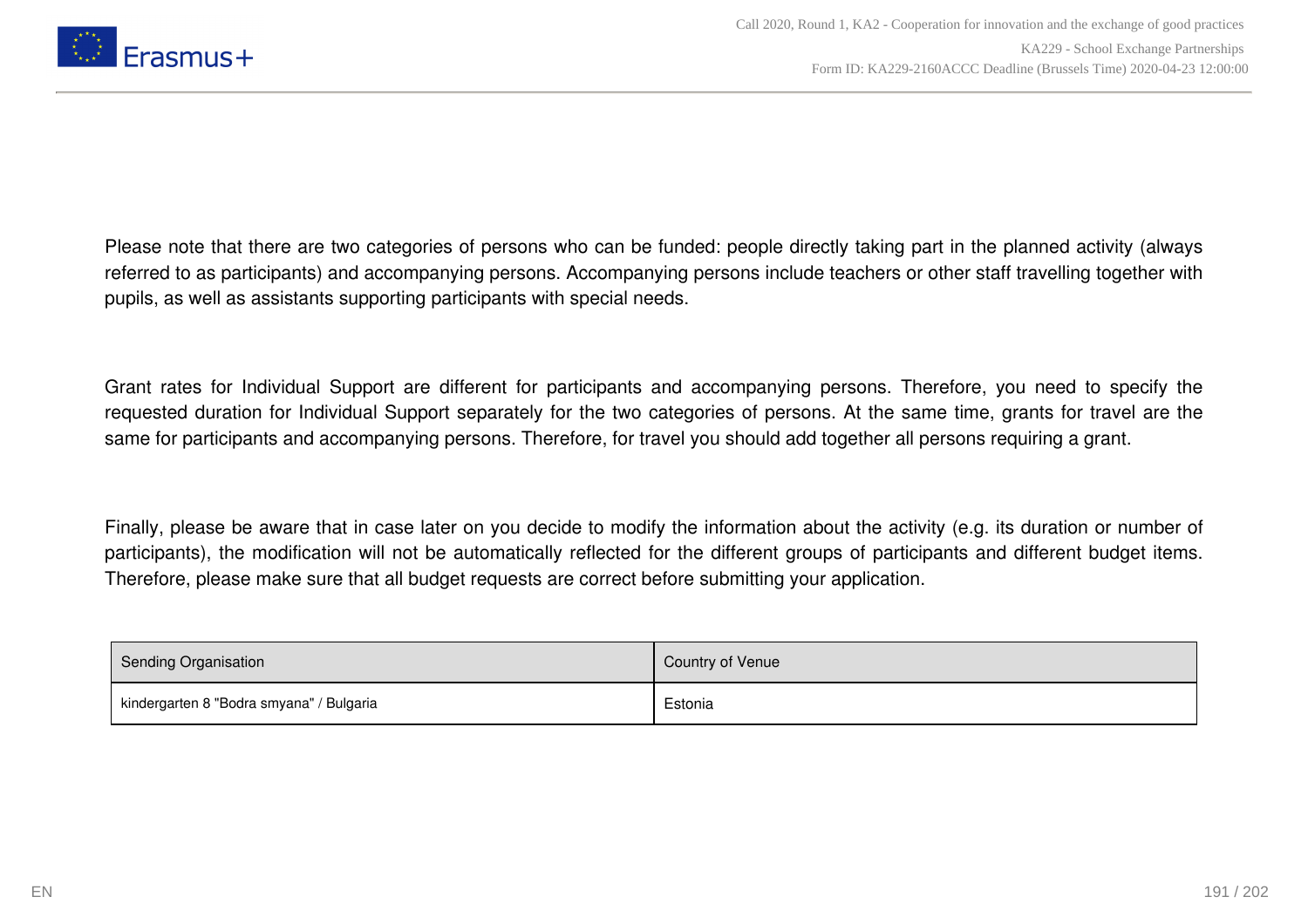Please note that there are two categories of persons who can be funded: people directly taking part in the planned activity (always referred to as participants) and accompanying persons. Accompanying persons include teachers or other staff travelling together with pupils, as well as assistants supporting participants with special needs.

Grant rates for Individual Support are different for participants and accompanying persons. Therefore, you need to specify the requested duration for Individual Support separately for the two categories of persons. At the same time, grants for travel are the same for participants and accompanying persons. Therefore, for travel you should add together all persons requiring a grant.

Finally, please be aware that in case later on you decide to modify the information about the activity (e.g. its duration or number of participants), the modification will not be automatically reflected for the different groups of participants and different budget items. Therefore, please make sure that all budget requests are correct before submitting your application.

| Sending Organisation | Country of Venue |
| --- | --- |
| kindergarten 8 "Bodra smyana" / Bulgaria | Estonia |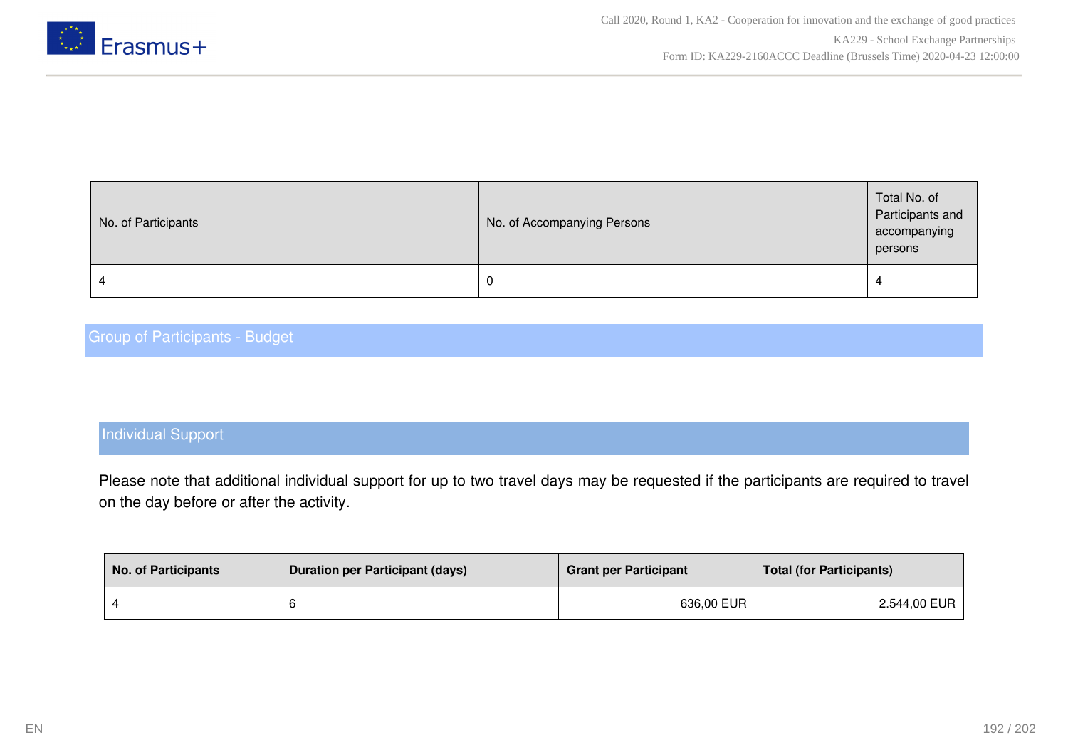| No. of Participants | No. of Accompanying Persons | Total No. of Participants and accompanying persons |
| --- | --- | --- |
| 4 | 0 | 4 |

## Group of Participants - Budget

### Individual Support

Please note that additional individual support for up to two travel days may be requested if the participants are required to travel on the day before or after the activity.

| No. of Participants | Duration per Participant (days) | Grant per Participant | Total (for Participants) |
| --- | --- | --- | --- |
| 4 | 6 | 636,00 EUR | 2.544,00 EUR |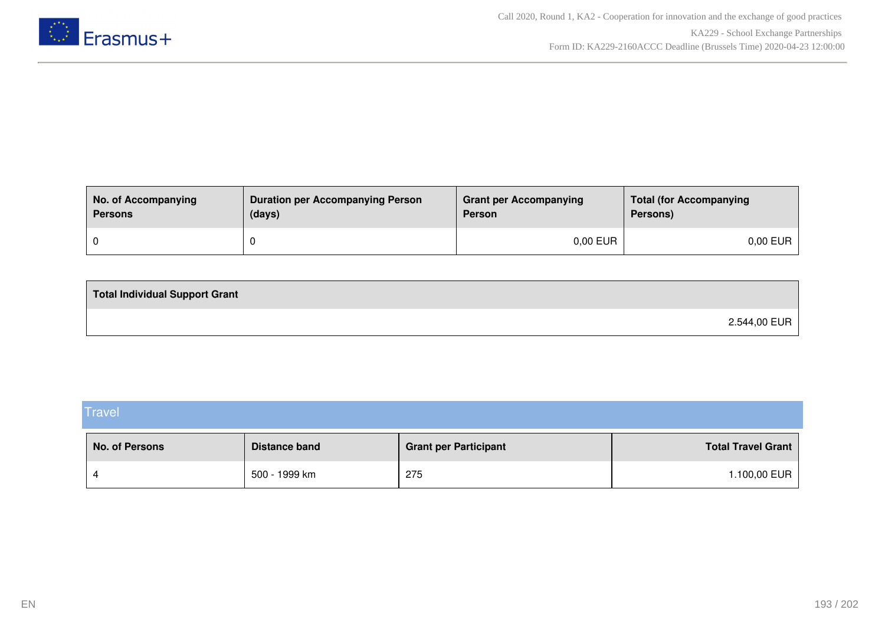| No. of Accompanying Persons | Duration per Accompanying Person (days) | Grant per Accompanying Person | Total (for Accompanying Persons) |
| --- | --- | --- | --- |
| 0 | 0 | 0,00 EUR | 0,00 EUR |

| Total Individual Support Grant |
| --- |
| 2.544,00 EUR |

## Travel

| No. of Persons | Distance band | Grant per Participant | Total Travel Grant |
| --- | --- | --- | --- |
| 4 | 500 - 1999 km | 275 | 1.100,00 EUR |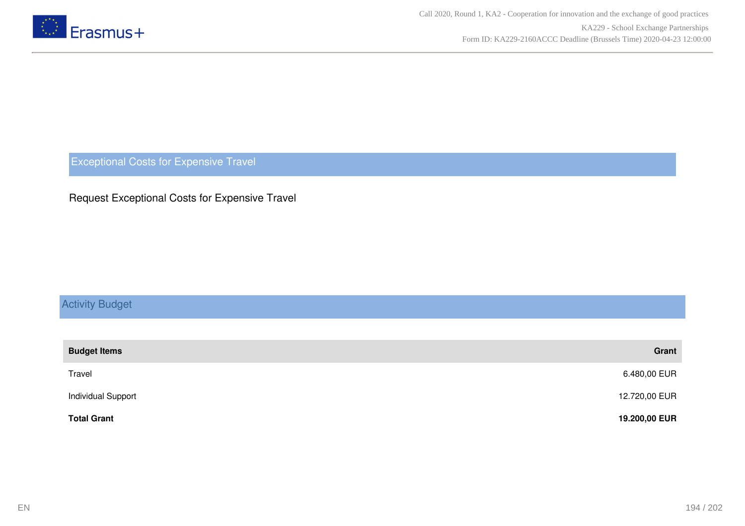## Exceptional Costs for Expensive Travel

Request Exceptional Costs for Expensive Travel

## Activity Budget

| Budget Items | Grant |
|---|---:|
| Travel | 6.480,00 EUR |
| Individual Support | 12.720,00 EUR |
| **Total Grant** | **19.200,00 EUR** |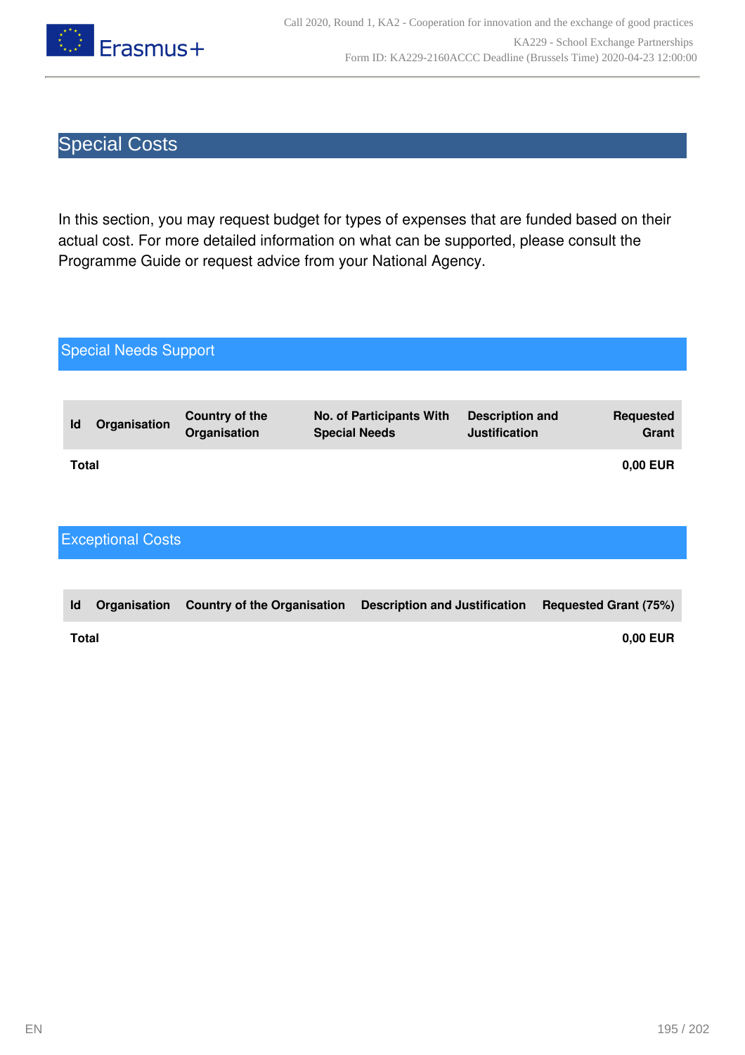# Special Costs

In this section, you may request budget for types of expenses that are funded based on their actual cost. For more detailed information on what can be supported, please consult the Programme Guide or request advice from your National Agency.

## Special Needs Support

| Id | Organisation | Country of the Organisation | No. of Participants With Special Needs | Description and Justification | Requested Grant |
|---|---|---|---|---|---|
| **Total** | | | | | **0,00 EUR** |

## Exceptional Costs

| Id | Organisation | Country of the Organisation | Description and Justification | Requested Grant (75%) |
|---|---|---|---|---|
| **Total** | | | | **0,00 EUR** |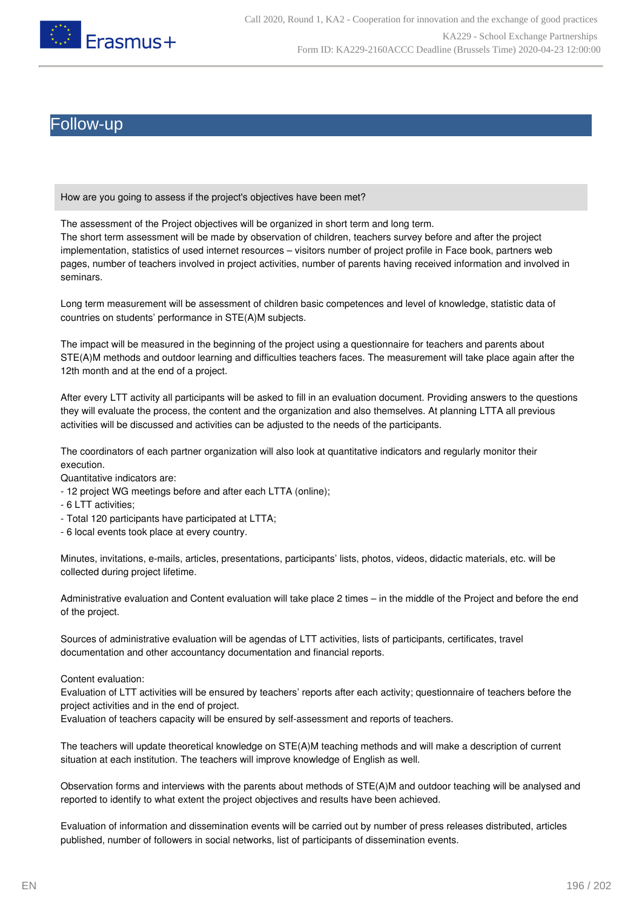# Follow-up

How are you going to assess if the project's objectives have been met?

The assessment of the Project objectives will be organized in short term and long term.
The short term assessment will be made by observation of children, teachers survey before and after the project implementation, statistics of used internet resources – visitors number of project profile in Face book, partners web pages, number of teachers involved in project activities, number of parents having received information and involved in seminars.

Long term measurement will be assessment of children basic competences and level of knowledge, statistic data of countries on students' performance in STE(A)M subjects.

The impact will be measured in the beginning of the project using a questionnaire for teachers and parents about STE(A)M methods and outdoor learning and difficulties teachers faces. The measurement will take place again after the 12th month and at the end of a project.

After every LTT activity all participants will be asked to fill in an evaluation document. Providing answers to the questions they will evaluate the process, the content and the organization and also themselves. At planning LTTA all previous activities will be discussed and activities can be adjusted to the needs of the participants.

The coordinators of each partner organization will also look at quantitative indicators and regularly monitor their execution.
Quantitative indicators are:
- 12 project WG meetings before and after each LTTA (online);
- 6 LTT activities;
- Total 120 participants have participated at LTTA;
- 6 local events took place at every country.

Minutes, invitations, e-mails, articles, presentations, participants' lists, photos, videos, didactic materials, etc. will be collected during project lifetime.

Administrative evaluation and Content evaluation will take place 2 times – in the middle of the Project and before the end of the project.

Sources of administrative evaluation will be agendas of LTT activities, lists of participants, certificates, travel documentation and other accountancy documentation and financial reports.

Content evaluation:
Evaluation of LTT activities will be ensured by teachers' reports after each activity; questionnaire of teachers before the project activities and in the end of project.
Evaluation of teachers capacity will be ensured by self-assessment and reports of teachers.

The teachers will update theoretical knowledge on STE(A)M teaching methods and will make a description of current situation at each institution. The teachers will improve knowledge of English as well.

Observation forms and interviews with the parents about methods of STE(A)M and outdoor teaching will be analysed and reported to identify to what extent the project objectives and results have been achieved.

Evaluation of information and dissemination events will be carried out by number of press releases distributed, articles published, number of followers in social networks, list of participants of dissemination events.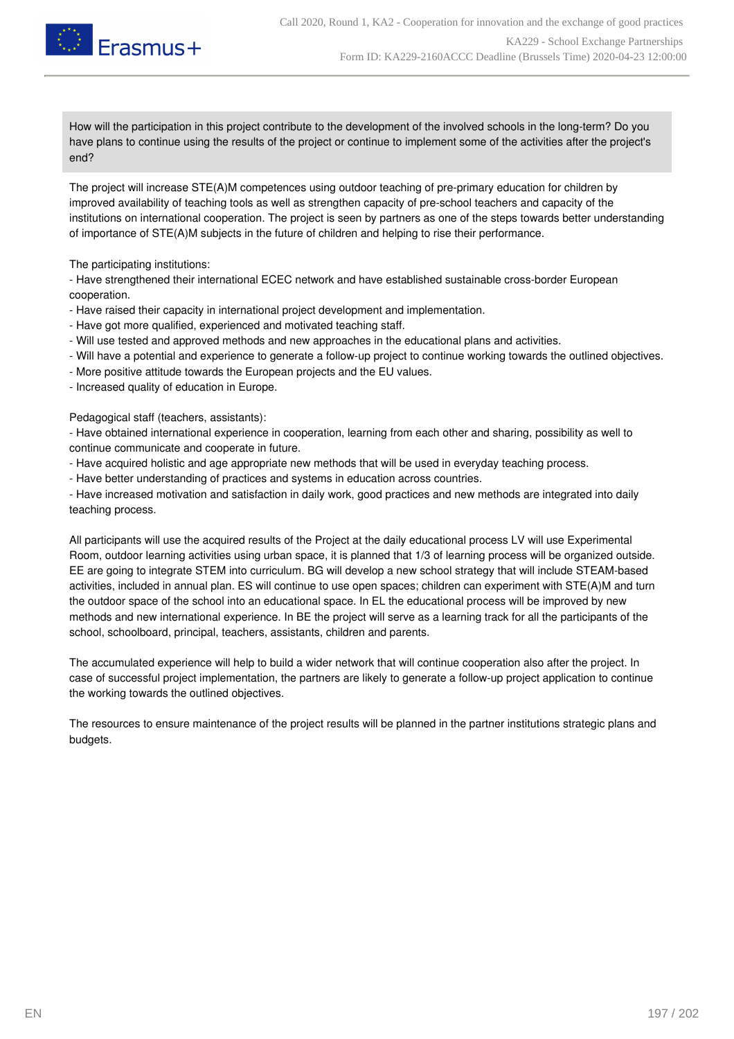How will the participation in this project contribute to the development of the involved schools in the long-term? Do you have plans to continue using the results of the project or continue to implement some of the activities after the project's end?

The project will increase STE(A)M competences using outdoor teaching of pre-primary education for children by improved availability of teaching tools as well as strengthen capacity of pre-school teachers and capacity of the institutions on international cooperation. The project is seen by partners as one of the steps towards better understanding of importance of STE(A)M subjects in the future of children and helping to rise their performance.

The participating institutions:
- Have strengthened their international ECEC network and have established sustainable cross-border European cooperation.
- Have raised their capacity in international project development and implementation.
- Have got more qualified, experienced and motivated teaching staff.
- Will use tested and approved methods and new approaches in the educational plans and activities.
- Will have a potential and experience to generate a follow-up project to continue working towards the outlined objectives.
- More positive attitude towards the European projects and the EU values.
- Increased quality of education in Europe.

Pedagogical staff (teachers, assistants):
- Have obtained international experience in cooperation, learning from each other and sharing, possibility as well to continue communicate and cooperate in future.
- Have acquired holistic and age appropriate new methods that will be used in everyday teaching process.
- Have better understanding of practices and systems in education across countries.
- Have increased motivation and satisfaction in daily work, good practices and new methods are integrated into daily teaching process.

All participants will use the acquired results of the Project at the daily educational process LV will use Experimental Room, outdoor learning activities using urban space, it is planned that 1/3 of learning process will be organized outside. EE are going to integrate STEM into curriculum. BG will develop a new school strategy that will include STEAM-based activities, included in annual plan. ES will continue to use open spaces; children can experiment with STE(A)M and turn the outdoor space of the school into an educational space. In EL the educational process will be improved by new methods and new international experience. In BE the project will serve as a learning track for all the participants of the school, schoolboard, principal, teachers, assistants, children and parents.

The accumulated experience will help to build a wider network that will continue cooperation also after the project. In case of successful project implementation, the partners are likely to generate a follow-up project application to continue the working towards the outlined objectives.

The resources to ensure maintenance of the project results will be planned in the partner institutions strategic plans and budgets.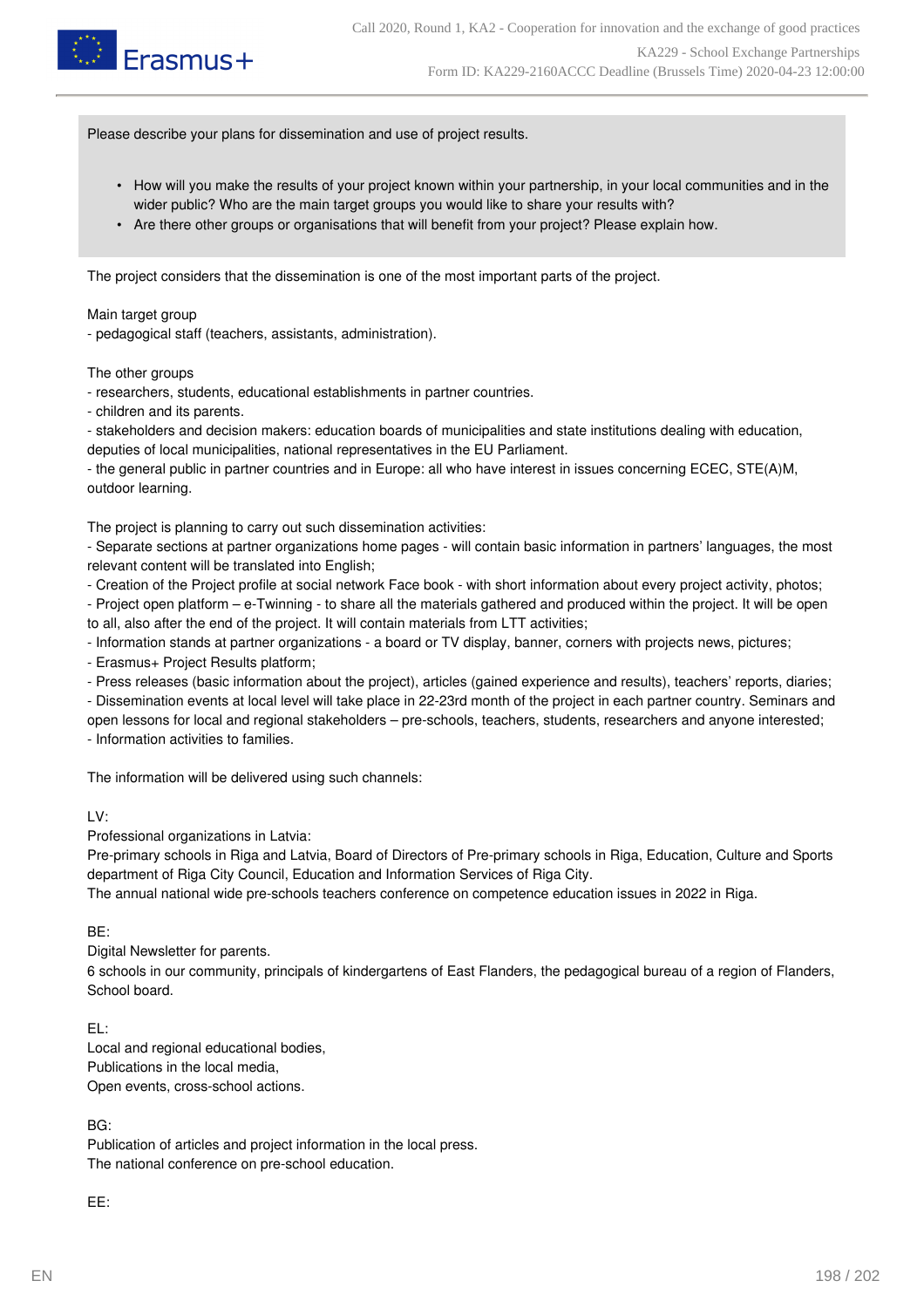Please describe your plans for dissemination and use of project results.

- How will you make the results of your project known within your partnership, in your local communities and in the wider public? Who are the main target groups you would like to share your results with?
- Are there other groups or organisations that will benefit from your project? Please explain how.

The project considers that the dissemination is one of the most important parts of the project.

Main target group
- pedagogical staff (teachers, assistants, administration).

The other groups
- researchers, students, educational establishments in partner countries.
- children and its parents.
- stakeholders and decision makers: education boards of municipalities and state institutions dealing with education, deputies of local municipalities, national representatives in the EU Parliament.
- the general public in partner countries and in Europe: all who have interest in issues concerning ECEC, STE(A)M, outdoor learning.

The project is planning to carry out such dissemination activities:
- Separate sections at partner organizations home pages - will contain basic information in partners' languages, the most relevant content will be translated into English;
- Creation of the Project profile at social network Face book - with short information about every project activity, photos;
- Project open platform – e-Twinning - to share all the materials gathered and produced within the project. It will be open to all, also after the end of the project. It will contain materials from LTT activities;
- Information stands at partner organizations - a board or TV display, banner, corners with projects news, pictures;
- Erasmus+ Project Results platform;
- Press releases (basic information about the project), articles (gained experience and results), teachers' reports, diaries;
- Dissemination events at local level will take place in 22-23rd month of the project in each partner country. Seminars and open lessons for local and regional stakeholders – pre-schools, teachers, students, researchers and anyone interested;
- Information activities to families.

The information will be delivered using such channels:

LV:
Professional organizations in Latvia:
Pre-primary schools in Riga and Latvia, Board of Directors of Pre-primary schools in Riga, Education, Culture and Sports department of Riga City Council, Education and Information Services of Riga City.
The annual national wide pre-schools teachers conference on competence education issues in 2022 in Riga.

BE:
Digital Newsletter for parents.
6 schools in our community, principals of kindergartens of East Flanders, the pedagogical bureau of a region of Flanders, School board.

EL:
Local and regional educational bodies,
Publications in the local media,
Open events, cross-school actions.

BG:
Publication of articles and project information in the local press.
The national conference on pre-school education.

EE: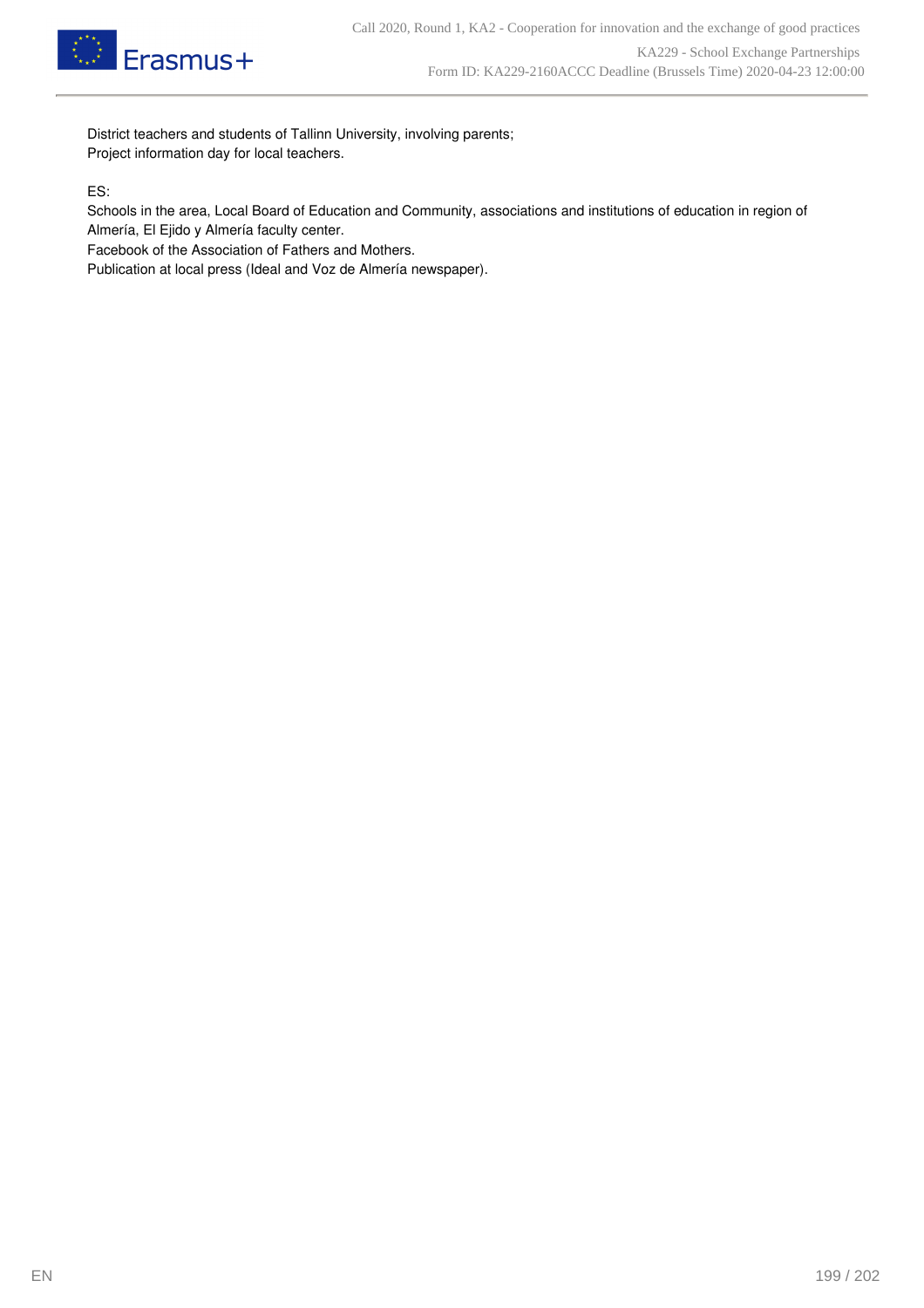District teachers and students of Tallinn University, involving parents;
Project information day for local teachers.

ES:
Schools in the area, Local Board of Education and Community, associations and institutions of education in region of Almería, El Ejido y Almería faculty center.
Facebook of the Association of Fathers and Mothers.
Publication at local press (Ideal and Voz de Almería newspaper).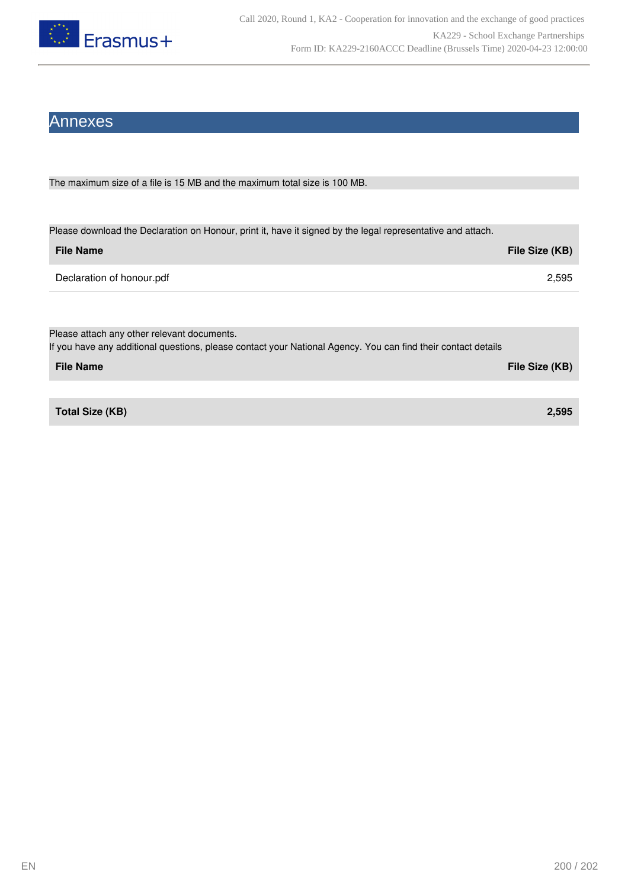# Annexes

The maximum size of a file is 15 MB and the maximum total size is 100 MB.

Please download the Declaration on Honour, print it, have it signed by the legal representative and attach.

| File Name | File Size (KB) |
|---|---|
| Declaration of honour.pdf | 2,595 |

Please attach any other relevant documents.
If you have any additional questions, please contact your National Agency. You can find their contact details

| File Name | File Size (KB) |
|---|---|

| **Total Size (KB)** | **2,595** |
|---|---|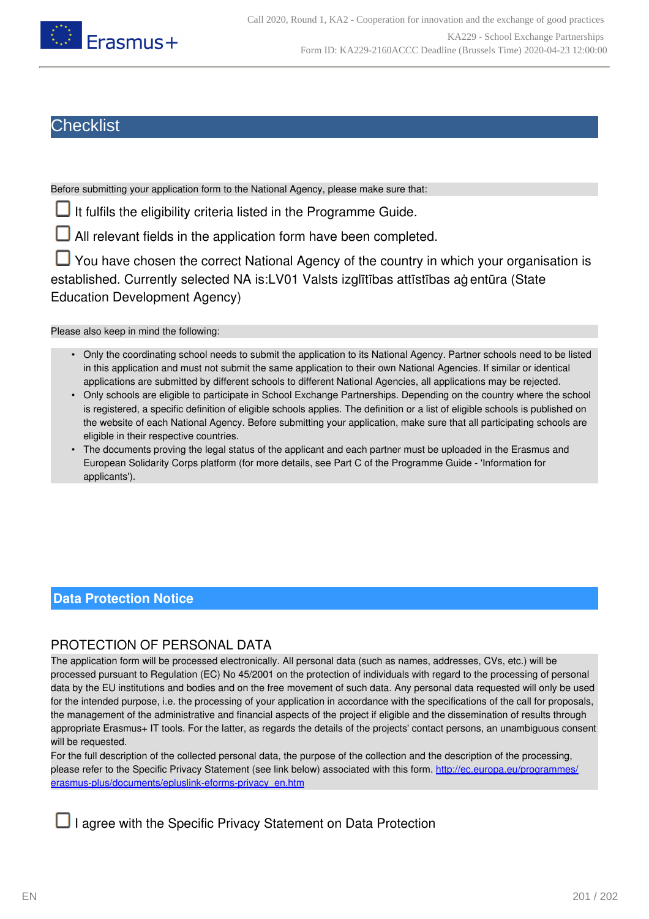# Checklist

Before submitting your application form to the National Agency, please make sure that:

- ☐ It fulfils the eligibility criteria listed in the Programme Guide.
- ☐ All relevant fields in the application form have been completed.
- ☐ You have chosen the correct National Agency of the country in which your organisation is established. Currently selected NA is:LV01 Valsts izglītības attīstības aģentūra (State Education Development Agency)

Please also keep in mind the following:

- Only the coordinating school needs to submit the application to its National Agency. Partner schools need to be listed in this application and must not submit the same application to their own National Agencies. If similar or identical applications are submitted by different schools to different National Agencies, all applications may be rejected.
- Only schools are eligible to participate in School Exchange Partnerships. Depending on the country where the school is registered, a specific definition of eligible schools applies. The definition or a list of eligible schools is published on the website of each National Agency. Before submitting your application, make sure that all participating schools are eligible in their respective countries.
- The documents proving the legal status of the applicant and each partner must be uploaded in the Erasmus and European Solidarity Corps platform (for more details, see Part C of the Programme Guide - 'Information for applicants').

## Data Protection Notice

### PROTECTION OF PERSONAL DATA

The application form will be processed electronically. All personal data (such as names, addresses, CVs, etc.) will be processed pursuant to Regulation (EC) No 45/2001 on the protection of individuals with regard to the processing of personal data by the EU institutions and bodies and on the free movement of such data. Any personal data requested will only be used for the intended purpose, i.e. the processing of your application in accordance with the specifications of the call for proposals, the management of the administrative and financial aspects of the project if eligible and the dissemination of results through appropriate Erasmus+ IT tools. For the latter, as regards the details of the projects' contact persons, an unambiguous consent will be requested.

For the full description of the collected personal data, the purpose of the collection and the description of the processing, please refer to the Specific Privacy Statement (see link below) associated with this form. http://ec.europa.eu/programmes/erasmus-plus/documents/epluslink-eforms-privacy_en.htm

☐ I agree with the Specific Privacy Statement on Data Protection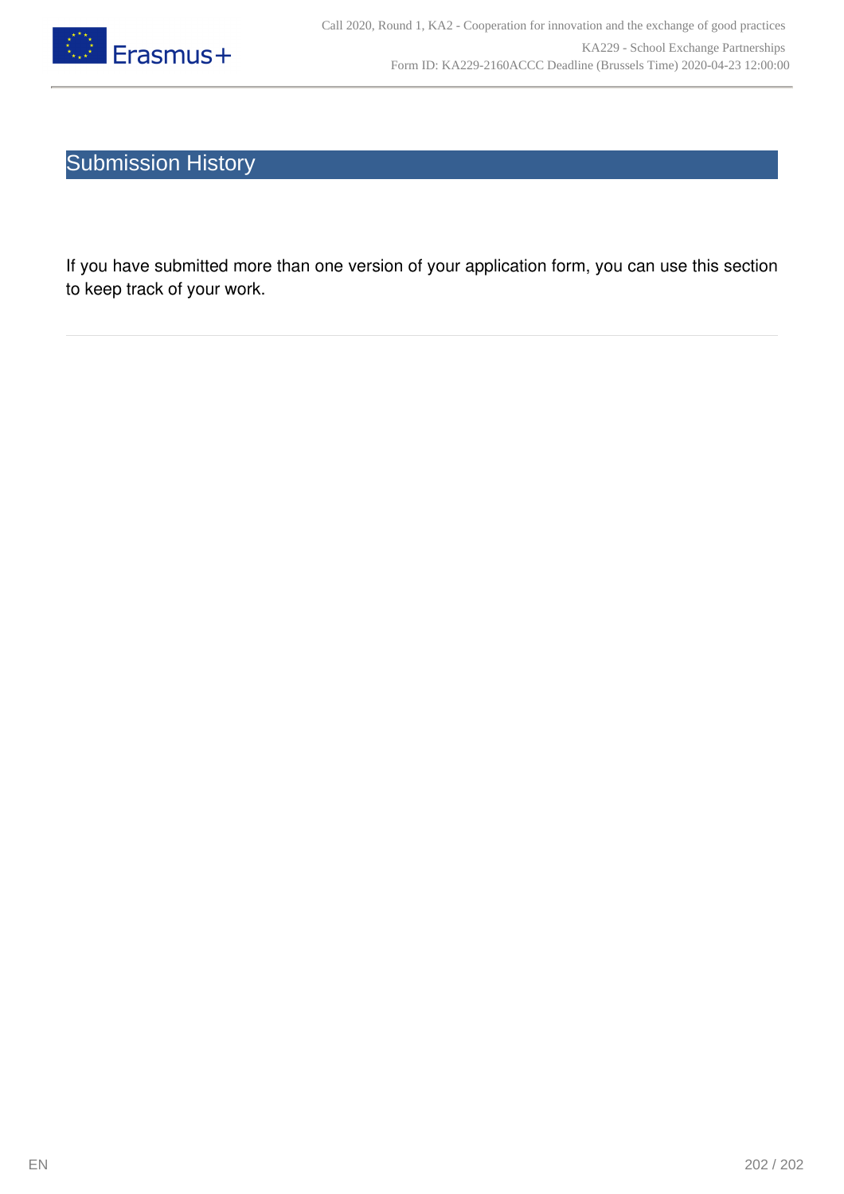# Submission History

If you have submitted more than one version of your application form, you can use this section to keep track of your work.